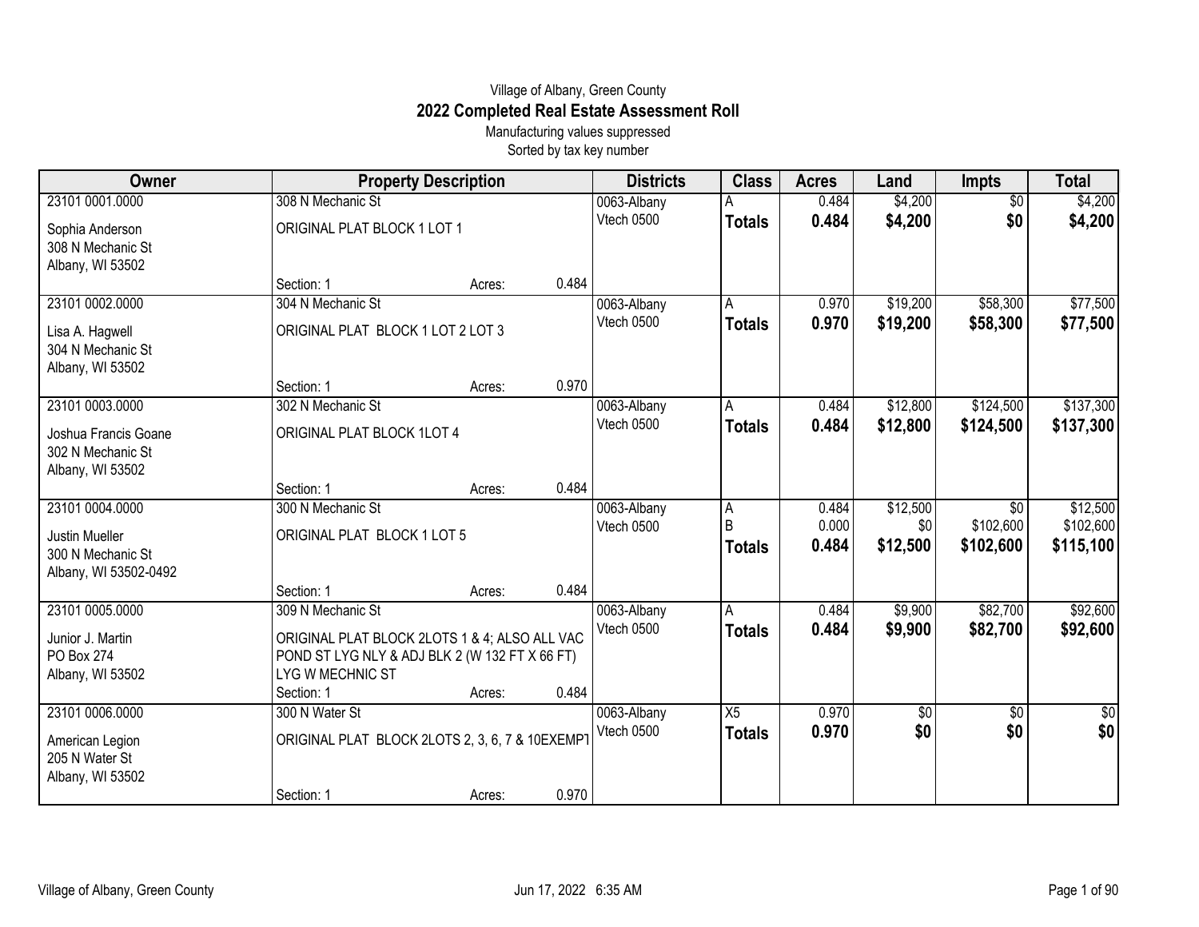Village of Albany, Green County

# 2022 Completed Real Estate Assessment Roll

Manufacturing values suppressed

Sorted by tax key number

| Owner | Property Description | Districts | Class | Acres | Land | Impts | Total |
|---|---|---|---|---|---|---|---|
| 23101 0001.0000 | 308 N Mechanic St | 0063-Albany | A | 0.484 | $4,200 | $0 | $4,200 |
| Sophia Anderson<br>308 N Mechanic St<br>Albany, WI 53502 | ORIGINAL PLAT BLOCK 1 LOT 1 | Vtech 0500 | **Totals** | **0.484** | **$4,200** | **$0** | **$4,200** |
| | Section: 1 Acres: 0.484 | | | | | | |
| 23101 0002.0000 | 304 N Mechanic St | 0063-Albany | A | 0.970 | $19,200 | $58,300 | $77,500 |
| Lisa A. Hagwell<br>304 N Mechanic St<br>Albany, WI 53502 | ORIGINAL PLAT BLOCK 1 LOT 2 LOT 3 | Vtech 0500 | **Totals** | **0.970** | **$19,200** | **$58,300** | **$77,500** |
| | Section: 1 Acres: 0.970 | | | | | | |
| 23101 0003.0000 | 302 N Mechanic St | 0063-Albany | A | 0.484 | $12,800 | $124,500 | $137,300 |
| Joshua Francis Goane<br>302 N Mechanic St<br>Albany, WI 53502 | ORIGINAL PLAT BLOCK 1LOT 4 | Vtech 0500 | **Totals** | **0.484** | **$12,800** | **$124,500** | **$137,300** |
| | Section: 1 Acres: 0.484 | | | | | | |
| 23101 0004.0000 | 300 N Mechanic St | 0063-Albany | A | 0.484 | $12,500 | $0 | $12,500 |
| Justin Mueller<br>300 N Mechanic St<br>Albany, WI 53502-0492 | ORIGINAL PLAT BLOCK 1 LOT 5 | Vtech 0500 | B | 0.000 | $0 | $102,600 | $102,600 |
| | | | **Totals** | **0.484** | **$12,500** | **$102,600** | **$115,100** |
| | Section: 1 Acres: 0.484 | | | | | | |
| 23101 0005.0000 | 309 N Mechanic St | 0063-Albany | A | 0.484 | $9,900 | $82,700 | $92,600 |
| Junior J. Martin<br>PO Box 274<br>Albany, WI 53502 | ORIGINAL PLAT BLOCK 2LOTS 1 & 4; ALSO ALL VAC POND ST LYG NLY & ADJ BLK 2 (W 132 FT X 66 FT) LYG W MECHNIC ST | Vtech 0500 | **Totals** | **0.484** | **$9,900** | **$82,700** | **$92,600** |
| | Section: 1 Acres: 0.484 | | | | | | |
| 23101 0006.0000 | 300 N Water St | 0063-Albany | X5 | 0.970 | $0 | $0 | $0 |
| American Legion<br>205 N Water St<br>Albany, WI 53502 | ORIGINAL PLAT BLOCK 2LOTS 2, 3, 6, 7 & 10EXEMPT | Vtech 0500 | **Totals** | **0.970** | **$0** | **$0** | **$0** |
| | Section: 1 Acres: 0.970 | | | | | | |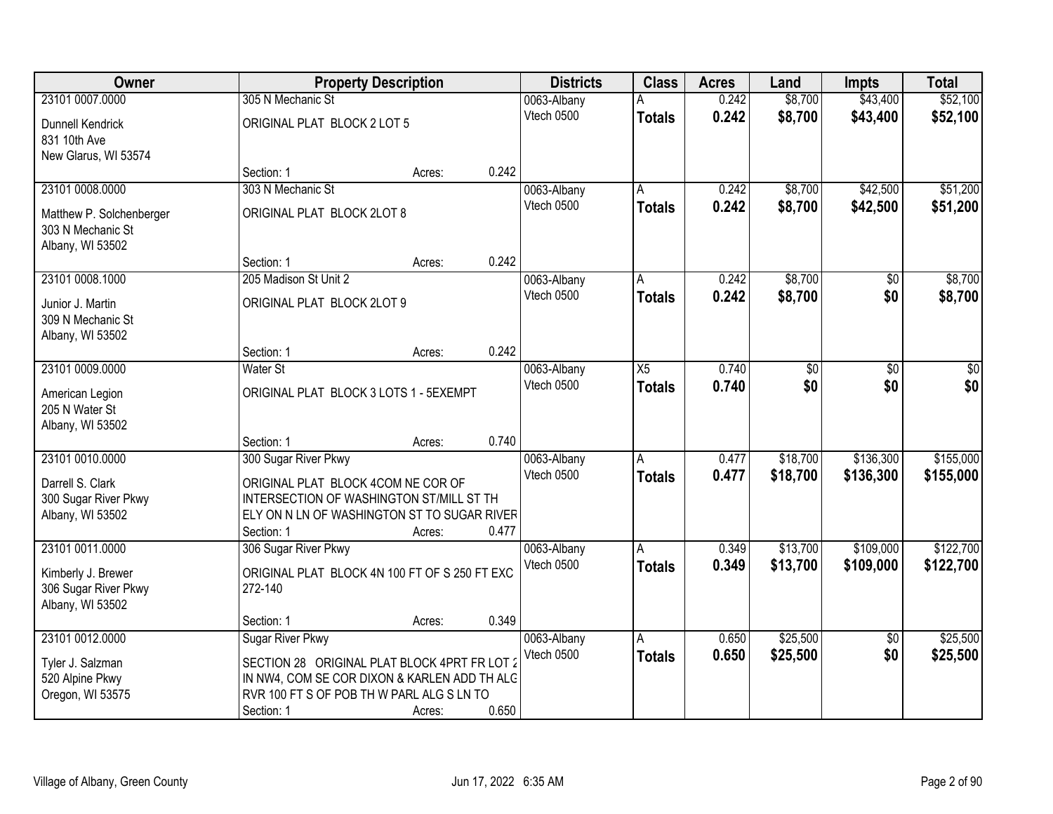| Owner | Property Description | | | Districts | Class | Acres | Land | Impts | Total |
|---|---|---|---|---|---|---|---|---|---|
| 23101 0007.0000 | 305 N Mechanic St | | | 0063-Albany | A | 0.242 | $8,700 | $43,400 | $52,100 |
| Dunnell Kendrick<br>831 10th Ave<br>New Glarus, WI 53574 | ORIGINAL PLAT BLOCK 2 LOT 5 | | | Vtech 0500 | **Totals** | **0.242** | **$8,700** | **$43,400** | **$52,100** |
| | Section: 1 | Acres: | 0.242 | | | | | | |
| 23101 0008.0000 | 303 N Mechanic St | | | 0063-Albany | A | 0.242 | $8,700 | $42,500 | $51,200 |
| Matthew P. Solchenberger<br>303 N Mechanic St<br>Albany, WI 53502 | ORIGINAL PLAT BLOCK 2LOT 8 | | | Vtech 0500 | **Totals** | **0.242** | **$8,700** | **$42,500** | **$51,200** |
| | Section: 1 | Acres: | 0.242 | | | | | | |
| 23101 0008.1000 | 205 Madison St Unit 2 | | | 0063-Albany | A | 0.242 | $8,700 | $0 | $8,700 |
| Junior J. Martin<br>309 N Mechanic St<br>Albany, WI 53502 | ORIGINAL PLAT BLOCK 2LOT 9 | | | Vtech 0500 | **Totals** | **0.242** | **$8,700** | **$0** | **$8,700** |
| | Section: 1 | Acres: | 0.242 | | | | | | |
| 23101 0009.0000 | Water St | | | 0063-Albany | X5 | 0.740 | $0 | $0 | $0 |
| American Legion<br>205 N Water St<br>Albany, WI 53502 | ORIGINAL PLAT BLOCK 3 LOTS 1 - 5EXEMPT | | | Vtech 0500 | **Totals** | **0.740** | **$0** | **$0** | **$0** |
| | Section: 1 | Acres: | 0.740 | | | | | | |
| 23101 0010.0000 | 300 Sugar River Pkwy | | | 0063-Albany | A | 0.477 | $18,700 | $136,300 | $155,000 |
| Darrell S. Clark<br>300 Sugar River Pkwy<br>Albany, WI 53502 | ORIGINAL PLAT BLOCK 4COM NE COR OF INTERSECTION OF WASHINGTON ST/MILL ST TH ELY ON N LN OF WASHINGTON ST TO SUGAR RIVER | | | Vtech 0500 | **Totals** | **0.477** | **$18,700** | **$136,300** | **$155,000** |
| | Section: 1 | Acres: | 0.477 | | | | | | |
| 23101 0011.0000 | 306 Sugar River Pkwy | | | 0063-Albany | A | 0.349 | $13,700 | $109,000 | $122,700 |
| Kimberly J. Brewer<br>306 Sugar River Pkwy<br>Albany, WI 53502 | ORIGINAL PLAT BLOCK 4N 100 FT OF S 250 FT EXC 272-140 | | | Vtech 0500 | **Totals** | **0.349** | **$13,700** | **$109,000** | **$122,700** |
| | Section: 1 | Acres: | 0.349 | | | | | | |
| 23101 0012.0000 | Sugar River Pkwy | | | 0063-Albany | A | 0.650 | $25,500 | $0 | $25,500 |
| Tyler J. Salzman<br>520 Alpine Pkwy<br>Oregon, WI 53575 | SECTION 28 ORIGINAL PLAT BLOCK 4PRT FR LOT 2 IN NW4, COM SE COR DIXON & KARLEN ADD TH ALG RVR 100 FT S OF POB TH W PARL ALG S LN TO | | | Vtech 0500 | **Totals** | **0.650** | **$25,500** | **$0** | **$25,500** |
| | Section: 1 | Acres: | 0.650 | | | | | | |

Village of Albany, Green County — Jun 17, 2022 6:35 AM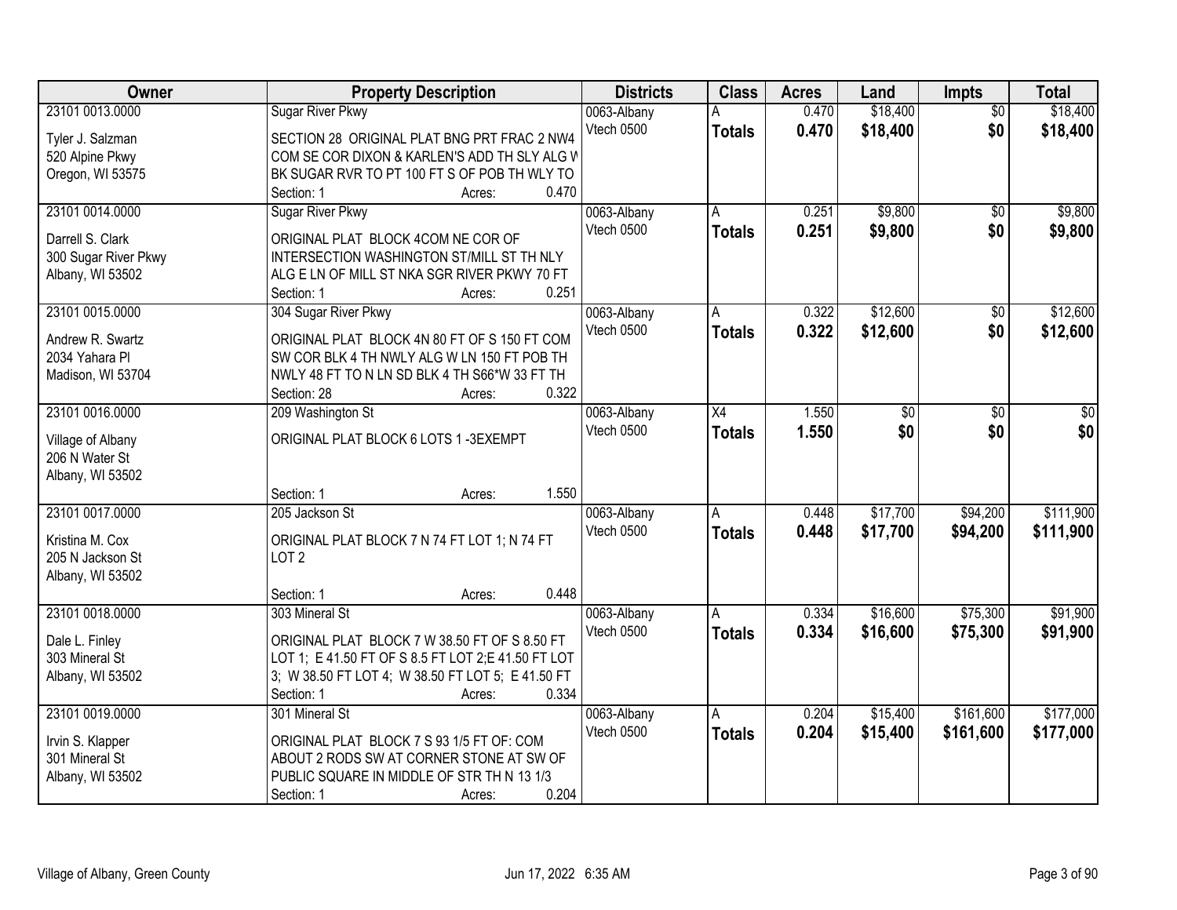| Owner | Property Description | Districts | Class | Acres | Land | Impts | Total |
|---|---|---|---|---|---|---|---|
| 23101 0013.0000<br>Tyler J. Salzman<br>520 Alpine Pkwy<br>Oregon, WI 53575 | Sugar River Pkwy<br>SECTION 28 ORIGINAL PLAT BNG PRT FRAC 2 NW4 COM SE COR DIXON & KARLEN'S ADD TH SLY ALG W BK SUGAR RVR TO PT 100 FT S OF POB TH WLY TO<br>Section: 1 Acres: 0.470 | 0063-Albany<br>Vtech 0500 | A<br>**Totals** | 0.470<br>**0.470** | $18,400<br>**$18,400** | $0<br>**$0** | $18,400<br>**$18,400** |
| 23101 0014.0000<br>Darrell S. Clark<br>300 Sugar River Pkwy<br>Albany, WI 53502 | Sugar River Pkwy<br>ORIGINAL PLAT BLOCK 4COM NE COR OF INTERSECTION WASHINGTON ST/MILL ST TH NLY ALG E LN OF MILL ST NKA SGR RIVER PKWY 70 FT<br>Section: 1 Acres: 0.251 | 0063-Albany<br>Vtech 0500 | A<br>**Totals** | 0.251<br>**0.251** | $9,800<br>**$9,800** | $0<br>**$0** | $9,800<br>**$9,800** |
| 23101 0015.0000<br>Andrew R. Swartz<br>2034 Yahara Pl<br>Madison, WI 53704 | 304 Sugar River Pkwy<br>ORIGINAL PLAT BLOCK 4N 80 FT OF S 150 FT COM SW COR BLK 4 TH NWLY ALG W LN 150 FT POB TH NWLY 48 FT TO N LN SD BLK 4 TH S66*W 33 FT TH<br>Section: 28 Acres: 0.322 | 0063-Albany<br>Vtech 0500 | A<br>**Totals** | 0.322<br>**0.322** | $12,600<br>**$12,600** | $0<br>**$0** | $12,600<br>**$12,600** |
| 23101 0016.0000<br>Village of Albany<br>206 N Water St<br>Albany, WI 53502 | 209 Washington St<br>ORIGINAL PLAT BLOCK 6 LOTS 1 -3EXEMPT<br>Section: 1 Acres: 1.550 | 0063-Albany<br>Vtech 0500 | X4<br>**Totals** | 1.550<br>**1.550** | $0<br>**$0** | $0<br>**$0** | $0<br>**$0** |
| 23101 0017.0000<br>Kristina M. Cox<br>205 N Jackson St<br>Albany, WI 53502 | 205 Jackson St<br>ORIGINAL PLAT BLOCK 7 N 74 FT LOT 1; N 74 FT LOT 2<br>Section: 1 Acres: 0.448 | 0063-Albany<br>Vtech 0500 | A<br>**Totals** | 0.448<br>**0.448** | $17,700<br>**$17,700** | $94,200<br>**$94,200** | $111,900<br>**$111,900** |
| 23101 0018.0000<br>Dale L. Finley<br>303 Mineral St<br>Albany, WI 53502 | 303 Mineral St<br>ORIGINAL PLAT BLOCK 7 W 38.50 FT OF S 8.50 FT LOT 1; E 41.50 FT OF S 8.5 FT LOT 2;E 41.50 FT LOT 3; W 38.50 FT LOT 4; W 38.50 FT LOT 5; E 41.50 FT<br>Section: 1 Acres: 0.334 | 0063-Albany<br>Vtech 0500 | A<br>**Totals** | 0.334<br>**0.334** | $16,600<br>**$16,600** | $75,300<br>**$75,300** | $91,900<br>**$91,900** |
| 23101 0019.0000<br>Irvin S. Klapper<br>301 Mineral St<br>Albany, WI 53502 | 301 Mineral St<br>ORIGINAL PLAT BLOCK 7 S 93 1/5 FT OF: COM ABOUT 2 RODS SW AT CORNER STONE AT SW OF PUBLIC SQUARE IN MIDDLE OF STR TH N 13 1/3<br>Section: 1 Acres: 0.204 | 0063-Albany<br>Vtech 0500 | A<br>**Totals** | 0.204<br>**0.204** | $15,400<br>**$15,400** | $161,600<br>**$161,600** | $177,000<br>**$177,000** |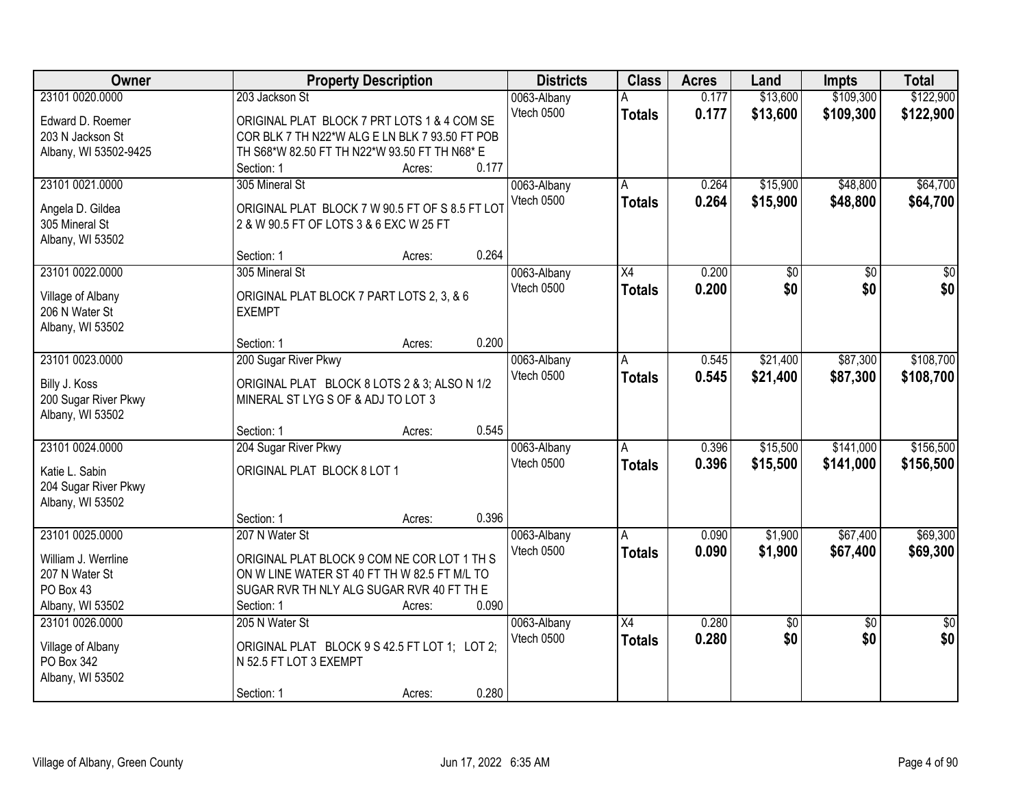| Owner | Property Description | Districts | Class | Acres | Land | Impts | Total |
|---|---|---|---|---|---|---|---|
| 23101 0020.0000<br>Edward D. Roemer<br>203 N Jackson St<br>Albany, WI 53502-9425 | 203 Jackson St<br>ORIGINAL PLAT BLOCK 7 PRT LOTS 1 & 4 COM SE COR BLK 7 TH N22*W ALG E LN BLK 7 93.50 FT POB TH S68*W 82.50 FT TH N22*W 93.50 FT TH N68* E<br>Section: 1 Acres: 0.177 | 0063-Albany<br>Vtech 0500 | A<br>**Totals** | 0.177<br>**0.177** | $13,600<br>**$13,600** | $109,300<br>**$109,300** | $122,900<br>**$122,900** |
| 23101 0021.0000<br>Angela D. Gildea<br>305 Mineral St<br>Albany, WI 53502 | 305 Mineral St<br>ORIGINAL PLAT BLOCK 7 W 90.5 FT OF S 8.5 FT LOT 2 & W 90.5 FT OF LOTS 3 & 6 EXC W 25 FT<br>Section: 1 Acres: 0.264 | 0063-Albany<br>Vtech 0500 | A<br>**Totals** | 0.264<br>**0.264** | $15,900<br>**$15,900** | $48,800<br>**$48,800** | $64,700<br>**$64,700** |
| 23101 0022.0000<br>Village of Albany<br>206 N Water St<br>Albany, WI 53502 | 305 Mineral St<br>ORIGINAL PLAT BLOCK 7 PART LOTS 2, 3, & 6 EXEMPT<br>Section: 1 Acres: 0.200 | 0063-Albany<br>Vtech 0500 | X4<br>**Totals** | 0.200<br>**0.200** | $0<br>**$0** | $0<br>**$0** | $0<br>**$0** |
| 23101 0023.0000<br>Billy J. Koss<br>200 Sugar River Pkwy<br>Albany, WI 53502 | 200 Sugar River Pkwy<br>ORIGINAL PLAT BLOCK 8 LOTS 2 & 3; ALSO N 1/2 MINERAL ST LYG S OF & ADJ TO LOT 3<br>Section: 1 Acres: 0.545 | 0063-Albany<br>Vtech 0500 | A<br>**Totals** | 0.545<br>**0.545** | $21,400<br>**$21,400** | $87,300<br>**$87,300** | $108,700<br>**$108,700** |
| 23101 0024.0000<br>Katie L. Sabin<br>204 Sugar River Pkwy<br>Albany, WI 53502 | 204 Sugar River Pkwy<br>ORIGINAL PLAT BLOCK 8 LOT 1<br>Section: 1 Acres: 0.396 | 0063-Albany<br>Vtech 0500 | A<br>**Totals** | 0.396<br>**0.396** | $15,500<br>**$15,500** | $141,000<br>**$141,000** | $156,500<br>**$156,500** |
| 23101 0025.0000<br>William J. Werrline<br>207 N Water St<br>PO Box 43<br>Albany, WI 53502 | 207 N Water St<br>ORIGINAL PLAT BLOCK 9 COM NE COR LOT 1 TH S ON W LINE WATER ST 40 FT TH W 82.5 FT M/L TO SUGAR RVR TH NLY ALG SUGAR RVR 40 FT TH E<br>Section: 1 Acres: 0.090 | 0063-Albany<br>Vtech 0500 | A<br>**Totals** | 0.090<br>**0.090** | $1,900<br>**$1,900** | $67,400<br>**$67,400** | $69,300<br>**$69,300** |
| 23101 0026.0000<br>Village of Albany<br>PO Box 342<br>Albany, WI 53502 | 205 N Water St<br>ORIGINAL PLAT BLOCK 9 S 42.5 FT LOT 1; LOT 2; N 52.5 FT LOT 3 EXEMPT<br>Section: 1 Acres: 0.280 | 0063-Albany<br>Vtech 0500 | X4<br>**Totals** | 0.280<br>**0.280** | $0<br>**$0** | $0<br>**$0** | $0<br>**$0** |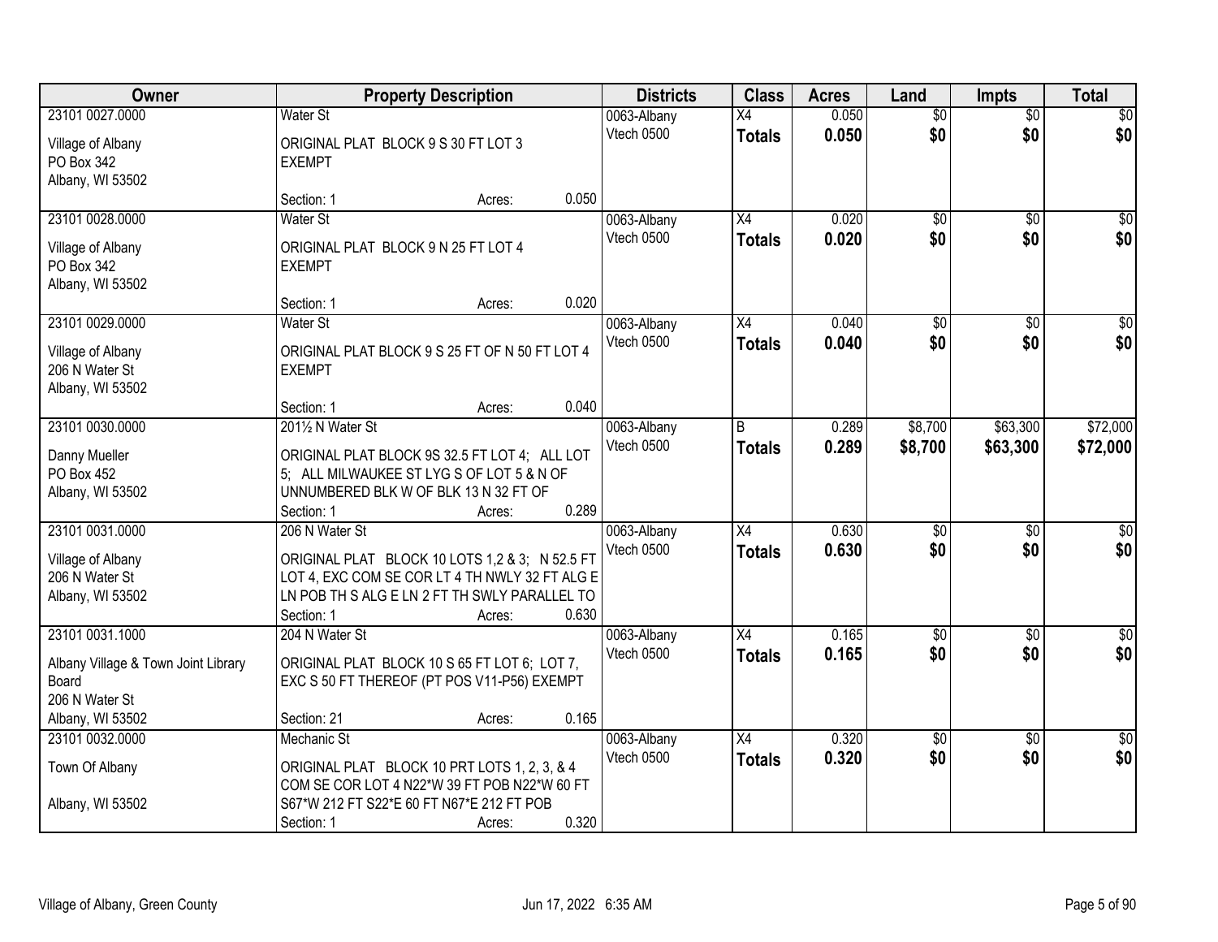| Owner | Property Description | Districts | Class | Acres | Land | Impts | Total |
|---|---|---|---|---|---|---|---|
| 23101 0027.0000<br>Village of Albany<br>PO Box 342<br>Albany, WI 53502 | Water St<br>ORIGINAL PLAT BLOCK 9 S 30 FT LOT 3<br>EXEMPT<br>Section: 1 Acres: 0.050 | 0063-Albany<br>Vtech 0500 | X4<br>**Totals** | 0.050<br>**0.050** | $0<br>**$0** | $0<br>**$0** | $0<br>**$0** |
| 23101 0028.0000<br>Village of Albany<br>PO Box 342<br>Albany, WI 53502 | Water St<br>ORIGINAL PLAT BLOCK 9 N 25 FT LOT 4<br>EXEMPT<br>Section: 1 Acres: 0.020 | 0063-Albany<br>Vtech 0500 | X4<br>**Totals** | 0.020<br>**0.020** | $0<br>**$0** | $0<br>**$0** | $0<br>**$0** |
| 23101 0029.0000<br>Village of Albany<br>206 N Water St<br>Albany, WI 53502 | Water St<br>ORIGINAL PLAT BLOCK 9 S 25 FT OF N 50 FT LOT 4<br>EXEMPT<br>Section: 1 Acres: 0.040 | 0063-Albany<br>Vtech 0500 | X4<br>**Totals** | 0.040<br>**0.040** | $0<br>**$0** | $0<br>**$0** | $0<br>**$0** |
| 23101 0030.0000<br>Danny Mueller<br>PO Box 452<br>Albany, WI 53502 | 201½ N Water St<br>ORIGINAL PLAT BLOCK 9S 32.5 FT LOT 4; ALL LOT 5; ALL MILWAUKEE ST LYG S OF LOT 5 & N OF UNNUMBERED BLK W OF BLK 13 N 32 FT OF<br>Section: 1 Acres: 0.289 | 0063-Albany<br>Vtech 0500 | B<br>**Totals** | 0.289<br>**0.289** | $8,700<br>**$8,700** | $63,300<br>**$63,300** | $72,000<br>**$72,000** |
| 23101 0031.0000<br>Village of Albany<br>206 N Water St<br>Albany, WI 53502 | 206 N Water St<br>ORIGINAL PLAT BLOCK 10 LOTS 1,2 & 3; N 52.5 FT LOT 4, EXC COM SE COR LT 4 TH NWLY 32 FT ALG E LN POB TH S ALG E LN 2 FT TH SWLY PARALLEL TO<br>Section: 1 Acres: 0.630 | 0063-Albany<br>Vtech 0500 | X4<br>**Totals** | 0.630<br>**0.630** | $0<br>**$0** | $0<br>**$0** | $0<br>**$0** |
| 23101 0031.1000<br>Albany Village & Town Joint Library Board<br>206 N Water St<br>Albany, WI 53502 | 204 N Water St<br>ORIGINAL PLAT BLOCK 10 S 65 FT LOT 6; LOT 7, EXC S 50 FT THEREOF (PT POS V11-P56) EXEMPT<br>Section: 21 Acres: 0.165 | 0063-Albany<br>Vtech 0500 | X4<br>**Totals** | 0.165<br>**0.165** | $0<br>**$0** | $0<br>**$0** | $0<br>**$0** |
| 23101 0032.0000<br>Town Of Albany<br><br>Albany, WI 53502 | Mechanic St<br>ORIGINAL PLAT BLOCK 10 PRT LOTS 1, 2, 3, & 4 COM SE COR LOT 4 N22*W 39 FT POB N22*W 60 FT S67*W 212 FT S22*E 60 FT N67*E 212 FT POB<br>Section: 1 Acres: 0.320 | 0063-Albany<br>Vtech 0500 | X4<br>**Totals** | 0.320<br>**0.320** | $0<br>**$0** | $0<br>**$0** | $0<br>**$0** |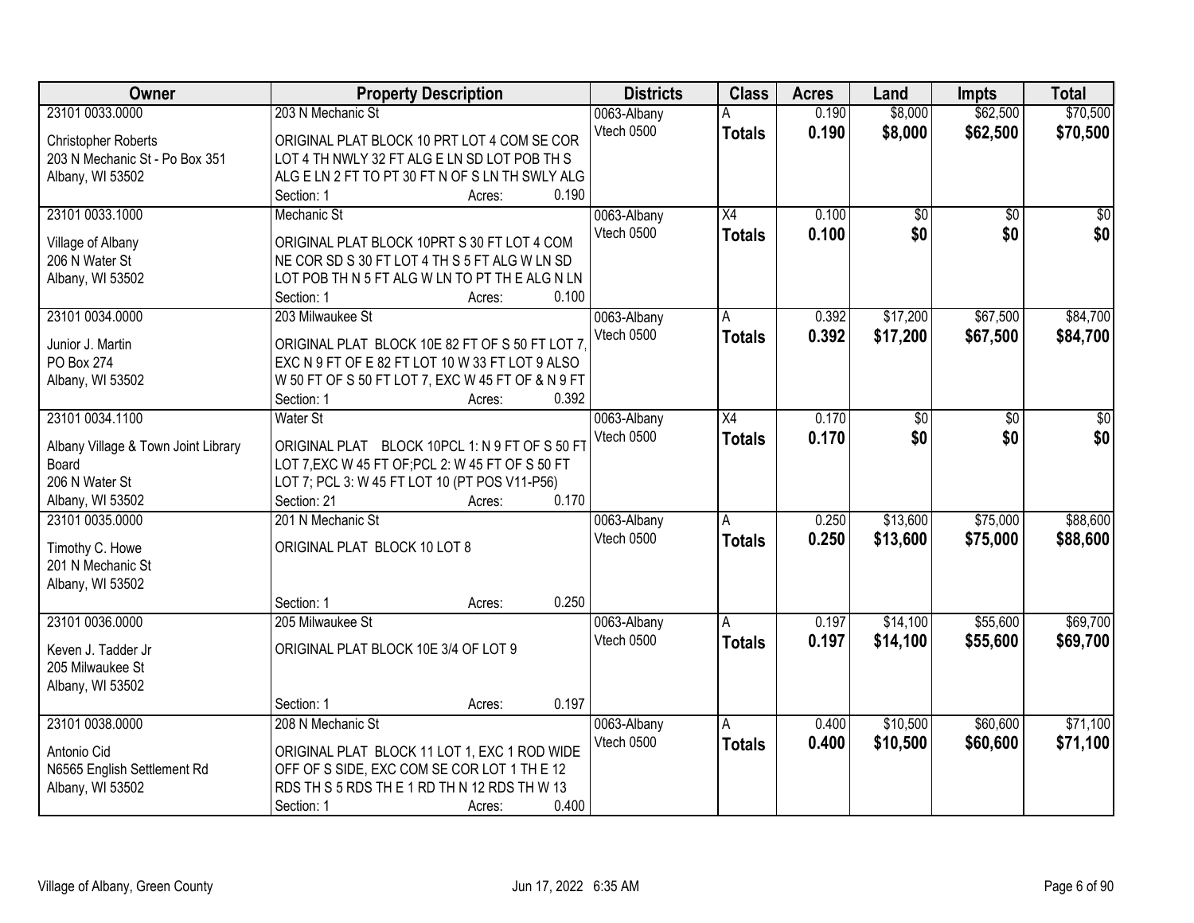| Owner | Property Description | Districts | Class | Acres | Land | Impts | Total |
|---|---|---|---|---|---|---|---|
| 23101 0033.0000 | 203 N Mechanic St | 0063-Albany | A | 0.190 | $8,000 | $62,500 | $70,500 |
| Christopher Roberts<br>203 N Mechanic St - Po Box 351<br>Albany, WI 53502 | ORIGINAL PLAT BLOCK 10 PRT LOT 4 COM SE COR LOT 4 TH NWLY 32 FT ALG E LN SD LOT POB TH S ALG E LN 2 FT TO PT 30 FT N OF S LN TH SWLY ALG<br>Section: 1 Acres: 0.190 | Vtech 0500 | **Totals** | **0.190** | **$8,000** | **$62,500** | **$70,500** |
| 23101 0033.1000 | Mechanic St | 0063-Albany | X4 | 0.100 | $0 | $0 | $0 |
| Village of Albany<br>206 N Water St<br>Albany, WI 53502 | ORIGINAL PLAT BLOCK 10PRT S 30 FT LOT 4 COM NE COR SD S 30 FT LOT 4 TH S 5 FT ALG W LN SD LOT POB TH N 5 FT ALG W LN TO PT TH E ALG N LN<br>Section: 1 Acres: 0.100 | Vtech 0500 | **Totals** | **0.100** | **$0** | **$0** | **$0** |
| 23101 0034.0000 | 203 Milwaukee St | 0063-Albany | A | 0.392 | $17,200 | $67,500 | $84,700 |
| Junior J. Martin<br>PO Box 274<br>Albany, WI 53502 | ORIGINAL PLAT BLOCK 10E 82 FT OF S 50 FT LOT 7, EXC N 9 FT OF E 82 FT LOT 10 W 33 FT LOT 9 ALSO W 50 FT OF S 50 FT LOT 7, EXC W 45 FT OF & N 9 FT<br>Section: 1 Acres: 0.392 | Vtech 0500 | **Totals** | **0.392** | **$17,200** | **$67,500** | **$84,700** |
| 23101 0034.1100 | Water St | 0063-Albany | X4 | 0.170 | $0 | $0 | $0 |
| Albany Village & Town Joint Library Board<br>206 N Water St<br>Albany, WI 53502 | ORIGINAL PLAT BLOCK 10PCL 1: N 9 FT OF S 50 FT LOT 7,EXC W 45 FT OF;PCL 2: W 45 FT OF S 50 FT LOT 7; PCL 3: W 45 FT LOT 10 (PT POS V11-P56)<br>Section: 21 Acres: 0.170 | Vtech 0500 | **Totals** | **0.170** | **$0** | **$0** | **$0** |
| 23101 0035.0000 | 201 N Mechanic St | 0063-Albany | A | 0.250 | $13,600 | $75,000 | $88,600 |
| Timothy C. Howe<br>201 N Mechanic St<br>Albany, WI 53502 | ORIGINAL PLAT BLOCK 10 LOT 8<br>Section: 1 Acres: 0.250 | Vtech 0500 | **Totals** | **0.250** | **$13,600** | **$75,000** | **$88,600** |
| 23101 0036.0000 | 205 Milwaukee St | 0063-Albany | A | 0.197 | $14,100 | $55,600 | $69,700 |
| Keven J. Tadder Jr<br>205 Milwaukee St<br>Albany, WI 53502 | ORIGINAL PLAT BLOCK 10E 3/4 OF LOT 9<br>Section: 1 Acres: 0.197 | Vtech 0500 | **Totals** | **0.197** | **$14,100** | **$55,600** | **$69,700** |
| 23101 0038.0000 | 208 N Mechanic St | 0063-Albany | A | 0.400 | $10,500 | $60,600 | $71,100 |
| Antonio Cid<br>N6565 English Settlement Rd<br>Albany, WI 53502 | ORIGINAL PLAT BLOCK 11 LOT 1, EXC 1 ROD WIDE OFF OF S SIDE, EXC COM SE COR LOT 1 TH E 12 RDS TH S 5 RDS TH E 1 RD TH N 12 RDS TH W 13<br>Section: 1 Acres: 0.400 | Vtech 0500 | **Totals** | **0.400** | **$10,500** | **$60,600** | **$71,100** |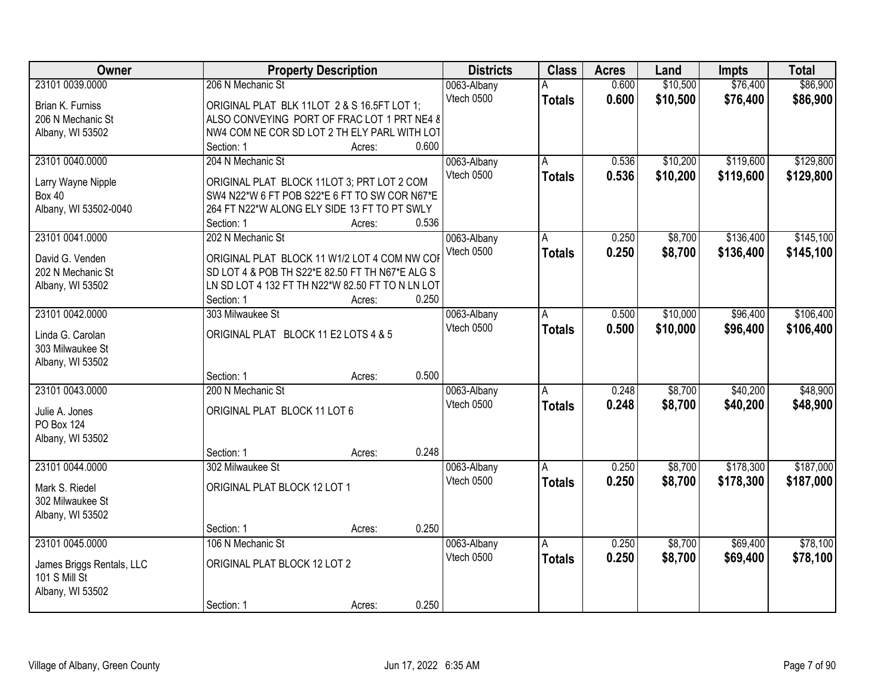| Owner | Property Description | | | Districts | Class | Acres | Land | Impts | Total |
|---|---|---|---|---|---|---|---|---|---|
| 23101 0039.0000 | 206 N Mechanic St | | | 0063-Albany | A | 0.600 | $10,500 | $76,400 | $86,900 |
| Brian K. Furniss<br>206 N Mechanic St<br>Albany, WI 53502 | ORIGINAL PLAT BLK 11LOT 2 & S 16.5FT LOT 1; ALSO CONVEYING PORT OF FRAC LOT 1 PRT NE4 & NW4 COM NE COR SD LOT 2 TH ELY PARL WITH LOT | | | Vtech 0500 | **Totals** | **0.600** | **$10,500** | **$76,400** | **$86,900** |
| | Section: 1 | Acres: | 0.600 | | | | | | |
| 23101 0040.0000 | 204 N Mechanic St | | | 0063-Albany | A | 0.536 | $10,200 | $119,600 | $129,800 |
| Larry Wayne Nipple<br>Box 40<br>Albany, WI 53502-0040 | ORIGINAL PLAT BLOCK 11LOT 3; PRT LOT 2 COM SW4 N22*W 6 FT POB S22*E 6 FT TO SW COR N67*E 264 FT N22*W ALONG ELY SIDE 13 FT TO PT SWLY | | | Vtech 0500 | **Totals** | **0.536** | **$10,200** | **$119,600** | **$129,800** |
| | Section: 1 | Acres: | 0.536 | | | | | | |
| 23101 0041.0000 | 202 N Mechanic St | | | 0063-Albany | A | 0.250 | $8,700 | $136,400 | $145,100 |
| David G. Venden<br>202 N Mechanic St<br>Albany, WI 53502 | ORIGINAL PLAT BLOCK 11 W1/2 LOT 4 COM NW COR SD LOT 4 & POB TH S22*E 82.50 FT TH N67*E ALG S LN SD LOT 4 132 FT TH N22*W 82.50 FT TO N LN LOT | | | Vtech 0500 | **Totals** | **0.250** | **$8,700** | **$136,400** | **$145,100** |
| | Section: 1 | Acres: | 0.250 | | | | | | |
| 23101 0042.0000 | 303 Milwaukee St | | | 0063-Albany | A | 0.500 | $10,000 | $96,400 | $106,400 |
| Linda G. Carolan<br>303 Milwaukee St<br>Albany, WI 53502 | ORIGINAL PLAT BLOCK 11 E2 LOTS 4 & 5 | | | Vtech 0500 | **Totals** | **0.500** | **$10,000** | **$96,400** | **$106,400** |
| | Section: 1 | Acres: | 0.500 | | | | | | |
| 23101 0043.0000 | 200 N Mechanic St | | | 0063-Albany | A | 0.248 | $8,700 | $40,200 | $48,900 |
| Julie A. Jones<br>PO Box 124<br>Albany, WI 53502 | ORIGINAL PLAT BLOCK 11 LOT 6 | | | Vtech 0500 | **Totals** | **0.248** | **$8,700** | **$40,200** | **$48,900** |
| | Section: 1 | Acres: | 0.248 | | | | | | |
| 23101 0044.0000 | 302 Milwaukee St | | | 0063-Albany | A | 0.250 | $8,700 | $178,300 | $187,000 |
| Mark S. Riedel<br>302 Milwaukee St<br>Albany, WI 53502 | ORIGINAL PLAT BLOCK 12 LOT 1 | | | Vtech 0500 | **Totals** | **0.250** | **$8,700** | **$178,300** | **$187,000** |
| | Section: 1 | Acres: | 0.250 | | | | | | |
| 23101 0045.0000 | 106 N Mechanic St | | | 0063-Albany | A | 0.250 | $8,700 | $69,400 | $78,100 |
| James Briggs Rentals, LLC<br>101 S Mill St<br>Albany, WI 53502 | ORIGINAL PLAT BLOCK 12 LOT 2 | | | Vtech 0500 | **Totals** | **0.250** | **$8,700** | **$69,400** | **$78,100** |
| | Section: 1 | Acres: | 0.250 | | | | | | |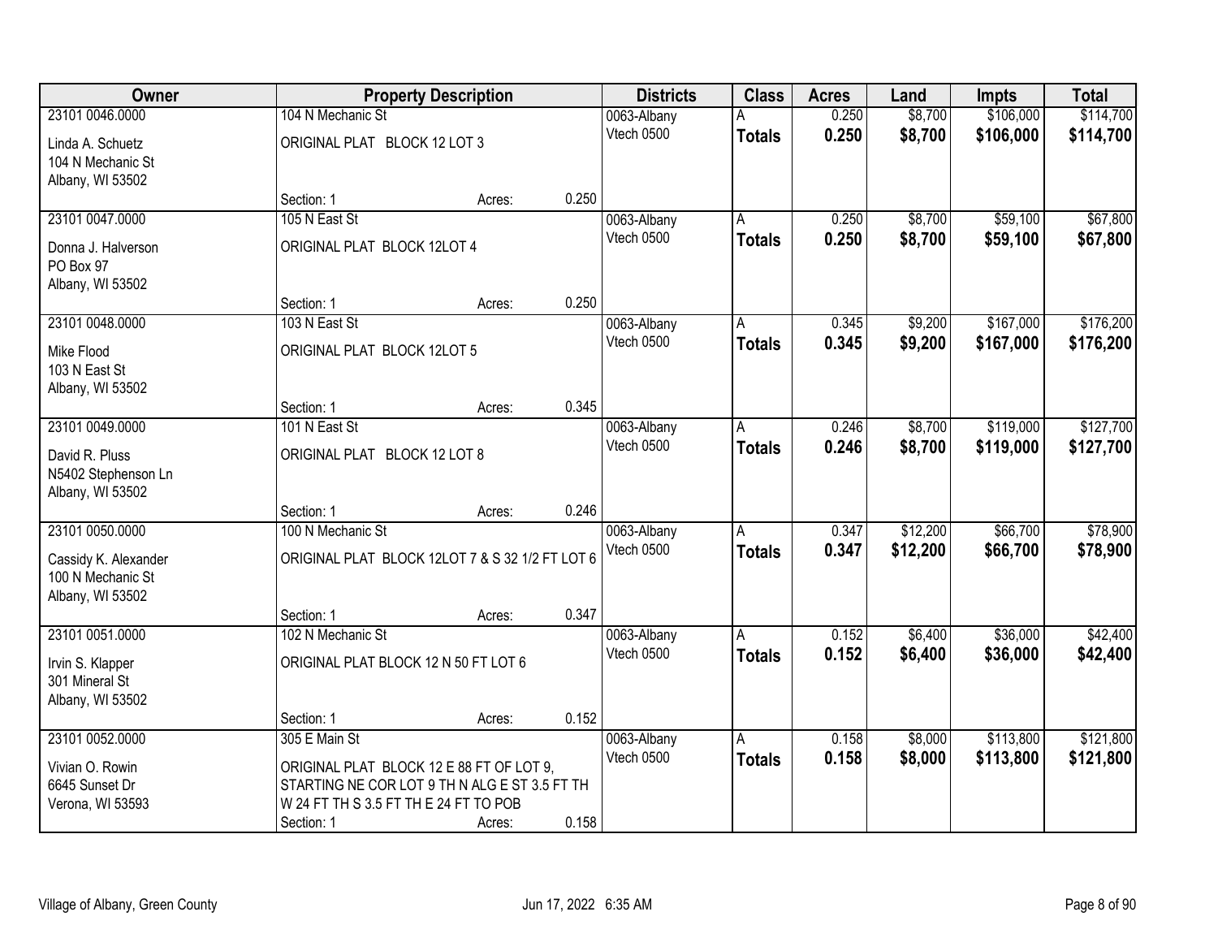| Owner | Property Description | | | Districts | Class | Acres | Land | Impts | Total |
|---|---|---|---|---|---|---|---|---|---|
| 23101 0046.0000 | 104 N Mechanic St | | | 0063-Albany | A | 0.250 | $8,700 | $106,000 | $114,700 |
| Linda A. Schuetz<br>104 N Mechanic St<br>Albany, WI 53502 | ORIGINAL PLAT BLOCK 12 LOT 3 | | | Vtech 0500 | **Totals** | **0.250** | **$8,700** | **$106,000** | **$114,700** |
| | Section: 1 | Acres: | 0.250 | | | | | | |
| 23101 0047.0000 | 105 N East St | | | 0063-Albany | A | 0.250 | $8,700 | $59,100 | $67,800 |
| Donna J. Halverson<br>PO Box 97<br>Albany, WI 53502 | ORIGINAL PLAT BLOCK 12LOT 4 | | | Vtech 0500 | **Totals** | **0.250** | **$8,700** | **$59,100** | **$67,800** |
| | Section: 1 | Acres: | 0.250 | | | | | | |
| 23101 0048.0000 | 103 N East St | | | 0063-Albany | A | 0.345 | $9,200 | $167,000 | $176,200 |
| Mike Flood<br>103 N East St<br>Albany, WI 53502 | ORIGINAL PLAT BLOCK 12LOT 5 | | | Vtech 0500 | **Totals** | **0.345** | **$9,200** | **$167,000** | **$176,200** |
| | Section: 1 | Acres: | 0.345 | | | | | | |
| 23101 0049.0000 | 101 N East St | | | 0063-Albany | A | 0.246 | $8,700 | $119,000 | $127,700 |
| David R. Pluss<br>N5402 Stephenson Ln<br>Albany, WI 53502 | ORIGINAL PLAT BLOCK 12 LOT 8 | | | Vtech 0500 | **Totals** | **0.246** | **$8,700** | **$119,000** | **$127,700** |
| | Section: 1 | Acres: | 0.246 | | | | | | |
| 23101 0050.0000 | 100 N Mechanic St | | | 0063-Albany | A | 0.347 | $12,200 | $66,700 | $78,900 |
| Cassidy K. Alexander<br>100 N Mechanic St<br>Albany, WI 53502 | ORIGINAL PLAT BLOCK 12LOT 7 & S 32 1/2 FT LOT 6 | | | Vtech 0500 | **Totals** | **0.347** | **$12,200** | **$66,700** | **$78,900** |
| | Section: 1 | Acres: | 0.347 | | | | | | |
| 23101 0051.0000 | 102 N Mechanic St | | | 0063-Albany | A | 0.152 | $6,400 | $36,000 | $42,400 |
| Irvin S. Klapper<br>301 Mineral St<br>Albany, WI 53502 | ORIGINAL PLAT BLOCK 12 N 50 FT LOT 6 | | | Vtech 0500 | **Totals** | **0.152** | **$6,400** | **$36,000** | **$42,400** |
| | Section: 1 | Acres: | 0.152 | | | | | | |
| 23101 0052.0000 | 305 E Main St | | | 0063-Albany | A | 0.158 | $8,000 | $113,800 | $121,800 |
| Vivian O. Rowin<br>6645 Sunset Dr<br>Verona, WI 53593 | ORIGINAL PLAT BLOCK 12 E 88 FT OF LOT 9, STARTING NE COR LOT 9 TH N ALG E ST 3.5 FT TH W 24 FT TH S 3.5 FT TH E 24 FT TO POB | | | Vtech 0500 | **Totals** | **0.158** | **$8,000** | **$113,800** | **$121,800** |
| | Section: 1 | Acres: | 0.158 | | | | | | |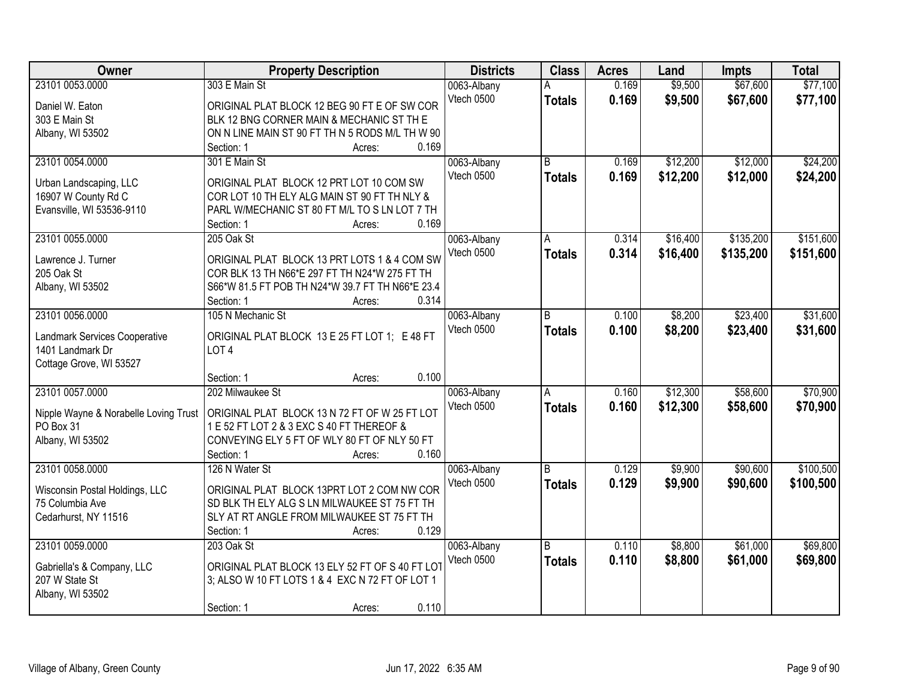| Owner | Property Description | Districts | Class | Acres | Land | Impts | Total |
|---|---|---|---|---|---|---|---|
| 23101 0053.0000<br>Daniel W. Eaton<br>303 E Main St<br>Albany, WI 53502 | 303 E Main St<br>ORIGINAL PLAT BLOCK 12 BEG 90 FT E OF SW COR BLK 12 BNG CORNER MAIN & MECHANIC ST TH E ON N LINE MAIN ST 90 FT TH N 5 RODS M/L TH W 90<br>Section: 1 Acres: 0.169 | 0063-Albany<br>Vtech 0500 | A<br>**Totals** | 0.169<br>**0.169** | $9,500<br>**$9,500** | $67,600<br>**$67,600** | $77,100<br>**$77,100** |
| 23101 0054.0000<br>Urban Landscaping, LLC<br>16907 W County Rd C<br>Evansville, WI 53536-9110 | 301 E Main St<br>ORIGINAL PLAT BLOCK 12 PRT LOT 10 COM SW COR LOT 10 TH ELY ALG MAIN ST 90 FT TH NLY & PARL W/MECHANIC ST 80 FT M/L TO S LN LOT 7 TH<br>Section: 1 Acres: 0.169 | 0063-Albany<br>Vtech 0500 | B<br>**Totals** | 0.169<br>**0.169** | $12,200<br>**$12,200** | $12,000<br>**$12,000** | $24,200<br>**$24,200** |
| 23101 0055.0000<br>Lawrence J. Turner<br>205 Oak St<br>Albany, WI 53502 | 205 Oak St<br>ORIGINAL PLAT BLOCK 13 PRT LOTS 1 & 4 COM SW COR BLK 13 TH N66*E 297 FT TH N24*W 275 FT TH S66*W 81.5 FT POB TH N24*W 39.7 FT TH N66*E 23.4<br>Section: 1 Acres: 0.314 | 0063-Albany<br>Vtech 0500 | A<br>**Totals** | 0.314<br>**0.314** | $16,400<br>**$16,400** | $135,200<br>**$135,200** | $151,600<br>**$151,600** |
| 23101 0056.0000<br>Landmark Services Cooperative<br>1401 Landmark Dr<br>Cottage Grove, WI 53527 | 105 N Mechanic St<br>ORIGINAL PLAT BLOCK 13 E 25 FT LOT 1; E 48 FT LOT 4<br>Section: 1 Acres: 0.100 | 0063-Albany<br>Vtech 0500 | B<br>**Totals** | 0.100<br>**0.100** | $8,200<br>**$8,200** | $23,400<br>**$23,400** | $31,600<br>**$31,600** |
| 23101 0057.0000<br>Nipple Wayne & Norabelle Loving Trust<br>PO Box 31<br>Albany, WI 53502 | 202 Milwaukee St<br>ORIGINAL PLAT BLOCK 13 N 72 FT OF W 25 FT LOT 1 E 52 FT LOT 2 & 3 EXC S 40 FT THEREOF & CONVEYING ELY 5 FT OF WLY 80 FT OF NLY 50 FT<br>Section: 1 Acres: 0.160 | 0063-Albany<br>Vtech 0500 | A<br>**Totals** | 0.160<br>**0.160** | $12,300<br>**$12,300** | $58,600<br>**$58,600** | $70,900<br>**$70,900** |
| 23101 0058.0000<br>Wisconsin Postal Holdings, LLC<br>75 Columbia Ave<br>Cedarhurst, NY 11516 | 126 N Water St<br>ORIGINAL PLAT BLOCK 13PRT LOT 2 COM NW COR SD BLK TH ELY ALG S LN MILWAUKEE ST 75 FT TH SLY AT RT ANGLE FROM MILWAUKEE ST 75 FT TH<br>Section: 1 Acres: 0.129 | 0063-Albany<br>Vtech 0500 | B<br>**Totals** | 0.129<br>**0.129** | $9,900<br>**$9,900** | $90,600<br>**$90,600** | $100,500<br>**$100,500** |
| 23101 0059.0000<br>Gabriella's & Company, LLC<br>207 W State St<br>Albany, WI 53502 | 203 Oak St<br>ORIGINAL PLAT BLOCK 13 ELY 52 FT OF S 40 FT LOT 3; ALSO W 10 FT LOTS 1 & 4 EXC N 72 FT OF LOT 1<br>Section: 1 Acres: 0.110 | 0063-Albany<br>Vtech 0500 | B<br>**Totals** | 0.110<br>**0.110** | $8,800<br>**$8,800** | $61,000<br>**$61,000** | $69,800<br>**$69,800** |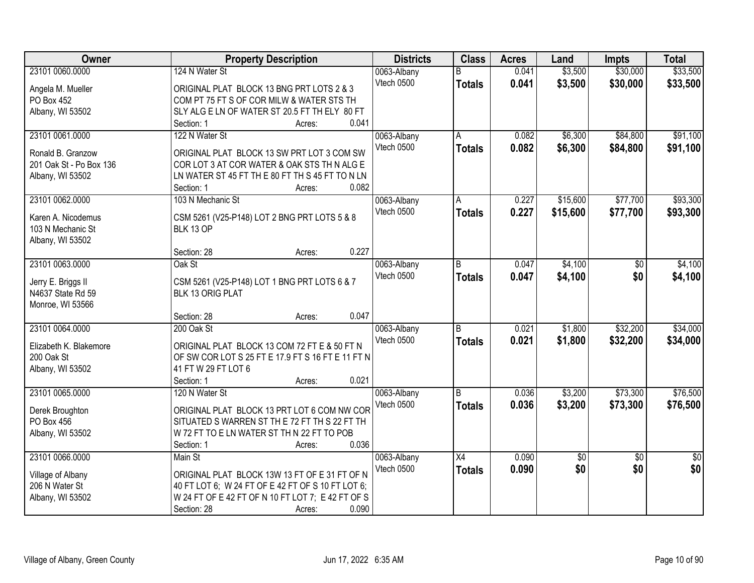| Owner | Property Description | Districts | Class | Acres | Land | Impts | Total |
|---|---|---|---|---|---|---|---|
| 23101 0060.0000<br><br>Angela M. Mueller<br>PO Box 452<br>Albany, WI 53502 | 124 N Water St<br><br>ORIGINAL PLAT BLOCK 13 BNG PRT LOTS 2 & 3 COM PT 75 FT S OF COR MILW & WATER STS TH SLY ALG E LN OF WATER ST 20.5 FT TH ELY 80 FT<br>Section: 1 Acres: 0.041 | 0063-Albany<br>Vtech 0500 | B<br>**Totals** | 0.041<br>**0.041** | $3,500<br>**$3,500** | $30,000<br>**$30,000** | $33,500<br>**$33,500** |
| 23101 0061.0000<br><br>Ronald B. Granzow<br>201 Oak St - Po Box 136<br>Albany, WI 53502 | 122 N Water St<br><br>ORIGINAL PLAT BLOCK 13 SW PRT LOT 3 COM SW COR LOT 3 AT COR WATER & OAK STS TH N ALG E LN WATER ST 45 FT TH E 80 FT TH S 45 FT TO N LN<br>Section: 1 Acres: 0.082 | 0063-Albany<br>Vtech 0500 | A<br>**Totals** | 0.082<br>**0.082** | $6,300<br>**$6,300** | $84,800<br>**$84,800** | $91,100<br>**$91,100** |
| 23101 0062.0000<br><br>Karen A. Nicodemus<br>103 N Mechanic St<br>Albany, WI 53502 | 103 N Mechanic St<br><br>CSM 5261 (V25-P148) LOT 2 BNG PRT LOTS 5 & 8 BLK 13 OP<br><br>Section: 28 Acres: 0.227 | 0063-Albany<br>Vtech 0500 | A<br>**Totals** | 0.227<br>**0.227** | $15,600<br>**$15,600** | $77,700<br>**$77,700** | $93,300<br>**$93,300** |
| 23101 0063.0000<br><br>Jerry E. Briggs II<br>N4637 State Rd 59<br>Monroe, WI 53566 | Oak St<br><br>CSM 5261 (V25-P148) LOT 1 BNG PRT LOTS 6 & 7 BLK 13 ORIG PLAT<br><br>Section: 28 Acres: 0.047 | 0063-Albany<br>Vtech 0500 | B<br>**Totals** | 0.047<br>**0.047** | $4,100<br>**$4,100** | $0<br>**$0** | $4,100<br>**$4,100** |
| 23101 0064.0000<br><br>Elizabeth K. Blakemore<br>200 Oak St<br>Albany, WI 53502 | 200 Oak St<br><br>ORIGINAL PLAT BLOCK 13 COM 72 FT E & 50 FT N OF SW COR LOT S 25 FT E 17.9 FT S 16 FT E 11 FT N 41 FT W 29 FT LOT 6<br>Section: 1 Acres: 0.021 | 0063-Albany<br>Vtech 0500 | B<br>**Totals** | 0.021<br>**0.021** | $1,800<br>**$1,800** | $32,200<br>**$32,200** | $34,000<br>**$34,000** |
| 23101 0065.0000<br><br>Derek Broughton<br>PO Box 456<br>Albany, WI 53502 | 120 N Water St<br><br>ORIGINAL PLAT BLOCK 13 PRT LOT 6 COM NW COR SITUATED S WARREN ST TH E 72 FT TH S 22 FT TH W 72 FT TO E LN WATER ST TH N 22 FT TO POB<br>Section: 1 Acres: 0.036 | 0063-Albany<br>Vtech 0500 | B<br>**Totals** | 0.036<br>**0.036** | $3,200<br>**$3,200** | $73,300<br>**$73,300** | $76,500<br>**$76,500** |
| 23101 0066.0000<br><br>Village of Albany<br>206 N Water St<br>Albany, WI 53502 | Main St<br><br>ORIGINAL PLAT BLOCK 13W 13 FT OF E 31 FT OF N 40 FT LOT 6; W 24 FT OF E 42 FT OF S 10 FT LOT 6; W 24 FT OF E 42 FT OF N 10 FT LOT 7; E 42 FT OF S<br>Section: 28 Acres: 0.090 | 0063-Albany<br>Vtech 0500 | X4<br>**Totals** | 0.090<br>**0.090** | $0<br>**$0** | $0<br>**$0** | $0<br>**$0** |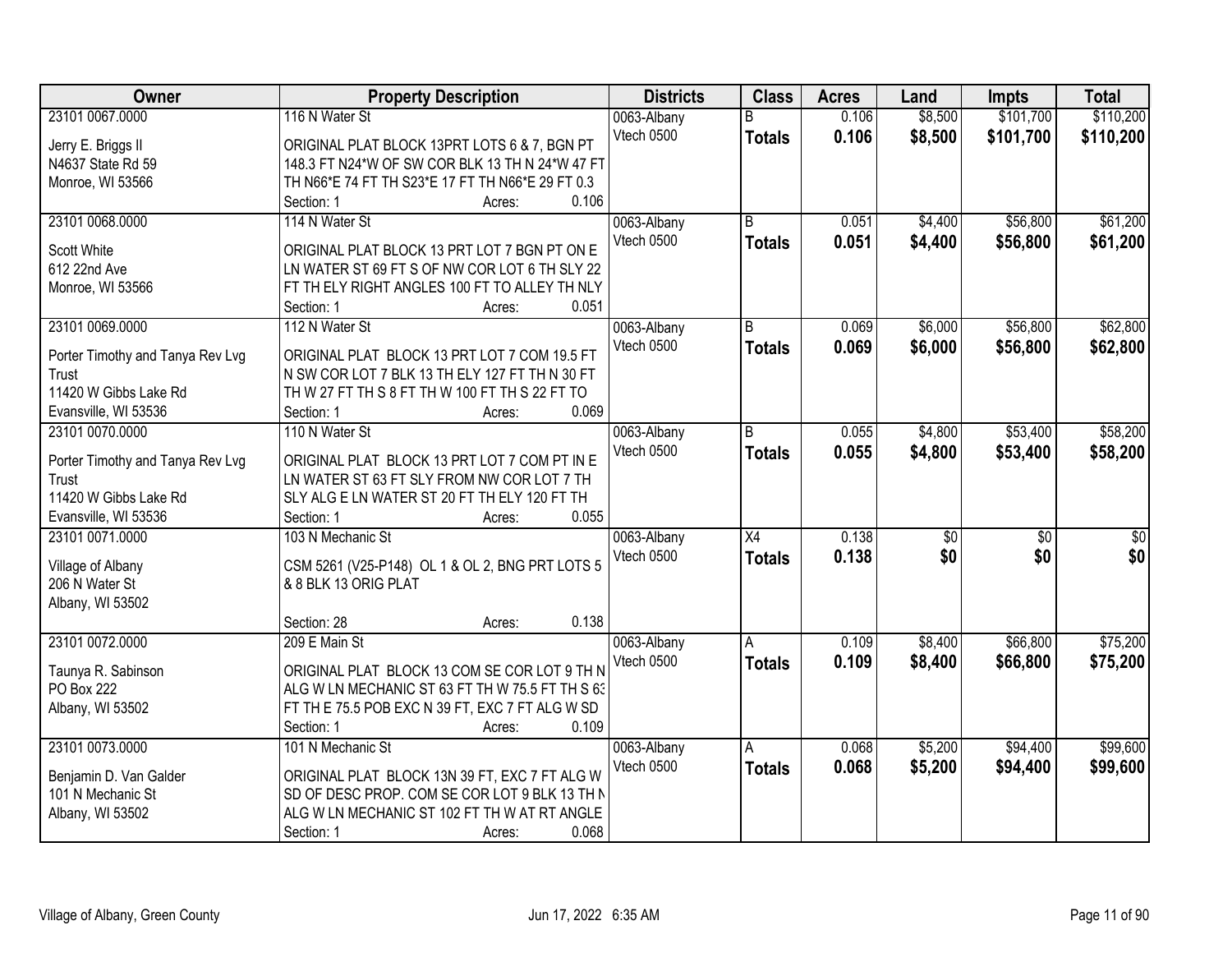| Owner | Property Description | Districts | Class | Acres | Land | Impts | Total |
|---|---|---|---|---|---|---|---|
| 23101 0067.0000<br>Jerry E. Briggs II<br>N4637 State Rd 59<br>Monroe, WI 53566 | 116 N Water St<br>ORIGINAL PLAT BLOCK 13PRT LOTS 6 & 7, BGN PT 148.3 FT N24*W OF SW COR BLK 13 TH N 24*W 47 FT TH N66*E 74 FT TH S23*E 17 FT TH N66*E 29 FT 0.3<br>Section: 1 Acres: 0.106 | 0063-Albany<br>Vtech 0500 | B<br>**Totals** | 0.106<br>**0.106** | $8,500<br>**$8,500** | $101,700<br>**$101,700** | $110,200<br>**$110,200** |
| 23101 0068.0000<br>Scott White<br>612 22nd Ave<br>Monroe, WI 53566 | 114 N Water St<br>ORIGINAL PLAT BLOCK 13 PRT LOT 7 BGN PT ON E LN WATER ST 69 FT S OF NW COR LOT 6 TH SLY 22 FT TH ELY RIGHT ANGLES 100 FT TO ALLEY TH NLY<br>Section: 1 Acres: 0.051 | 0063-Albany<br>Vtech 0500 | B<br>**Totals** | 0.051<br>**0.051** | $4,400<br>**$4,400** | $56,800<br>**$56,800** | $61,200<br>**$61,200** |
| 23101 0069.0000<br>Porter Timothy and Tanya Rev Lvg Trust<br>11420 W Gibbs Lake Rd<br>Evansville, WI 53536 | 112 N Water St<br>ORIGINAL PLAT BLOCK 13 PRT LOT 7 COM 19.5 FT N SW COR LOT 7 BLK 13 TH ELY 127 FT TH N 30 FT TH W 27 FT TH S 8 FT TH W 100 FT TH S 22 FT TO<br>Section: 1 Acres: 0.069 | 0063-Albany<br>Vtech 0500 | B<br>**Totals** | 0.069<br>**0.069** | $6,000<br>**$6,000** | $56,800<br>**$56,800** | $62,800<br>**$62,800** |
| 23101 0070.0000<br>Porter Timothy and Tanya Rev Lvg Trust<br>11420 W Gibbs Lake Rd<br>Evansville, WI 53536 | 110 N Water St<br>ORIGINAL PLAT BLOCK 13 PRT LOT 7 COM PT IN E LN WATER ST 63 FT SLY FROM NW COR LOT 7 TH SLY ALG E LN WATER ST 20 FT TH ELY 120 FT TH<br>Section: 1 Acres: 0.055 | 0063-Albany<br>Vtech 0500 | B<br>**Totals** | 0.055<br>**0.055** | $4,800<br>**$4,800** | $53,400<br>**$53,400** | $58,200<br>**$58,200** |
| 23101 0071.0000<br>Village of Albany<br>206 N Water St<br>Albany, WI 53502 | 103 N Mechanic St<br>CSM 5261 (V25-P148) OL 1 & OL 2, BNG PRT LOTS 5 & 8 BLK 13 ORIG PLAT<br>Section: 28 Acres: 0.138 | 0063-Albany<br>Vtech 0500 | X4<br>**Totals** | 0.138<br>**0.138** | $0<br>**$0** | $0<br>**$0** | $0<br>**$0** |
| 23101 0072.0000<br>Taunya R. Sabinson<br>PO Box 222<br>Albany, WI 53502 | 209 E Main St<br>ORIGINAL PLAT BLOCK 13 COM SE COR LOT 9 TH N ALG W LN MECHANIC ST 63 FT TH W 75.5 FT TH S 63 FT TH E 75.5 POB EXC N 39 FT, EXC 7 FT ALG W SD<br>Section: 1 Acres: 0.109 | 0063-Albany<br>Vtech 0500 | A<br>**Totals** | 0.109<br>**0.109** | $8,400<br>**$8,400** | $66,800<br>**$66,800** | $75,200<br>**$75,200** |
| 23101 0073.0000<br>Benjamin D. Van Galder<br>101 N Mechanic St<br>Albany, WI 53502 | 101 N Mechanic St<br>ORIGINAL PLAT BLOCK 13N 39 FT, EXC 7 FT ALG W SD OF DESC PROP. COM SE COR LOT 9 BLK 13 TH N ALG W LN MECHANIC ST 102 FT TH W AT RT ANGLE<br>Section: 1 Acres: 0.068 | 0063-Albany<br>Vtech 0500 | A<br>**Totals** | 0.068<br>**0.068** | $5,200<br>**$5,200** | $94,400<br>**$94,400** | $99,600<br>**$99,600** |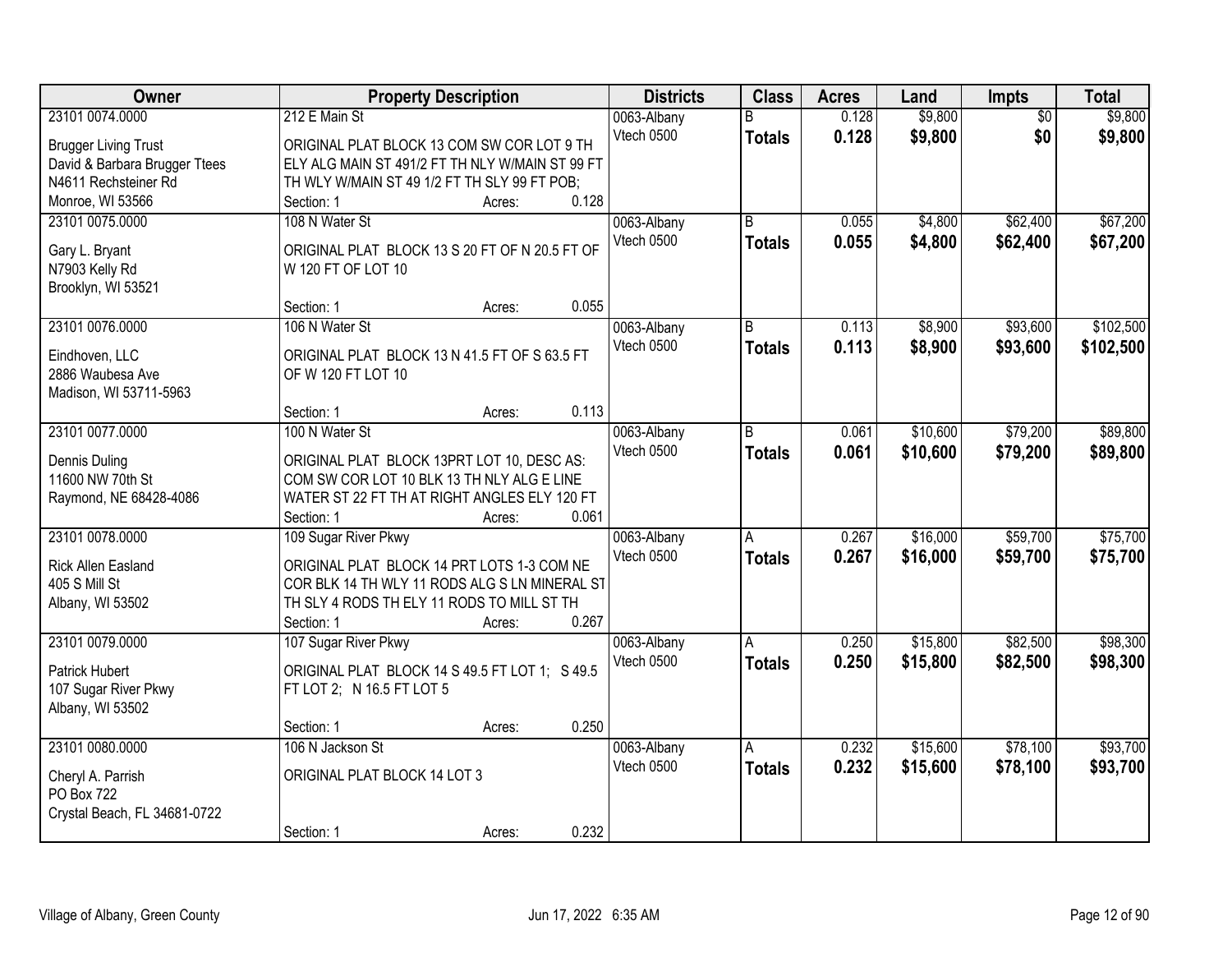| Owner | Property Description | Districts | Class | Acres | Land | Impts | Total |
|---|---|---|---|---|---|---|---|
| 23101 0074.0000<br>Brugger Living Trust<br>David & Barbara Brugger Ttees<br>N4611 Rechsteiner Rd<br>Monroe, WI 53566 | 212 E Main St<br>ORIGINAL PLAT BLOCK 13 COM SW COR LOT 9 TH ELY ALG MAIN ST 491/2 FT TH NLY W/MAIN ST 99 FT TH WLY W/MAIN ST 49 1/2 FT TH SLY 99 FT POB;<br>Section: 1 Acres: 0.128 | 0063-Albany<br>Vtech 0500 | B<br>**Totals** | 0.128<br>**0.128** | $9,800<br>**$9,800** | $0<br>**$0** | $9,800<br>**$9,800** |
| 23101 0075.0000<br>Gary L. Bryant<br>N7903 Kelly Rd<br>Brooklyn, WI 53521 | 108 N Water St<br>ORIGINAL PLAT BLOCK 13 S 20 FT OF N 20.5 FT OF W 120 FT OF LOT 10<br>Section: 1 Acres: 0.055 | 0063-Albany<br>Vtech 0500 | B<br>**Totals** | 0.055<br>**0.055** | $4,800<br>**$4,800** | $62,400<br>**$62,400** | $67,200<br>**$67,200** |
| 23101 0076.0000<br>Eindhoven, LLC<br>2886 Waubesa Ave<br>Madison, WI 53711-5963 | 106 N Water St<br>ORIGINAL PLAT BLOCK 13 N 41.5 FT OF S 63.5 FT OF W 120 FT LOT 10<br>Section: 1 Acres: 0.113 | 0063-Albany<br>Vtech 0500 | B<br>**Totals** | 0.113<br>**0.113** | $8,900<br>**$8,900** | $93,600<br>**$93,600** | $102,500<br>**$102,500** |
| 23101 0077.0000<br>Dennis Duling<br>11600 NW 70th St<br>Raymond, NE 68428-4086 | 100 N Water St<br>ORIGINAL PLAT BLOCK 13PRT LOT 10, DESC AS: COM SW COR LOT 10 BLK 13 TH NLY ALG E LINE WATER ST 22 FT TH AT RIGHT ANGLES ELY 120 FT<br>Section: 1 Acres: 0.061 | 0063-Albany<br>Vtech 0500 | B<br>**Totals** | 0.061<br>**0.061** | $10,600<br>**$10,600** | $79,200<br>**$79,200** | $89,800<br>**$89,800** |
| 23101 0078.0000<br>Rick Allen Easland<br>405 S Mill St<br>Albany, WI 53502 | 109 Sugar River Pkwy<br>ORIGINAL PLAT BLOCK 14 PRT LOTS 1-3 COM NE COR BLK 14 TH WLY 11 RODS ALG S LN MINERAL ST TH SLY 4 RODS TH ELY 11 RODS TO MILL ST TH<br>Section: 1 Acres: 0.267 | 0063-Albany<br>Vtech 0500 | A<br>**Totals** | 0.267<br>**0.267** | $16,000<br>**$16,000** | $59,700<br>**$59,700** | $75,700<br>**$75,700** |
| 23101 0079.0000<br>Patrick Hubert<br>107 Sugar River Pkwy<br>Albany, WI 53502 | 107 Sugar River Pkwy<br>ORIGINAL PLAT BLOCK 14 S 49.5 FT LOT 1; S 49.5 FT LOT 2; N 16.5 FT LOT 5<br>Section: 1 Acres: 0.250 | 0063-Albany<br>Vtech 0500 | A<br>**Totals** | 0.250<br>**0.250** | $15,800<br>**$15,800** | $82,500<br>**$82,500** | $98,300<br>**$98,300** |
| 23101 0080.0000<br>Cheryl A. Parrish<br>PO Box 722<br>Crystal Beach, FL 34681-0722 | 106 N Jackson St<br>ORIGINAL PLAT BLOCK 14 LOT 3<br>Section: 1 Acres: 0.232 | 0063-Albany<br>Vtech 0500 | A<br>**Totals** | 0.232<br>**0.232** | $15,600<br>**$15,600** | $78,100<br>**$78,100** | $93,700<br>**$93,700** |

Village of Albany, Green County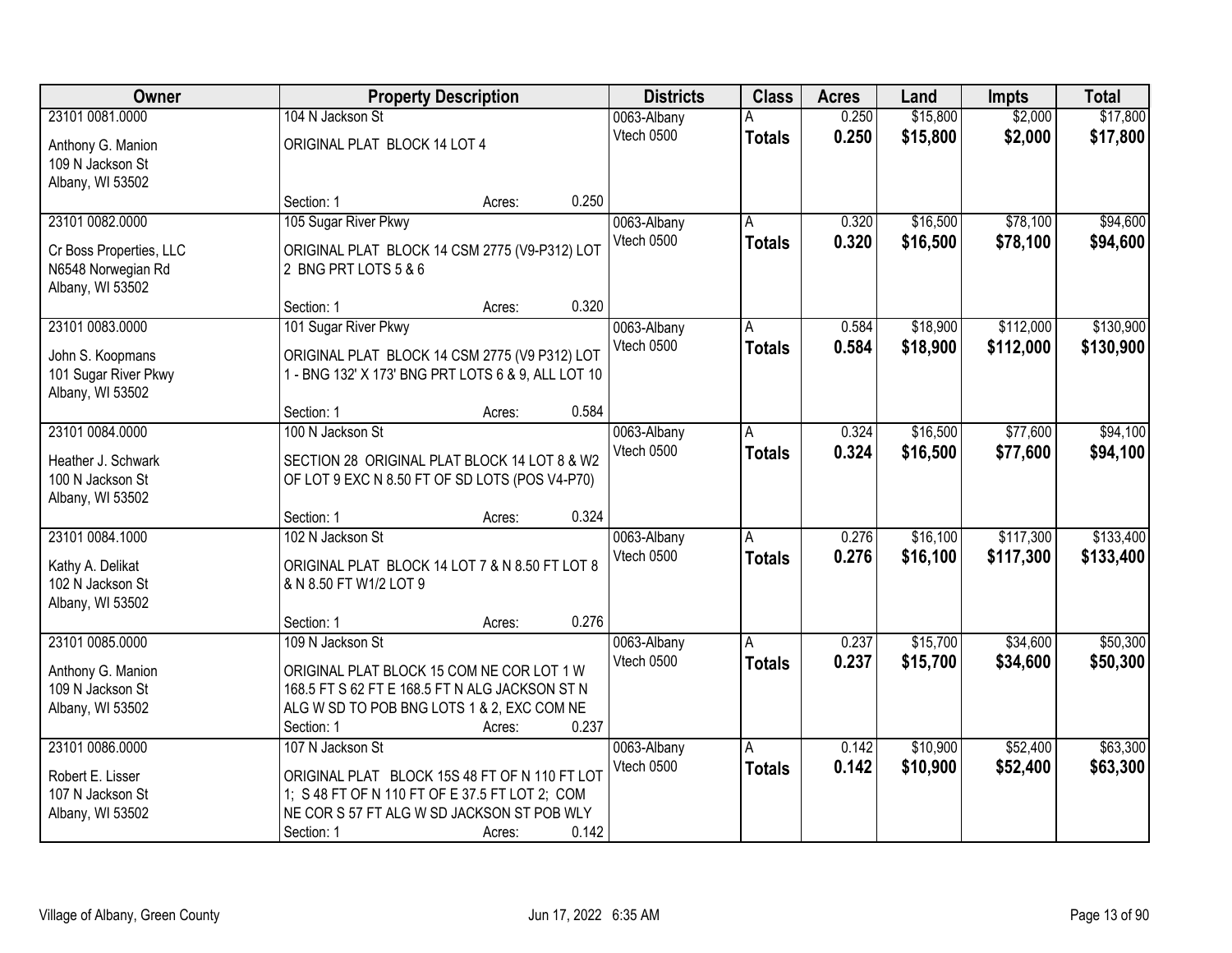| Owner | Property Description | Districts | Class | Acres | Land | Impts | Total |
|---|---|---|---|---|---|---|---|
| 23101 0081.0000<br>Anthony G. Manion<br>109 N Jackson St<br>Albany, WI 53502 | 104 N Jackson St<br>ORIGINAL PLAT BLOCK 14 LOT 4<br>Section: 1 Acres: 0.250 | 0063-Albany<br>Vtech 0500 | A<br>**Totals** | 0.250<br>**0.250** | $15,800<br>**$15,800** | $2,000<br>**$2,000** | $17,800<br>**$17,800** |
| 23101 0082.0000<br>Cr Boss Properties, LLC<br>N6548 Norwegian Rd<br>Albany, WI 53502 | 105 Sugar River Pkwy<br>ORIGINAL PLAT BLOCK 14 CSM 2775 (V9-P312) LOT 2 BNG PRT LOTS 5 & 6<br>Section: 1 Acres: 0.320 | 0063-Albany<br>Vtech 0500 | A<br>**Totals** | 0.320<br>**0.320** | $16,500<br>**$16,500** | $78,100<br>**$78,100** | $94,600<br>**$94,600** |
| 23101 0083.0000<br>John S. Koopmans<br>101 Sugar River Pkwy<br>Albany, WI 53502 | 101 Sugar River Pkwy<br>ORIGINAL PLAT BLOCK 14 CSM 2775 (V9 P312) LOT 1 - BNG 132' X 173' BNG PRT LOTS 6 & 9, ALL LOT 10<br>Section: 1 Acres: 0.584 | 0063-Albany<br>Vtech 0500 | A<br>**Totals** | 0.584<br>**0.584** | $18,900<br>**$18,900** | $112,000<br>**$112,000** | $130,900<br>**$130,900** |
| 23101 0084.0000<br>Heather J. Schwark<br>100 N Jackson St<br>Albany, WI 53502 | 100 N Jackson St<br>SECTION 28 ORIGINAL PLAT BLOCK 14 LOT 8 & W2 OF LOT 9 EXC N 8.50 FT OF SD LOTS (POS V4-P70)<br>Section: 1 Acres: 0.324 | 0063-Albany<br>Vtech 0500 | A<br>**Totals** | 0.324<br>**0.324** | $16,500<br>**$16,500** | $77,600<br>**$77,600** | $94,100<br>**$94,100** |
| 23101 0084.1000<br>Kathy A. Delikat<br>102 N Jackson St<br>Albany, WI 53502 | 102 N Jackson St<br>ORIGINAL PLAT BLOCK 14 LOT 7 & N 8.50 FT LOT 8 & N 8.50 FT W1/2 LOT 9<br>Section: 1 Acres: 0.276 | 0063-Albany<br>Vtech 0500 | A<br>**Totals** | 0.276<br>**0.276** | $16,100<br>**$16,100** | $117,300<br>**$117,300** | $133,400<br>**$133,400** |
| 23101 0085.0000<br>Anthony G. Manion<br>109 N Jackson St<br>Albany, WI 53502 | 109 N Jackson St<br>ORIGINAL PLAT BLOCK 15 COM NE COR LOT 1 W 168.5 FT S 62 FT E 168.5 FT N ALG JACKSON ST N ALG W SD TO POB BNG LOTS 1 & 2, EXC COM NE<br>Section: 1 Acres: 0.237 | 0063-Albany<br>Vtech 0500 | A<br>**Totals** | 0.237<br>**0.237** | $15,700<br>**$15,700** | $34,600<br>**$34,600** | $50,300<br>**$50,300** |
| 23101 0086.0000<br>Robert E. Lisser<br>107 N Jackson St<br>Albany, WI 53502 | 107 N Jackson St<br>ORIGINAL PLAT BLOCK 15S 48 FT OF N 110 FT LOT 1; S 48 FT OF N 110 FT OF E 37.5 FT LOT 2; COM NE COR S 57 FT ALG W SD JACKSON ST POB WLY<br>Section: 1 Acres: 0.142 | 0063-Albany<br>Vtech 0500 | A<br>**Totals** | 0.142<br>**0.142** | $10,900<br>**$10,900** | $52,400<br>**$52,400** | $63,300<br>**$63,300** |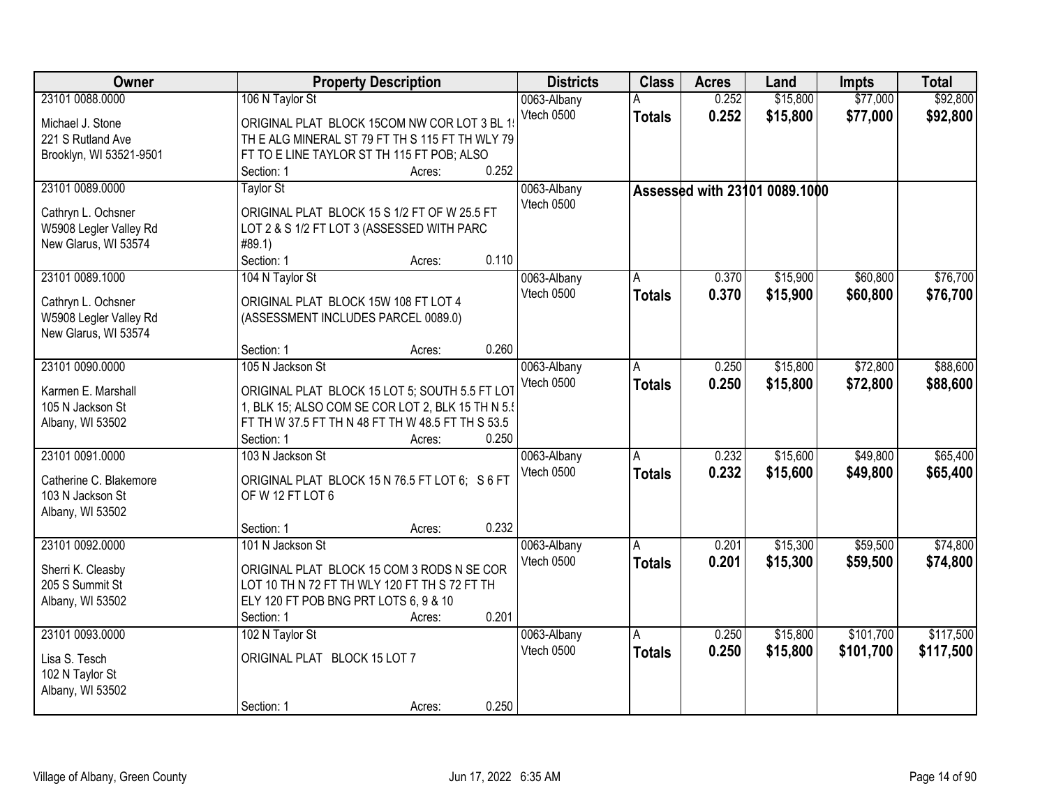| Owner | Property Description | Districts | Class | Acres | Land | Impts | Total |
|---|---|---|---|---|---|---|---|
| 23101 0088.0000<br>Michael J. Stone<br>221 S Rutland Ave<br>Brooklyn, WI 53521-9501 | 106 N Taylor St<br>ORIGINAL PLAT BLOCK 15COM NW COR LOT 3 BL 1! TH E ALG MINERAL ST 79 FT TH S 115 FT TH WLY 79 FT TO E LINE TAYLOR ST TH 115 FT POB; ALSO<br>Section: 1 Acres: 0.252 | 0063-Albany<br>Vtech 0500 | A<br>**Totals** | 0.252<br>**0.252** | $15,800<br>**$15,800** | $77,000<br>**$77,000** | $92,800<br>**$92,800** |
| 23101 0089.0000<br>Cathryn L. Ochsner<br>W5908 Legler Valley Rd<br>New Glarus, WI 53574 | Taylor St<br>ORIGINAL PLAT BLOCK 15 S 1/2 FT OF W 25.5 FT LOT 2 & S 1/2 FT LOT 3 (ASSESSED WITH PARC #89.1)<br>Section: 1 Acres: 0.110 | 0063-Albany<br>Vtech 0500 | Assessed with 23101 0089.1000 | | | | |
| 23101 0089.1000<br>Cathryn L. Ochsner<br>W5908 Legler Valley Rd<br>New Glarus, WI 53574 | 104 N Taylor St<br>ORIGINAL PLAT BLOCK 15W 108 FT LOT 4 (ASSESSMENT INCLUDES PARCEL 0089.0)<br>Section: 1 Acres: 0.260 | 0063-Albany<br>Vtech 0500 | A<br>**Totals** | 0.370<br>**0.370** | $15,900<br>**$15,900** | $60,800<br>**$60,800** | $76,700<br>**$76,700** |
| 23101 0090.0000<br>Karmen E. Marshall<br>105 N Jackson St<br>Albany, WI 53502 | 105 N Jackson St<br>ORIGINAL PLAT BLOCK 15 LOT 5; SOUTH 5.5 FT LOT 1, BLK 15; ALSO COM SE COR LOT 2, BLK 15 TH N 5.! FT TH W 37.5 FT TH N 48 FT TH W 48.5 FT TH S 53.5<br>Section: 1 Acres: 0.250 | 0063-Albany<br>Vtech 0500 | A<br>**Totals** | 0.250<br>**0.250** | $15,800<br>**$15,800** | $72,800<br>**$72,800** | $88,600<br>**$88,600** |
| 23101 0091.0000<br>Catherine C. Blakemore<br>103 N Jackson St<br>Albany, WI 53502 | 103 N Jackson St<br>ORIGINAL PLAT BLOCK 15 N 76.5 FT LOT 6; S 6 FT OF W 12 FT LOT 6<br>Section: 1 Acres: 0.232 | 0063-Albany<br>Vtech 0500 | A<br>**Totals** | 0.232<br>**0.232** | $15,600<br>**$15,600** | $49,800<br>**$49,800** | $65,400<br>**$65,400** |
| 23101 0092.0000<br>Sherri K. Cleasby<br>205 S Summit St<br>Albany, WI 53502 | 101 N Jackson St<br>ORIGINAL PLAT BLOCK 15 COM 3 RODS N SE COR LOT 10 TH N 72 FT TH WLY 120 FT TH S 72 FT TH ELY 120 FT POB BNG PRT LOTS 6, 9 & 10<br>Section: 1 Acres: 0.201 | 0063-Albany<br>Vtech 0500 | A<br>**Totals** | 0.201<br>**0.201** | $15,300<br>**$15,300** | $59,500<br>**$59,500** | $74,800<br>**$74,800** |
| 23101 0093.0000<br>Lisa S. Tesch<br>102 N Taylor St<br>Albany, WI 53502 | 102 N Taylor St<br>ORIGINAL PLAT BLOCK 15 LOT 7<br>Section: 1 Acres: 0.250 | 0063-Albany<br>Vtech 0500 | A<br>**Totals** | 0.250<br>**0.250** | $15,800<br>**$15,800** | $101,700<br>**$101,700** | $117,500<br>**$117,500** |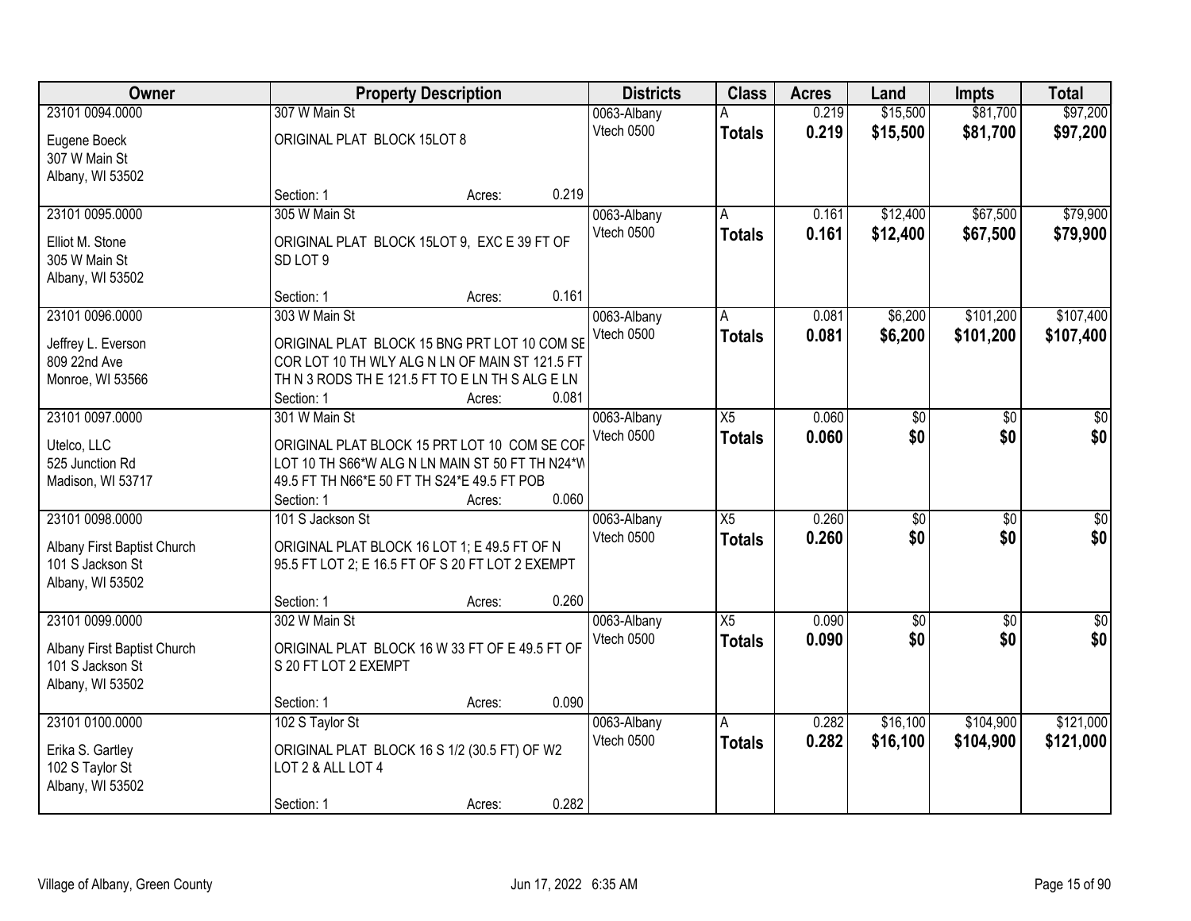| Owner | Property Description | | | Districts | Class | Acres | Land | Impts | Total |
|---|---|---|---|---|---|---|---|---|---|
| 23101 0094.0000 | 307 W Main St | | | 0063-Albany | A | 0.219 | $15,500 | $81,700 | $97,200 |
| Eugene Boeck<br>307 W Main St<br>Albany, WI 53502 | ORIGINAL PLAT BLOCK 15LOT 8 | | | Vtech 0500 | **Totals** | **0.219** | **$15,500** | **$81,700** | **$97,200** |
| | Section: 1 | Acres: | 0.219 | | | | | | |
| 23101 0095.0000 | 305 W Main St | | | 0063-Albany | A | 0.161 | $12,400 | $67,500 | $79,900 |
| Elliot M. Stone<br>305 W Main St<br>Albany, WI 53502 | ORIGINAL PLAT BLOCK 15LOT 9, EXC E 39 FT OF SD LOT 9 | | | Vtech 0500 | **Totals** | **0.161** | **$12,400** | **$67,500** | **$79,900** |
| | Section: 1 | Acres: | 0.161 | | | | | | |
| 23101 0096.0000 | 303 W Main St | | | 0063-Albany | A | 0.081 | $6,200 | $101,200 | $107,400 |
| Jeffrey L. Everson<br>809 22nd Ave<br>Monroe, WI 53566 | ORIGINAL PLAT BLOCK 15 BNG PRT LOT 10 COM SE COR LOT 10 TH WLY ALG N LN OF MAIN ST 121.5 FT TH N 3 RODS TH E 121.5 FT TO E LN TH S ALG E LN | | | Vtech 0500 | **Totals** | **0.081** | **$6,200** | **$101,200** | **$107,400** |
| | Section: 1 | Acres: | 0.081 | | | | | | |
| 23101 0097.0000 | 301 W Main St | | | 0063-Albany | X5 | 0.060 | $0 | $0 | $0 |
| Utelco, LLC<br>525 Junction Rd<br>Madison, WI 53717 | ORIGINAL PLAT BLOCK 15 PRT LOT 10 COM SE COR LOT 10 TH S66*W ALG N LN MAIN ST 50 FT TH N24*W 49.5 FT TH N66*E 50 FT TH S24*E 49.5 FT POB | | | Vtech 0500 | **Totals** | **0.060** | **$0** | **$0** | **$0** |
| | Section: 1 | Acres: | 0.060 | | | | | | |
| 23101 0098.0000 | 101 S Jackson St | | | 0063-Albany | X5 | 0.260 | $0 | $0 | $0 |
| Albany First Baptist Church<br>101 S Jackson St<br>Albany, WI 53502 | ORIGINAL PLAT BLOCK 16 LOT 1; E 49.5 FT OF N 95.5 FT LOT 2; E 16.5 FT OF S 20 FT LOT 2 EXEMPT | | | Vtech 0500 | **Totals** | **0.260** | **$0** | **$0** | **$0** |
| | Section: 1 | Acres: | 0.260 | | | | | | |
| 23101 0099.0000 | 302 W Main St | | | 0063-Albany | X5 | 0.090 | $0 | $0 | $0 |
| Albany First Baptist Church<br>101 S Jackson St<br>Albany, WI 53502 | ORIGINAL PLAT BLOCK 16 W 33 FT OF E 49.5 FT OF S 20 FT LOT 2 EXEMPT | | | Vtech 0500 | **Totals** | **0.090** | **$0** | **$0** | **$0** |
| | Section: 1 | Acres: | 0.090 | | | | | | |
| 23101 0100.0000 | 102 S Taylor St | | | 0063-Albany | A | 0.282 | $16,100 | $104,900 | $121,000 |
| Erika S. Gartley<br>102 S Taylor St<br>Albany, WI 53502 | ORIGINAL PLAT BLOCK 16 S 1/2 (30.5 FT) OF W2 LOT 2 & ALL LOT 4 | | | Vtech 0500 | **Totals** | **0.282** | **$16,100** | **$104,900** | **$121,000** |
| | Section: 1 | Acres: | 0.282 | | | | | | |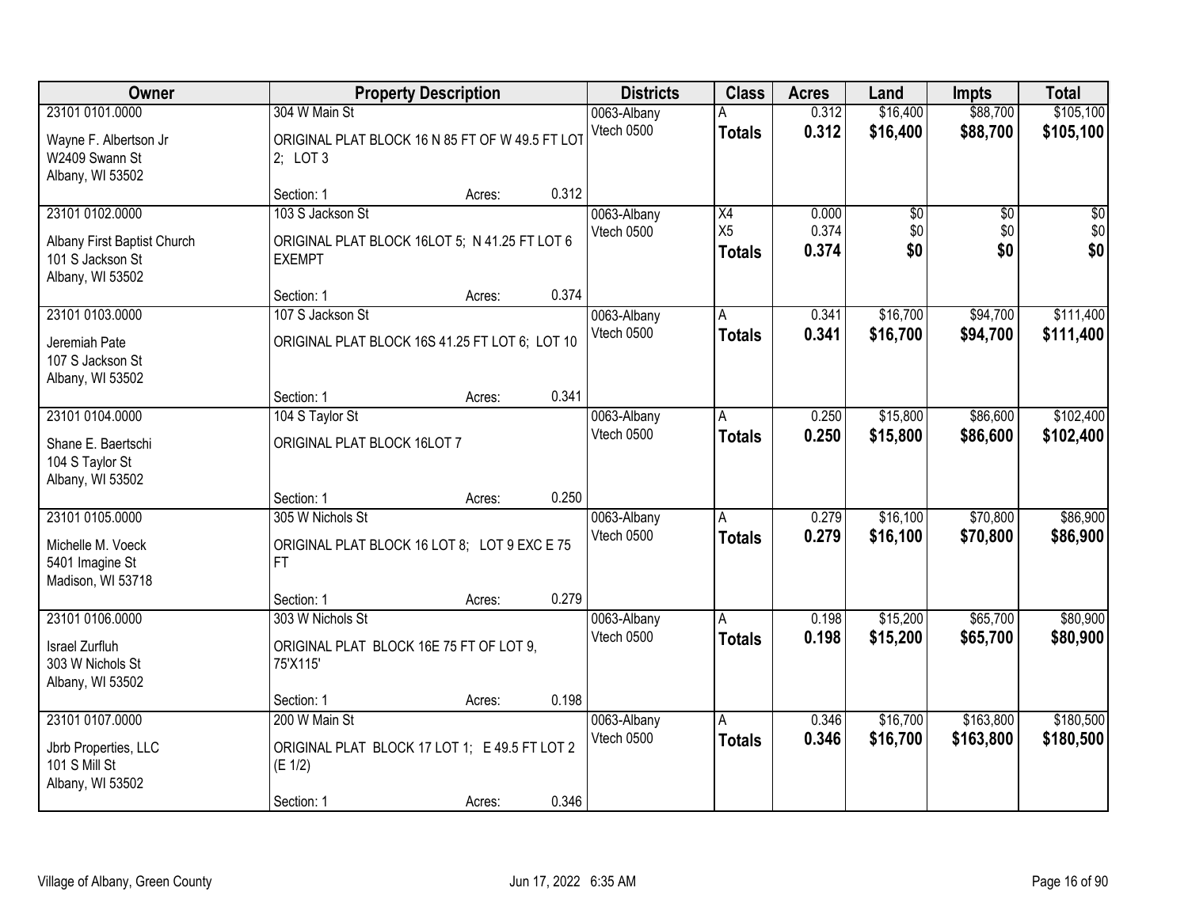| Owner | Property Description | | | Districts | Class | Acres | Land | Impts | Total |
|---|---|---|---|---|---|---|---|---|---|
| 23101 0101.0000<br>Wayne F. Albertson Jr<br>W2409 Swann St<br>Albany, WI 53502 | 304 W Main St<br>ORIGINAL PLAT BLOCK 16 N 85 FT OF W 49.5 FT LOT 2; LOT 3<br>Section: 1 | Acres: | 0.312 | 0063-Albany<br>Vtech 0500 | A<br>**Totals** | 0.312<br>**0.312** | $16,400<br>**$16,400** | $88,700<br>**$88,700** | $105,100<br>**$105,100** |
| 23101 0102.0000<br>Albany First Baptist Church<br>101 S Jackson St<br>Albany, WI 53502 | 103 S Jackson St<br>ORIGINAL PLAT BLOCK 16LOT 5; N 41.25 FT LOT 6 EXEMPT<br>Section: 1 | Acres: | 0.374 | 0063-Albany<br>Vtech 0500 | X4<br>X5<br>**Totals** | 0.000<br>0.374<br>**0.374** | $0<br>$0<br>**$0** | $0<br>$0<br>**$0** | $0<br>$0<br>**$0** |
| 23101 0103.0000<br>Jeremiah Pate<br>107 S Jackson St<br>Albany, WI 53502 | 107 S Jackson St<br>ORIGINAL PLAT BLOCK 16S 41.25 FT LOT 6; LOT 10<br>Section: 1 | Acres: | 0.341 | 0063-Albany<br>Vtech 0500 | A<br>**Totals** | 0.341<br>**0.341** | $16,700<br>**$16,700** | $94,700<br>**$94,700** | $111,400<br>**$111,400** |
| 23101 0104.0000<br>Shane E. Baertschi<br>104 S Taylor St<br>Albany, WI 53502 | 104 S Taylor St<br>ORIGINAL PLAT BLOCK 16LOT 7<br>Section: 1 | Acres: | 0.250 | 0063-Albany<br>Vtech 0500 | A<br>**Totals** | 0.250<br>**0.250** | $15,800<br>**$15,800** | $86,600<br>**$86,600** | $102,400<br>**$102,400** |
| 23101 0105.0000<br>Michelle M. Voeck<br>5401 Imagine St<br>Madison, WI 53718 | 305 W Nichols St<br>ORIGINAL PLAT BLOCK 16 LOT 8; LOT 9 EXC E 75 FT<br>Section: 1 | Acres: | 0.279 | 0063-Albany<br>Vtech 0500 | A<br>**Totals** | 0.279<br>**0.279** | $16,100<br>**$16,100** | $70,800<br>**$70,800** | $86,900<br>**$86,900** |
| 23101 0106.0000<br>Israel Zurfluh<br>303 W Nichols St<br>Albany, WI 53502 | 303 W Nichols St<br>ORIGINAL PLAT BLOCK 16E 75 FT OF LOT 9, 75'X115'<br>Section: 1 | Acres: | 0.198 | 0063-Albany<br>Vtech 0500 | A<br>**Totals** | 0.198<br>**0.198** | $15,200<br>**$15,200** | $65,700<br>**$65,700** | $80,900<br>**$80,900** |
| 23101 0107.0000<br>Jbrb Properties, LLC<br>101 S Mill St<br>Albany, WI 53502 | 200 W Main St<br>ORIGINAL PLAT BLOCK 17 LOT 1; E 49.5 FT LOT 2 (E 1/2)<br>Section: 1 | Acres: | 0.346 | 0063-Albany<br>Vtech 0500 | A<br>**Totals** | 0.346<br>**0.346** | $16,700<br>**$16,700** | $163,800<br>**$163,800** | $180,500<br>**$180,500** |

Village of Albany, Green County

Jun 17, 2022 6:35 AM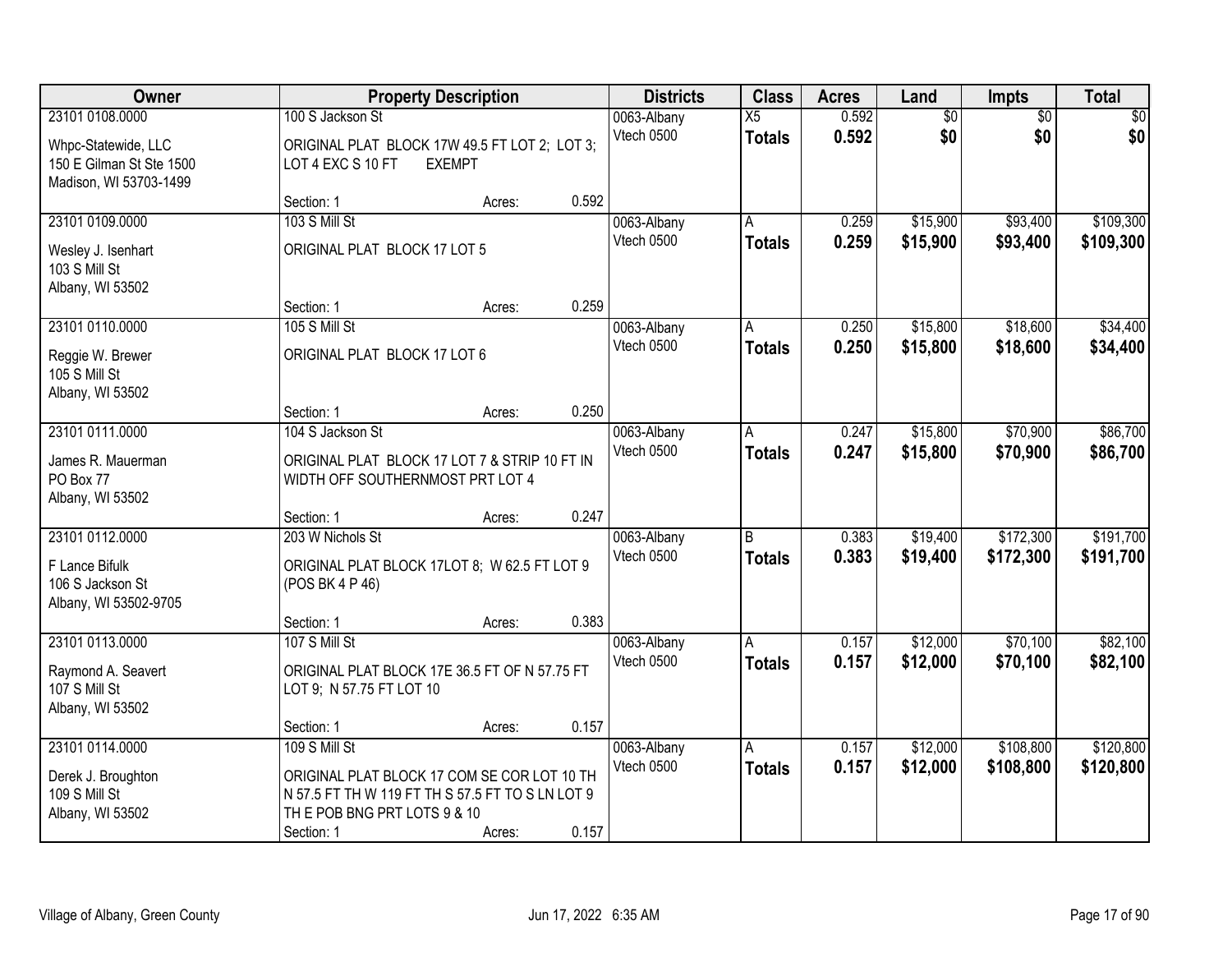| Owner | Property Description | | | Districts | Class | Acres | Land | Impts | Total |
|---|---|---|---|---|---|---|---|---|---|
| 23101 0108.0000 | 100 S Jackson St | | | 0063-Albany | X5 | 0.592 | $0 | $0 | $0 |
| Whpc-Statewide, LLC<br>150 E Gilman St Ste 1500<br>Madison, WI 53703-1499 | ORIGINAL PLAT BLOCK 17W 49.5 FT LOT 2; LOT 3; LOT 4 EXC S 10 FT EXEMPT | | | Vtech 0500 | **Totals** | **0.592** | **$0** | **$0** | **$0** |
| | Section: 1 | Acres: | 0.592 | | | | | | |
| 23101 0109.0000 | 103 S Mill St | | | 0063-Albany | A | 0.259 | $15,900 | $93,400 | $109,300 |
| Wesley J. Isenhart<br>103 S Mill St<br>Albany, WI 53502 | ORIGINAL PLAT BLOCK 17 LOT 5 | | | Vtech 0500 | **Totals** | **0.259** | **$15,900** | **$93,400** | **$109,300** |
| | Section: 1 | Acres: | 0.259 | | | | | | |
| 23101 0110.0000 | 105 S Mill St | | | 0063-Albany | A | 0.250 | $15,800 | $18,600 | $34,400 |
| Reggie W. Brewer<br>105 S Mill St<br>Albany, WI 53502 | ORIGINAL PLAT BLOCK 17 LOT 6 | | | Vtech 0500 | **Totals** | **0.250** | **$15,800** | **$18,600** | **$34,400** |
| | Section: 1 | Acres: | 0.250 | | | | | | |
| 23101 0111.0000 | 104 S Jackson St | | | 0063-Albany | A | 0.247 | $15,800 | $70,900 | $86,700 |
| James R. Mauerman<br>PO Box 77<br>Albany, WI 53502 | ORIGINAL PLAT BLOCK 17 LOT 7 & STRIP 10 FT IN WIDTH OFF SOUTHERNMOST PRT LOT 4 | | | Vtech 0500 | **Totals** | **0.247** | **$15,800** | **$70,900** | **$86,700** |
| | Section: 1 | Acres: | 0.247 | | | | | | |
| 23101 0112.0000 | 203 W Nichols St | | | 0063-Albany | B | 0.383 | $19,400 | $172,300 | $191,700 |
| F Lance Bifulk<br>106 S Jackson St<br>Albany, WI 53502-9705 | ORIGINAL PLAT BLOCK 17LOT 8; W 62.5 FT LOT 9 (POS BK 4 P 46) | | | Vtech 0500 | **Totals** | **0.383** | **$19,400** | **$172,300** | **$191,700** |
| | Section: 1 | Acres: | 0.383 | | | | | | |
| 23101 0113.0000 | 107 S Mill St | | | 0063-Albany | A | 0.157 | $12,000 | $70,100 | $82,100 |
| Raymond A. Seavert<br>107 S Mill St<br>Albany, WI 53502 | ORIGINAL PLAT BLOCK 17E 36.5 FT OF N 57.75 FT LOT 9; N 57.75 FT LOT 10 | | | Vtech 0500 | **Totals** | **0.157** | **$12,000** | **$70,100** | **$82,100** |
| | Section: 1 | Acres: | 0.157 | | | | | | |
| 23101 0114.0000 | 109 S Mill St | | | 0063-Albany | A | 0.157 | $12,000 | $108,800 | $120,800 |
| Derek J. Broughton<br>109 S Mill St<br>Albany, WI 53502 | ORIGINAL PLAT BLOCK 17 COM SE COR LOT 10 TH N 57.5 FT TH W 119 FT TH S 57.5 FT TO S LN LOT 9 TH E POB BNG PRT LOTS 9 & 10 | | | Vtech 0500 | **Totals** | **0.157** | **$12,000** | **$108,800** | **$120,800** |
| | Section: 1 | Acres: | 0.157 | | | | | | |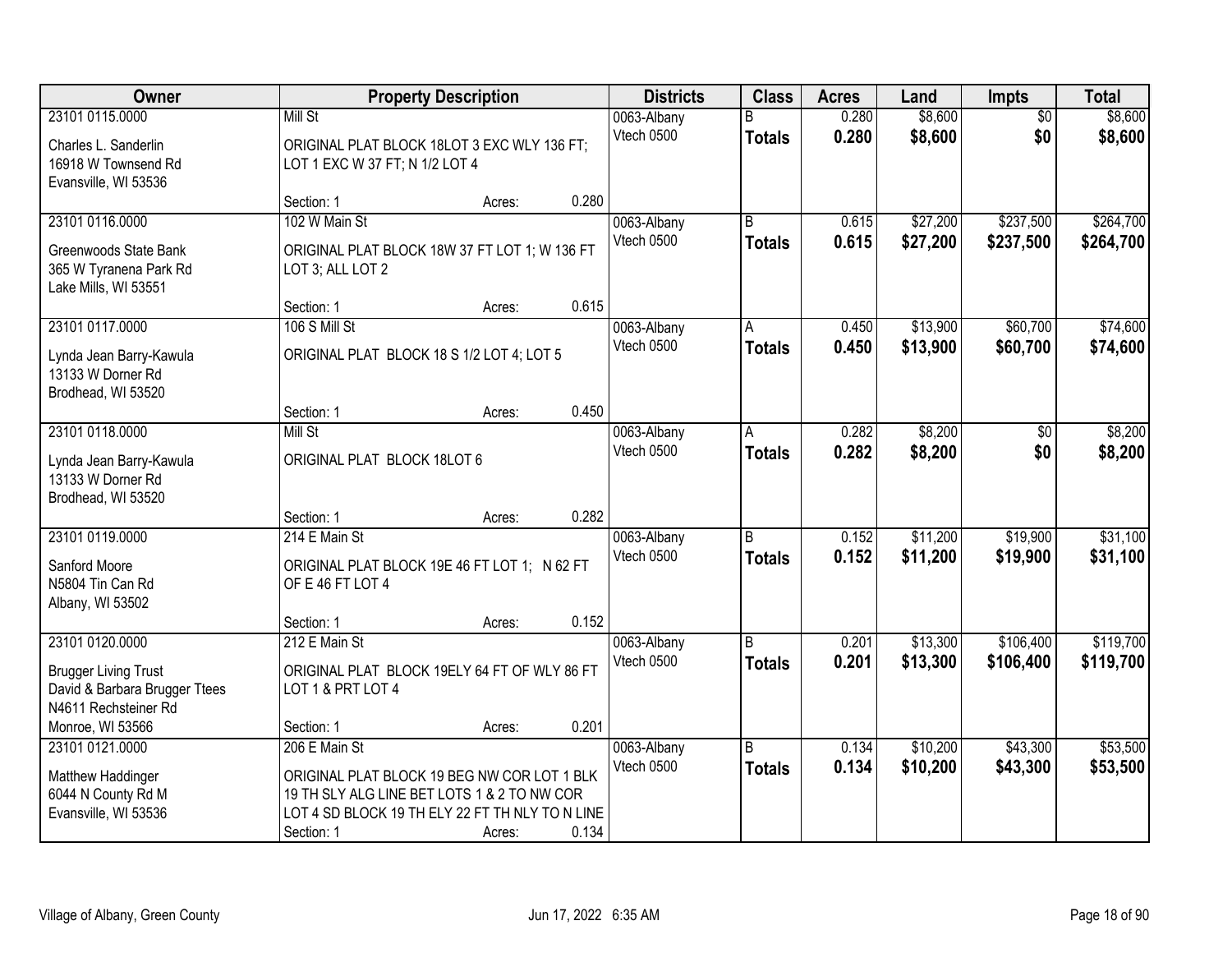| Owner | Property Description | | | Districts | Class | Acres | Land | Impts | Total |
|---|---|---|---|---|---|---|---|---|---|
| 23101 0115.0000 | Mill St | | | 0063-Albany | B | 0.280 | $8,600 | $0 | $8,600 |
| Charles L. Sanderlin<br>16918 W Townsend Rd<br>Evansville, WI 53536 | ORIGINAL PLAT BLOCK 18LOT 3 EXC WLY 136 FT; LOT 1 EXC W 37 FT; N 1/2 LOT 4 | | | Vtech 0500 | **Totals** | **0.280** | **$8,600** | **$0** | **$8,600** |
| | Section: 1 | Acres: | 0.280 | | | | | | |
| 23101 0116.0000 | 102 W Main St | | | 0063-Albany | B | 0.615 | $27,200 | $237,500 | $264,700 |
| Greenwoods State Bank<br>365 W Tyranena Park Rd<br>Lake Mills, WI 53551 | ORIGINAL PLAT BLOCK 18W 37 FT LOT 1; W 136 FT LOT 3; ALL LOT 2 | | | Vtech 0500 | **Totals** | **0.615** | **$27,200** | **$237,500** | **$264,700** |
| | Section: 1 | Acres: | 0.615 | | | | | | |
| 23101 0117.0000 | 106 S Mill St | | | 0063-Albany | A | 0.450 | $13,900 | $60,700 | $74,600 |
| Lynda Jean Barry-Kawula<br>13133 W Dorner Rd<br>Brodhead, WI 53520 | ORIGINAL PLAT BLOCK 18 S 1/2 LOT 4; LOT 5 | | | Vtech 0500 | **Totals** | **0.450** | **$13,900** | **$60,700** | **$74,600** |
| | Section: 1 | Acres: | 0.450 | | | | | | |
| 23101 0118.0000 | Mill St | | | 0063-Albany | A | 0.282 | $8,200 | $0 | $8,200 |
| Lynda Jean Barry-Kawula<br>13133 W Dorner Rd<br>Brodhead, WI 53520 | ORIGINAL PLAT BLOCK 18LOT 6 | | | Vtech 0500 | **Totals** | **0.282** | **$8,200** | **$0** | **$8,200** |
| | Section: 1 | Acres: | 0.282 | | | | | | |
| 23101 0119.0000 | 214 E Main St | | | 0063-Albany | B | 0.152 | $11,200 | $19,900 | $31,100 |
| Sanford Moore<br>N5804 Tin Can Rd<br>Albany, WI 53502 | ORIGINAL PLAT BLOCK 19E 46 FT LOT 1; N 62 FT OF E 46 FT LOT 4 | | | Vtech 0500 | **Totals** | **0.152** | **$11,200** | **$19,900** | **$31,100** |
| | Section: 1 | Acres: | 0.152 | | | | | | |
| 23101 0120.0000 | 212 E Main St | | | 0063-Albany | B | 0.201 | $13,300 | $106,400 | $119,700 |
| Brugger Living Trust<br>David & Barbara Brugger Ttees<br>N4611 Rechsteiner Rd<br>Monroe, WI 53566 | ORIGINAL PLAT BLOCK 19ELY 64 FT OF WLY 86 FT LOT 1 & PRT LOT 4 | | | Vtech 0500 | **Totals** | **0.201** | **$13,300** | **$106,400** | **$119,700** |
| | Section: 1 | Acres: | 0.201 | | | | | | |
| 23101 0121.0000 | 206 E Main St | | | 0063-Albany | B | 0.134 | $10,200 | $43,300 | $53,500 |
| Matthew Haddinger<br>6044 N County Rd M<br>Evansville, WI 53536 | ORIGINAL PLAT BLOCK 19 BEG NW COR LOT 1 BLK 19 TH SLY ALG LINE BET LOTS 1 & 2 TO NW COR LOT 4 SD BLOCK 19 TH ELY 22 FT TH NLY TO N LINE | | | Vtech 0500 | **Totals** | **0.134** | **$10,200** | **$43,300** | **$53,500** |
| | Section: 1 | Acres: | 0.134 | | | | | | |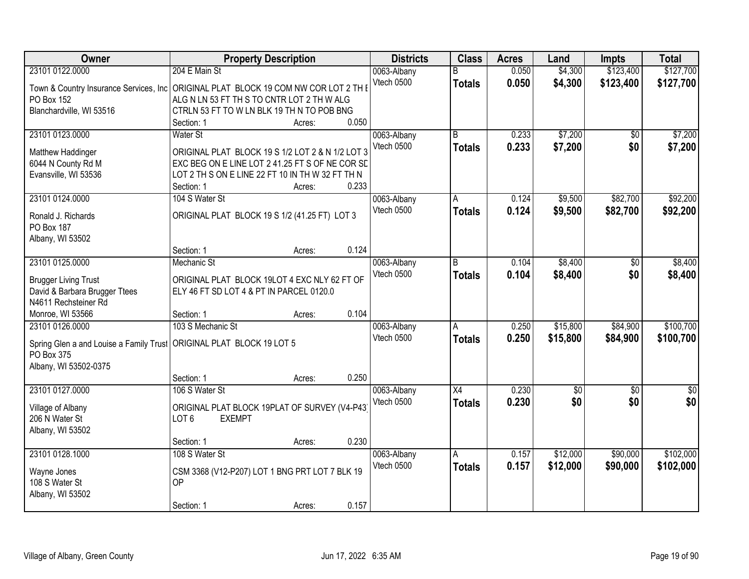| Owner | Property Description | Districts | Class | Acres | Land | Impts | Total |
|---|---|---|---|---|---|---|---|
| 23101 0122.0000 | 204 E Main St | 0063-Albany | B | 0.050 | $4,300 | $123,400 | $127,700 |
| Town & Country Insurance Services, Inc<br>PO Box 152<br>Blanchardville, WI 53516 | ORIGINAL PLAT BLOCK 19 COM NW COR LOT 2 TH E ALG N LN 53 FT TH S TO CNTR LOT 2 TH W ALG CTRLN 53 FT TO W LN BLK 19 TH N TO POB BNG<br>Section: 1 Acres: 0.050 | Vtech 0500 | **Totals** | **0.050** | **$4,300** | **$123,400** | **$127,700** |
| 23101 0123.0000 | Water St | 0063-Albany | B | 0.233 | $7,200 | $0 | $7,200 |
| Matthew Haddinger<br>6044 N County Rd M<br>Evansville, WI 53536 | ORIGINAL PLAT BLOCK 19 S 1/2 LOT 2 & N 1/2 LOT 3 EXC BEG ON E LINE LOT 2 41.25 FT S OF NE COR SD LOT 2 TH S ON E LINE 22 FT 10 IN TH W 32 FT TH N<br>Section: 1 Acres: 0.233 | Vtech 0500 | **Totals** | **0.233** | **$7,200** | **$0** | **$7,200** |
| 23101 0124.0000 | 104 S Water St | 0063-Albany | A | 0.124 | $9,500 | $82,700 | $92,200 |
| Ronald J. Richards<br>PO Box 187<br>Albany, WI 53502 | ORIGINAL PLAT BLOCK 19 S 1/2 (41.25 FT) LOT 3<br>Section: 1 Acres: 0.124 | Vtech 0500 | **Totals** | **0.124** | **$9,500** | **$82,700** | **$92,200** |
| 23101 0125.0000 | Mechanic St | 0063-Albany | B | 0.104 | $8,400 | $0 | $8,400 |
| Brugger Living Trust<br>David & Barbara Brugger Ttees<br>N4611 Rechsteiner Rd<br>Monroe, WI 53566 | ORIGINAL PLAT BLOCK 19LOT 4 EXC NLY 62 FT OF ELY 46 FT SD LOT 4 & PT IN PARCEL 0120.0<br>Section: 1 Acres: 0.104 | Vtech 0500 | **Totals** | **0.104** | **$8,400** | **$0** | **$8,400** |
| 23101 0126.0000 | 103 S Mechanic St | 0063-Albany | A | 0.250 | $15,800 | $84,900 | $100,700 |
| Spring Glen a and Louise a Family Trust<br>PO Box 375<br>Albany, WI 53502-0375 | ORIGINAL PLAT BLOCK 19 LOT 5<br>Section: 1 Acres: 0.250 | Vtech 0500 | **Totals** | **0.250** | **$15,800** | **$84,900** | **$100,700** |
| 23101 0127.0000 | 106 S Water St | 0063-Albany | X4 | 0.230 | $0 | $0 | $0 |
| Village of Albany<br>206 N Water St<br>Albany, WI 53502 | ORIGINAL PLAT BLOCK 19PLAT OF SURVEY (V4-P43) LOT 6 EXEMPT<br>Section: 1 Acres: 0.230 | Vtech 0500 | **Totals** | **0.230** | **$0** | **$0** | **$0** |
| 23101 0128.1000 | 108 S Water St | 0063-Albany | A | 0.157 | $12,000 | $90,000 | $102,000 |
| Wayne Jones<br>108 S Water St<br>Albany, WI 53502 | CSM 3368 (V12-P207) LOT 1 BNG PRT LOT 7 BLK 19 OP<br>Section: 1 Acres: 0.157 | Vtech 0500 | **Totals** | **0.157** | **$12,000** | **$90,000** | **$102,000** |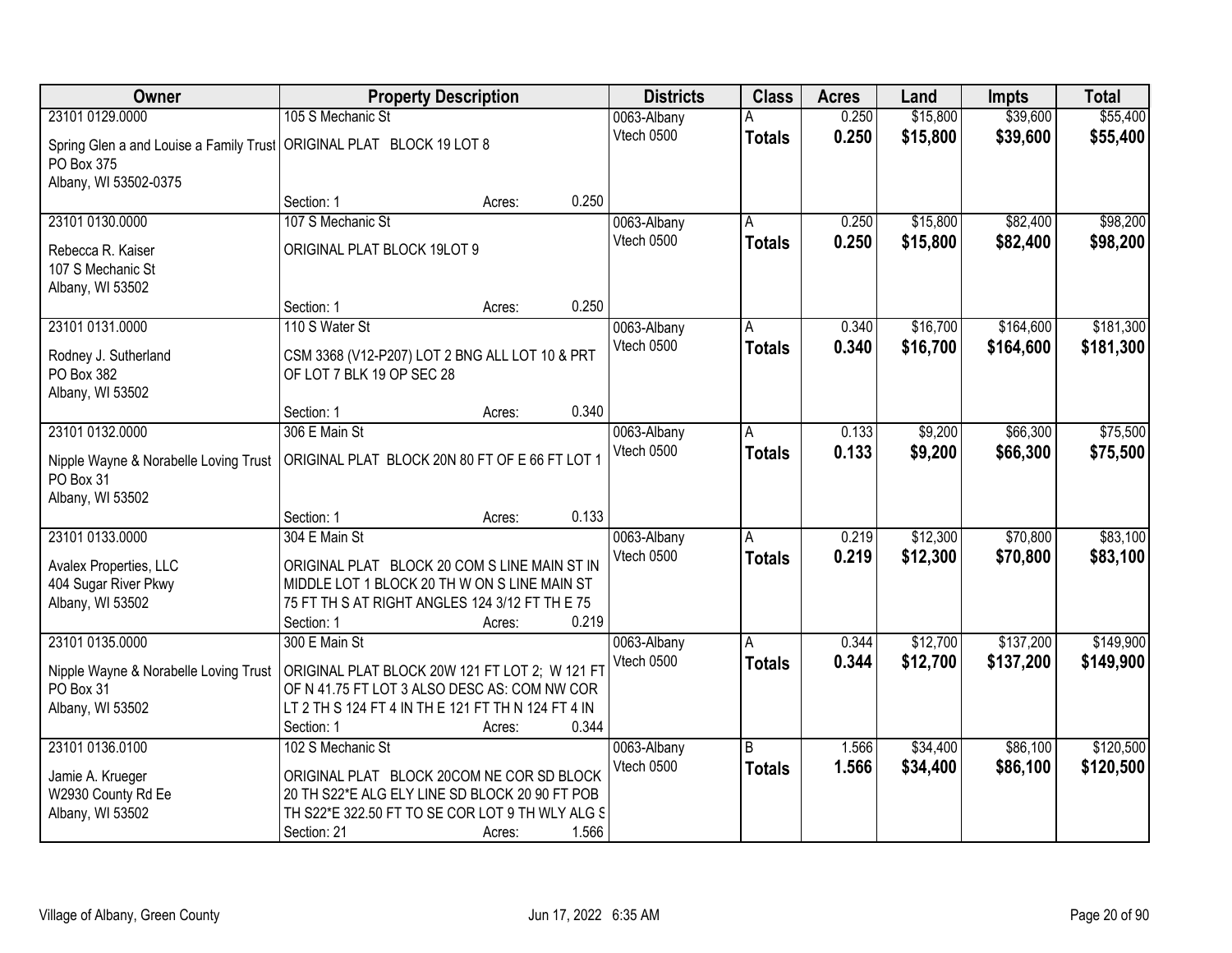| Owner | Property Description | | | Districts | Class | Acres | Land | Impts | Total |
|---|---|---|---|---|---|---|---|---|---|
| 23101 0129.0000 | 105 S Mechanic St | | | 0063-Albany | A | 0.250 | $15,800 | $39,600 | $55,400 |
| Spring Glen a and Louise a Family Trust<br>PO Box 375<br>Albany, WI 53502-0375 | ORIGINAL PLAT BLOCK 19 LOT 8 | | | Vtech 0500 | **Totals** | **0.250** | **$15,800** | **$39,600** | **$55,400** |
| | Section: 1 | Acres: | 0.250 | | | | | | |
| 23101 0130.0000 | 107 S Mechanic St | | | 0063-Albany | A | 0.250 | $15,800 | $82,400 | $98,200 |
| Rebecca R. Kaiser<br>107 S Mechanic St<br>Albany, WI 53502 | ORIGINAL PLAT BLOCK 19LOT 9 | | | Vtech 0500 | **Totals** | **0.250** | **$15,800** | **$82,400** | **$98,200** |
| | Section: 1 | Acres: | 0.250 | | | | | | |
| 23101 0131.0000 | 110 S Water St | | | 0063-Albany | A | 0.340 | $16,700 | $164,600 | $181,300 |
| Rodney J. Sutherland<br>PO Box 382<br>Albany, WI 53502 | CSM 3368 (V12-P207) LOT 2 BNG ALL LOT 10 & PRT OF LOT 7 BLK 19 OP SEC 28 | | | Vtech 0500 | **Totals** | **0.340** | **$16,700** | **$164,600** | **$181,300** |
| | Section: 1 | Acres: | 0.340 | | | | | | |
| 23101 0132.0000 | 306 E Main St | | | 0063-Albany | A | 0.133 | $9,200 | $66,300 | $75,500 |
| Nipple Wayne & Norabelle Loving Trust<br>PO Box 31<br>Albany, WI 53502 | ORIGINAL PLAT BLOCK 20N 80 FT OF E 66 FT LOT 1 | | | Vtech 0500 | **Totals** | **0.133** | **$9,200** | **$66,300** | **$75,500** |
| | Section: 1 | Acres: | 0.133 | | | | | | |
| 23101 0133.0000 | 304 E Main St | | | 0063-Albany | A | 0.219 | $12,300 | $70,800 | $83,100 |
| Avalex Properties, LLC<br>404 Sugar River Pkwy<br>Albany, WI 53502 | ORIGINAL PLAT BLOCK 20 COM S LINE MAIN ST IN MIDDLE LOT 1 BLOCK 20 TH W ON S LINE MAIN ST 75 FT TH S AT RIGHT ANGLES 124 3/12 FT TH E 75 | | | Vtech 0500 | **Totals** | **0.219** | **$12,300** | **$70,800** | **$83,100** |
| | Section: 1 | Acres: | 0.219 | | | | | | |
| 23101 0135.0000 | 300 E Main St | | | 0063-Albany | A | 0.344 | $12,700 | $137,200 | $149,900 |
| Nipple Wayne & Norabelle Loving Trust<br>PO Box 31<br>Albany, WI 53502 | ORIGINAL PLAT BLOCK 20W 121 FT LOT 2; W 121 FT OF N 41.75 FT LOT 3 ALSO DESC AS: COM NW COR LT 2 TH S 124 FT 4 IN TH E 121 FT TH N 124 FT 4 IN | | | Vtech 0500 | **Totals** | **0.344** | **$12,700** | **$137,200** | **$149,900** |
| | Section: 1 | Acres: | 0.344 | | | | | | |
| 23101 0136.0100 | 102 S Mechanic St | | | 0063-Albany | B | 1.566 | $34,400 | $86,100 | $120,500 |
| Jamie A. Krueger<br>W2930 County Rd Ee<br>Albany, WI 53502 | ORIGINAL PLAT BLOCK 20COM NE COR SD BLOCK 20 TH S22*E ALG ELY LINE SD BLOCK 20 90 FT POB TH S22*E 322.50 FT TO SE COR LOT 9 TH WLY ALG S | | | Vtech 0500 | **Totals** | **1.566** | **$34,400** | **$86,100** | **$120,500** |
| | Section: 21 | Acres: | 1.566 | | | | | | |

Village of Albany, Green County — Jun 17, 2022 6:35 AM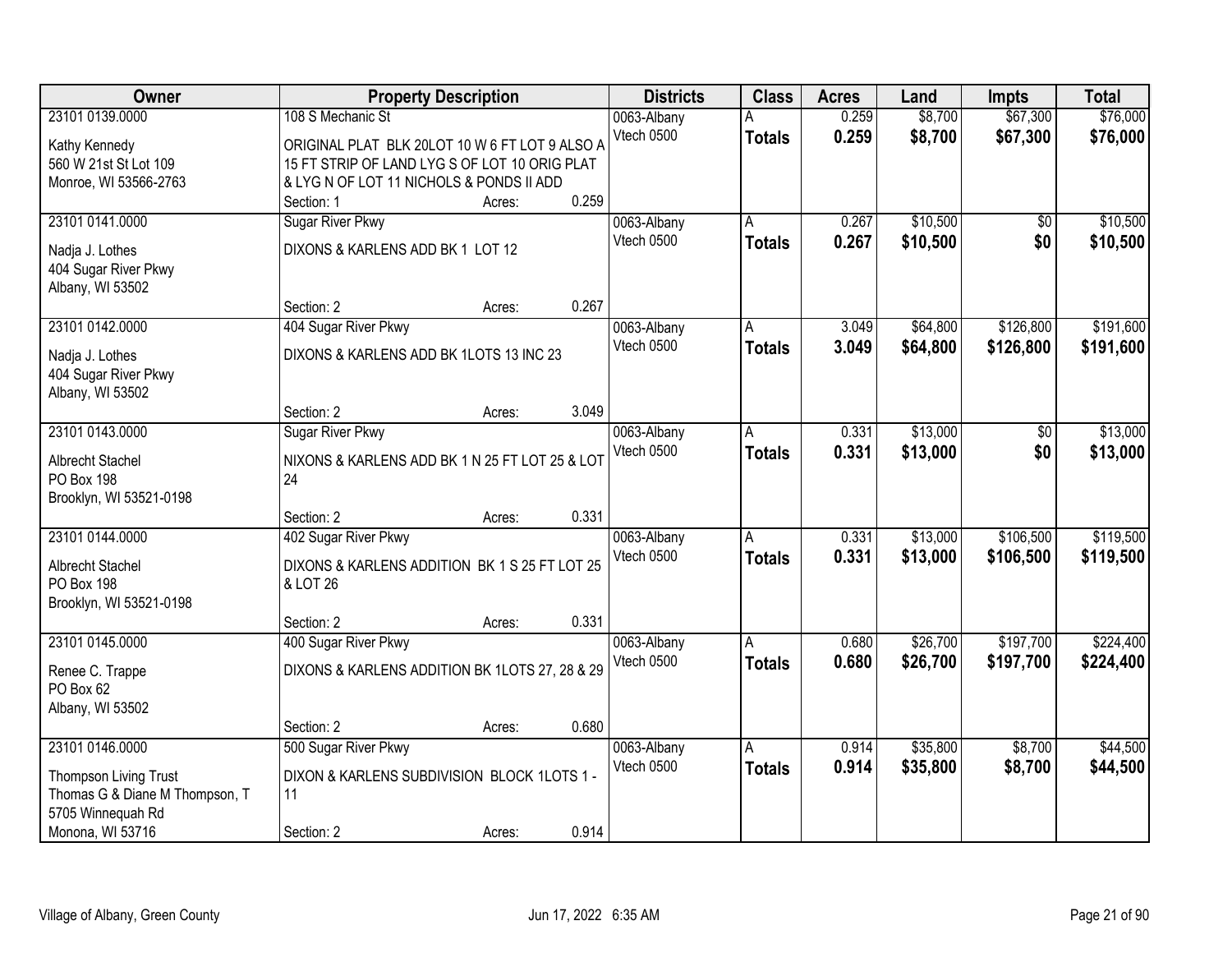| Owner | Property Description | Districts | Class | Acres | Land | Impts | Total |
|---|---|---|---|---|---|---|---|
| 23101 0139.0000<br>Kathy Kennedy<br>560 W 21st St Lot 109<br>Monroe, WI 53566-2763 | 108 S Mechanic St<br>ORIGINAL PLAT BLK 20LOT 10 W 6 FT LOT 9 ALSO A 15 FT STRIP OF LAND LYG S OF LOT 10 ORIG PLAT & LYG N OF LOT 11 NICHOLS & PONDS II ADD<br>Section: 1 Acres: 0.259 | 0063-Albany<br>Vtech 0500 | A<br>**Totals** | 0.259<br>**0.259** | $8,700<br>**$8,700** | $67,300<br>**$67,300** | $76,000<br>**$76,000** |
| 23101 0141.0000<br>Nadja J. Lothes<br>404 Sugar River Pkwy<br>Albany, WI 53502 | Sugar River Pkwy<br>DIXONS & KARLENS ADD BK 1 LOT 12<br>Section: 2 Acres: 0.267 | 0063-Albany<br>Vtech 0500 | A<br>**Totals** | 0.267<br>**0.267** | $10,500<br>**$10,500** | $0<br>**$0** | $10,500<br>**$10,500** |
| 23101 0142.0000<br>Nadja J. Lothes<br>404 Sugar River Pkwy<br>Albany, WI 53502 | 404 Sugar River Pkwy<br>DIXONS & KARLENS ADD BK 1LOTS 13 INC 23<br>Section: 2 Acres: 3.049 | 0063-Albany<br>Vtech 0500 | A<br>**Totals** | 3.049<br>**3.049** | $64,800<br>**$64,800** | $126,800<br>**$126,800** | $191,600<br>**$191,600** |
| 23101 0143.0000<br>Albrecht Stachel<br>PO Box 198<br>Brooklyn, WI 53521-0198 | Sugar River Pkwy<br>NIXONS & KARLENS ADD BK 1 N 25 FT LOT 25 & LOT 24<br>Section: 2 Acres: 0.331 | 0063-Albany<br>Vtech 0500 | A<br>**Totals** | 0.331<br>**0.331** | $13,000<br>**$13,000** | $0<br>**$0** | $13,000<br>**$13,000** |
| 23101 0144.0000<br>Albrecht Stachel<br>PO Box 198<br>Brooklyn, WI 53521-0198 | 402 Sugar River Pkwy<br>DIXONS & KARLENS ADDITION BK 1 S 25 FT LOT 25 & LOT 26<br>Section: 2 Acres: 0.331 | 0063-Albany<br>Vtech 0500 | A<br>**Totals** | 0.331<br>**0.331** | $13,000<br>**$13,000** | $106,500<br>**$106,500** | $119,500<br>**$119,500** |
| 23101 0145.0000<br>Renee C. Trappe<br>PO Box 62<br>Albany, WI 53502 | 400 Sugar River Pkwy<br>DIXONS & KARLENS ADDITION BK 1LOTS 27, 28 & 29<br>Section: 2 Acres: 0.680 | 0063-Albany<br>Vtech 0500 | A<br>**Totals** | 0.680<br>**0.680** | $26,700<br>**$26,700** | $197,700<br>**$197,700** | $224,400<br>**$224,400** |
| 23101 0146.0000<br>Thompson Living Trust<br>Thomas G & Diane M Thompson, T<br>5705 Winnequah Rd<br>Monona, WI 53716 | 500 Sugar River Pkwy<br>DIXON & KARLENS SUBDIVISION BLOCK 1LOTS 1 - 11<br>Section: 2 Acres: 0.914 | 0063-Albany<br>Vtech 0500 | A<br>**Totals** | 0.914<br>**0.914** | $35,800<br>**$35,800** | $8,700<br>**$8,700** | $44,500<br>**$44,500** |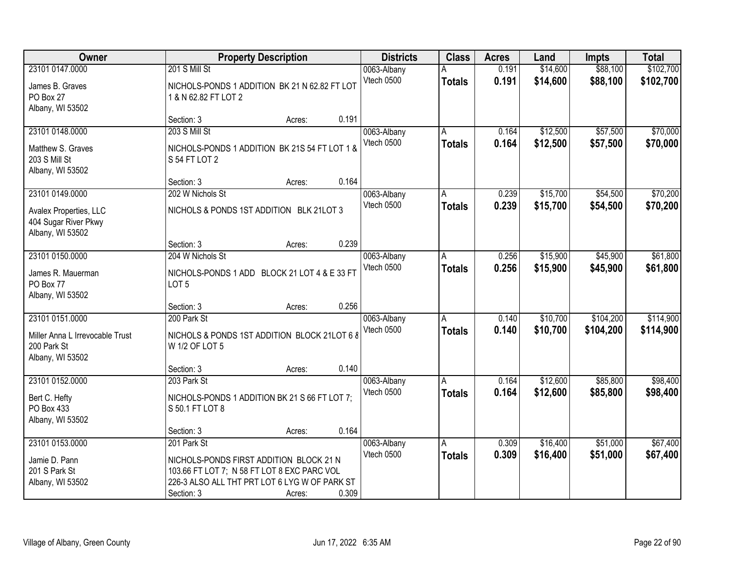| Owner | Property Description | | | Districts | Class | Acres | Land | Impts | Total |
|---|---|---|---|---|---|---|---|---|---|
| 23101 0147.0000<br>James B. Graves<br>PO Box 27<br>Albany, WI 53502 | 201 S Mill St<br>NICHOLS-PONDS 1 ADDITION BK 21 N 62.82 FT LOT 1 & N 62.82 FT LOT 2<br>Section: 3 | Acres: | 0.191 | 0063-Albany<br>Vtech 0500 | A<br>**Totals** | 0.191<br>**0.191** | $14,600<br>**$14,600** | $88,100<br>**$88,100** | $102,700<br>**$102,700** |
| 23101 0148.0000<br>Matthew S. Graves<br>203 S Mill St<br>Albany, WI 53502 | 203 S Mill St<br>NICHOLS-PONDS 1 ADDITION BK 21S 54 FT LOT 1 & S 54 FT LOT 2<br>Section: 3 | Acres: | 0.164 | 0063-Albany<br>Vtech 0500 | A<br>**Totals** | 0.164<br>**0.164** | $12,500<br>**$12,500** | $57,500<br>**$57,500** | $70,000<br>**$70,000** |
| 23101 0149.0000<br>Avalex Properties, LLC<br>404 Sugar River Pkwy<br>Albany, WI 53502 | 202 W Nichols St<br>NICHOLS & PONDS 1ST ADDITION BLK 21LOT 3<br>Section: 3 | Acres: | 0.239 | 0063-Albany<br>Vtech 0500 | A<br>**Totals** | 0.239<br>**0.239** | $15,700<br>**$15,700** | $54,500<br>**$54,500** | $70,200<br>**$70,200** |
| 23101 0150.0000<br>James R. Mauerman<br>PO Box 77<br>Albany, WI 53502 | 204 W Nichols St<br>NICHOLS-PONDS 1 ADD BLOCK 21 LOT 4 & E 33 FT LOT 5<br>Section: 3 | Acres: | 0.256 | 0063-Albany<br>Vtech 0500 | A<br>**Totals** | 0.256<br>**0.256** | $15,900<br>**$15,900** | $45,900<br>**$45,900** | $61,800<br>**$61,800** |
| 23101 0151.0000<br>Miller Anna L Irrevocable Trust<br>200 Park St<br>Albany, WI 53502 | 200 Park St<br>NICHOLS & PONDS 1ST ADDITION BLOCK 21LOT 6 & W 1/2 OF LOT 5<br>Section: 3 | Acres: | 0.140 | 0063-Albany<br>Vtech 0500 | A<br>**Totals** | 0.140<br>**0.140** | $10,700<br>**$10,700** | $104,200<br>**$104,200** | $114,900<br>**$114,900** |
| 23101 0152.0000<br>Bert C. Hefty<br>PO Box 433<br>Albany, WI 53502 | 203 Park St<br>NICHOLS-PONDS 1 ADDITION BK 21 S 66 FT LOT 7; S 50.1 FT LOT 8<br>Section: 3 | Acres: | 0.164 | 0063-Albany<br>Vtech 0500 | A<br>**Totals** | 0.164<br>**0.164** | $12,600<br>**$12,600** | $85,800<br>**$85,800** | $98,400<br>**$98,400** |
| 23101 0153.0000<br>Jamie D. Pann<br>201 S Park St<br>Albany, WI 53502 | 201 Park St<br>NICHOLS-PONDS FIRST ADDITION BLOCK 21 N 103.66 FT LOT 7; N 58 FT LOT 8 EXC PARC VOL 226-3 ALSO ALL THT PRT LOT 6 LYG W OF PARK ST<br>Section: 3 | Acres: | 0.309 | 0063-Albany<br>Vtech 0500 | A<br>**Totals** | 0.309<br>**0.309** | $16,400<br>**$16,400** | $51,000<br>**$51,000** | $67,400<br>**$67,400** |

Village of Albany, Green County

Jun 17, 2022 6:35 AM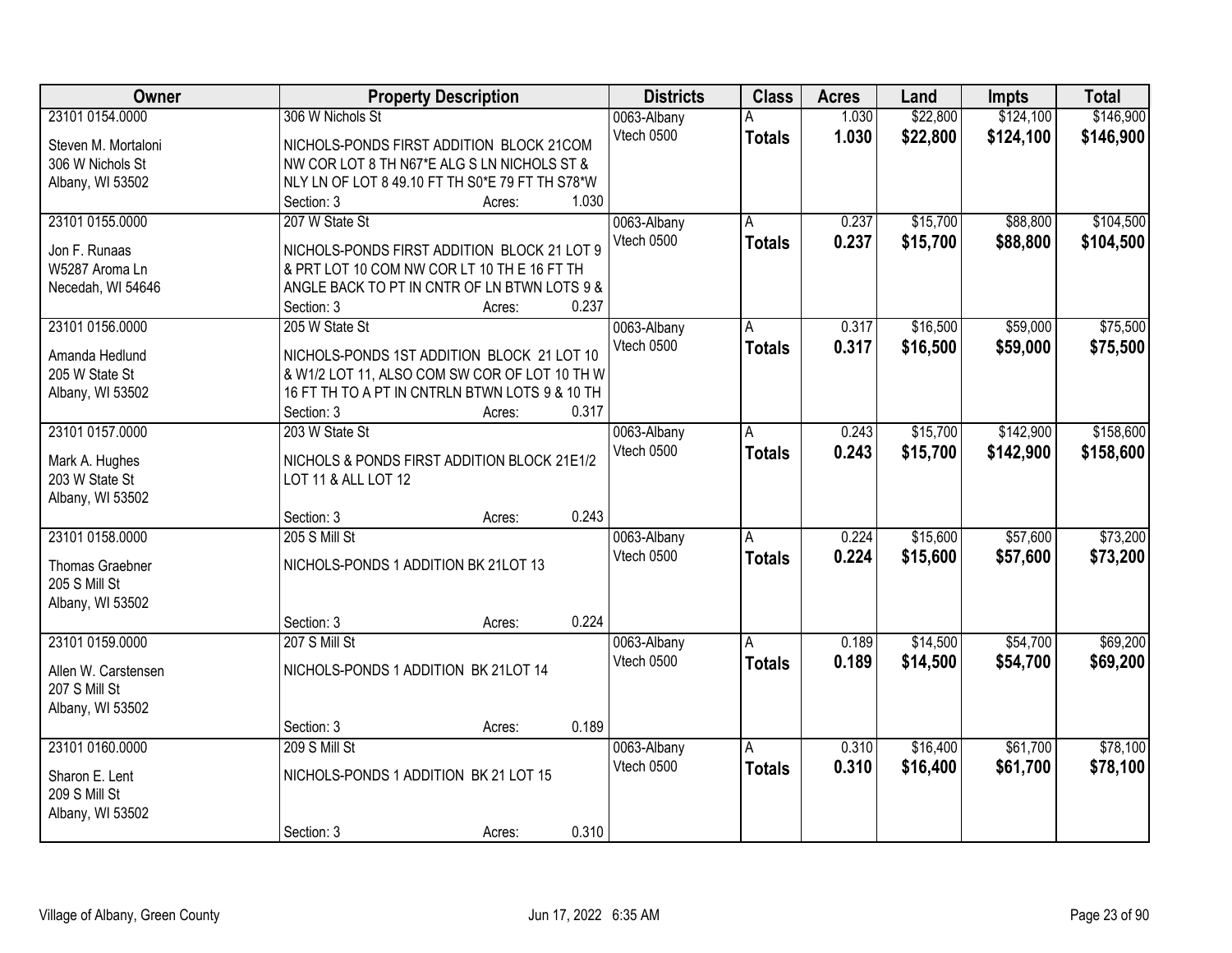| Owner | Property Description | Districts | Class | Acres | Land | Impts | Total |
|---|---|---|---|---|---|---|---|
| 23101 0154.0000<br>Steven M. Mortaloni<br>306 W Nichols St<br>Albany, WI 53502 | 306 W Nichols St<br>NICHOLS-PONDS FIRST ADDITION BLOCK 21COM NW COR LOT 8 TH N67*E ALG S LN NICHOLS ST & NLY LN OF LOT 8 49.10 FT TH S0*E 79 FT TH S78*W<br>Section: 3 Acres: 1.030 | 0063-Albany<br>Vtech 0500 | A<br>**Totals** | 1.030<br>**1.030** | $22,800<br>**$22,800** | $124,100<br>**$124,100** | $146,900<br>**$146,900** |
| 23101 0155.0000<br>Jon F. Runaas<br>W5287 Aroma Ln<br>Necedah, WI 54646 | 207 W State St<br>NICHOLS-PONDS FIRST ADDITION BLOCK 21 LOT 9 & PRT LOT 10 COM NW COR LT 10 TH E 16 FT TH ANGLE BACK TO PT IN CNTR OF LN BTWN LOTS 9 &<br>Section: 3 Acres: 0.237 | 0063-Albany<br>Vtech 0500 | A<br>**Totals** | 0.237<br>**0.237** | $15,700<br>**$15,700** | $88,800<br>**$88,800** | $104,500<br>**$104,500** |
| 23101 0156.0000<br>Amanda Hedlund<br>205 W State St<br>Albany, WI 53502 | 205 W State St<br>NICHOLS-PONDS 1ST ADDITION BLOCK 21 LOT 10 & W1/2 LOT 11, ALSO COM SW COR OF LOT 10 TH W 16 FT TH TO A PT IN CNTRLN BTWN LOTS 9 & 10 TH<br>Section: 3 Acres: 0.317 | 0063-Albany<br>Vtech 0500 | A<br>**Totals** | 0.317<br>**0.317** | $16,500<br>**$16,500** | $59,000<br>**$59,000** | $75,500<br>**$75,500** |
| 23101 0157.0000<br>Mark A. Hughes<br>203 W State St<br>Albany, WI 53502 | 203 W State St<br>NICHOLS & PONDS FIRST ADDITION BLOCK 21E1/2 LOT 11 & ALL LOT 12<br>Section: 3 Acres: 0.243 | 0063-Albany<br>Vtech 0500 | A<br>**Totals** | 0.243<br>**0.243** | $15,700<br>**$15,700** | $142,900<br>**$142,900** | $158,600<br>**$158,600** |
| 23101 0158.0000<br>Thomas Graebner<br>205 S Mill St<br>Albany, WI 53502 | 205 S Mill St<br>NICHOLS-PONDS 1 ADDITION BK 21LOT 13<br>Section: 3 Acres: 0.224 | 0063-Albany<br>Vtech 0500 | A<br>**Totals** | 0.224<br>**0.224** | $15,600<br>**$15,600** | $57,600<br>**$57,600** | $73,200<br>**$73,200** |
| 23101 0159.0000<br>Allen W. Carstensen<br>207 S Mill St<br>Albany, WI 53502 | 207 S Mill St<br>NICHOLS-PONDS 1 ADDITION BK 21LOT 14<br>Section: 3 Acres: 0.189 | 0063-Albany<br>Vtech 0500 | A<br>**Totals** | 0.189<br>**0.189** | $14,500<br>**$14,500** | $54,700<br>**$54,700** | $69,200<br>**$69,200** |
| 23101 0160.0000<br>Sharon E. Lent<br>209 S Mill St<br>Albany, WI 53502 | 209 S Mill St<br>NICHOLS-PONDS 1 ADDITION BK 21 LOT 15<br>Section: 3 Acres: 0.310 | 0063-Albany<br>Vtech 0500 | A<br>**Totals** | 0.310<br>**0.310** | $16,400<br>**$16,400** | $61,700<br>**$61,700** | $78,100<br>**$78,100** |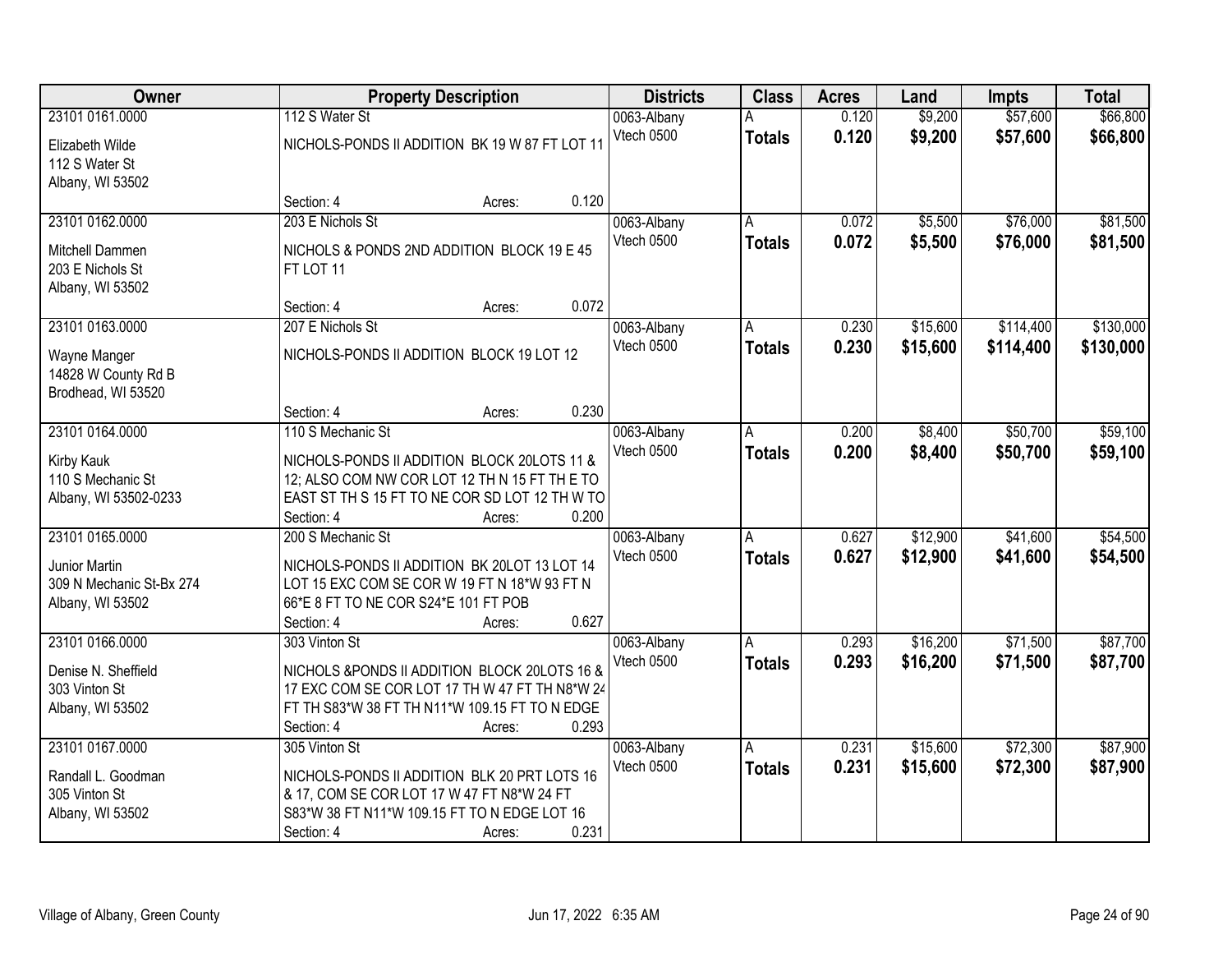| Owner | Property Description | Districts | Class | Acres | Land | Impts | Total |
|---|---|---|---|---|---|---|---|
| 23101 0161.0000<br>Elizabeth Wilde<br>112 S Water St<br>Albany, WI 53502 | 112 S Water St<br>NICHOLS-PONDS II ADDITION BK 19 W 87 FT LOT 11<br>Section: 4 Acres: 0.120 | 0063-Albany<br>Vtech 0500 | A<br>**Totals** | 0.120<br>**0.120** | $9,200<br>**$9,200** | $57,600<br>**$57,600** | $66,800<br>**$66,800** |
| 23101 0162.0000<br>Mitchell Dammen<br>203 E Nichols St<br>Albany, WI 53502 | 203 E Nichols St<br>NICHOLS & PONDS 2ND ADDITION BLOCK 19 E 45 FT LOT 11<br>Section: 4 Acres: 0.072 | 0063-Albany<br>Vtech 0500 | A<br>**Totals** | 0.072<br>**0.072** | $5,500<br>**$5,500** | $76,000<br>**$76,000** | $81,500<br>**$81,500** |
| 23101 0163.0000<br>Wayne Manger<br>14828 W County Rd B<br>Brodhead, WI 53520 | 207 E Nichols St<br>NICHOLS-PONDS II ADDITION BLOCK 19 LOT 12<br>Section: 4 Acres: 0.230 | 0063-Albany<br>Vtech 0500 | A<br>**Totals** | 0.230<br>**0.230** | $15,600<br>**$15,600** | $114,400<br>**$114,400** | $130,000<br>**$130,000** |
| 23101 0164.0000<br>Kirby Kauk<br>110 S Mechanic St<br>Albany, WI 53502-0233 | 110 S Mechanic St<br>NICHOLS-PONDS II ADDITION BLOCK 20LOTS 11 & 12; ALSO COM NW COR LOT 12 TH N 15 FT TH E TO EAST ST TH S 15 FT TO NE COR SD LOT 12 TH W TO<br>Section: 4 Acres: 0.200 | 0063-Albany<br>Vtech 0500 | A<br>**Totals** | 0.200<br>**0.200** | $8,400<br>**$8,400** | $50,700<br>**$50,700** | $59,100<br>**$59,100** |
| 23101 0165.0000<br>Junior Martin<br>309 N Mechanic St-Bx 274<br>Albany, WI 53502 | 200 S Mechanic St<br>NICHOLS-PONDS II ADDITION BK 20LOT 13 LOT 14 LOT 15 EXC COM SE COR W 19 FT N 18*W 93 FT N 66*E 8 FT TO NE COR S24*E 101 FT POB<br>Section: 4 Acres: 0.627 | 0063-Albany<br>Vtech 0500 | A<br>**Totals** | 0.627<br>**0.627** | $12,900<br>**$12,900** | $41,600<br>**$41,600** | $54,500<br>**$54,500** |
| 23101 0166.0000<br>Denise N. Sheffield<br>303 Vinton St<br>Albany, WI 53502 | 303 Vinton St<br>NICHOLS &PONDS II ADDITION BLOCK 20LOTS 16 & 17 EXC COM SE COR LOT 17 TH W 47 FT TH N8*W 24 FT TH S83*W 38 FT TH N11*W 109.15 FT TO N EDGE<br>Section: 4 Acres: 0.293 | 0063-Albany<br>Vtech 0500 | A<br>**Totals** | 0.293<br>**0.293** | $16,200<br>**$16,200** | $71,500<br>**$71,500** | $87,700<br>**$87,700** |
| 23101 0167.0000<br>Randall L. Goodman<br>305 Vinton St<br>Albany, WI 53502 | 305 Vinton St<br>NICHOLS-PONDS II ADDITION BLK 20 PRT LOTS 16 & 17, COM SE COR LOT 17 W 47 FT N8*W 24 FT S83*W 38 FT N11*W 109.15 FT TO N EDGE LOT 16<br>Section: 4 Acres: 0.231 | 0063-Albany<br>Vtech 0500 | A<br>**Totals** | 0.231<br>**0.231** | $15,600<br>**$15,600** | $72,300<br>**$72,300** | $87,900<br>**$87,900** |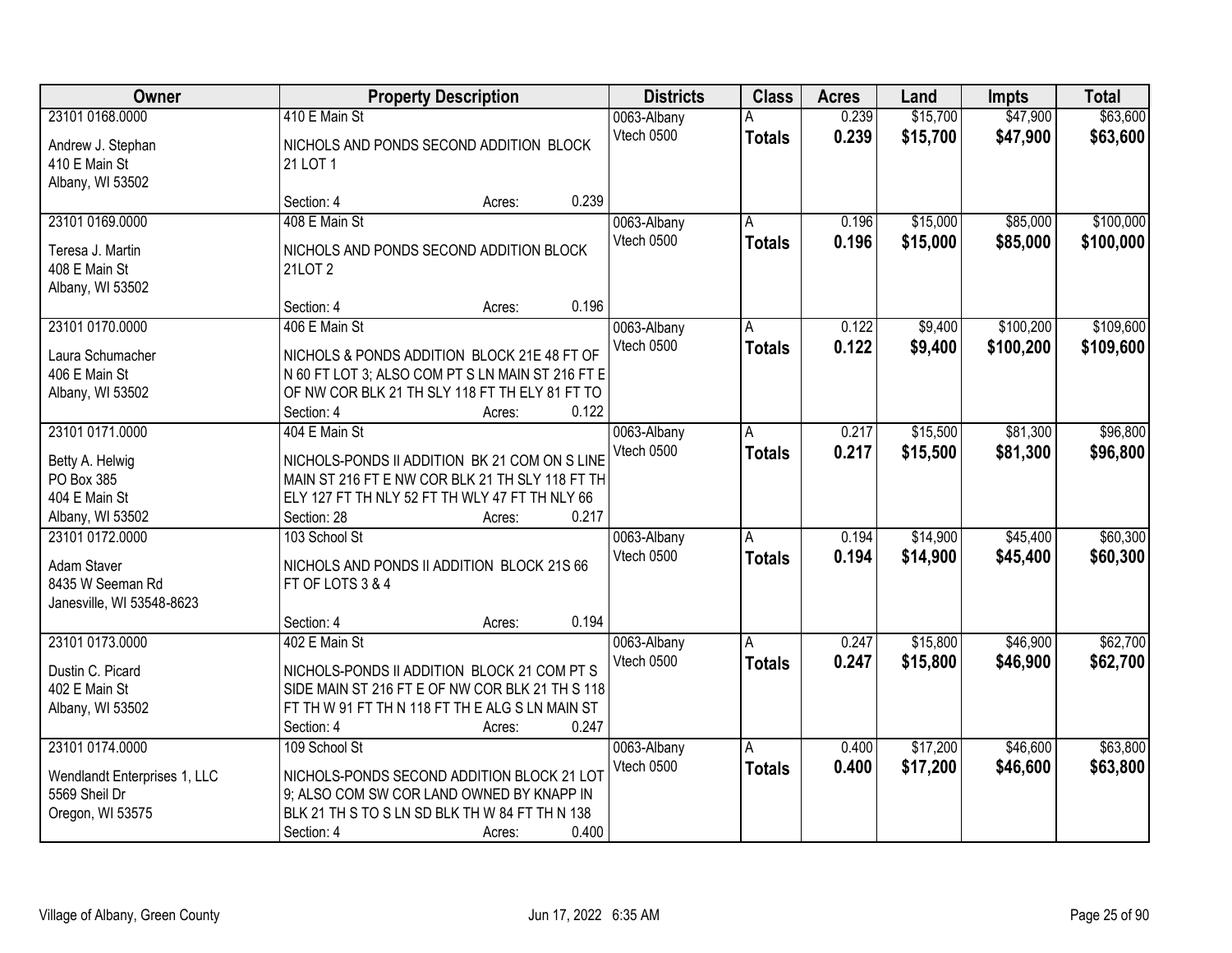| Owner | Property Description | Districts | Class | Acres | Land | Impts | Total |
|---|---|---|---|---|---|---|---|
| 23101 0168.0000<br>Andrew J. Stephan<br>410 E Main St<br>Albany, WI 53502 | 410 E Main St<br>NICHOLS AND PONDS SECOND ADDITION BLOCK 21 LOT 1<br>Section: 4 Acres: 0.239 | 0063-Albany<br>Vtech 0500 | A<br>**Totals** | 0.239<br>**0.239** | $15,700<br>**$15,700** | $47,900<br>**$47,900** | $63,600<br>**$63,600** |
| 23101 0169.0000<br>Teresa J. Martin<br>408 E Main St<br>Albany, WI 53502 | 408 E Main St<br>NICHOLS AND PONDS SECOND ADDITION BLOCK 21LOT 2<br>Section: 4 Acres: 0.196 | 0063-Albany<br>Vtech 0500 | A<br>**Totals** | 0.196<br>**0.196** | $15,000<br>**$15,000** | $85,000<br>**$85,000** | $100,000<br>**$100,000** |
| 23101 0170.0000<br>Laura Schumacher<br>406 E Main St<br>Albany, WI 53502 | 406 E Main St<br>NICHOLS & PONDS ADDITION BLOCK 21E 48 FT OF N 60 FT LOT 3; ALSO COM PT S LN MAIN ST 216 FT E OF NW COR BLK 21 TH SLY 118 FT TH ELY 81 FT TO<br>Section: 4 Acres: 0.122 | 0063-Albany<br>Vtech 0500 | A<br>**Totals** | 0.122<br>**0.122** | $9,400<br>**$9,400** | $100,200<br>**$100,200** | $109,600<br>**$109,600** |
| 23101 0171.0000<br>Betty A. Helwig<br>PO Box 385<br>404 E Main St<br>Albany, WI 53502 | 404 E Main St<br>NICHOLS-PONDS II ADDITION BK 21 COM ON S LINE MAIN ST 216 FT E NW COR BLK 21 TH SLY 118 FT TH ELY 127 FT TH NLY 52 FT TH WLY 47 FT TH NLY 66<br>Section: 28 Acres: 0.217 | 0063-Albany<br>Vtech 0500 | A<br>**Totals** | 0.217<br>**0.217** | $15,500<br>**$15,500** | $81,300<br>**$81,300** | $96,800<br>**$96,800** |
| 23101 0172.0000<br>Adam Staver<br>8435 W Seeman Rd<br>Janesville, WI 53548-8623 | 103 School St<br>NICHOLS AND PONDS II ADDITION BLOCK 21S 66 FT OF LOTS 3 & 4<br>Section: 4 Acres: 0.194 | 0063-Albany<br>Vtech 0500 | A<br>**Totals** | 0.194<br>**0.194** | $14,900<br>**$14,900** | $45,400<br>**$45,400** | $60,300<br>**$60,300** |
| 23101 0173.0000<br>Dustin C. Picard<br>402 E Main St<br>Albany, WI 53502 | 402 E Main St<br>NICHOLS-PONDS II ADDITION BLOCK 21 COM PT S SIDE MAIN ST 216 FT E OF NW COR BLK 21 TH S 118 FT TH W 91 FT TH N 118 FT TH E ALG S LN MAIN ST<br>Section: 4 Acres: 0.247 | 0063-Albany<br>Vtech 0500 | A<br>**Totals** | 0.247<br>**0.247** | $15,800<br>**$15,800** | $46,900<br>**$46,900** | $62,700<br>**$62,700** |
| 23101 0174.0000<br>Wendlandt Enterprises 1, LLC<br>5569 Sheil Dr<br>Oregon, WI 53575 | 109 School St<br>NICHOLS-PONDS SECOND ADDITION BLOCK 21 LOT 9; ALSO COM SW COR LAND OWNED BY KNAPP IN BLK 21 TH S TO S LN SD BLK TH W 84 FT TH N 138<br>Section: 4 Acres: 0.400 | 0063-Albany<br>Vtech 0500 | A<br>**Totals** | 0.400<br>**0.400** | $17,200<br>**$17,200** | $46,600<br>**$46,600** | $63,800<br>**$63,800** |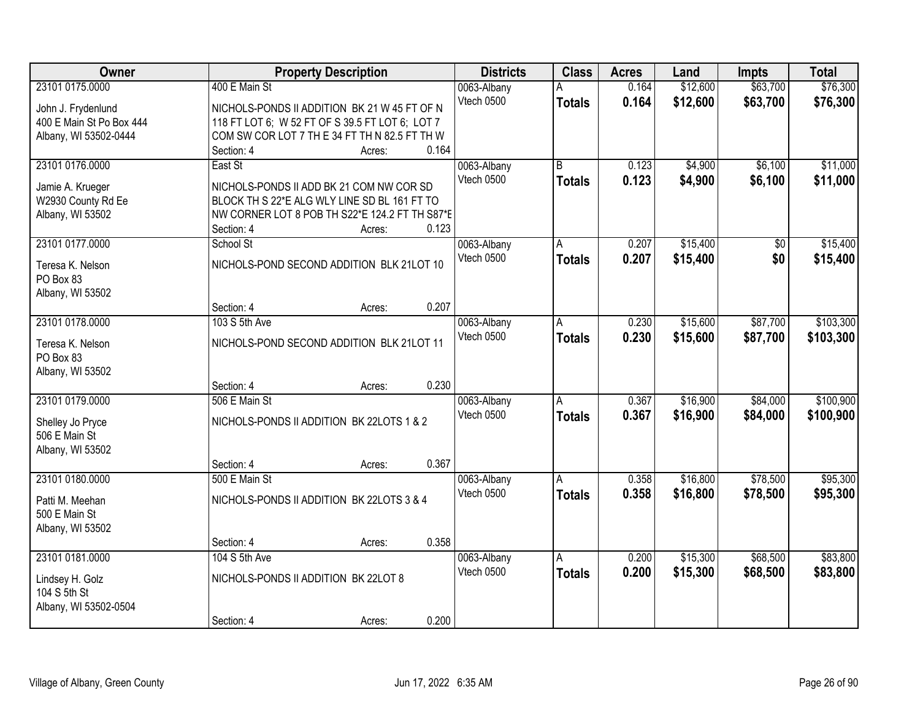| Owner | Property Description | Districts | Class | Acres | Land | Impts | Total |
|---|---|---|---|---|---|---|---|
| 23101 0175.0000<br><br>John J. Frydenlund<br>400 E Main St Po Box 444<br>Albany, WI 53502-0444 | 400 E Main St<br><br>NICHOLS-PONDS II ADDITION BK 21 W 45 FT OF N 118 FT LOT 6; W 52 FT OF S 39.5 FT LOT 6; LOT 7 COM SW COR LOT 7 TH E 34 FT TH N 82.5 FT TH W<br>Section: 4 Acres: 0.164 | 0063-Albany<br>Vtech 0500 | A<br>**Totals** | 0.164<br>**0.164** | $12,600<br>**$12,600** | $63,700<br>**$63,700** | $76,300<br>**$76,300** |
| 23101 0176.0000<br><br>Jamie A. Krueger<br>W2930 County Rd Ee<br>Albany, WI 53502 | East St<br><br>NICHOLS-PONDS II ADD BK 21 COM NW COR SD BLOCK TH S 22*E ALG WLY LINE SD BL 161 FT TO NW CORNER LOT 8 POB TH S22*E 124.2 FT TH S87*E<br>Section: 4 Acres: 0.123 | 0063-Albany<br>Vtech 0500 | B<br>**Totals** | 0.123<br>**0.123** | $4,900<br>**$4,900** | $6,100<br>**$6,100** | $11,000<br>**$11,000** |
| 23101 0177.0000<br><br>Teresa K. Nelson<br>PO Box 83<br>Albany, WI 53502 | School St<br><br>NICHOLS-POND SECOND ADDITION BLK 21LOT 10<br><br>Section: 4 Acres: 0.207 | 0063-Albany<br>Vtech 0500 | A<br>**Totals** | 0.207<br>**0.207** | $15,400<br>**$15,400** | $0<br>**$0** | $15,400<br>**$15,400** |
| 23101 0178.0000<br><br>Teresa K. Nelson<br>PO Box 83<br>Albany, WI 53502 | 103 S 5th Ave<br><br>NICHOLS-POND SECOND ADDITION BLK 21LOT 11<br><br>Section: 4 Acres: 0.230 | 0063-Albany<br>Vtech 0500 | A<br>**Totals** | 0.230<br>**0.230** | $15,600<br>**$15,600** | $87,700<br>**$87,700** | $103,300<br>**$103,300** |
| 23101 0179.0000<br><br>Shelley Jo Pryce<br>506 E Main St<br>Albany, WI 53502 | 506 E Main St<br><br>NICHOLS-PONDS II ADDITION BK 22LOTS 1 & 2<br><br>Section: 4 Acres: 0.367 | 0063-Albany<br>Vtech 0500 | A<br>**Totals** | 0.367<br>**0.367** | $16,900<br>**$16,900** | $84,000<br>**$84,000** | $100,900<br>**$100,900** |
| 23101 0180.0000<br><br>Patti M. Meehan<br>500 E Main St<br>Albany, WI 53502 | 500 E Main St<br><br>NICHOLS-PONDS II ADDITION BK 22LOTS 3 & 4<br><br>Section: 4 Acres: 0.358 | 0063-Albany<br>Vtech 0500 | A<br>**Totals** | 0.358<br>**0.358** | $16,800<br>**$16,800** | $78,500<br>**$78,500** | $95,300<br>**$95,300** |
| 23101 0181.0000<br><br>Lindsey H. Golz<br>104 S 5th St<br>Albany, WI 53502-0504 | 104 S 5th Ave<br><br>NICHOLS-PONDS II ADDITION BK 22LOT 8<br><br>Section: 4 Acres: 0.200 | 0063-Albany<br>Vtech 0500 | A<br>**Totals** | 0.200<br>**0.200** | $15,300<br>**$15,300** | $68,500<br>**$68,500** | $83,800<br>**$83,800** |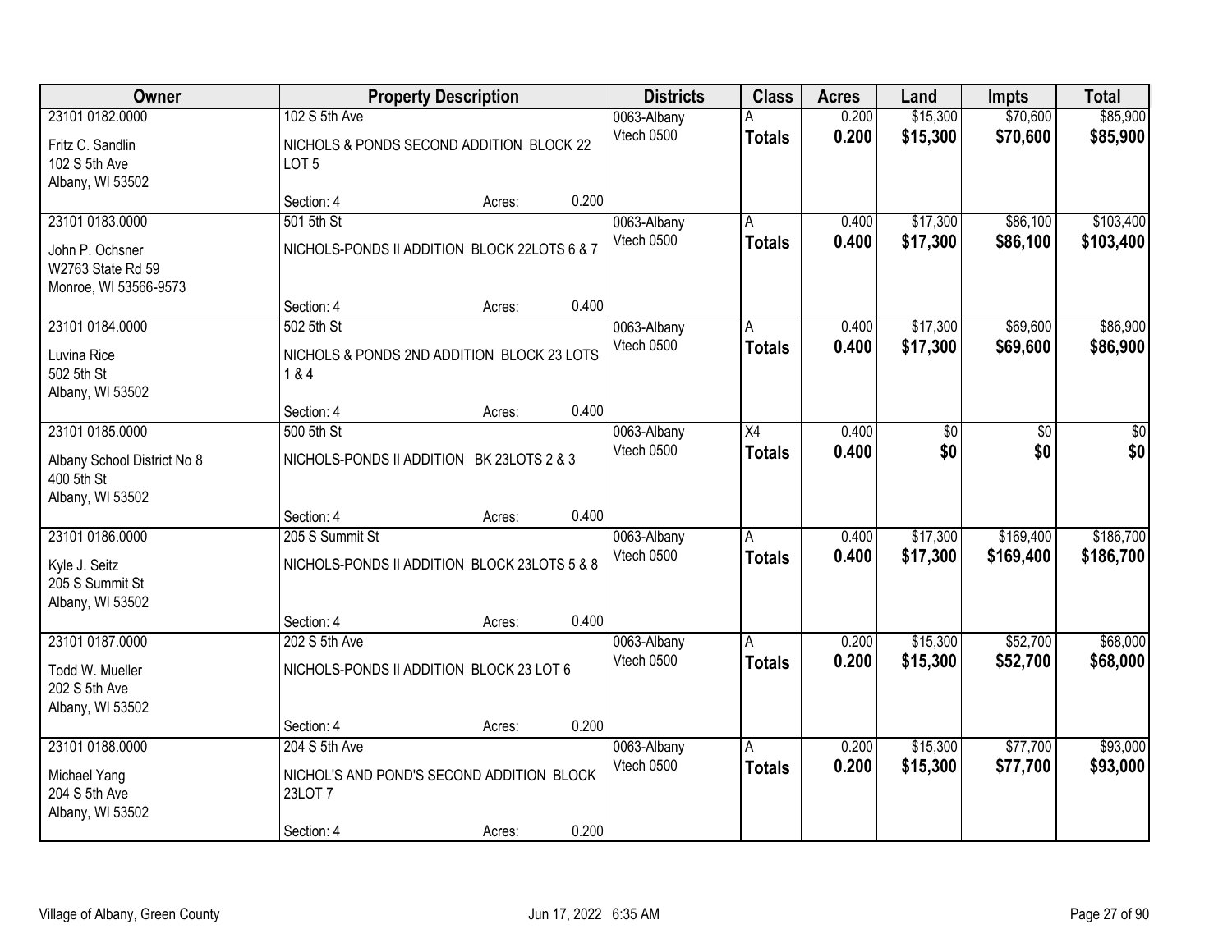| Owner | Property Description | Districts | Class | Acres | Land | Impts | Total |
|---|---|---|---|---|---|---|---|
| 23101 0182.0000<br>Fritz C. Sandlin<br>102 S 5th Ave<br>Albany, WI 53502 | 102 S 5th Ave<br>NICHOLS & PONDS SECOND ADDITION BLOCK 22 LOT 5<br>Section: 4 Acres: 0.200 | 0063-Albany<br>Vtech 0500 | A<br>**Totals** | 0.200<br>**0.200** | $15,300<br>**$15,300** | $70,600<br>**$70,600** | $85,900<br>**$85,900** |
| 23101 0183.0000<br>John P. Ochsner<br>W2763 State Rd 59<br>Monroe, WI 53566-9573 | 501 5th St<br>NICHOLS-PONDS II ADDITION BLOCK 22LOTS 6 & 7<br>Section: 4 Acres: 0.400 | 0063-Albany<br>Vtech 0500 | A<br>**Totals** | 0.400<br>**0.400** | $17,300<br>**$17,300** | $86,100<br>**$86,100** | $103,400<br>**$103,400** |
| 23101 0184.0000<br>Luvina Rice<br>502 5th St<br>Albany, WI 53502 | 502 5th St<br>NICHOLS & PONDS 2ND ADDITION BLOCK 23 LOTS 1 & 4<br>Section: 4 Acres: 0.400 | 0063-Albany<br>Vtech 0500 | A<br>**Totals** | 0.400<br>**0.400** | $17,300<br>**$17,300** | $69,600<br>**$69,600** | $86,900<br>**$86,900** |
| 23101 0185.0000<br>Albany School District No 8<br>400 5th St<br>Albany, WI 53502 | 500 5th St<br>NICHOLS-PONDS II ADDITION BK 23LOTS 2 & 3<br>Section: 4 Acres: 0.400 | 0063-Albany<br>Vtech 0500 | X4<br>**Totals** | 0.400<br>**0.400** | $0<br>**$0** | $0<br>**$0** | $0<br>**$0** |
| 23101 0186.0000<br>Kyle J. Seitz<br>205 S Summit St<br>Albany, WI 53502 | 205 S Summit St<br>NICHOLS-PONDS II ADDITION BLOCK 23LOTS 5 & 8<br>Section: 4 Acres: 0.400 | 0063-Albany<br>Vtech 0500 | A<br>**Totals** | 0.400<br>**0.400** | $17,300<br>**$17,300** | $169,400<br>**$169,400** | $186,700<br>**$186,700** |
| 23101 0187.0000<br>Todd W. Mueller<br>202 S 5th Ave<br>Albany, WI 53502 | 202 S 5th Ave<br>NICHOLS-PONDS II ADDITION BLOCK 23 LOT 6<br>Section: 4 Acres: 0.200 | 0063-Albany<br>Vtech 0500 | A<br>**Totals** | 0.200<br>**0.200** | $15,300<br>**$15,300** | $52,700<br>**$52,700** | $68,000<br>**$68,000** |
| 23101 0188.0000<br>Michael Yang<br>204 S 5th Ave<br>Albany, WI 53502 | 204 S 5th Ave<br>NICHOL'S AND POND'S SECOND ADDITION BLOCK 23LOT 7<br>Section: 4 Acres: 0.200 | 0063-Albany<br>Vtech 0500 | A<br>**Totals** | 0.200<br>**0.200** | $15,300<br>**$15,300** | $77,700<br>**$77,700** | $93,000<br>**$93,000** |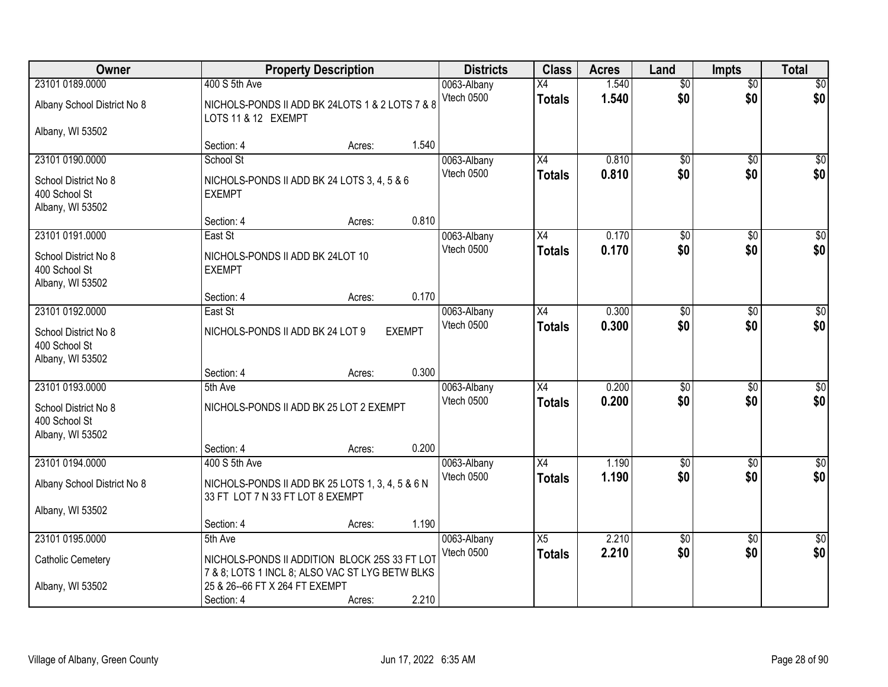| Owner | Property Description | | | Districts | Class | Acres | Land | Impts | Total |
|---|---|---|---|---|---|---|---|---|---|
| 23101 0189.0000 | 400 S 5th Ave | | | 0063-Albany | X4 | 1.540 | $0 | $0 | $0 |
| Albany School District No 8 | NICHOLS-PONDS II ADD BK 24LOTS 1 & 2 LOTS 7 & 8 LOTS 11 & 12 EXEMPT | | | Vtech 0500 | **Totals** | **1.540** | **$0** | **$0** | **$0** |
| Albany, WI 53502 | | | | | | | | | |
| | Section: 4 | Acres: | 1.540 | | | | | | |
| 23101 0190.0000 | School St | | | 0063-Albany | X4 | 0.810 | $0 | $0 | $0 |
| School District No 8<br>400 School St<br>Albany, WI 53502 | NICHOLS-PONDS II ADD BK 24 LOTS 3, 4, 5 & 6 EXEMPT | | | Vtech 0500 | **Totals** | **0.810** | **$0** | **$0** | **$0** |
| | Section: 4 | Acres: | 0.810 | | | | | | |
| 23101 0191.0000 | East St | | | 0063-Albany | X4 | 0.170 | $0 | $0 | $0 |
| School District No 8<br>400 School St<br>Albany, WI 53502 | NICHOLS-PONDS II ADD BK 24LOT 10 EXEMPT | | | Vtech 0500 | **Totals** | **0.170** | **$0** | **$0** | **$0** |
| | Section: 4 | Acres: | 0.170 | | | | | | |
| 23101 0192.0000 | East St | | | 0063-Albany | X4 | 0.300 | $0 | $0 | $0 |
| School District No 8<br>400 School St<br>Albany, WI 53502 | NICHOLS-PONDS II ADD BK 24 LOT 9 EXEMPT | | | Vtech 0500 | **Totals** | **0.300** | **$0** | **$0** | **$0** |
| | Section: 4 | Acres: | 0.300 | | | | | | |
| 23101 0193.0000 | 5th Ave | | | 0063-Albany | X4 | 0.200 | $0 | $0 | $0 |
| School District No 8<br>400 School St<br>Albany, WI 53502 | NICHOLS-PONDS II ADD BK 25 LOT 2 EXEMPT | | | Vtech 0500 | **Totals** | **0.200** | **$0** | **$0** | **$0** |
| | Section: 4 | Acres: | 0.200 | | | | | | |
| 23101 0194.0000 | 400 S 5th Ave | | | 0063-Albany | X4 | 1.190 | $0 | $0 | $0 |
| Albany School District No 8 | NICHOLS-PONDS II ADD BK 25 LOTS 1, 3, 4, 5 & 6 N 33 FT LOT 7 N 33 FT LOT 8 EXEMPT | | | Vtech 0500 | **Totals** | **1.190** | **$0** | **$0** | **$0** |
| Albany, WI 53502 | | | | | | | | | |
| | Section: 4 | Acres: | 1.190 | | | | | | |
| 23101 0195.0000 | 5th Ave | | | 0063-Albany | X5 | 2.210 | $0 | $0 | $0 |
| Catholic Cemetery | NICHOLS-PONDS II ADDITION BLOCK 25S 33 FT LOT 7 & 8; LOTS 1 INCL 8; ALSO VAC ST LYG BETW BLKS 25 & 26--66 FT X 264 FT EXEMPT | | | Vtech 0500 | **Totals** | **2.210** | **$0** | **$0** | **$0** |
| Albany, WI 53502 | | | | | | | | | |
| | Section: 4 | Acres: | 2.210 | | | | | | |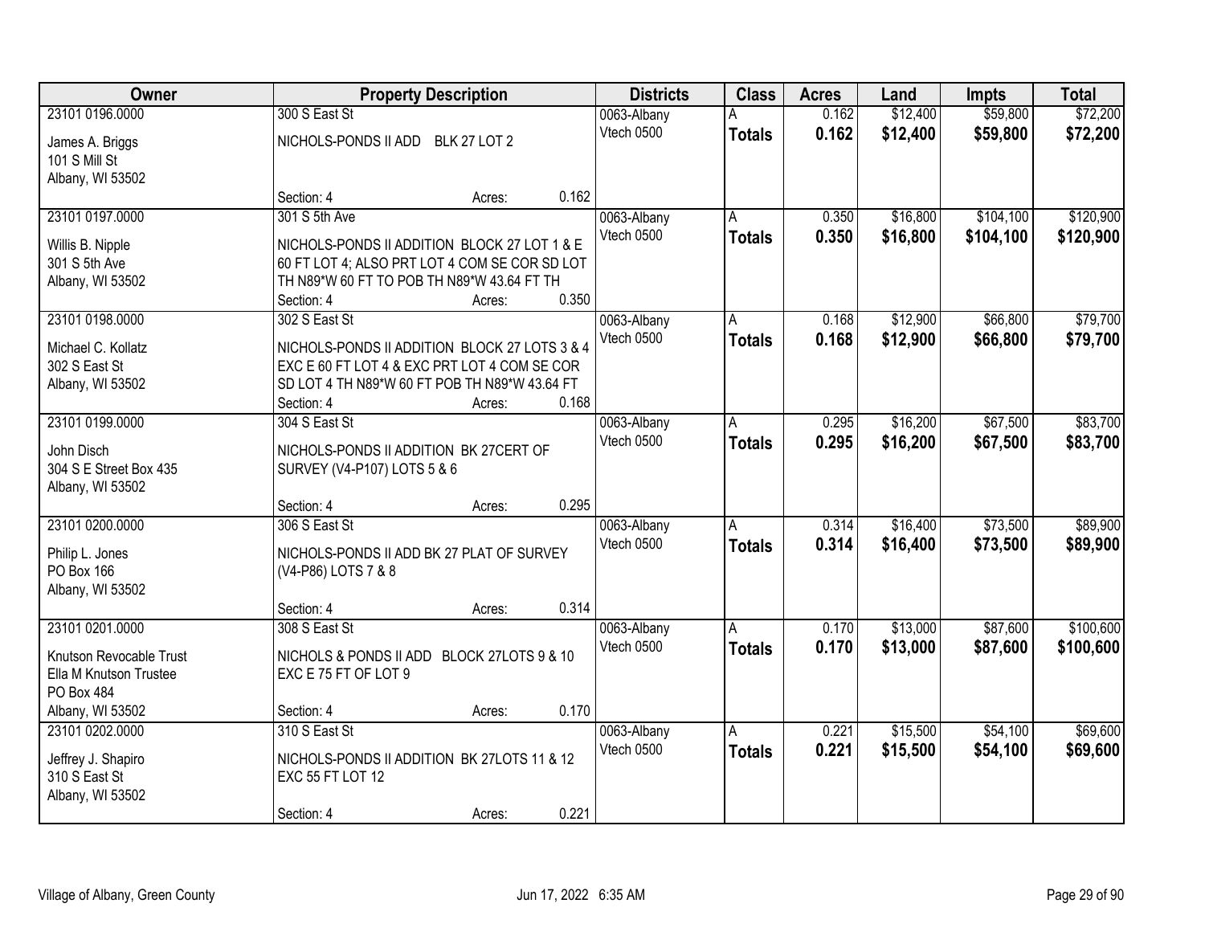| Owner | Property Description | | | Districts | Class | Acres | Land | Impts | Total |
|---|---|---|---|---|---|---|---|---|---|
| 23101 0196.0000 | 300 S East St | | | 0063-Albany | A | 0.162 | $12,400 | $59,800 | $72,200 |
| James A. Briggs<br>101 S Mill St<br>Albany, WI 53502 | NICHOLS-PONDS II ADD BLK 27 LOT 2 | | | Vtech 0500 | **Totals** | **0.162** | **$12,400** | **$59,800** | **$72,200** |
| | Section: 4 | Acres: | 0.162 | | | | | | |
| 23101 0197.0000 | 301 S 5th Ave | | | 0063-Albany | A | 0.350 | $16,800 | $104,100 | $120,900 |
| Willis B. Nipple<br>301 S 5th Ave<br>Albany, WI 53502 | NICHOLS-PONDS II ADDITION BLOCK 27 LOT 1 & E 60 FT LOT 4; ALSO PRT LOT 4 COM SE COR SD LOT TH N89*W 60 FT TO POB TH N89*W 43.64 FT TH | | | Vtech 0500 | **Totals** | **0.350** | **$16,800** | **$104,100** | **$120,900** |
| | Section: 4 | Acres: | 0.350 | | | | | | |
| 23101 0198.0000 | 302 S East St | | | 0063-Albany | A | 0.168 | $12,900 | $66,800 | $79,700 |
| Michael C. Kollatz<br>302 S East St<br>Albany, WI 53502 | NICHOLS-PONDS II ADDITION BLOCK 27 LOTS 3 & 4 EXC E 60 FT LOT 4 & EXC PRT LOT 4 COM SE COR SD LOT 4 TH N89*W 60 FT POB TH N89*W 43.64 FT | | | Vtech 0500 | **Totals** | **0.168** | **$12,900** | **$66,800** | **$79,700** |
| | Section: 4 | Acres: | 0.168 | | | | | | |
| 23101 0199.0000 | 304 S East St | | | 0063-Albany | A | 0.295 | $16,200 | $67,500 | $83,700 |
| John Disch<br>304 S E Street Box 435<br>Albany, WI 53502 | NICHOLS-PONDS II ADDITION BK 27CERT OF SURVEY (V4-P107) LOTS 5 & 6 | | | Vtech 0500 | **Totals** | **0.295** | **$16,200** | **$67,500** | **$83,700** |
| | Section: 4 | Acres: | 0.295 | | | | | | |
| 23101 0200.0000 | 306 S East St | | | 0063-Albany | A | 0.314 | $16,400 | $73,500 | $89,900 |
| Philip L. Jones<br>PO Box 166<br>Albany, WI 53502 | NICHOLS-PONDS II ADD BK 27 PLAT OF SURVEY (V4-P86) LOTS 7 & 8 | | | Vtech 0500 | **Totals** | **0.314** | **$16,400** | **$73,500** | **$89,900** |
| | Section: 4 | Acres: | 0.314 | | | | | | |
| 23101 0201.0000 | 308 S East St | | | 0063-Albany | A | 0.170 | $13,000 | $87,600 | $100,600 |
| Knutson Revocable Trust<br>Ella M Knutson Trustee<br>PO Box 484<br>Albany, WI 53502 | NICHOLS & PONDS II ADD BLOCK 27LOTS 9 & 10 EXC E 75 FT OF LOT 9 | | | Vtech 0500 | **Totals** | **0.170** | **$13,000** | **$87,600** | **$100,600** |
| | Section: 4 | Acres: | 0.170 | | | | | | |
| 23101 0202.0000 | 310 S East St | | | 0063-Albany | A | 0.221 | $15,500 | $54,100 | $69,600 |
| Jeffrey J. Shapiro<br>310 S East St<br>Albany, WI 53502 | NICHOLS-PONDS II ADDITION BK 27LOTS 11 & 12 EXC 55 FT LOT 12 | | | Vtech 0500 | **Totals** | **0.221** | **$15,500** | **$54,100** | **$69,600** |
| | Section: 4 | Acres: | 0.221 | | | | | | |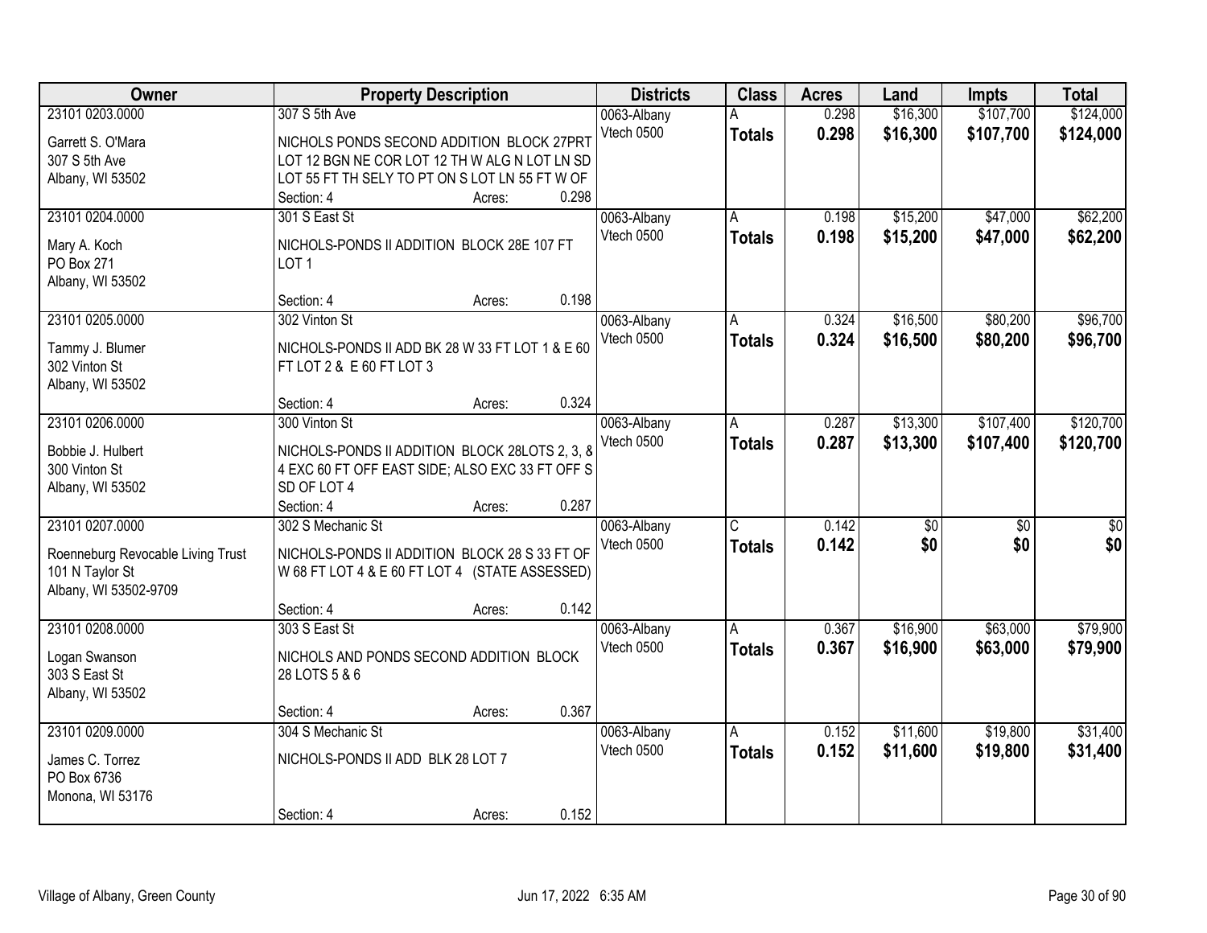| Owner | Property Description | Districts | Class | Acres | Land | Impts | Total |
|---|---|---|---|---|---|---|---|
| 23101 0203.0000<br>Garrett S. O'Mara<br>307 S 5th Ave<br>Albany, WI 53502 | 307 S 5th Ave<br>NICHOLS PONDS SECOND ADDITION BLOCK 27PRT LOT 12 BGN NE COR LOT 12 TH W ALG N LOT LN SD LOT 55 FT TH SELY TO PT ON S LOT LN 55 FT W OF<br>Section: 4 Acres: 0.298 | 0063-Albany<br>Vtech 0500 | A<br>**Totals** | 0.298<br>**0.298** | $16,300<br>**$16,300** | $107,700<br>**$107,700** | $124,000<br>**$124,000** |
| 23101 0204.0000<br>Mary A. Koch<br>PO Box 271<br>Albany, WI 53502 | 301 S East St<br>NICHOLS-PONDS II ADDITION BLOCK 28E 107 FT LOT 1<br>Section: 4 Acres: 0.198 | 0063-Albany<br>Vtech 0500 | A<br>**Totals** | 0.198<br>**0.198** | $15,200<br>**$15,200** | $47,000<br>**$47,000** | $62,200<br>**$62,200** |
| 23101 0205.0000<br>Tammy J. Blumer<br>302 Vinton St<br>Albany, WI 53502 | 302 Vinton St<br>NICHOLS-PONDS II ADD BK 28 W 33 FT LOT 1 & E 60 FT LOT 2 & E 60 FT LOT 3<br>Section: 4 Acres: 0.324 | 0063-Albany<br>Vtech 0500 | A<br>**Totals** | 0.324<br>**0.324** | $16,500<br>**$16,500** | $80,200<br>**$80,200** | $96,700<br>**$96,700** |
| 23101 0206.0000<br>Bobbie J. Hulbert<br>300 Vinton St<br>Albany, WI 53502 | 300 Vinton St<br>NICHOLS-PONDS II ADDITION BLOCK 28LOTS 2, 3, & 4 EXC 60 FT OFF EAST SIDE; ALSO EXC 33 FT OFF S SD OF LOT 4<br>Section: 4 Acres: 0.287 | 0063-Albany<br>Vtech 0500 | A<br>**Totals** | 0.287<br>**0.287** | $13,300<br>**$13,300** | $107,400<br>**$107,400** | $120,700<br>**$120,700** |
| 23101 0207.0000<br>Roenneburg Revocable Living Trust<br>101 N Taylor St<br>Albany, WI 53502-9709 | 302 S Mechanic St<br>NICHOLS-PONDS II ADDITION BLOCK 28 S 33 FT OF W 68 FT LOT 4 & E 60 FT LOT 4 (STATE ASSESSED)<br>Section: 4 Acres: 0.142 | 0063-Albany<br>Vtech 0500 | C<br>**Totals** | 0.142<br>**0.142** | $0<br>**$0** | $0<br>**$0** | $0<br>**$0** |
| 23101 0208.0000<br>Logan Swanson<br>303 S East St<br>Albany, WI 53502 | 303 S East St<br>NICHOLS AND PONDS SECOND ADDITION BLOCK 28 LOTS 5 & 6<br>Section: 4 Acres: 0.367 | 0063-Albany<br>Vtech 0500 | A<br>**Totals** | 0.367<br>**0.367** | $16,900<br>**$16,900** | $63,000<br>**$63,000** | $79,900<br>**$79,900** |
| 23101 0209.0000<br>James C. Torrez<br>PO Box 6736<br>Monona, WI 53176 | 304 S Mechanic St<br>NICHOLS-PONDS II ADD BLK 28 LOT 7<br>Section: 4 Acres: 0.152 | 0063-Albany<br>Vtech 0500 | A<br>**Totals** | 0.152<br>**0.152** | $11,600<br>**$11,600** | $19,800<br>**$19,800** | $31,400<br>**$31,400** |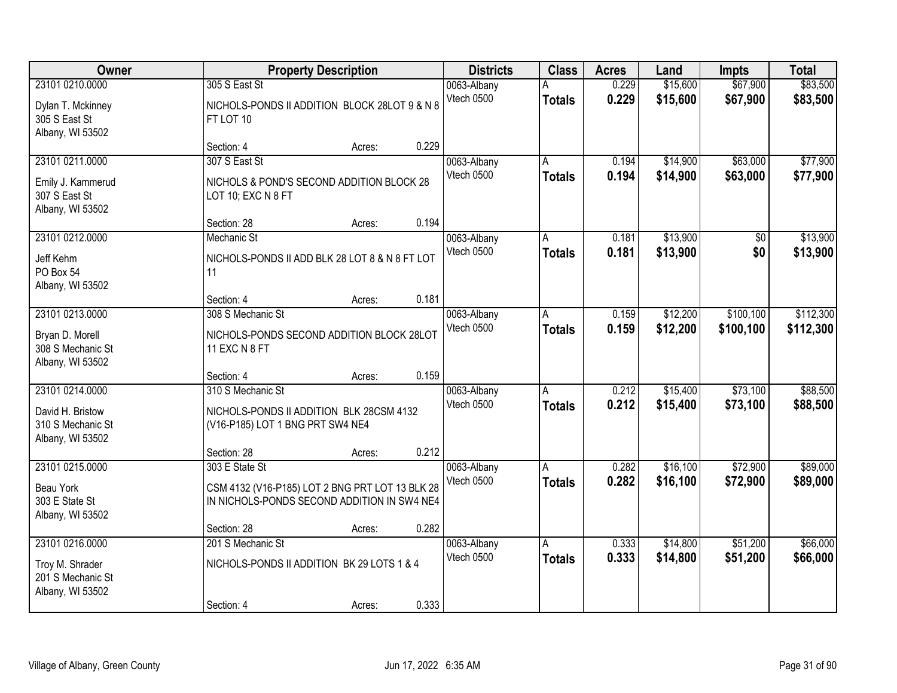| Owner | Property Description | | | Districts | Class | Acres | Land | Impts | Total |
|---|---|---|---|---|---|---|---|---|---|
| 23101 0210.0000 | 305 S East St | | | 0063-Albany | A | 0.229 | $15,600 | $67,900 | $83,500 |
| Dylan T. Mckinney<br>305 S East St<br>Albany, WI 53502 | NICHOLS-PONDS II ADDITION BLOCK 28LOT 9 & N 8 FT LOT 10 | | | Vtech 0500 | **Totals** | **0.229** | **$15,600** | **$67,900** | **$83,500** |
| | Section: 4 | Acres: | 0.229 | | | | | | |
| 23101 0211.0000 | 307 S East St | | | 0063-Albany | A | 0.194 | $14,900 | $63,000 | $77,900 |
| Emily J. Kammerud<br>307 S East St<br>Albany, WI 53502 | NICHOLS & POND'S SECOND ADDITION BLOCK 28 LOT 10; EXC N 8 FT | | | Vtech 0500 | **Totals** | **0.194** | **$14,900** | **$63,000** | **$77,900** |
| | Section: 28 | Acres: | 0.194 | | | | | | |
| 23101 0212.0000 | Mechanic St | | | 0063-Albany | A | 0.181 | $13,900 | $0 | $13,900 |
| Jeff Kehm<br>PO Box 54<br>Albany, WI 53502 | NICHOLS-PONDS II ADD BLK 28 LOT 8 & N 8 FT LOT 11 | | | Vtech 0500 | **Totals** | **0.181** | **$13,900** | **$0** | **$13,900** |
| | Section: 4 | Acres: | 0.181 | | | | | | |
| 23101 0213.0000 | 308 S Mechanic St | | | 0063-Albany | A | 0.159 | $12,200 | $100,100 | $112,300 |
| Bryan D. Morell<br>308 S Mechanic St<br>Albany, WI 53502 | NICHOLS-PONDS SECOND ADDITION BLOCK 28LOT 11 EXC N 8 FT | | | Vtech 0500 | **Totals** | **0.159** | **$12,200** | **$100,100** | **$112,300** |
| | Section: 4 | Acres: | 0.159 | | | | | | |
| 23101 0214.0000 | 310 S Mechanic St | | | 0063-Albany | A | 0.212 | $15,400 | $73,100 | $88,500 |
| David H. Bristow<br>310 S Mechanic St<br>Albany, WI 53502 | NICHOLS-PONDS II ADDITION BLK 28CSM 4132 (V16-P185) LOT 1 BNG PRT SW4 NE4 | | | Vtech 0500 | **Totals** | **0.212** | **$15,400** | **$73,100** | **$88,500** |
| | Section: 28 | Acres: | 0.212 | | | | | | |
| 23101 0215.0000 | 303 E State St | | | 0063-Albany | A | 0.282 | $16,100 | $72,900 | $89,000 |
| Beau York<br>303 E State St<br>Albany, WI 53502 | CSM 4132 (V16-P185) LOT 2 BNG PRT LOT 13 BLK 28 IN NICHOLS-PONDS SECOND ADDITION IN SW4 NE4 | | | Vtech 0500 | **Totals** | **0.282** | **$16,100** | **$72,900** | **$89,000** |
| | Section: 28 | Acres: | 0.282 | | | | | | |
| 23101 0216.0000 | 201 S Mechanic St | | | 0063-Albany | A | 0.333 | $14,800 | $51,200 | $66,000 |
| Troy M. Shrader<br>201 S Mechanic St<br>Albany, WI 53502 | NICHOLS-PONDS II ADDITION BK 29 LOTS 1 & 4 | | | Vtech 0500 | **Totals** | **0.333** | **$14,800** | **$51,200** | **$66,000** |
| | Section: 4 | Acres: | 0.333 | | | | | | |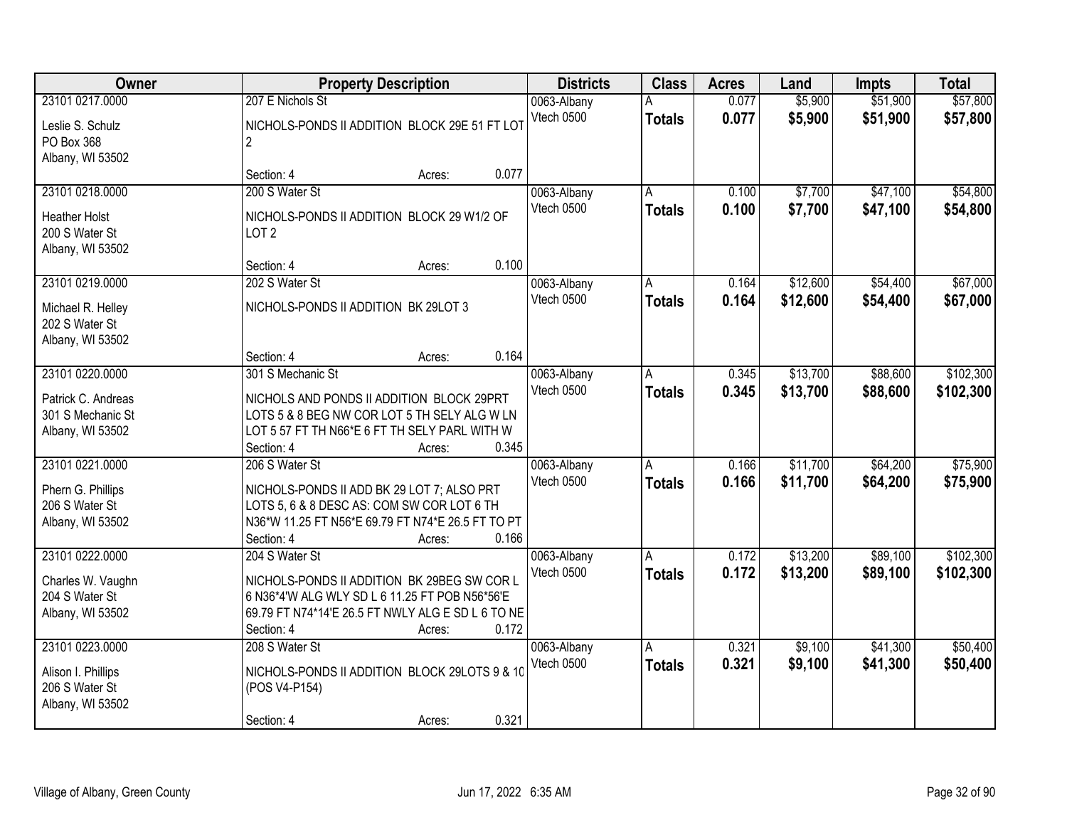| Owner | Property Description | | | Districts | Class | Acres | Land | Impts | Total |
|---|---|---|---|---|---|---|---|---|---|
| 23101 0217.0000<br>Leslie S. Schulz<br>PO Box 368<br>Albany, WI 53502 | 207 E Nichols St<br>NICHOLS-PONDS II ADDITION BLOCK 29E 51 FT LOT 2<br>Section: 4 | Acres: | 0.077 | 0063-Albany<br>Vtech 0500 | A<br>**Totals** | 0.077<br>**0.077** | $5,900<br>**$5,900** | $51,900<br>**$51,900** | $57,800<br>**$57,800** |
| 23101 0218.0000<br>Heather Holst<br>200 S Water St<br>Albany, WI 53502 | 200 S Water St<br>NICHOLS-PONDS II ADDITION BLOCK 29 W1/2 OF LOT 2<br>Section: 4 | Acres: | 0.100 | 0063-Albany<br>Vtech 0500 | A<br>**Totals** | 0.100<br>**0.100** | $7,700<br>**$7,700** | $47,100<br>**$47,100** | $54,800<br>**$54,800** |
| 23101 0219.0000<br>Michael R. Helley<br>202 S Water St<br>Albany, WI 53502 | 202 S Water St<br>NICHOLS-PONDS II ADDITION BK 29LOT 3<br>Section: 4 | Acres: | 0.164 | 0063-Albany<br>Vtech 0500 | A<br>**Totals** | 0.164<br>**0.164** | $12,600<br>**$12,600** | $54,400<br>**$54,400** | $67,000<br>**$67,000** |
| 23101 0220.0000<br>Patrick C. Andreas<br>301 S Mechanic St<br>Albany, WI 53502 | 301 S Mechanic St<br>NICHOLS AND PONDS II ADDITION BLOCK 29PRT LOTS 5 & 8 BEG NW COR LOT 5 TH SELY ALG W LN LOT 5 57 FT TH N66*E 6 FT TH SELY PARL WITH W<br>Section: 4 | Acres: | 0.345 | 0063-Albany<br>Vtech 0500 | A<br>**Totals** | 0.345<br>**0.345** | $13,700<br>**$13,700** | $88,600<br>**$88,600** | $102,300<br>**$102,300** |
| 23101 0221.0000<br>Phern G. Phillips<br>206 S Water St<br>Albany, WI 53502 | 206 S Water St<br>NICHOLS-PONDS II ADD BK 29 LOT 7; ALSO PRT LOTS 5, 6 & 8 DESC AS: COM SW COR LOT 6 TH N36*W 11.25 FT N56*E 69.79 FT N74*E 26.5 FT TO PT<br>Section: 4 | Acres: | 0.166 | 0063-Albany<br>Vtech 0500 | A<br>**Totals** | 0.166<br>**0.166** | $11,700<br>**$11,700** | $64,200<br>**$64,200** | $75,900<br>**$75,900** |
| 23101 0222.0000<br>Charles W. Vaughn<br>204 S Water St<br>Albany, WI 53502 | 204 S Water St<br>NICHOLS-PONDS II ADDITION BK 29BEG SW COR L 6 N36*4'W ALG WLY SD L 6 11.25 FT POB N56*56'E 69.79 FT N74*14'E 26.5 FT NWLY ALG E SD L 6 TO NE<br>Section: 4 | Acres: | 0.172 | 0063-Albany<br>Vtech 0500 | A<br>**Totals** | 0.172<br>**0.172** | $13,200<br>**$13,200** | $89,100<br>**$89,100** | $102,300<br>**$102,300** |
| 23101 0223.0000<br>Alison I. Phillips<br>206 S Water St<br>Albany, WI 53502 | 208 S Water St<br>NICHOLS-PONDS II ADDITION BLOCK 29LOTS 9 & 10 (POS V4-P154)<br>Section: 4 | Acres: | 0.321 | 0063-Albany<br>Vtech 0500 | A<br>**Totals** | 0.321<br>**0.321** | $9,100<br>**$9,100** | $41,300<br>**$41,300** | $50,400<br>**$50,400** |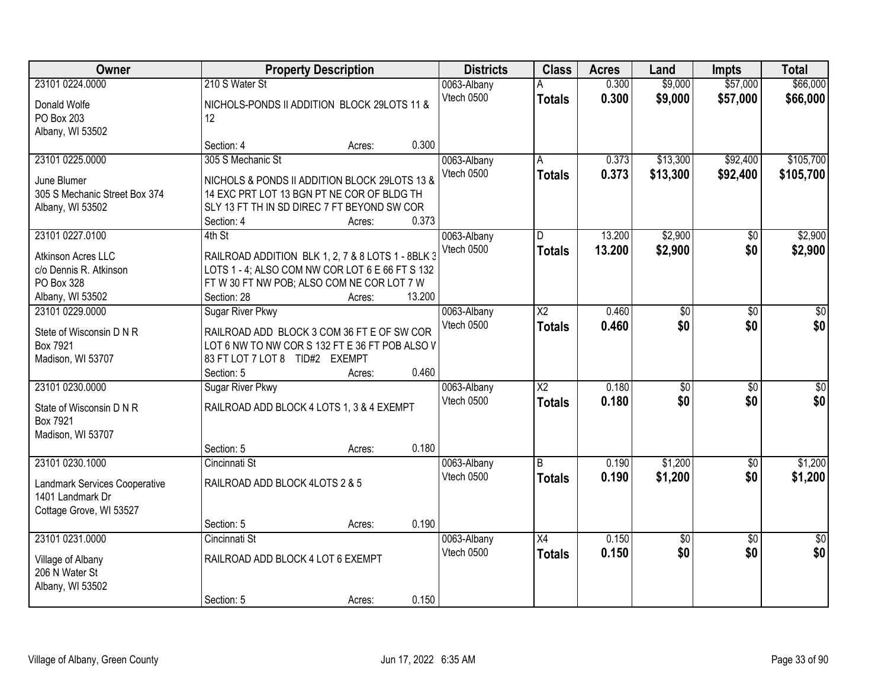| Owner | Property Description | Districts | Class | Acres | Land | Impts | Total |
|---|---|---|---|---|---|---|---|
| 23101 0224.0000<br>Donald Wolfe<br>PO Box 203<br>Albany, WI 53502 | 210 S Water St<br>NICHOLS-PONDS II ADDITION BLOCK 29LOTS 11 & 12<br>Section: 4 Acres: 0.300 | 0063-Albany<br>Vtech 0500 | A<br>**Totals** | 0.300<br>**0.300** | $9,000<br>**$9,000** | $57,000<br>**$57,000** | $66,000<br>**$66,000** |
| 23101 0225.0000<br>June Blumer<br>305 S Mechanic Street Box 374<br>Albany, WI 53502 | 305 S Mechanic St<br>NICHOLS & PONDS II ADDITION BLOCK 29LOTS 13 & 14 EXC PRT LOT 13 BGN PT NE COR OF BLDG TH SLY 13 FT TH IN SD DIREC 7 FT BEYOND SW COR<br>Section: 4 Acres: 0.373 | 0063-Albany<br>Vtech 0500 | A<br>**Totals** | 0.373<br>**0.373** | $13,300<br>**$13,300** | $92,400<br>**$92,400** | $105,700<br>**$105,700** |
| 23101 0227.0100<br>Atkinson Acres LLC<br>c/o Dennis R. Atkinson<br>PO Box 328<br>Albany, WI 53502 | 4th St<br>RAILROAD ADDITION BLK 1, 2, 7 & 8 LOTS 1 - 8BLK 3 LOTS 1 - 4; ALSO COM NW COR LOT 6 E 66 FT S 132 FT W 30 FT NW POB; ALSO COM NE COR LOT 7 W<br>Section: 28 Acres: 13.200 | 0063-Albany<br>Vtech 0500 | D<br>**Totals** | 13.200<br>**13.200** | $2,900<br>**$2,900** | $0<br>**$0** | $2,900<br>**$2,900** |
| 23101 0229.0000<br>Stete of Wisconsin D N R<br>Box 7921<br>Madison, WI 53707 | Sugar River Pkwy<br>RAILROAD ADD BLOCK 3 COM 36 FT E OF SW COR LOT 6 NW TO NW COR S 132 FT E 36 FT POB ALSO W 83 FT LOT 7 LOT 8 TID#2 EXEMPT<br>Section: 5 Acres: 0.460 | 0063-Albany<br>Vtech 0500 | X2<br>**Totals** | 0.460<br>**0.460** | $0<br>**$0** | $0<br>**$0** | $0<br>**$0** |
| 23101 0230.0000<br>State of Wisconsin D N R<br>Box 7921<br>Madison, WI 53707 | Sugar River Pkwy<br>RAILROAD ADD BLOCK 4 LOTS 1, 3 & 4 EXEMPT<br>Section: 5 Acres: 0.180 | 0063-Albany<br>Vtech 0500 | X2<br>**Totals** | 0.180<br>**0.180** | $0<br>**$0** | $0<br>**$0** | $0<br>**$0** |
| 23101 0230.1000<br>Landmark Services Cooperative<br>1401 Landmark Dr<br>Cottage Grove, WI 53527 | Cincinnati St<br>RAILROAD ADD BLOCK 4LOTS 2 & 5<br>Section: 5 Acres: 0.190 | 0063-Albany<br>Vtech 0500 | B<br>**Totals** | 0.190<br>**0.190** | $1,200<br>**$1,200** | $0<br>**$0** | $1,200<br>**$1,200** |
| 23101 0231.0000<br>Village of Albany<br>206 N Water St<br>Albany, WI 53502 | Cincinnati St<br>RAILROAD ADD BLOCK 4 LOT 6 EXEMPT<br>Section: 5 Acres: 0.150 | 0063-Albany<br>Vtech 0500 | X4<br>**Totals** | 0.150<br>**0.150** | $0<br>**$0** | $0<br>**$0** | $0<br>**$0** |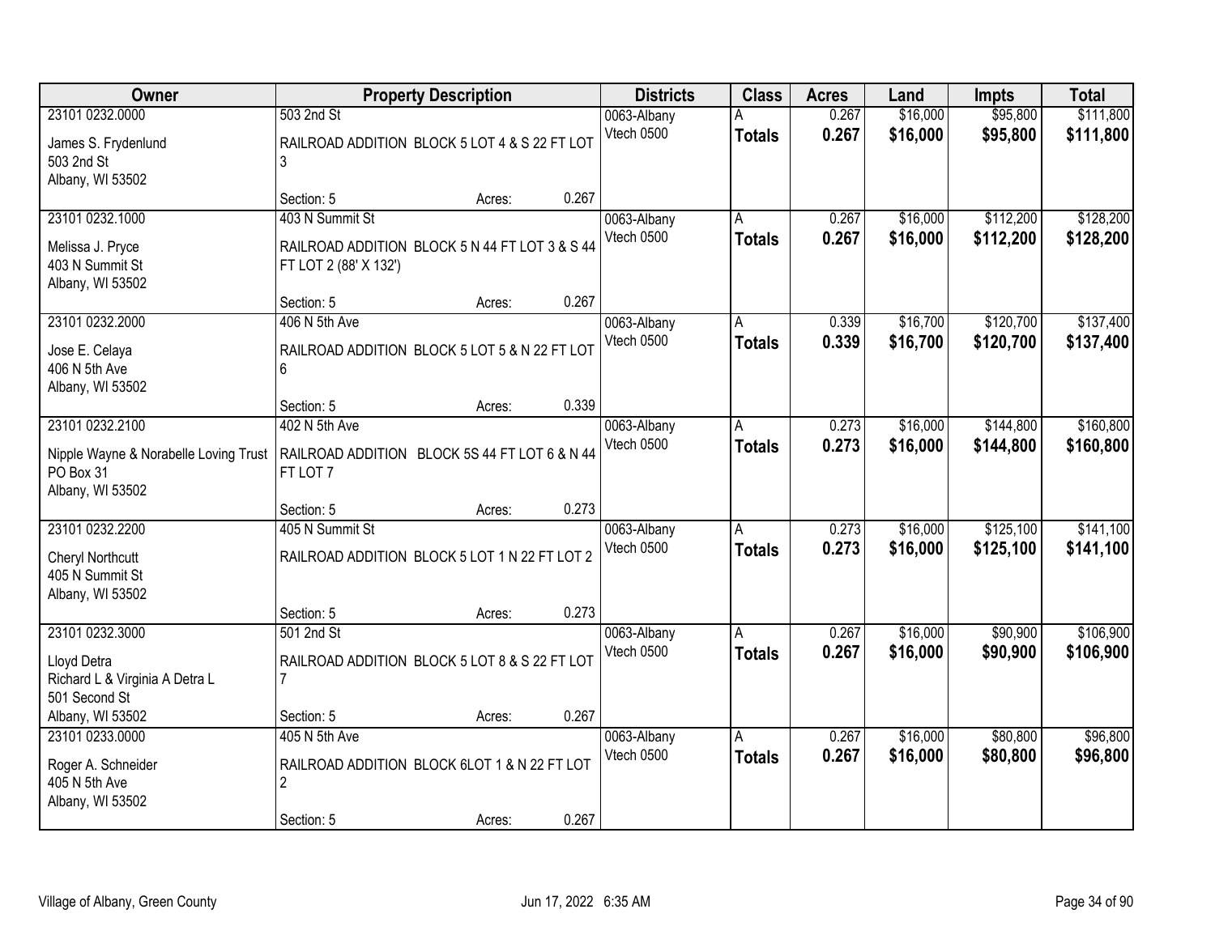| Owner | Property Description | Districts | Class | Acres | Land | Impts | Total |
|---|---|---|---|---|---|---|---|
| 23101 0232.0000<br>James S. Frydenlund<br>503 2nd St<br>Albany, WI 53502 | 503 2nd St<br>RAILROAD ADDITION BLOCK 5 LOT 4 & S 22 FT LOT 3<br>Section: 5 Acres: 0.267 | 0063-Albany<br>Vtech 0500 | A<br>**Totals** | 0.267<br>**0.267** | $16,000<br>**$16,000** | $95,800<br>**$95,800** | $111,800<br>**$111,800** |
| 23101 0232.1000<br>Melissa J. Pryce<br>403 N Summit St<br>Albany, WI 53502 | 403 N Summit St<br>RAILROAD ADDITION BLOCK 5 N 44 FT LOT 3 & S 44 FT LOT 2 (88' X 132')<br>Section: 5 Acres: 0.267 | 0063-Albany<br>Vtech 0500 | A<br>**Totals** | 0.267<br>**0.267** | $16,000<br>**$16,000** | $112,200<br>**$112,200** | $128,200<br>**$128,200** |
| 23101 0232.2000<br>Jose E. Celaya<br>406 N 5th Ave<br>Albany, WI 53502 | 406 N 5th Ave<br>RAILROAD ADDITION BLOCK 5 LOT 5 & N 22 FT LOT 6<br>Section: 5 Acres: 0.339 | 0063-Albany<br>Vtech 0500 | A<br>**Totals** | 0.339<br>**0.339** | $16,700<br>**$16,700** | $120,700<br>**$120,700** | $137,400<br>**$137,400** |
| 23101 0232.2100<br>Nipple Wayne & Norabelle Loving Trust<br>PO Box 31<br>Albany, WI 53502 | 402 N 5th Ave<br>RAILROAD ADDITION BLOCK 5S 44 FT LOT 6 & N 44 FT LOT 7<br>Section: 5 Acres: 0.273 | 0063-Albany<br>Vtech 0500 | A<br>**Totals** | 0.273<br>**0.273** | $16,000<br>**$16,000** | $144,800<br>**$144,800** | $160,800<br>**$160,800** |
| 23101 0232.2200<br>Cheryl Northcutt<br>405 N Summit St<br>Albany, WI 53502 | 405 N Summit St<br>RAILROAD ADDITION BLOCK 5 LOT 1 N 22 FT LOT 2<br>Section: 5 Acres: 0.273 | 0063-Albany<br>Vtech 0500 | A<br>**Totals** | 0.273<br>**0.273** | $16,000<br>**$16,000** | $125,100<br>**$125,100** | $141,100<br>**$141,100** |
| 23101 0232.3000<br>Lloyd Detra<br>Richard L & Virginia A Detra L<br>501 Second St<br>Albany, WI 53502 | 501 2nd St<br>RAILROAD ADDITION BLOCK 5 LOT 8 & S 22 FT LOT 7<br>Section: 5 Acres: 0.267 | 0063-Albany<br>Vtech 0500 | A<br>**Totals** | 0.267<br>**0.267** | $16,000<br>**$16,000** | $90,900<br>**$90,900** | $106,900<br>**$106,900** |
| 23101 0233.0000<br>Roger A. Schneider<br>405 N 5th Ave<br>Albany, WI 53502 | 405 N 5th Ave<br>RAILROAD ADDITION BLOCK 6LOT 1 & N 22 FT LOT 2<br>Section: 5 Acres: 0.267 | 0063-Albany<br>Vtech 0500 | A<br>**Totals** | 0.267<br>**0.267** | $16,000<br>**$16,000** | $80,800<br>**$80,800** | $96,800<br>**$96,800** |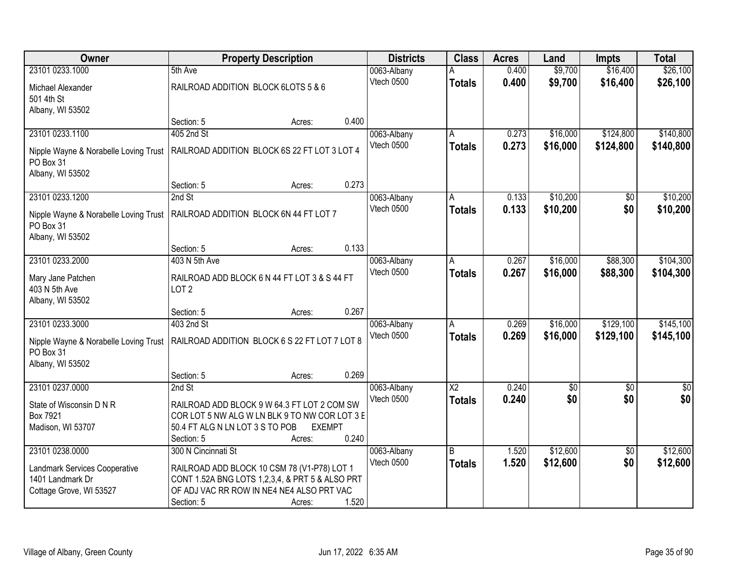| Owner | Property Description | | | Districts | Class | Acres | Land | Impts | Total |
|---|---|---|---|---|---|---|---|---|---|
| 23101 0233.1000 | 5th Ave | | | 0063-Albany | A | 0.400 | $9,700 | $16,400 | $26,100 |
| Michael Alexander<br>501 4th St<br>Albany, WI 53502 | RAILROAD ADDITION BLOCK 6LOTS 5 & 6 | | | Vtech 0500 | **Totals** | **0.400** | **$9,700** | **$16,400** | **$26,100** |
| | Section: 5 | Acres: | 0.400 | | | | | | |
| 23101 0233.1100 | 405 2nd St | | | 0063-Albany | A | 0.273 | $16,000 | $124,800 | $140,800 |
| Nipple Wayne & Norabelle Loving Trust<br>PO Box 31<br>Albany, WI 53502 | RAILROAD ADDITION BLOCK 6S 22 FT LOT 3 LOT 4 | | | Vtech 0500 | **Totals** | **0.273** | **$16,000** | **$124,800** | **$140,800** |
| | Section: 5 | Acres: | 0.273 | | | | | | |
| 23101 0233.1200 | 2nd St | | | 0063-Albany | A | 0.133 | $10,200 | $0 | $10,200 |
| Nipple Wayne & Norabelle Loving Trust<br>PO Box 31<br>Albany, WI 53502 | RAILROAD ADDITION BLOCK 6N 44 FT LOT 7 | | | Vtech 0500 | **Totals** | **0.133** | **$10,200** | **$0** | **$10,200** |
| | Section: 5 | Acres: | 0.133 | | | | | | |
| 23101 0233.2000 | 403 N 5th Ave | | | 0063-Albany | A | 0.267 | $16,000 | $88,300 | $104,300 |
| Mary Jane Patchen<br>403 N 5th Ave<br>Albany, WI 53502 | RAILROAD ADD BLOCK 6 N 44 FT LOT 3 & S 44 FT LOT 2 | | | Vtech 0500 | **Totals** | **0.267** | **$16,000** | **$88,300** | **$104,300** |
| | Section: 5 | Acres: | 0.267 | | | | | | |
| 23101 0233.3000 | 403 2nd St | | | 0063-Albany | A | 0.269 | $16,000 | $129,100 | $145,100 |
| Nipple Wayne & Norabelle Loving Trust<br>PO Box 31<br>Albany, WI 53502 | RAILROAD ADDITION BLOCK 6 S 22 FT LOT 7 LOT 8 | | | Vtech 0500 | **Totals** | **0.269** | **$16,000** | **$129,100** | **$145,100** |
| | Section: 5 | Acres: | 0.269 | | | | | | |
| 23101 0237.0000 | 2nd St | | | 0063-Albany | X2 | 0.240 | $0 | $0 | $0 |
| State of Wisconsin D N R<br>Box 7921<br>Madison, WI 53707 | RAILROAD ADD BLOCK 9 W 64.3 FT LOT 2 COM SW COR LOT 5 NW ALG W LN BLK 9 TO NW COR LOT 3 E 50.4 FT ALG N LN LOT 3 S TO POB EXEMPT | | | Vtech 0500 | **Totals** | **0.240** | **$0** | **$0** | **$0** |
| | Section: 5 | Acres: | 0.240 | | | | | | |
| 23101 0238.0000 | 300 N Cincinnati St | | | 0063-Albany | B | 1.520 | $12,600 | $0 | $12,600 |
| Landmark Services Cooperative<br>1401 Landmark Dr<br>Cottage Grove, WI 53527 | RAILROAD ADD BLOCK 10 CSM 78 (V1-P78) LOT 1 CONT 1.52A BNG LOTS 1,2,3,4, & PRT 5 & ALSO PRT OF ADJ VAC RR ROW IN NE4 NE4 ALSO PRT VAC | | | Vtech 0500 | **Totals** | **1.520** | **$12,600** | **$0** | **$12,600** |
| | Section: 5 | Acres: | 1.520 | | | | | | |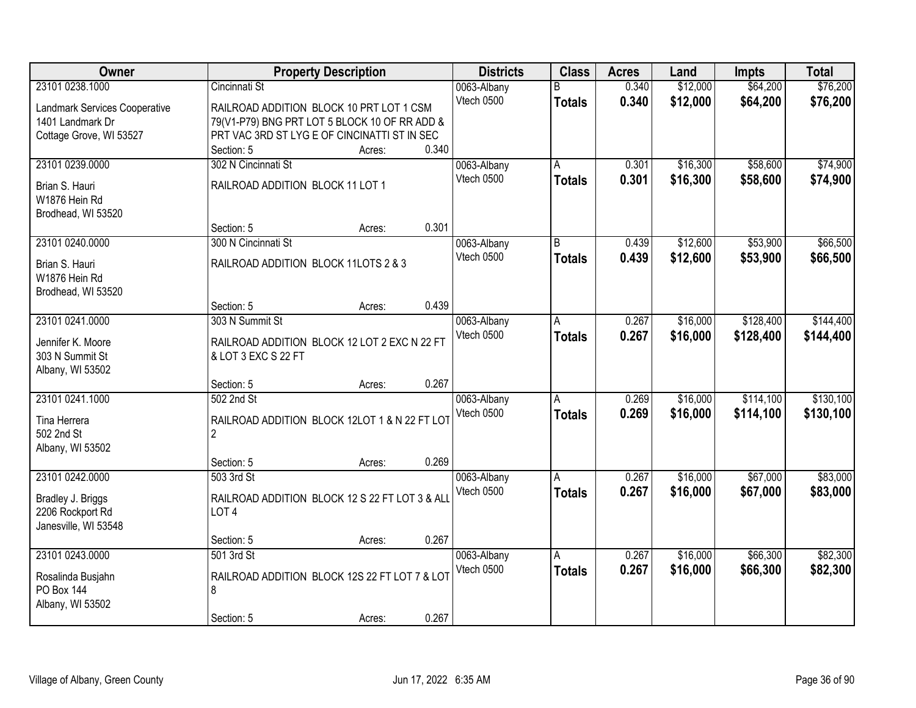| Owner | Property Description | Districts | Class | Acres | Land | Impts | Total |
|---|---|---|---|---|---|---|---|
| 23101 0238.1000<br>Landmark Services Cooperative<br>1401 Landmark Dr<br>Cottage Grove, WI 53527 | Cincinnati St<br>RAILROAD ADDITION BLOCK 10 PRT LOT 1 CSM 79(V1-P79) BNG PRT LOT 5 BLOCK 10 OF RR ADD & PRT VAC 3RD ST LYG E OF CINCINATTI ST IN SEC<br>Section: 5 Acres: 0.340 | 0063-Albany<br>Vtech 0500 | B<br>**Totals** | 0.340<br>**0.340** | $12,000<br>**$12,000** | $64,200<br>**$64,200** | $76,200<br>**$76,200** |
| 23101 0239.0000<br>Brian S. Hauri<br>W1876 Hein Rd<br>Brodhead, WI 53520 | 302 N Cincinnati St<br>RAILROAD ADDITION BLOCK 11 LOT 1<br>Section: 5 Acres: 0.301 | 0063-Albany<br>Vtech 0500 | A<br>**Totals** | 0.301<br>**0.301** | $16,300<br>**$16,300** | $58,600<br>**$58,600** | $74,900<br>**$74,900** |
| 23101 0240.0000<br>Brian S. Hauri<br>W1876 Hein Rd<br>Brodhead, WI 53520 | 300 N Cincinnati St<br>RAILROAD ADDITION BLOCK 11LOTS 2 & 3<br>Section: 5 Acres: 0.439 | 0063-Albany<br>Vtech 0500 | B<br>**Totals** | 0.439<br>**0.439** | $12,600<br>**$12,600** | $53,900<br>**$53,900** | $66,500<br>**$66,500** |
| 23101 0241.0000<br>Jennifer K. Moore<br>303 N Summit St<br>Albany, WI 53502 | 303 N Summit St<br>RAILROAD ADDITION BLOCK 12 LOT 2 EXC N 22 FT & LOT 3 EXC S 22 FT<br>Section: 5 Acres: 0.267 | 0063-Albany<br>Vtech 0500 | A<br>**Totals** | 0.267<br>**0.267** | $16,000<br>**$16,000** | $128,400<br>**$128,400** | $144,400<br>**$144,400** |
| 23101 0241.1000<br>Tina Herrera<br>502 2nd St<br>Albany, WI 53502 | 502 2nd St<br>RAILROAD ADDITION BLOCK 12LOT 1 & N 22 FT LOT 2<br>Section: 5 Acres: 0.269 | 0063-Albany<br>Vtech 0500 | A<br>**Totals** | 0.269<br>**0.269** | $16,000<br>**$16,000** | $114,100<br>**$114,100** | $130,100<br>**$130,100** |
| 23101 0242.0000<br>Bradley J. Briggs<br>2206 Rockport Rd<br>Janesville, WI 53548 | 503 3rd St<br>RAILROAD ADDITION BLOCK 12 S 22 FT LOT 3 & ALL LOT 4<br>Section: 5 Acres: 0.267 | 0063-Albany<br>Vtech 0500 | A<br>**Totals** | 0.267<br>**0.267** | $16,000<br>**$16,000** | $67,000<br>**$67,000** | $83,000<br>**$83,000** |
| 23101 0243.0000<br>Rosalinda Busjahn<br>PO Box 144<br>Albany, WI 53502 | 501 3rd St<br>RAILROAD ADDITION BLOCK 12S 22 FT LOT 7 & LOT 8<br>Section: 5 Acres: 0.267 | 0063-Albany<br>Vtech 0500 | A<br>**Totals** | 0.267<br>**0.267** | $16,000<br>**$16,000** | $66,300<br>**$66,300** | $82,300<br>**$82,300** |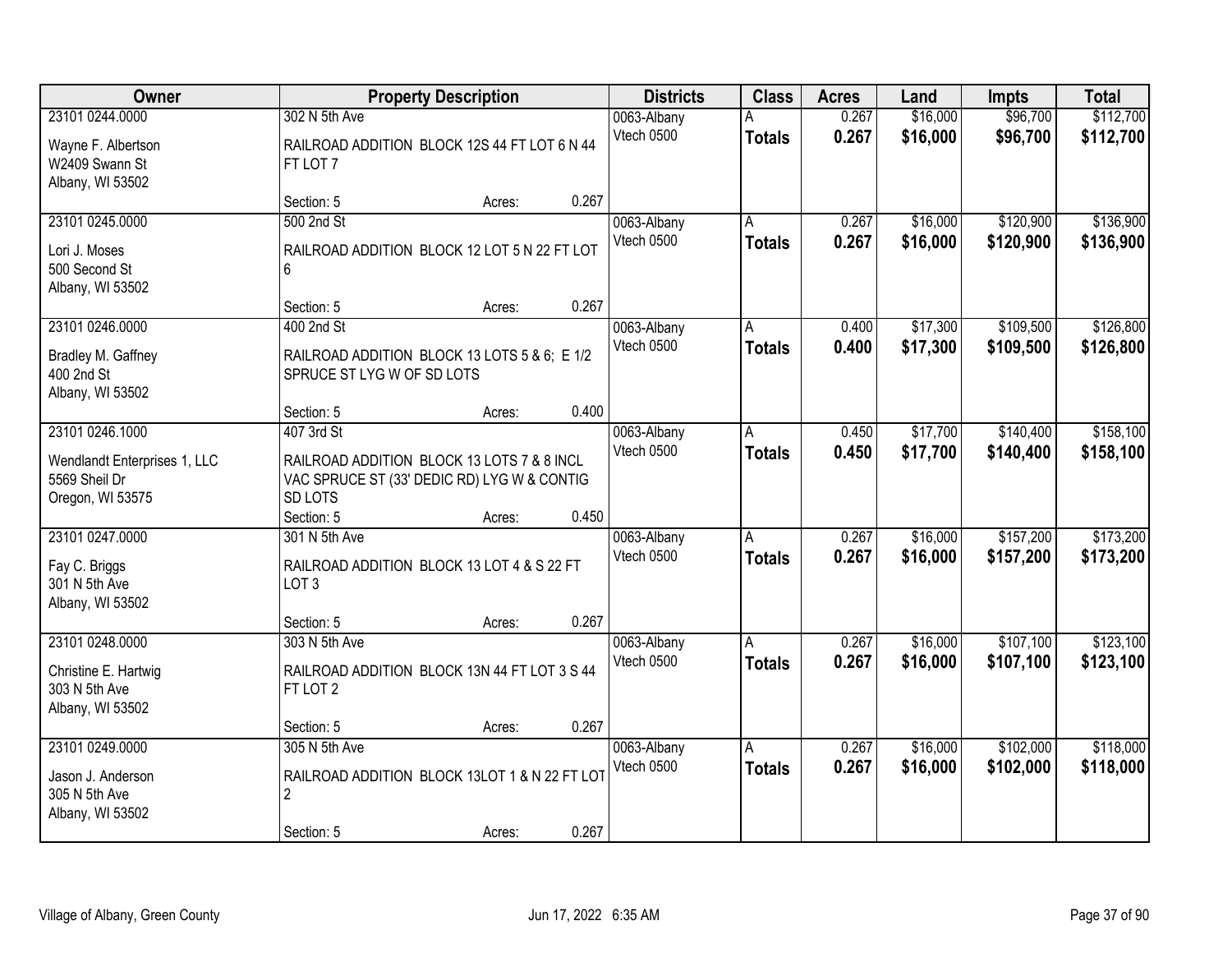| Owner | Property Description | | | Districts | Class | Acres | Land | Impts | Total |
|---|---|---|---|---|---|---|---|---|---|
| 23101 0244.0000 | 302 N 5th Ave | | | 0063-Albany | A | 0.267 | $16,000 | $96,700 | $112,700 |
| Wayne F. Albertson<br>W2409 Swann St<br>Albany, WI 53502 | RAILROAD ADDITION BLOCK 12S 44 FT LOT 6 N 44 FT LOT 7 | | | Vtech 0500 | **Totals** | **0.267** | **$16,000** | **$96,700** | **$112,700** |
| | Section: 5 | Acres: | 0.267 | | | | | | |
| 23101 0245.0000 | 500 2nd St | | | 0063-Albany | A | 0.267 | $16,000 | $120,900 | $136,900 |
| Lori J. Moses<br>500 Second St<br>Albany, WI 53502 | RAILROAD ADDITION BLOCK 12 LOT 5 N 22 FT LOT 6 | | | Vtech 0500 | **Totals** | **0.267** | **$16,000** | **$120,900** | **$136,900** |
| | Section: 5 | Acres: | 0.267 | | | | | | |
| 23101 0246.0000 | 400 2nd St | | | 0063-Albany | A | 0.400 | $17,300 | $109,500 | $126,800 |
| Bradley M. Gaffney<br>400 2nd St<br>Albany, WI 53502 | RAILROAD ADDITION BLOCK 13 LOTS 5 & 6; E 1/2 SPRUCE ST LYG W OF SD LOTS | | | Vtech 0500 | **Totals** | **0.400** | **$17,300** | **$109,500** | **$126,800** |
| | Section: 5 | Acres: | 0.400 | | | | | | |
| 23101 0246.1000 | 407 3rd St | | | 0063-Albany | A | 0.450 | $17,700 | $140,400 | $158,100 |
| Wendlandt Enterprises 1, LLC<br>5569 Sheil Dr<br>Oregon, WI 53575 | RAILROAD ADDITION BLOCK 13 LOTS 7 & 8 INCL VAC SPRUCE ST (33' DEDIC RD) LYG W & CONTIG SD LOTS | | | Vtech 0500 | **Totals** | **0.450** | **$17,700** | **$140,400** | **$158,100** |
| | Section: 5 | Acres: | 0.450 | | | | | | |
| 23101 0247.0000 | 301 N 5th Ave | | | 0063-Albany | A | 0.267 | $16,000 | $157,200 | $173,200 |
| Fay C. Briggs<br>301 N 5th Ave<br>Albany, WI 53502 | RAILROAD ADDITION BLOCK 13 LOT 4 & S 22 FT LOT 3 | | | Vtech 0500 | **Totals** | **0.267** | **$16,000** | **$157,200** | **$173,200** |
| | Section: 5 | Acres: | 0.267 | | | | | | |
| 23101 0248.0000 | 303 N 5th Ave | | | 0063-Albany | A | 0.267 | $16,000 | $107,100 | $123,100 |
| Christine E. Hartwig<br>303 N 5th Ave<br>Albany, WI 53502 | RAILROAD ADDITION BLOCK 13N 44 FT LOT 3 S 44 FT LOT 2 | | | Vtech 0500 | **Totals** | **0.267** | **$16,000** | **$107,100** | **$123,100** |
| | Section: 5 | Acres: | 0.267 | | | | | | |
| 23101 0249.0000 | 305 N 5th Ave | | | 0063-Albany | A | 0.267 | $16,000 | $102,000 | $118,000 |
| Jason J. Anderson<br>305 N 5th Ave<br>Albany, WI 53502 | RAILROAD ADDITION BLOCK 13LOT 1 & N 22 FT LOT 2 | | | Vtech 0500 | **Totals** | **0.267** | **$16,000** | **$102,000** | **$118,000** |
| | Section: 5 | Acres: | 0.267 | | | | | | |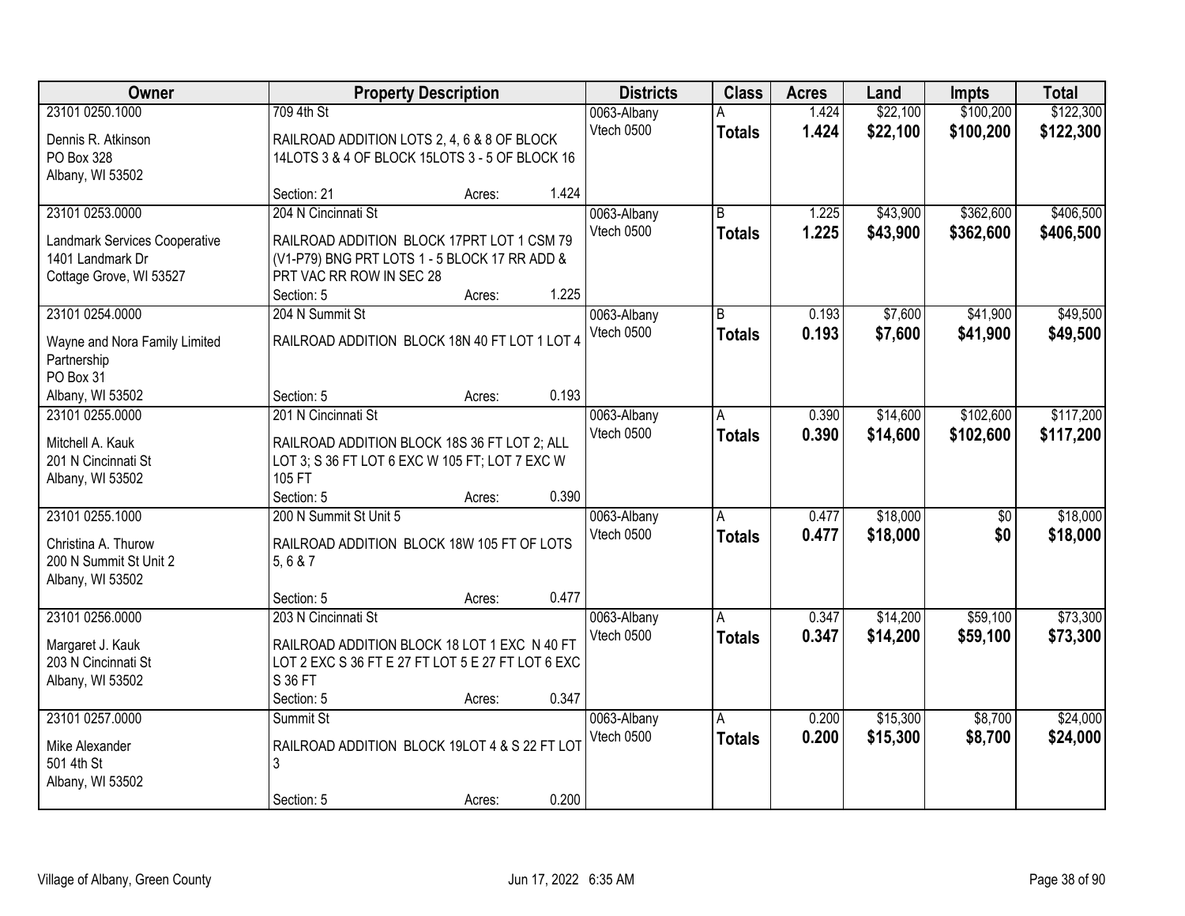| Owner | Property Description | Districts | Class | Acres | Land | Impts | Total |
|---|---|---|---|---|---|---|---|
| 23101 0250.1000<br>Dennis R. Atkinson<br>PO Box 328<br>Albany, WI 53502 | 709 4th St<br>RAILROAD ADDITION LOTS 2, 4, 6 & 8 OF BLOCK 14LOTS 3 & 4 OF BLOCK 15LOTS 3 - 5 OF BLOCK 16<br>Section: 21 Acres: 1.424 | 0063-Albany<br>Vtech 0500 | A<br>**Totals** | 1.424<br>**1.424** | $22,100<br>**$22,100** | $100,200<br>**$100,200** | $122,300<br>**$122,300** |
| 23101 0253.0000<br>Landmark Services Cooperative<br>1401 Landmark Dr<br>Cottage Grove, WI 53527 | 204 N Cincinnati St<br>RAILROAD ADDITION BLOCK 17PRT LOT 1 CSM 79 (V1-P79) BNG PRT LOTS 1 - 5 BLOCK 17 RR ADD & PRT VAC RR ROW IN SEC 28<br>Section: 5 Acres: 1.225 | 0063-Albany<br>Vtech 0500 | B<br>**Totals** | 1.225<br>**1.225** | $43,900<br>**$43,900** | $362,600<br>**$362,600** | $406,500<br>**$406,500** |
| 23101 0254.0000<br>Wayne and Nora Family Limited Partnership<br>PO Box 31<br>Albany, WI 53502 | 204 N Summit St<br>RAILROAD ADDITION BLOCK 18N 40 FT LOT 1 LOT 4<br>Section: 5 Acres: 0.193 | 0063-Albany<br>Vtech 0500 | B<br>**Totals** | 0.193<br>**0.193** | $7,600<br>**$7,600** | $41,900<br>**$41,900** | $49,500<br>**$49,500** |
| 23101 0255.0000<br>Mitchell A. Kauk<br>201 N Cincinnati St<br>Albany, WI 53502 | 201 N Cincinnati St<br>RAILROAD ADDITION BLOCK 18S 36 FT LOT 2; ALL LOT 3; S 36 FT LOT 6 EXC W 105 FT; LOT 7 EXC W 105 FT<br>Section: 5 Acres: 0.390 | 0063-Albany<br>Vtech 0500 | A<br>**Totals** | 0.390<br>**0.390** | $14,600<br>**$14,600** | $102,600<br>**$102,600** | $117,200<br>**$117,200** |
| 23101 0255.1000<br>Christina A. Thurow<br>200 N Summit St Unit 2<br>Albany, WI 53502 | 200 N Summit St Unit 5<br>RAILROAD ADDITION BLOCK 18W 105 FT OF LOTS 5, 6 & 7<br>Section: 5 Acres: 0.477 | 0063-Albany<br>Vtech 0500 | A<br>**Totals** | 0.477<br>**0.477** | $18,000<br>**$18,000** | $0<br>**$0** | $18,000<br>**$18,000** |
| 23101 0256.0000<br>Margaret J. Kauk<br>203 N Cincinnati St<br>Albany, WI 53502 | 203 N Cincinnati St<br>RAILROAD ADDITION BLOCK 18 LOT 1 EXC N 40 FT LOT 2 EXC S 36 FT E 27 FT LOT 5 E 27 FT LOT 6 EXC S 36 FT<br>Section: 5 Acres: 0.347 | 0063-Albany<br>Vtech 0500 | A<br>**Totals** | 0.347<br>**0.347** | $14,200<br>**$14,200** | $59,100<br>**$59,100** | $73,300<br>**$73,300** |
| 23101 0257.0000<br>Mike Alexander<br>501 4th St<br>Albany, WI 53502 | Summit St<br>RAILROAD ADDITION BLOCK 19LOT 4 & S 22 FT LOT 3<br>Section: 5 Acres: 0.200 | 0063-Albany<br>Vtech 0500 | A<br>**Totals** | 0.200<br>**0.200** | $15,300<br>**$15,300** | $8,700<br>**$8,700** | $24,000<br>**$24,000** |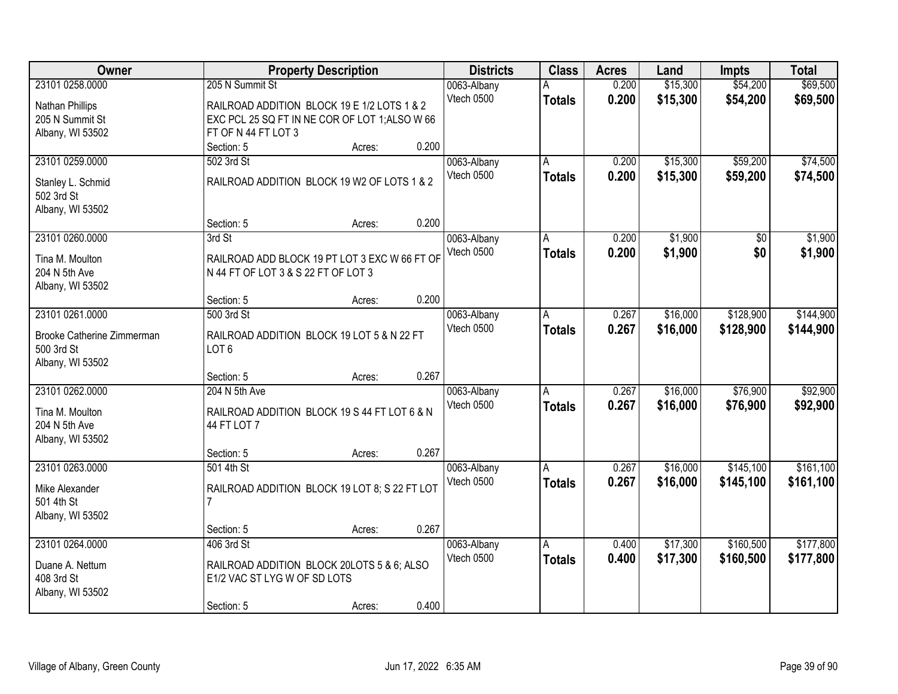| Owner | Property Description | Districts | Class | Acres | Land | Impts | Total |
|---|---|---|---|---|---|---|---|
| 23101 0258.0000<br>Nathan Phillips<br>205 N Summit St<br>Albany, WI 53502 | 205 N Summit St<br>RAILROAD ADDITION BLOCK 19 E 1/2 LOTS 1 & 2 EXC PCL 25 SQ FT IN NE COR OF LOT 1;ALSO W 66 FT OF N 44 FT LOT 3<br>Section: 5 Acres: 0.200 | 0063-Albany<br>Vtech 0500 | A<br>**Totals** | 0.200<br>**0.200** | $15,300<br>**$15,300** | $54,200<br>**$54,200** | $69,500<br>**$69,500** |
| 23101 0259.0000<br>Stanley L. Schmid<br>502 3rd St<br>Albany, WI 53502 | 502 3rd St<br>RAILROAD ADDITION BLOCK 19 W2 OF LOTS 1 & 2<br>Section: 5 Acres: 0.200 | 0063-Albany<br>Vtech 0500 | A<br>**Totals** | 0.200<br>**0.200** | $15,300<br>**$15,300** | $59,200<br>**$59,200** | $74,500<br>**$74,500** |
| 23101 0260.0000<br>Tina M. Moulton<br>204 N 5th Ave<br>Albany, WI 53502 | 3rd St<br>RAILROAD ADD BLOCK 19 PT LOT 3 EXC W 66 FT OF N 44 FT OF LOT 3 & S 22 FT OF LOT 3<br>Section: 5 Acres: 0.200 | 0063-Albany<br>Vtech 0500 | A<br>**Totals** | 0.200<br>**0.200** | $1,900<br>**$1,900** | $0<br>**$0** | $1,900<br>**$1,900** |
| 23101 0261.0000<br>Brooke Catherine Zimmerman<br>500 3rd St<br>Albany, WI 53502 | 500 3rd St<br>RAILROAD ADDITION BLOCK 19 LOT 5 & N 22 FT LOT 6<br>Section: 5 Acres: 0.267 | 0063-Albany<br>Vtech 0500 | A<br>**Totals** | 0.267<br>**0.267** | $16,000<br>**$16,000** | $128,900<br>**$128,900** | $144,900<br>**$144,900** |
| 23101 0262.0000<br>Tina M. Moulton<br>204 N 5th Ave<br>Albany, WI 53502 | 204 N 5th Ave<br>RAILROAD ADDITION BLOCK 19 S 44 FT LOT 6 & N 44 FT LOT 7<br>Section: 5 Acres: 0.267 | 0063-Albany<br>Vtech 0500 | A<br>**Totals** | 0.267<br>**0.267** | $16,000<br>**$16,000** | $76,900<br>**$76,900** | $92,900<br>**$92,900** |
| 23101 0263.0000<br>Mike Alexander<br>501 4th St<br>Albany, WI 53502 | 501 4th St<br>RAILROAD ADDITION BLOCK 19 LOT 8; S 22 FT LOT 7<br>Section: 5 Acres: 0.267 | 0063-Albany<br>Vtech 0500 | A<br>**Totals** | 0.267<br>**0.267** | $16,000<br>**$16,000** | $145,100<br>**$145,100** | $161,100<br>**$161,100** |
| 23101 0264.0000<br>Duane A. Nettum<br>408 3rd St<br>Albany, WI 53502 | 406 3rd St<br>RAILROAD ADDITION BLOCK 20LOTS 5 & 6; ALSO E1/2 VAC ST LYG W OF SD LOTS<br>Section: 5 Acres: 0.400 | 0063-Albany<br>Vtech 0500 | A<br>**Totals** | 0.400<br>**0.400** | $17,300<br>**$17,300** | $160,500<br>**$160,500** | $177,800<br>**$177,800** |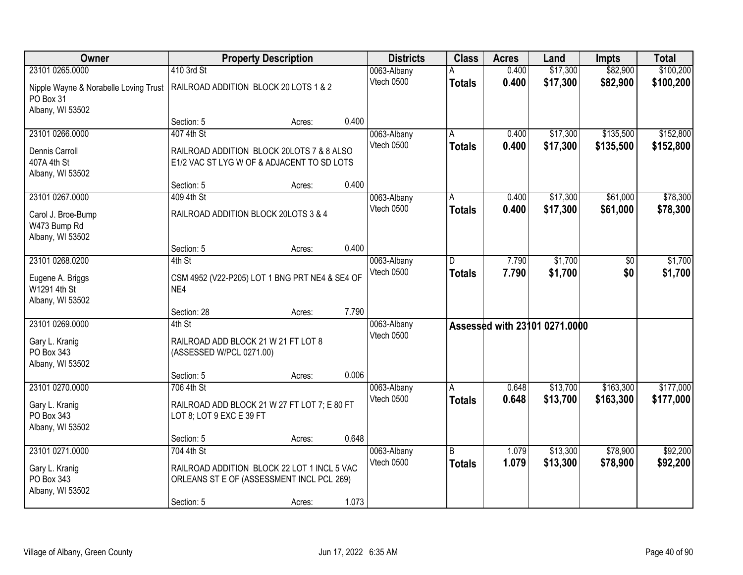| Owner | Property Description | | | Districts | Class | Acres | Land | Impts | Total |
|---|---|---|---|---|---|---|---|---|---|
| 23101 0265.0000 | 410 3rd St | | | 0063-Albany | A | 0.400 | $17,300 | $82,900 | $100,200 |
| Nipple Wayne & Norabelle Loving Trust<br>PO Box 31<br>Albany, WI 53502 | RAILROAD ADDITION BLOCK 20 LOTS 1 & 2 | | | Vtech 0500 | **Totals** | **0.400** | **$17,300** | **$82,900** | **$100,200** |
| | Section: 5 | Acres: | 0.400 | | | | | | |
| 23101 0266.0000 | 407 4th St | | | 0063-Albany | A | 0.400 | $17,300 | $135,500 | $152,800 |
| Dennis Carroll<br>407A 4th St<br>Albany, WI 53502 | RAILROAD ADDITION BLOCK 20LOTS 7 & 8 ALSO E1/2 VAC ST LYG W OF & ADJACENT TO SD LOTS | | | Vtech 0500 | **Totals** | **0.400** | **$17,300** | **$135,500** | **$152,800** |
| | Section: 5 | Acres: | 0.400 | | | | | | |
| 23101 0267.0000 | 409 4th St | | | 0063-Albany | A | 0.400 | $17,300 | $61,000 | $78,300 |
| Carol J. Broe-Bump<br>W473 Bump Rd<br>Albany, WI 53502 | RAILROAD ADDITION BLOCK 20LOTS 3 & 4 | | | Vtech 0500 | **Totals** | **0.400** | **$17,300** | **$61,000** | **$78,300** |
| | Section: 5 | Acres: | 0.400 | | | | | | |
| 23101 0268.0200 | 4th St | | | 0063-Albany | D | 7.790 | $1,700 | $0 | $1,700 |
| Eugene A. Briggs<br>W1291 4th St<br>Albany, WI 53502 | CSM 4952 (V22-P205) LOT 1 BNG PRT NE4 & SE4 OF NE4 | | | Vtech 0500 | **Totals** | **7.790** | **$1,700** | **$0** | **$1,700** |
| | Section: 28 | Acres: | 7.790 | | | | | | |
| 23101 0269.0000 | 4th St | | | 0063-Albany | Assessed with 23101 0271.0000 | | | | |
| Gary L. Kranig<br>PO Box 343<br>Albany, WI 53502 | RAILROAD ADD BLOCK 21 W 21 FT LOT 8 (ASSESSED W/PCL 0271.00) | | | Vtech 0500 | | | | | |
| | Section: 5 | Acres: | 0.006 | | | | | | |
| 23101 0270.0000 | 706 4th St | | | 0063-Albany | A | 0.648 | $13,700 | $163,300 | $177,000 |
| Gary L. Kranig<br>PO Box 343<br>Albany, WI 53502 | RAILROAD ADD BLOCK 21 W 27 FT LOT 7; E 80 FT LOT 8; LOT 9 EXC E 39 FT | | | Vtech 0500 | **Totals** | **0.648** | **$13,700** | **$163,300** | **$177,000** |
| | Section: 5 | Acres: | 0.648 | | | | | | |
| 23101 0271.0000 | 704 4th St | | | 0063-Albany | B | 1.079 | $13,300 | $78,900 | $92,200 |
| Gary L. Kranig<br>PO Box 343<br>Albany, WI 53502 | RAILROAD ADDITION BLOCK 22 LOT 1 INCL 5 VAC ORLEANS ST E OF (ASSESSMENT INCL PCL 269) | | | Vtech 0500 | **Totals** | **1.079** | **$13,300** | **$78,900** | **$92,200** |
| | Section: 5 | Acres: | 1.073 | | | | | | |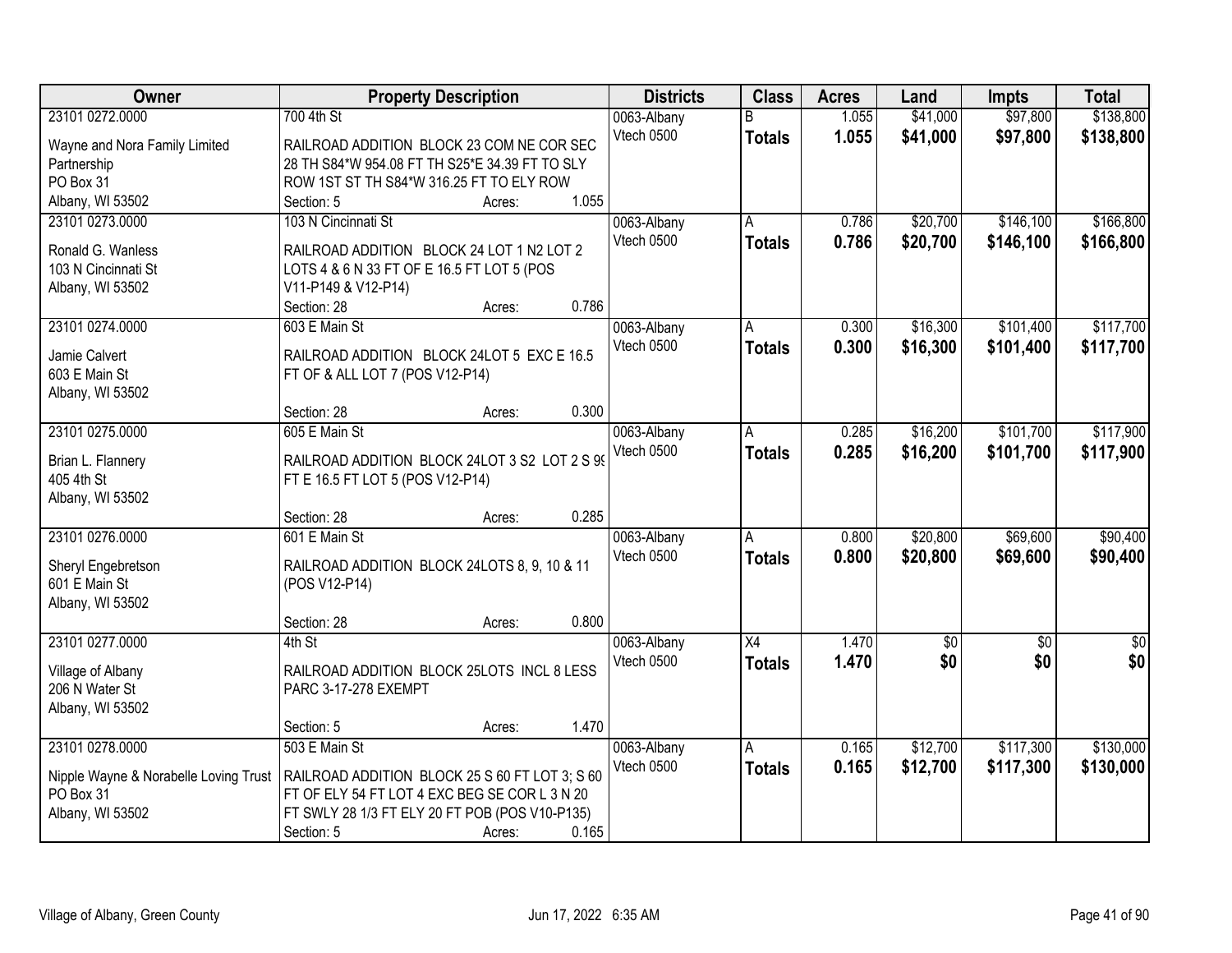| Owner | Property Description | Districts | Class | Acres | Land | Impts | Total |
|---|---|---|---|---|---|---|---|
| 23101 0272.0000<br>Wayne and Nora Family Limited Partnership<br>PO Box 31<br>Albany, WI 53502 | 700 4th St<br>RAILROAD ADDITION BLOCK 23 COM NE COR SEC 28 TH S84*W 954.08 FT TH S25*E 34.39 FT TO SLY ROW 1ST ST TH S84*W 316.25 FT TO ELY ROW<br>Section: 5 Acres: 1.055 | 0063-Albany<br>Vtech 0500 | B<br>**Totals** | 1.055<br>**1.055** | $41,000<br>**$41,000** | $97,800<br>**$97,800** | $138,800<br>**$138,800** |
| 23101 0273.0000<br>Ronald G. Wanless<br>103 N Cincinnati St<br>Albany, WI 53502 | 103 N Cincinnati St<br>RAILROAD ADDITION BLOCK 24 LOT 1 N2 LOT 2 LOTS 4 & 6 N 33 FT OF E 16.5 FT LOT 5 (POS V11-P149 & V12-P14)<br>Section: 28 Acres: 0.786 | 0063-Albany<br>Vtech 0500 | A<br>**Totals** | 0.786<br>**0.786** | $20,700<br>**$20,700** | $146,100<br>**$146,100** | $166,800<br>**$166,800** |
| 23101 0274.0000<br>Jamie Calvert<br>603 E Main St<br>Albany, WI 53502 | 603 E Main St<br>RAILROAD ADDITION BLOCK 24LOT 5 EXC E 16.5 FT OF & ALL LOT 7 (POS V12-P14)<br>Section: 28 Acres: 0.300 | 0063-Albany<br>Vtech 0500 | A<br>**Totals** | 0.300<br>**0.300** | $16,300<br>**$16,300** | $101,400<br>**$101,400** | $117,700<br>**$117,700** |
| 23101 0275.0000<br>Brian L. Flannery<br>405 4th St<br>Albany, WI 53502 | 605 E Main St<br>RAILROAD ADDITION BLOCK 24LOT 3 S2 LOT 2 S 99 FT E 16.5 FT LOT 5 (POS V12-P14)<br>Section: 28 Acres: 0.285 | 0063-Albany<br>Vtech 0500 | A<br>**Totals** | 0.285<br>**0.285** | $16,200<br>**$16,200** | $101,700<br>**$101,700** | $117,900<br>**$117,900** |
| 23101 0276.0000<br>Sheryl Engebretson<br>601 E Main St<br>Albany, WI 53502 | 601 E Main St<br>RAILROAD ADDITION BLOCK 24LOTS 8, 9, 10 & 11 (POS V12-P14)<br>Section: 28 Acres: 0.800 | 0063-Albany<br>Vtech 0500 | A<br>**Totals** | 0.800<br>**0.800** | $20,800<br>**$20,800** | $69,600<br>**$69,600** | $90,400<br>**$90,400** |
| 23101 0277.0000<br>Village of Albany<br>206 N Water St<br>Albany, WI 53502 | 4th St<br>RAILROAD ADDITION BLOCK 25LOTS INCL 8 LESS PARC 3-17-278 EXEMPT<br>Section: 5 Acres: 1.470 | 0063-Albany<br>Vtech 0500 | X4<br>**Totals** | 1.470<br>**1.470** | $0<br>**$0** | $0<br>**$0** | $0<br>**$0** |
| 23101 0278.0000<br>Nipple Wayne & Norabelle Loving Trust<br>PO Box 31<br>Albany, WI 53502 | 503 E Main St<br>RAILROAD ADDITION BLOCK 25 S 60 FT LOT 3; S 60 FT OF ELY 54 FT LOT 4 EXC BEG SE COR L 3 N 20 FT SWLY 28 1/3 FT ELY 20 FT POB (POS V10-P135)<br>Section: 5 Acres: 0.165 | 0063-Albany<br>Vtech 0500 | A<br>**Totals** | 0.165<br>**0.165** | $12,700<br>**$12,700** | $117,300<br>**$117,300** | $130,000<br>**$130,000** |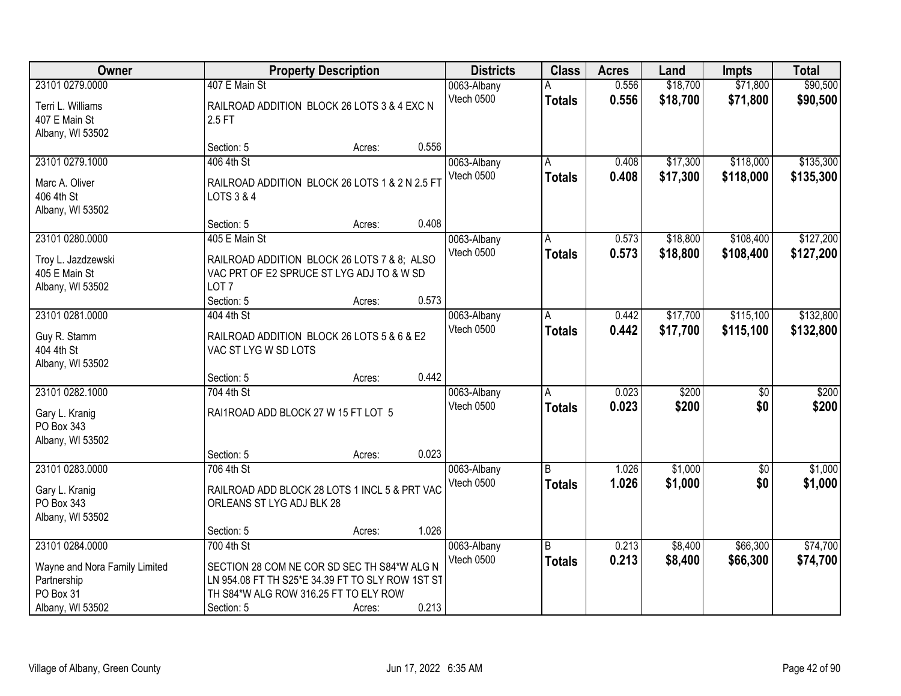| Owner | Property Description | | | Districts | Class | Acres | Land | Impts | Total |
|---|---|---|---|---|---|---|---|---|---|
| 23101 0279.0000 | 407 E Main St | | | 0063-Albany | A | 0.556 | $18,700 | $71,800 | $90,500 |
| Terri L. Williams<br>407 E Main St<br>Albany, WI 53502 | RAILROAD ADDITION BLOCK 26 LOTS 3 & 4 EXC N 2.5 FT | | | Vtech 0500 | **Totals** | **0.556** | **$18,700** | **$71,800** | **$90,500** |
| | Section: 5 | Acres: | 0.556 | | | | | | |
| 23101 0279.1000 | 406 4th St | | | 0063-Albany | A | 0.408 | $17,300 | $118,000 | $135,300 |
| Marc A. Oliver<br>406 4th St<br>Albany, WI 53502 | RAILROAD ADDITION BLOCK 26 LOTS 1 & 2 N 2.5 FT LOTS 3 & 4 | | | Vtech 0500 | **Totals** | **0.408** | **$17,300** | **$118,000** | **$135,300** |
| | Section: 5 | Acres: | 0.408 | | | | | | |
| 23101 0280.0000 | 405 E Main St | | | 0063-Albany | A | 0.573 | $18,800 | $108,400 | $127,200 |
| Troy L. Jazdzewski<br>405 E Main St<br>Albany, WI 53502 | RAILROAD ADDITION BLOCK 26 LOTS 7 & 8; ALSO VAC PRT OF E2 SPRUCE ST LYG ADJ TO & W SD LOT 7 | | | Vtech 0500 | **Totals** | **0.573** | **$18,800** | **$108,400** | **$127,200** |
| | Section: 5 | Acres: | 0.573 | | | | | | |
| 23101 0281.0000 | 404 4th St | | | 0063-Albany | A | 0.442 | $17,700 | $115,100 | $132,800 |
| Guy R. Stamm<br>404 4th St<br>Albany, WI 53502 | RAILROAD ADDITION BLOCK 26 LOTS 5 & 6 & E2 VAC ST LYG W SD LOTS | | | Vtech 0500 | **Totals** | **0.442** | **$17,700** | **$115,100** | **$132,800** |
| | Section: 5 | Acres: | 0.442 | | | | | | |
| 23101 0282.1000 | 704 4th St | | | 0063-Albany | A | 0.023 | $200 | $0 | $200 |
| Gary L. Kranig<br>PO Box 343<br>Albany, WI 53502 | RAI1ROAD ADD BLOCK 27 W 15 FT LOT 5 | | | Vtech 0500 | **Totals** | **0.023** | **$200** | **$0** | **$200** |
| | Section: 5 | Acres: | 0.023 | | | | | | |
| 23101 0283.0000 | 706 4th St | | | 0063-Albany | B | 1.026 | $1,000 | $0 | $1,000 |
| Gary L. Kranig<br>PO Box 343<br>Albany, WI 53502 | RAILROAD ADD BLOCK 28 LOTS 1 INCL 5 & PRT VAC ORLEANS ST LYG ADJ BLK 28 | | | Vtech 0500 | **Totals** | **1.026** | **$1,000** | **$0** | **$1,000** |
| | Section: 5 | Acres: | 1.026 | | | | | | |
| 23101 0284.0000 | 700 4th St | | | 0063-Albany | B | 0.213 | $8,400 | $66,300 | $74,700 |
| Wayne and Nora Family Limited Partnership<br>PO Box 31<br>Albany, WI 53502 | SECTION 28 COM NE COR SD SEC TH S84*W ALG N LN 954.08 FT TH S25*E 34.39 FT TO SLY ROW 1ST ST TH S84*W ALG ROW 316.25 FT TO ELY ROW | | | Vtech 0500 | **Totals** | **0.213** | **$8,400** | **$66,300** | **$74,700** |
| | Section: 5 | Acres: | 0.213 | | | | | | |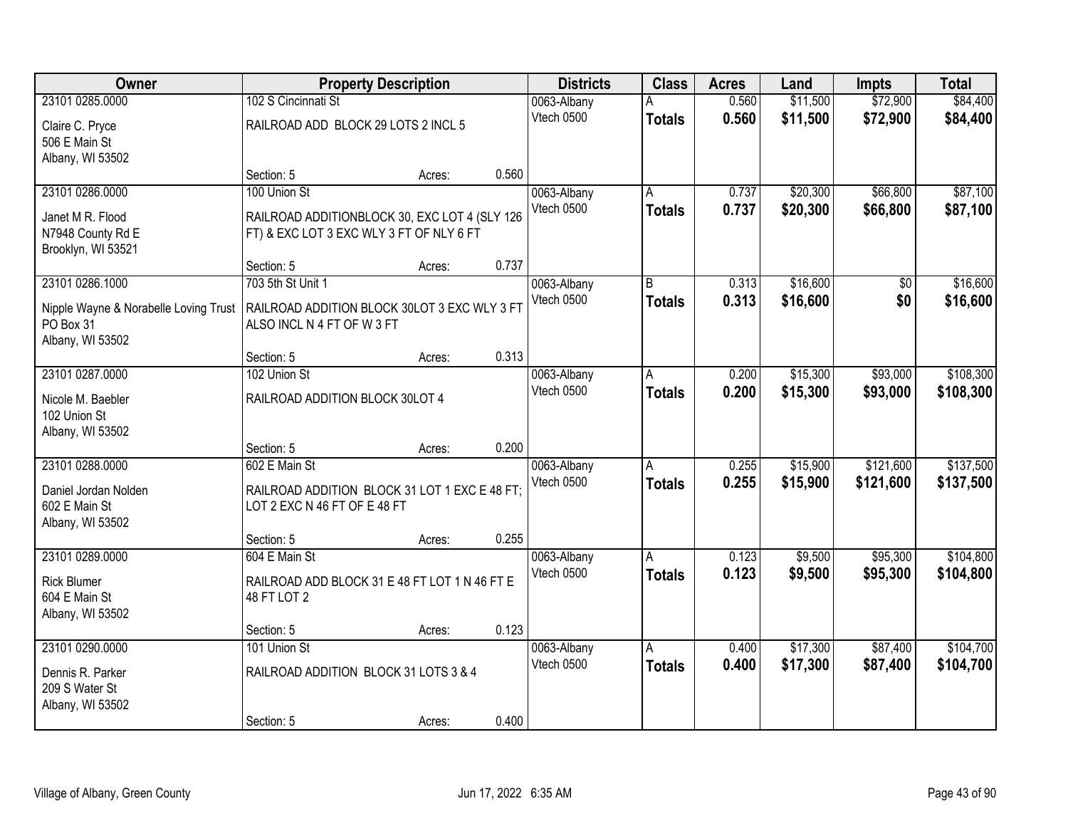| Owner | Property Description | | | Districts | Class | Acres | Land | Impts | Total |
|---|---|---|---|---|---|---|---|---|---|
| 23101 0285.0000 | 102 S Cincinnati St | | | 0063-Albany | A | 0.560 | $11,500 | $72,900 | $84,400 |
| Claire C. Pryce<br>506 E Main St<br>Albany, WI 53502 | RAILROAD ADD BLOCK 29 LOTS 2 INCL 5 | | | Vtech 0500 | **Totals** | **0.560** | **$11,500** | **$72,900** | **$84,400** |
| | Section: 5 | Acres: | 0.560 | | | | | | |
| 23101 0286.0000 | 100 Union St | | | 0063-Albany | A | 0.737 | $20,300 | $66,800 | $87,100 |
| Janet M R. Flood<br>N7948 County Rd E<br>Brooklyn, WI 53521 | RAILROAD ADDITIONBLOCK 30, EXC LOT 4 (SLY 126 FT) & EXC LOT 3 EXC WLY 3 FT OF NLY 6 FT | | | Vtech 0500 | **Totals** | **0.737** | **$20,300** | **$66,800** | **$87,100** |
| | Section: 5 | Acres: | 0.737 | | | | | | |
| 23101 0286.1000 | 703 5th St Unit 1 | | | 0063-Albany | B | 0.313 | $16,600 | $0 | $16,600 |
| Nipple Wayne & Norabelle Loving Trust<br>PO Box 31<br>Albany, WI 53502 | RAILROAD ADDITION BLOCK 30LOT 3 EXC WLY 3 FT ALSO INCL N 4 FT OF W 3 FT | | | Vtech 0500 | **Totals** | **0.313** | **$16,600** | **$0** | **$16,600** |
| | Section: 5 | Acres: | 0.313 | | | | | | |
| 23101 0287.0000 | 102 Union St | | | 0063-Albany | A | 0.200 | $15,300 | $93,000 | $108,300 |
| Nicole M. Baebler<br>102 Union St<br>Albany, WI 53502 | RAILROAD ADDITION BLOCK 30LOT 4 | | | Vtech 0500 | **Totals** | **0.200** | **$15,300** | **$93,000** | **$108,300** |
| | Section: 5 | Acres: | 0.200 | | | | | | |
| 23101 0288.0000 | 602 E Main St | | | 0063-Albany | A | 0.255 | $15,900 | $121,600 | $137,500 |
| Daniel Jordan Nolden<br>602 E Main St<br>Albany, WI 53502 | RAILROAD ADDITION BLOCK 31 LOT 1 EXC E 48 FT; LOT 2 EXC N 46 FT OF E 48 FT | | | Vtech 0500 | **Totals** | **0.255** | **$15,900** | **$121,600** | **$137,500** |
| | Section: 5 | Acres: | 0.255 | | | | | | |
| 23101 0289.0000 | 604 E Main St | | | 0063-Albany | A | 0.123 | $9,500 | $95,300 | $104,800 |
| Rick Blumer<br>604 E Main St<br>Albany, WI 53502 | RAILROAD ADD BLOCK 31 E 48 FT LOT 1 N 46 FT E 48 FT LOT 2 | | | Vtech 0500 | **Totals** | **0.123** | **$9,500** | **$95,300** | **$104,800** |
| | Section: 5 | Acres: | 0.123 | | | | | | |
| 23101 0290.0000 | 101 Union St | | | 0063-Albany | A | 0.400 | $17,300 | $87,400 | $104,700 |
| Dennis R. Parker<br>209 S Water St<br>Albany, WI 53502 | RAILROAD ADDITION BLOCK 31 LOTS 3 & 4 | | | Vtech 0500 | **Totals** | **0.400** | **$17,300** | **$87,400** | **$104,700** |
| | Section: 5 | Acres: | 0.400 | | | | | | |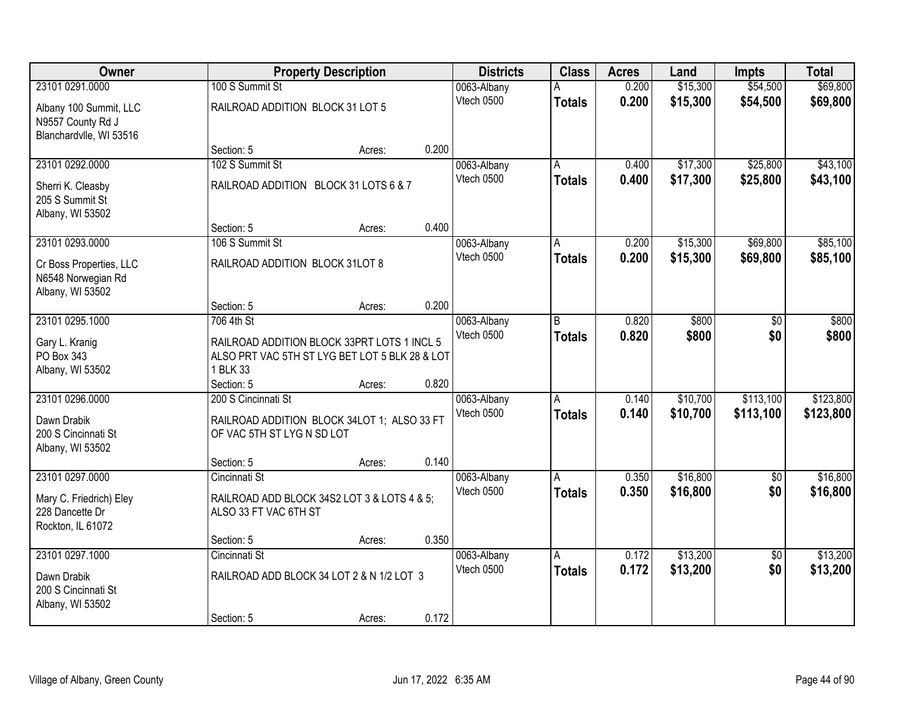| Owner | Property Description | | | Districts | Class | Acres | Land | Impts | Total |
|---|---|---|---|---|---|---|---|---|---|
| 23101 0291.0000 | 100 S Summit St | | | 0063-Albany | A | 0.200 | $15,300 | $54,500 | $69,800 |
| Albany 100 Summit, LLC<br>N9557 County Rd J<br>Blanchardvlle, WI 53516 | RAILROAD ADDITION BLOCK 31 LOT 5 | | | Vtech 0500 | **Totals** | **0.200** | **$15,300** | **$54,500** | **$69,800** |
| | Section: 5 | Acres: | 0.200 | | | | | | |
| 23101 0292.0000 | 102 S Summit St | | | 0063-Albany | A | 0.400 | $17,300 | $25,800 | $43,100 |
| Sherri K. Cleasby<br>205 S Summit St<br>Albany, WI 53502 | RAILROAD ADDITION BLOCK 31 LOTS 6 & 7 | | | Vtech 0500 | **Totals** | **0.400** | **$17,300** | **$25,800** | **$43,100** |
| | Section: 5 | Acres: | 0.400 | | | | | | |
| 23101 0293.0000 | 106 S Summit St | | | 0063-Albany | A | 0.200 | $15,300 | $69,800 | $85,100 |
| Cr Boss Properties, LLC<br>N6548 Norwegian Rd<br>Albany, WI 53502 | RAILROAD ADDITION BLOCK 31LOT 8 | | | Vtech 0500 | **Totals** | **0.200** | **$15,300** | **$69,800** | **$85,100** |
| | Section: 5 | Acres: | 0.200 | | | | | | |
| 23101 0295.1000 | 706 4th St | | | 0063-Albany | B | 0.820 | $800 | $0 | $800 |
| Gary L. Kranig<br>PO Box 343<br>Albany, WI 53502 | RAILROAD ADDITION BLOCK 33PRT LOTS 1 INCL 5 ALSO PRT VAC 5TH ST LYG BET LOT 5 BLK 28 & LOT 1 BLK 33 | | | Vtech 0500 | **Totals** | **0.820** | **$800** | **$0** | **$800** |
| | Section: 5 | Acres: | 0.820 | | | | | | |
| 23101 0296.0000 | 200 S Cincinnati St | | | 0063-Albany | A | 0.140 | $10,700 | $113,100 | $123,800 |
| Dawn Drabik<br>200 S Cincinnati St<br>Albany, WI 53502 | RAILROAD ADDITION BLOCK 34LOT 1; ALSO 33 FT OF VAC 5TH ST LYG N SD LOT | | | Vtech 0500 | **Totals** | **0.140** | **$10,700** | **$113,100** | **$123,800** |
| | Section: 5 | Acres: | 0.140 | | | | | | |
| 23101 0297.0000 | Cincinnati St | | | 0063-Albany | A | 0.350 | $16,800 | $0 | $16,800 |
| Mary C. Friedrich) Eley<br>228 Dancette Dr<br>Rockton, IL 61072 | RAILROAD ADD BLOCK 34S2 LOT 3 & LOTS 4 & 5; ALSO 33 FT VAC 6TH ST | | | Vtech 0500 | **Totals** | **0.350** | **$16,800** | **$0** | **$16,800** |
| | Section: 5 | Acres: | 0.350 | | | | | | |
| 23101 0297.1000 | Cincinnati St | | | 0063-Albany | A | 0.172 | $13,200 | $0 | $13,200 |
| Dawn Drabik<br>200 S Cincinnati St<br>Albany, WI 53502 | RAILROAD ADD BLOCK 34 LOT 2 & N 1/2 LOT 3 | | | Vtech 0500 | **Totals** | **0.172** | **$13,200** | **$0** | **$13,200** |
| | Section: 5 | Acres: | 0.172 | | | | | | |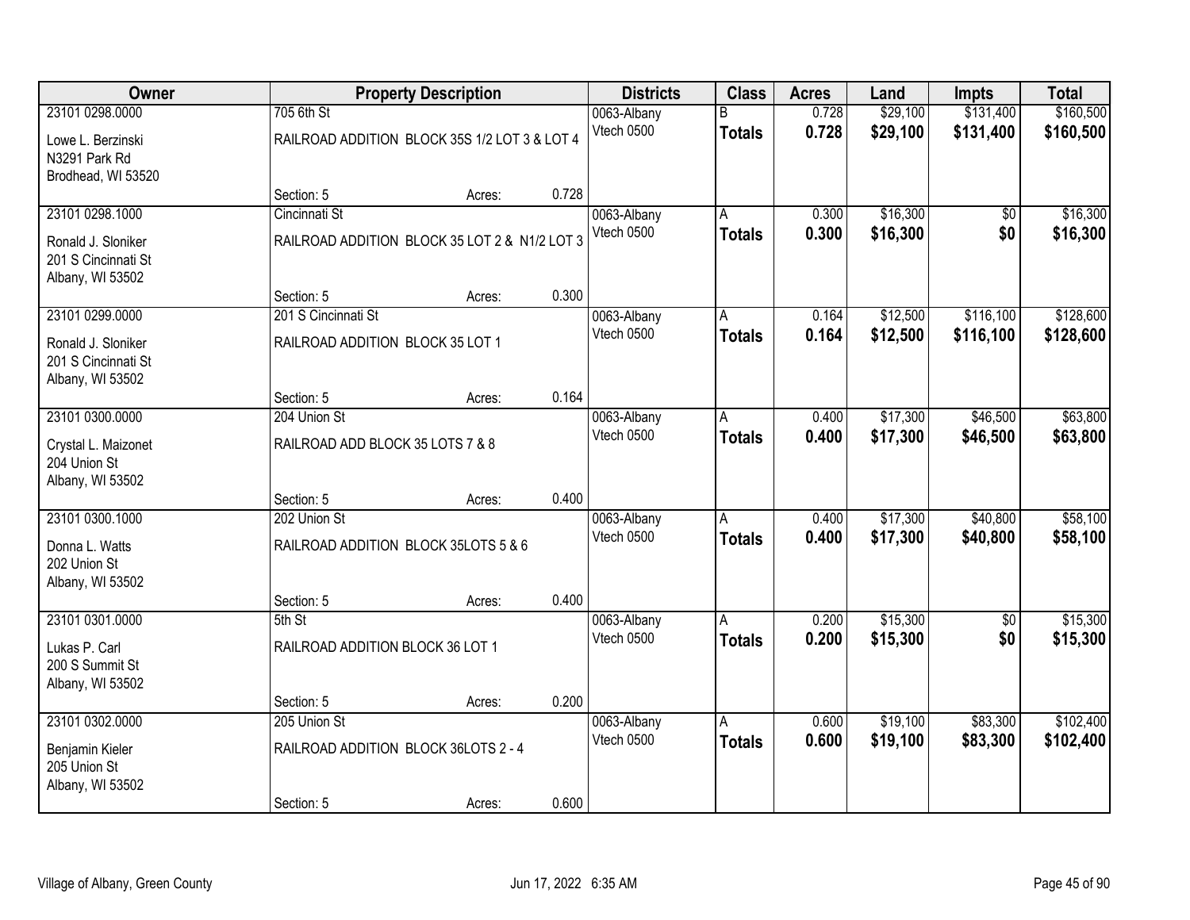| Owner | Property Description | | | Districts | Class | Acres | Land | Impts | Total |
|---|---|---|---|---|---|---|---|---|---|
| 23101 0298.0000 | 705 6th St | | | 0063-Albany | B | 0.728 | $29,100 | $131,400 | $160,500 |
| Lowe L. Berzinski<br>N3291 Park Rd<br>Brodhead, WI 53520 | RAILROAD ADDITION BLOCK 35S 1/2 LOT 3 & LOT 4 | | | Vtech 0500 | **Totals** | **0.728** | **$29,100** | **$131,400** | **$160,500** |
| | Section: 5 | Acres: | 0.728 | | | | | | |
| 23101 0298.1000 | Cincinnati St | | | 0063-Albany | A | 0.300 | $16,300 | $0 | $16,300 |
| Ronald J. Sloniker<br>201 S Cincinnati St<br>Albany, WI 53502 | RAILROAD ADDITION BLOCK 35 LOT 2 & N1/2 LOT 3 | | | Vtech 0500 | **Totals** | **0.300** | **$16,300** | **$0** | **$16,300** |
| | Section: 5 | Acres: | 0.300 | | | | | | |
| 23101 0299.0000 | 201 S Cincinnati St | | | 0063-Albany | A | 0.164 | $12,500 | $116,100 | $128,600 |
| Ronald J. Sloniker<br>201 S Cincinnati St<br>Albany, WI 53502 | RAILROAD ADDITION BLOCK 35 LOT 1 | | | Vtech 0500 | **Totals** | **0.164** | **$12,500** | **$116,100** | **$128,600** |
| | Section: 5 | Acres: | 0.164 | | | | | | |
| 23101 0300.0000 | 204 Union St | | | 0063-Albany | A | 0.400 | $17,300 | $46,500 | $63,800 |
| Crystal L. Maizonet<br>204 Union St<br>Albany, WI 53502 | RAILROAD ADD BLOCK 35 LOTS 7 & 8 | | | Vtech 0500 | **Totals** | **0.400** | **$17,300** | **$46,500** | **$63,800** |
| | Section: 5 | Acres: | 0.400 | | | | | | |
| 23101 0300.1000 | 202 Union St | | | 0063-Albany | A | 0.400 | $17,300 | $40,800 | $58,100 |
| Donna L. Watts<br>202 Union St<br>Albany, WI 53502 | RAILROAD ADDITION BLOCK 35LOTS 5 & 6 | | | Vtech 0500 | **Totals** | **0.400** | **$17,300** | **$40,800** | **$58,100** |
| | Section: 5 | Acres: | 0.400 | | | | | | |
| 23101 0301.0000 | 5th St | | | 0063-Albany | A | 0.200 | $15,300 | $0 | $15,300 |
| Lukas P. Carl<br>200 S Summit St<br>Albany, WI 53502 | RAILROAD ADDITION BLOCK 36 LOT 1 | | | Vtech 0500 | **Totals** | **0.200** | **$15,300** | **$0** | **$15,300** |
| | Section: 5 | Acres: | 0.200 | | | | | | |
| 23101 0302.0000 | 205 Union St | | | 0063-Albany | A | 0.600 | $19,100 | $83,300 | $102,400 |
| Benjamin Kieler<br>205 Union St<br>Albany, WI 53502 | RAILROAD ADDITION BLOCK 36LOTS 2 - 4 | | | Vtech 0500 | **Totals** | **0.600** | **$19,100** | **$83,300** | **$102,400** |
| | Section: 5 | Acres: | 0.600 | | | | | | |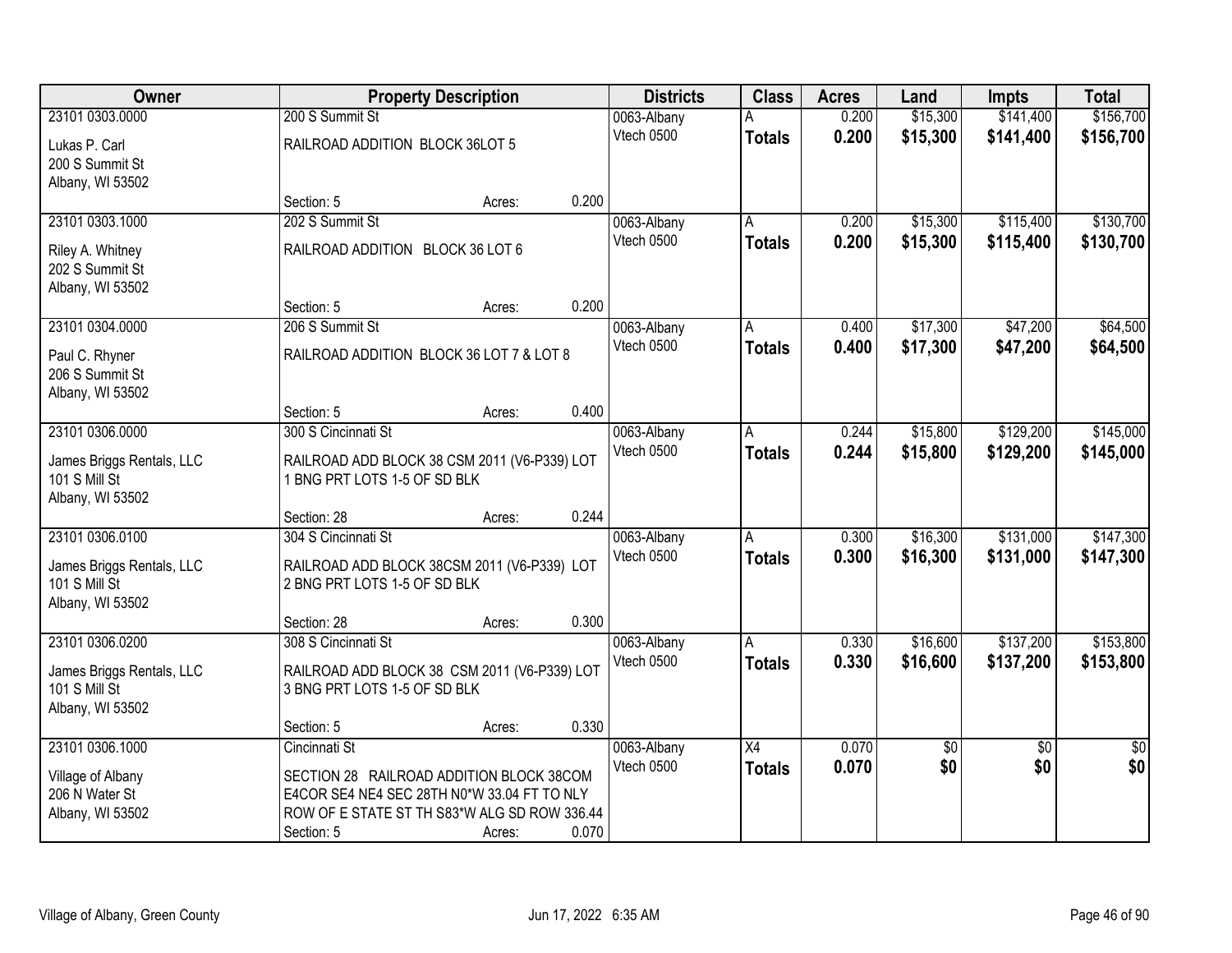| Owner | Property Description | Districts | Class | Acres | Land | Impts | Total |
|---|---|---|---|---|---|---|---|
| 23101 0303.0000<br>Lukas P. Carl<br>200 S Summit St<br>Albany, WI 53502 | 200 S Summit St<br>RAILROAD ADDITION BLOCK 36LOT 5<br>Section: 5 Acres: 0.200 | 0063-Albany<br>Vtech 0500 | A<br>**Totals** | 0.200<br>**0.200** | $15,300<br>**$15,300** | $141,400<br>**$141,400** | $156,700<br>**$156,700** |
| 23101 0303.1000<br>Riley A. Whitney<br>202 S Summit St<br>Albany, WI 53502 | 202 S Summit St<br>RAILROAD ADDITION BLOCK 36 LOT 6<br>Section: 5 Acres: 0.200 | 0063-Albany<br>Vtech 0500 | A<br>**Totals** | 0.200<br>**0.200** | $15,300<br>**$15,300** | $115,400<br>**$115,400** | $130,700<br>**$130,700** |
| 23101 0304.0000<br>Paul C. Rhyner<br>206 S Summit St<br>Albany, WI 53502 | 206 S Summit St<br>RAILROAD ADDITION BLOCK 36 LOT 7 & LOT 8<br>Section: 5 Acres: 0.400 | 0063-Albany<br>Vtech 0500 | A<br>**Totals** | 0.400<br>**0.400** | $17,300<br>**$17,300** | $47,200<br>**$47,200** | $64,500<br>**$64,500** |
| 23101 0306.0000<br>James Briggs Rentals, LLC<br>101 S Mill St<br>Albany, WI 53502 | 300 S Cincinnati St<br>RAILROAD ADD BLOCK 38 CSM 2011 (V6-P339) LOT 1 BNG PRT LOTS 1-5 OF SD BLK<br>Section: 28 Acres: 0.244 | 0063-Albany<br>Vtech 0500 | A<br>**Totals** | 0.244<br>**0.244** | $15,800<br>**$15,800** | $129,200<br>**$129,200** | $145,000<br>**$145,000** |
| 23101 0306.0100<br>James Briggs Rentals, LLC<br>101 S Mill St<br>Albany, WI 53502 | 304 S Cincinnati St<br>RAILROAD ADD BLOCK 38CSM 2011 (V6-P339) LOT 2 BNG PRT LOTS 1-5 OF SD BLK<br>Section: 28 Acres: 0.300 | 0063-Albany<br>Vtech 0500 | A<br>**Totals** | 0.300<br>**0.300** | $16,300<br>**$16,300** | $131,000<br>**$131,000** | $147,300<br>**$147,300** |
| 23101 0306.0200<br>James Briggs Rentals, LLC<br>101 S Mill St<br>Albany, WI 53502 | 308 S Cincinnati St<br>RAILROAD ADD BLOCK 38 CSM 2011 (V6-P339) LOT 3 BNG PRT LOTS 1-5 OF SD BLK<br>Section: 5 Acres: 0.330 | 0063-Albany<br>Vtech 0500 | A<br>**Totals** | 0.330<br>**0.330** | $16,600<br>**$16,600** | $137,200<br>**$137,200** | $153,800<br>**$153,800** |
| 23101 0306.1000<br>Village of Albany<br>206 N Water St<br>Albany, WI 53502 | Cincinnati St<br>SECTION 28 RAILROAD ADDITION BLOCK 38COM E4COR SE4 NE4 SEC 28TH N0*W 33.04 FT TO NLY ROW OF E STATE ST TH S83*W ALG SD ROW 336.44<br>Section: 5 Acres: 0.070 | 0063-Albany<br>Vtech 0500 | X4<br>**Totals** | 0.070<br>**0.070** | $0<br>**$0** | $0<br>**$0** | $0<br>**$0** |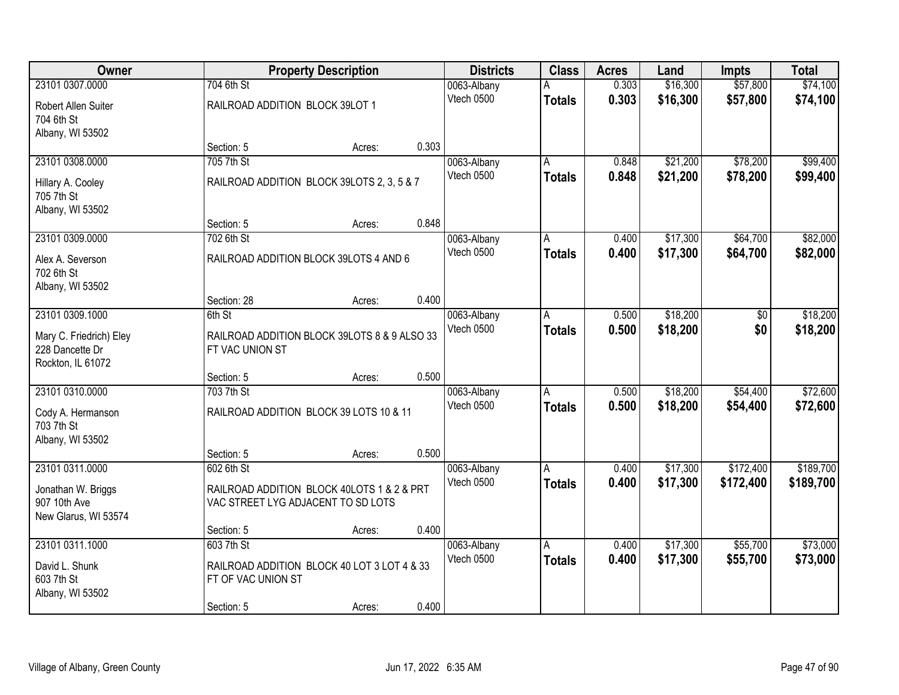| Owner | Property Description | | | Districts | Class | Acres | Land | Impts | Total |
|---|---|---|---|---|---|---|---|---|---|
| 23101 0307.0000 | 704 6th St | | | 0063-Albany | A | 0.303 | $16,300 | $57,800 | $74,100 |
| Robert Allen Suiter<br>704 6th St<br>Albany, WI 53502 | RAILROAD ADDITION BLOCK 39LOT 1 | | | Vtech 0500 | **Totals** | **0.303** | **$16,300** | **$57,800** | **$74,100** |
| | Section: 5 | Acres: | 0.303 | | | | | | |
| 23101 0308.0000 | 705 7th St | | | 0063-Albany | A | 0.848 | $21,200 | $78,200 | $99,400 |
| Hillary A. Cooley<br>705 7th St<br>Albany, WI 53502 | RAILROAD ADDITION BLOCK 39LOTS 2, 3, 5 & 7 | | | Vtech 0500 | **Totals** | **0.848** | **$21,200** | **$78,200** | **$99,400** |
| | Section: 5 | Acres: | 0.848 | | | | | | |
| 23101 0309.0000 | 702 6th St | | | 0063-Albany | A | 0.400 | $17,300 | $64,700 | $82,000 |
| Alex A. Severson<br>702 6th St<br>Albany, WI 53502 | RAILROAD ADDITION BLOCK 39LOTS 4 AND 6 | | | Vtech 0500 | **Totals** | **0.400** | **$17,300** | **$64,700** | **$82,000** |
| | Section: 28 | Acres: | 0.400 | | | | | | |
| 23101 0309.1000 | 6th St | | | 0063-Albany | A | 0.500 | $18,200 | $0 | $18,200 |
| Mary C. Friedrich) Eley<br>228 Dancette Dr<br>Rockton, IL 61072 | RAILROAD ADDITION BLOCK 39LOTS 8 & 9 ALSO 33 FT VAC UNION ST | | | Vtech 0500 | **Totals** | **0.500** | **$18,200** | **$0** | **$18,200** |
| | Section: 5 | Acres: | 0.500 | | | | | | |
| 23101 0310.0000 | 703 7th St | | | 0063-Albany | A | 0.500 | $18,200 | $54,400 | $72,600 |
| Cody A. Hermanson<br>703 7th St<br>Albany, WI 53502 | RAILROAD ADDITION BLOCK 39 LOTS 10 & 11 | | | Vtech 0500 | **Totals** | **0.500** | **$18,200** | **$54,400** | **$72,600** |
| | Section: 5 | Acres: | 0.500 | | | | | | |
| 23101 0311.0000 | 602 6th St | | | 0063-Albany | A | 0.400 | $17,300 | $172,400 | $189,700 |
| Jonathan W. Briggs<br>907 10th Ave<br>New Glarus, WI 53574 | RAILROAD ADDITION BLOCK 40LOTS 1 & 2 & PRT VAC STREET LYG ADJACENT TO SD LOTS | | | Vtech 0500 | **Totals** | **0.400** | **$17,300** | **$172,400** | **$189,700** |
| | Section: 5 | Acres: | 0.400 | | | | | | |
| 23101 0311.1000 | 603 7th St | | | 0063-Albany | A | 0.400 | $17,300 | $55,700 | $73,000 |
| David L. Shunk<br>603 7th St<br>Albany, WI 53502 | RAILROAD ADDITION BLOCK 40 LOT 3 LOT 4 & 33 FT OF VAC UNION ST | | | Vtech 0500 | **Totals** | **0.400** | **$17,300** | **$55,700** | **$73,000** |
| | Section: 5 | Acres: | 0.400 | | | | | | |

Village of Albany, Green County

Jun 17, 2022 6:35 AM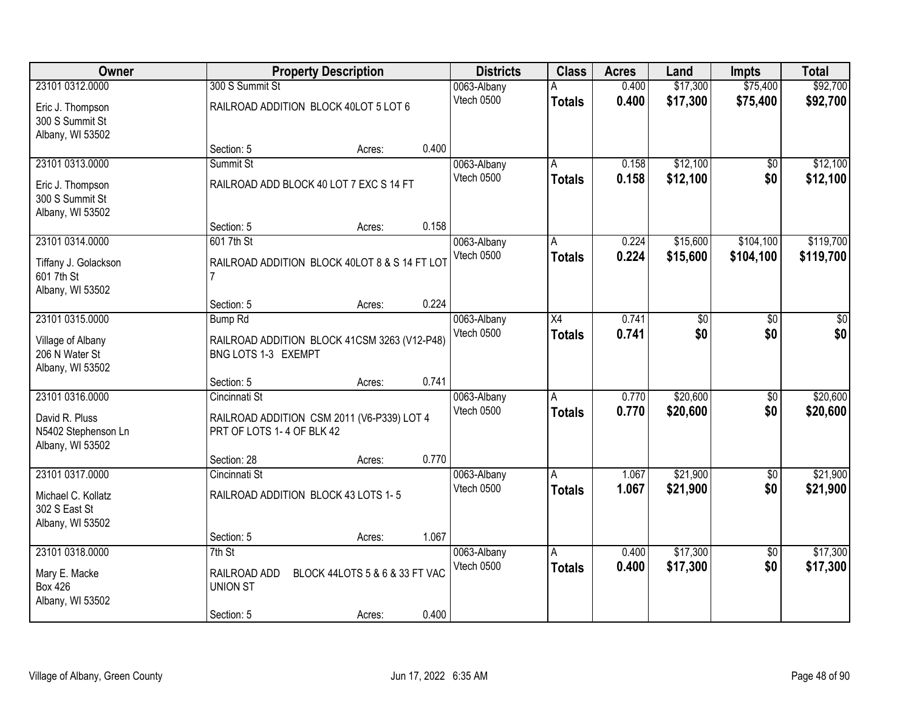| Owner | Property Description | | | Districts | Class | Acres | Land | Impts | Total |
|---|---|---|---|---|---|---|---|---|---|
| 23101 0312.0000 | 300 S Summit St | | | 0063-Albany | A | 0.400 | $17,300 | $75,400 | $92,700 |
| Eric J. Thompson<br>300 S Summit St<br>Albany, WI 53502 | RAILROAD ADDITION BLOCK 40LOT 5 LOT 6 | | | Vtech 0500 | **Totals** | **0.400** | **$17,300** | **$75,400** | **$92,700** |
| | Section: 5 | Acres: | 0.400 | | | | | | |
| 23101 0313.0000 | Summit St | | | 0063-Albany | A | 0.158 | $12,100 | $0 | $12,100 |
| Eric J. Thompson<br>300 S Summit St<br>Albany, WI 53502 | RAILROAD ADD BLOCK 40 LOT 7 EXC S 14 FT | | | Vtech 0500 | **Totals** | **0.158** | **$12,100** | **$0** | **$12,100** |
| | Section: 5 | Acres: | 0.158 | | | | | | |
| 23101 0314.0000 | 601 7th St | | | 0063-Albany | A | 0.224 | $15,600 | $104,100 | $119,700 |
| Tiffany J. Golackson<br>601 7th St<br>Albany, WI 53502 | RAILROAD ADDITION BLOCK 40LOT 8 & S 14 FT LOT 7 | | | Vtech 0500 | **Totals** | **0.224** | **$15,600** | **$104,100** | **$119,700** |
| | Section: 5 | Acres: | 0.224 | | | | | | |
| 23101 0315.0000 | Bump Rd | | | 0063-Albany | X4 | 0.741 | $0 | $0 | $0 |
| Village of Albany<br>206 N Water St<br>Albany, WI 53502 | RAILROAD ADDITION BLOCK 41CSM 3263 (V12-P48) BNG LOTS 1-3 EXEMPT | | | Vtech 0500 | **Totals** | **0.741** | **$0** | **$0** | **$0** |
| | Section: 5 | Acres: | 0.741 | | | | | | |
| 23101 0316.0000 | Cincinnati St | | | 0063-Albany | A | 0.770 | $20,600 | $0 | $20,600 |
| David R. Pluss<br>N5402 Stephenson Ln<br>Albany, WI 53502 | RAILROAD ADDITION CSM 2011 (V6-P339) LOT 4 PRT OF LOTS 1- 4 OF BLK 42 | | | Vtech 0500 | **Totals** | **0.770** | **$20,600** | **$0** | **$20,600** |
| | Section: 28 | Acres: | 0.770 | | | | | | |
| 23101 0317.0000 | Cincinnati St | | | 0063-Albany | A | 1.067 | $21,900 | $0 | $21,900 |
| Michael C. Kollatz<br>302 S East St<br>Albany, WI 53502 | RAILROAD ADDITION BLOCK 43 LOTS 1- 5 | | | Vtech 0500 | **Totals** | **1.067** | **$21,900** | **$0** | **$21,900** |
| | Section: 5 | Acres: | 1.067 | | | | | | |
| 23101 0318.0000 | 7th St | | | 0063-Albany | A | 0.400 | $17,300 | $0 | $17,300 |
| Mary E. Macke<br>Box 426<br>Albany, WI 53502 | RAILROAD ADD BLOCK 44LOTS 5 & 6 & 33 FT VAC UNION ST | | | Vtech 0500 | **Totals** | **0.400** | **$17,300** | **$0** | **$17,300** |
| | Section: 5 | Acres: | 0.400 | | | | | | |

Village of Albany, Green County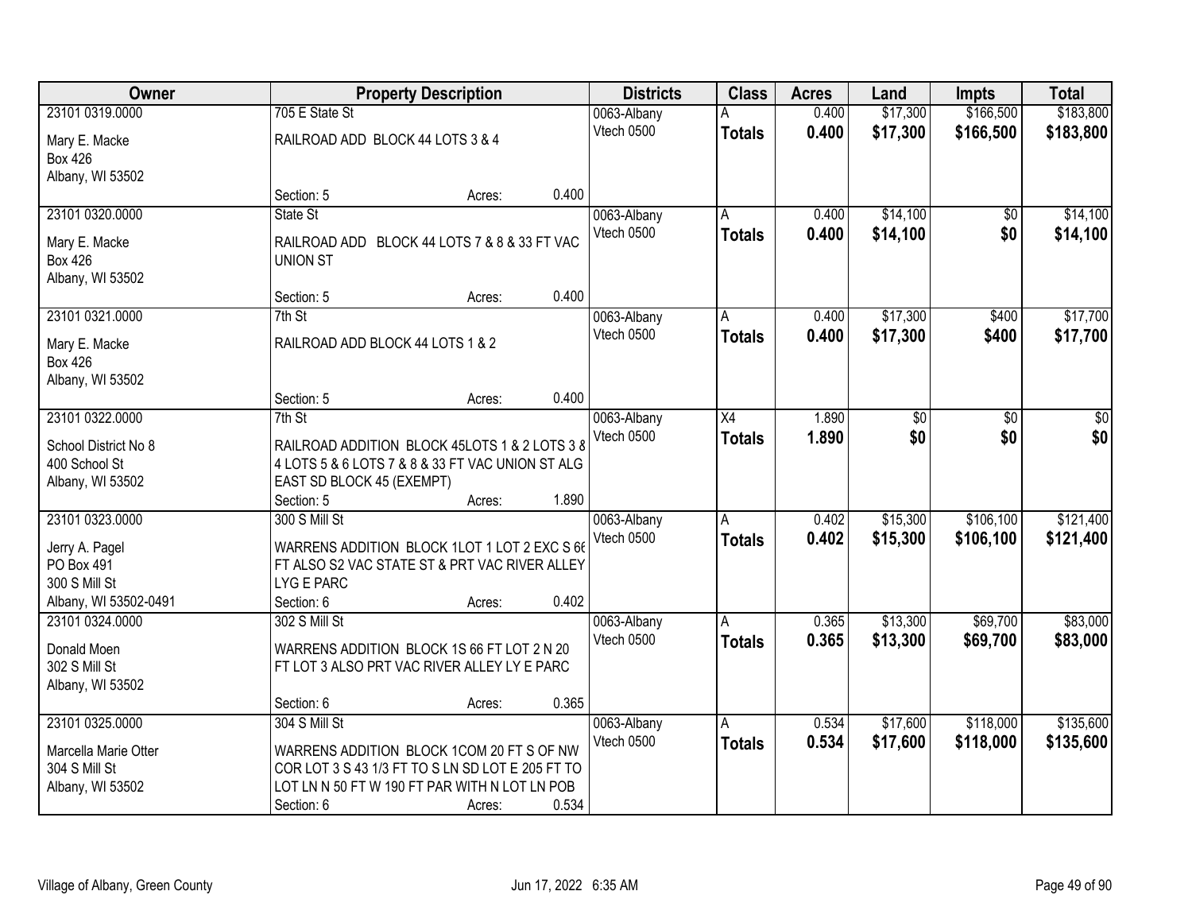| Owner | Property Description | Districts | Class | Acres | Land | Impts | Total |
|---|---|---|---|---|---|---|---|
| 23101 0319.0000<br>Mary E. Macke<br>Box 426<br>Albany, WI 53502 | 705 E State St<br>RAILROAD ADD BLOCK 44 LOTS 3 & 4<br>Section: 5 Acres: 0.400 | 0063-Albany<br>Vtech 0500 | A<br>**Totals** | 0.400<br>**0.400** | $17,300<br>**$17,300** | $166,500<br>**$166,500** | $183,800<br>**$183,800** |
| 23101 0320.0000<br>Mary E. Macke<br>Box 426<br>Albany, WI 53502 | State St<br>RAILROAD ADD BLOCK 44 LOTS 7 & 8 & 33 FT VAC UNION ST<br>Section: 5 Acres: 0.400 | 0063-Albany<br>Vtech 0500 | A<br>**Totals** | 0.400<br>**0.400** | $14,100<br>**$14,100** | $0<br>**$0** | $14,100<br>**$14,100** |
| 23101 0321.0000<br>Mary E. Macke<br>Box 426<br>Albany, WI 53502 | 7th St<br>RAILROAD ADD BLOCK 44 LOTS 1 & 2<br>Section: 5 Acres: 0.400 | 0063-Albany<br>Vtech 0500 | A<br>**Totals** | 0.400<br>**0.400** | $17,300<br>**$17,300** | $400<br>**$400** | $17,700<br>**$17,700** |
| 23101 0322.0000<br>School District No 8<br>400 School St<br>Albany, WI 53502 | 7th St<br>RAILROAD ADDITION BLOCK 45LOTS 1 & 2 LOTS 3 & 4 LOTS 5 & 6 LOTS 7 & 8 & 33 FT VAC UNION ST ALG EAST SD BLOCK 45 (EXEMPT)<br>Section: 5 Acres: 1.890 | 0063-Albany<br>Vtech 0500 | X4<br>**Totals** | 1.890<br>**1.890** | $0<br>**$0** | $0<br>**$0** | $0<br>**$0** |
| 23101 0323.0000<br>Jerry A. Pagel<br>PO Box 491<br>300 S Mill St<br>Albany, WI 53502-0491 | 300 S Mill St<br>WARRENS ADDITION BLOCK 1LOT 1 LOT 2 EXC S 66 FT ALSO S2 VAC STATE ST & PRT VAC RIVER ALLEY LYG E PARC<br>Section: 6 Acres: 0.402 | 0063-Albany<br>Vtech 0500 | A<br>**Totals** | 0.402<br>**0.402** | $15,300<br>**$15,300** | $106,100<br>**$106,100** | $121,400<br>**$121,400** |
| 23101 0324.0000<br>Donald Moen<br>302 S Mill St<br>Albany, WI 53502 | 302 S Mill St<br>WARRENS ADDITION BLOCK 1S 66 FT LOT 2 N 20 FT LOT 3 ALSO PRT VAC RIVER ALLEY LY E PARC<br>Section: 6 Acres: 0.365 | 0063-Albany<br>Vtech 0500 | A<br>**Totals** | 0.365<br>**0.365** | $13,300<br>**$13,300** | $69,700<br>**$69,700** | $83,000<br>**$83,000** |
| 23101 0325.0000<br>Marcella Marie Otter<br>304 S Mill St<br>Albany, WI 53502 | 304 S Mill St<br>WARRENS ADDITION BLOCK 1COM 20 FT S OF NW COR LOT 3 S 43 1/3 FT TO S LN SD LOT E 205 FT TO LOT LN N 50 FT W 190 FT PAR WITH N LOT LN POB<br>Section: 6 Acres: 0.534 | 0063-Albany<br>Vtech 0500 | A<br>**Totals** | 0.534<br>**0.534** | $17,600<br>**$17,600** | $118,000<br>**$118,000** | $135,600<br>**$135,600** |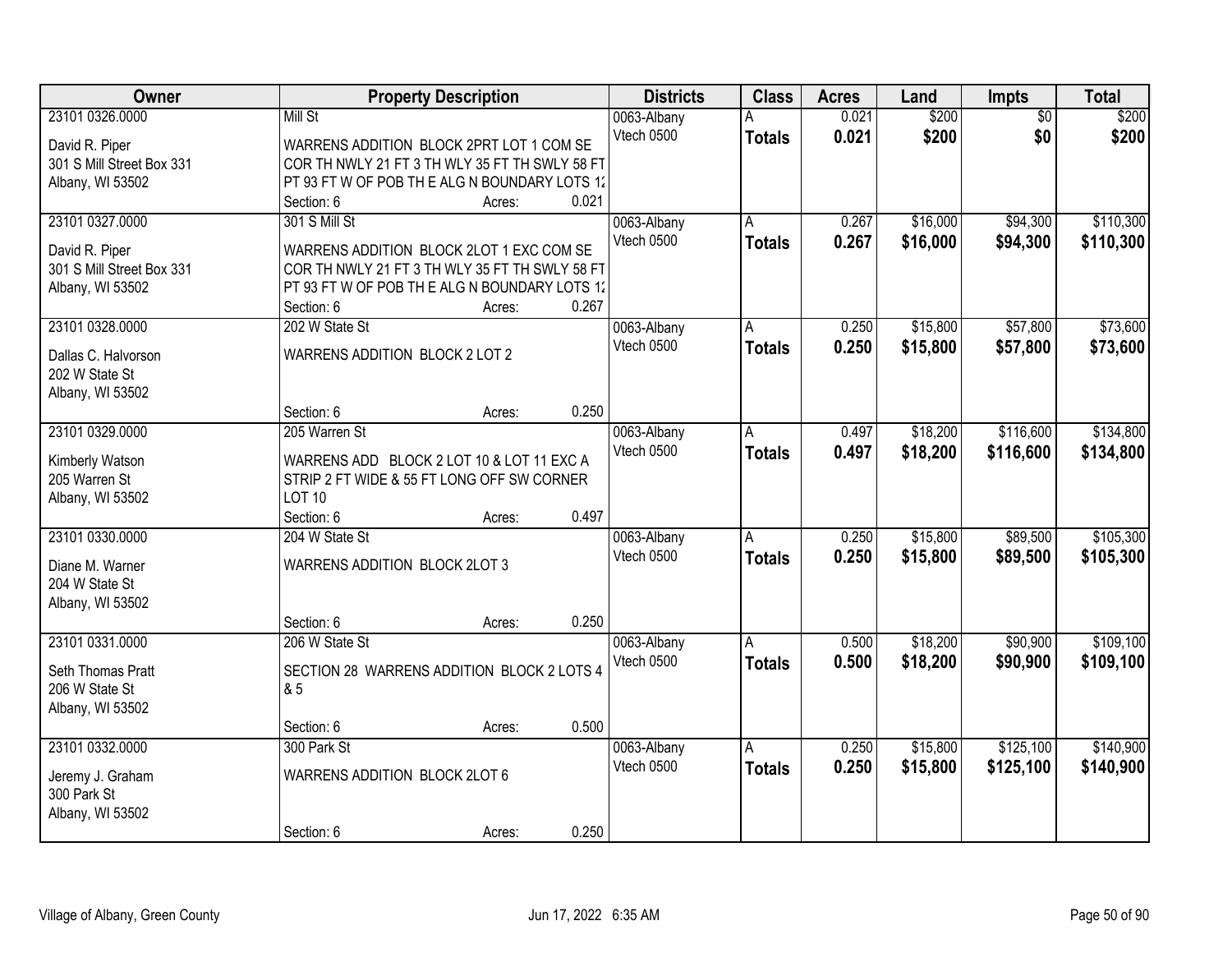| Owner | Property Description | Districts | Class | Acres | Land | Impts | Total |
|---|---|---|---|---|---|---|---|
| 23101 0326.0000 | Mill St | 0063-Albany | A | 0.021 | $200 | $0 | $200 |
| David R. Piper<br>301 S Mill Street Box 331<br>Albany, WI 53502 | WARRENS ADDITION BLOCK 2PRT LOT 1 COM SE COR TH NWLY 21 FT 3 TH WLY 35 FT TH SWLY 58 FT PT 93 FT W OF POB TH E ALG N BOUNDARY LOTS 12<br>Section: 6 Acres: 0.021 | Vtech 0500 | **Totals** | **0.021** | **$200** | **$0** | **$200** |
| 23101 0327.0000 | 301 S Mill St | 0063-Albany | A | 0.267 | $16,000 | $94,300 | $110,300 |
| David R. Piper<br>301 S Mill Street Box 331<br>Albany, WI 53502 | WARRENS ADDITION BLOCK 2LOT 1 EXC COM SE COR TH NWLY 21 FT 3 TH WLY 35 FT TH SWLY 58 FT PT 93 FT W OF POB TH E ALG N BOUNDARY LOTS 12<br>Section: 6 Acres: 0.267 | Vtech 0500 | **Totals** | **0.267** | **$16,000** | **$94,300** | **$110,300** |
| 23101 0328.0000 | 202 W State St | 0063-Albany | A | 0.250 | $15,800 | $57,800 | $73,600 |
| Dallas C. Halvorson<br>202 W State St<br>Albany, WI 53502 | WARRENS ADDITION BLOCK 2 LOT 2<br>Section: 6 Acres: 0.250 | Vtech 0500 | **Totals** | **0.250** | **$15,800** | **$57,800** | **$73,600** |
| 23101 0329.0000 | 205 Warren St | 0063-Albany | A | 0.497 | $18,200 | $116,600 | $134,800 |
| Kimberly Watson<br>205 Warren St<br>Albany, WI 53502 | WARRENS ADD BLOCK 2 LOT 10 & LOT 11 EXC A STRIP 2 FT WIDE & 55 FT LONG OFF SW CORNER LOT 10<br>Section: 6 Acres: 0.497 | Vtech 0500 | **Totals** | **0.497** | **$18,200** | **$116,600** | **$134,800** |
| 23101 0330.0000 | 204 W State St | 0063-Albany | A | 0.250 | $15,800 | $89,500 | $105,300 |
| Diane M. Warner<br>204 W State St<br>Albany, WI 53502 | WARRENS ADDITION BLOCK 2LOT 3<br>Section: 6 Acres: 0.250 | Vtech 0500 | **Totals** | **0.250** | **$15,800** | **$89,500** | **$105,300** |
| 23101 0331.0000 | 206 W State St | 0063-Albany | A | 0.500 | $18,200 | $90,900 | $109,100 |
| Seth Thomas Pratt<br>206 W State St<br>Albany, WI 53502 | SECTION 28 WARRENS ADDITION BLOCK 2 LOTS 4 & 5<br>Section: 6 Acres: 0.500 | Vtech 0500 | **Totals** | **0.500** | **$18,200** | **$90,900** | **$109,100** |
| 23101 0332.0000 | 300 Park St | 0063-Albany | A | 0.250 | $15,800 | $125,100 | $140,900 |
| Jeremy J. Graham<br>300 Park St<br>Albany, WI 53502 | WARRENS ADDITION BLOCK 2LOT 6<br>Section: 6 Acres: 0.250 | Vtech 0500 | **Totals** | **0.250** | **$15,800** | **$125,100** | **$140,900** |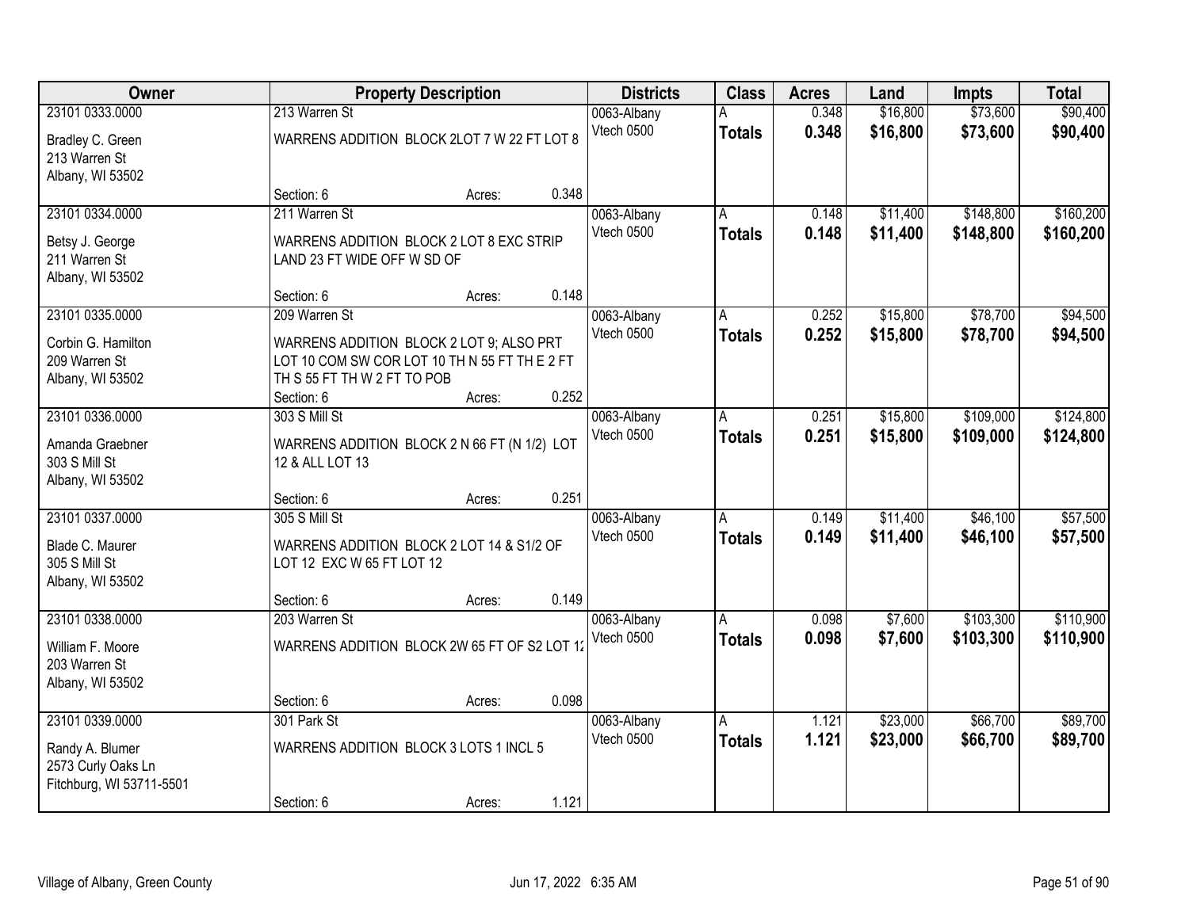| Owner | Property Description | | | Districts | Class | Acres | Land | Impts | Total |
|---|---|---|---|---|---|---|---|---|---|
| 23101 0333.0000 | 213 Warren St | | | 0063-Albany | A | 0.348 | $16,800 | $73,600 | $90,400 |
| Bradley C. Green<br>213 Warren St<br>Albany, WI 53502 | WARRENS ADDITION BLOCK 2LOT 7 W 22 FT LOT 8 | | | Vtech 0500 | **Totals** | **0.348** | **$16,800** | **$73,600** | **$90,400** |
| | Section: 6 | Acres: | 0.348 | | | | | | |
| 23101 0334.0000 | 211 Warren St | | | 0063-Albany | A | 0.148 | $11,400 | $148,800 | $160,200 |
| Betsy J. George<br>211 Warren St<br>Albany, WI 53502 | WARRENS ADDITION BLOCK 2 LOT 8 EXC STRIP LAND 23 FT WIDE OFF W SD OF | | | Vtech 0500 | **Totals** | **0.148** | **$11,400** | **$148,800** | **$160,200** |
| | Section: 6 | Acres: | 0.148 | | | | | | |
| 23101 0335.0000 | 209 Warren St | | | 0063-Albany | A | 0.252 | $15,800 | $78,700 | $94,500 |
| Corbin G. Hamilton<br>209 Warren St<br>Albany, WI 53502 | WARRENS ADDITION BLOCK 2 LOT 9; ALSO PRT LOT 10 COM SW COR LOT 10 TH N 55 FT TH E 2 FT TH S 55 FT TH W 2 FT TO POB | | | Vtech 0500 | **Totals** | **0.252** | **$15,800** | **$78,700** | **$94,500** |
| | Section: 6 | Acres: | 0.252 | | | | | | |
| 23101 0336.0000 | 303 S Mill St | | | 0063-Albany | A | 0.251 | $15,800 | $109,000 | $124,800 |
| Amanda Graebner<br>303 S Mill St<br>Albany, WI 53502 | WARRENS ADDITION BLOCK 2 N 66 FT (N 1/2) LOT 12 & ALL LOT 13 | | | Vtech 0500 | **Totals** | **0.251** | **$15,800** | **$109,000** | **$124,800** |
| | Section: 6 | Acres: | 0.251 | | | | | | |
| 23101 0337.0000 | 305 S Mill St | | | 0063-Albany | A | 0.149 | $11,400 | $46,100 | $57,500 |
| Blade C. Maurer<br>305 S Mill St<br>Albany, WI 53502 | WARRENS ADDITION BLOCK 2 LOT 14 & S1/2 OF LOT 12 EXC W 65 FT LOT 12 | | | Vtech 0500 | **Totals** | **0.149** | **$11,400** | **$46,100** | **$57,500** |
| | Section: 6 | Acres: | 0.149 | | | | | | |
| 23101 0338.0000 | 203 Warren St | | | 0063-Albany | A | 0.098 | $7,600 | $103,300 | $110,900 |
| William F. Moore<br>203 Warren St<br>Albany, WI 53502 | WARRENS ADDITION BLOCK 2W 65 FT OF S2 LOT 12 | | | Vtech 0500 | **Totals** | **0.098** | **$7,600** | **$103,300** | **$110,900** |
| | Section: 6 | Acres: | 0.098 | | | | | | |
| 23101 0339.0000 | 301 Park St | | | 0063-Albany | A | 1.121 | $23,000 | $66,700 | $89,700 |
| Randy A. Blumer<br>2573 Curly Oaks Ln<br>Fitchburg, WI 53711-5501 | WARRENS ADDITION BLOCK 3 LOTS 1 INCL 5 | | | Vtech 0500 | **Totals** | **1.121** | **$23,000** | **$66,700** | **$89,700** |
| | Section: 6 | Acres: | 1.121 | | | | | | |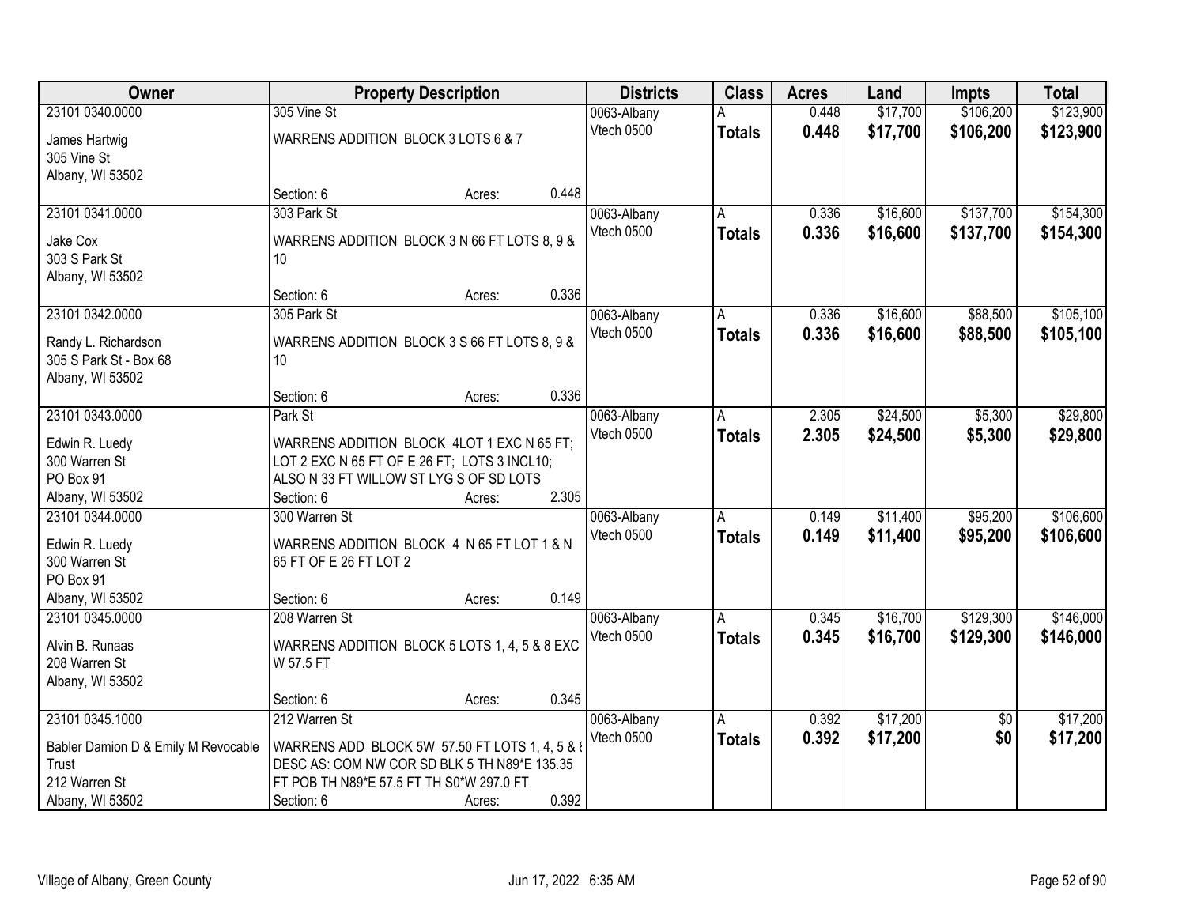| Owner | Property Description | Districts | Class | Acres | Land | Impts | Total |
|---|---|---|---|---|---|---|---|
| 23101 0340.0000<br>James Hartwig<br>305 Vine St<br>Albany, WI 53502 | 305 Vine St<br>WARRENS ADDITION BLOCK 3 LOTS 6 & 7<br>Section: 6 Acres: 0.448 | 0063-Albany<br>Vtech 0500 | A<br>**Totals** | 0.448<br>**0.448** | $17,700<br>**$17,700** | $106,200<br>**$106,200** | $123,900<br>**$123,900** |
| 23101 0341.0000<br>Jake Cox<br>303 S Park St<br>Albany, WI 53502 | 303 Park St<br>WARRENS ADDITION BLOCK 3 N 66 FT LOTS 8, 9 & 10<br>Section: 6 Acres: 0.336 | 0063-Albany<br>Vtech 0500 | A<br>**Totals** | 0.336<br>**0.336** | $16,600<br>**$16,600** | $137,700<br>**$137,700** | $154,300<br>**$154,300** |
| 23101 0342.0000<br>Randy L. Richardson<br>305 S Park St - Box 68<br>Albany, WI 53502 | 305 Park St<br>WARRENS ADDITION BLOCK 3 S 66 FT LOTS 8, 9 & 10<br>Section: 6 Acres: 0.336 | 0063-Albany<br>Vtech 0500 | A<br>**Totals** | 0.336<br>**0.336** | $16,600<br>**$16,600** | $88,500<br>**$88,500** | $105,100<br>**$105,100** |
| 23101 0343.0000<br>Edwin R. Luedy<br>300 Warren St<br>PO Box 91<br>Albany, WI 53502 | Park St<br>WARRENS ADDITION BLOCK 4LOT 1 EXC N 65 FT; LOT 2 EXC N 65 FT OF E 26 FT; LOTS 3 INCL10; ALSO N 33 FT WILLOW ST LYG S OF SD LOTS<br>Section: 6 Acres: 2.305 | 0063-Albany<br>Vtech 0500 | A<br>**Totals** | 2.305<br>**2.305** | $24,500<br>**$24,500** | $5,300<br>**$5,300** | $29,800<br>**$29,800** |
| 23101 0344.0000<br>Edwin R. Luedy<br>300 Warren St<br>PO Box 91<br>Albany, WI 53502 | 300 Warren St<br>WARRENS ADDITION BLOCK 4 N 65 FT LOT 1 & N 65 FT OF E 26 FT LOT 2<br>Section: 6 Acres: 0.149 | 0063-Albany<br>Vtech 0500 | A<br>**Totals** | 0.149<br>**0.149** | $11,400<br>**$11,400** | $95,200<br>**$95,200** | $106,600<br>**$106,600** |
| 23101 0345.0000<br>Alvin B. Runaas<br>208 Warren St<br>Albany, WI 53502 | 208 Warren St<br>WARRENS ADDITION BLOCK 5 LOTS 1, 4, 5 & 8 EXC W 57.5 FT<br>Section: 6 Acres: 0.345 | 0063-Albany<br>Vtech 0500 | A<br>**Totals** | 0.345<br>**0.345** | $16,700<br>**$16,700** | $129,300<br>**$129,300** | $146,000<br>**$146,000** |
| 23101 0345.1000<br>Babler Damion D & Emily M Revocable Trust<br>212 Warren St<br>Albany, WI 53502 | 212 Warren St<br>WARRENS ADD BLOCK 5W 57.50 FT LOTS 1, 4, 5 & 8 DESC AS: COM NW COR SD BLK 5 TH N89*E 135.35 FT POB TH N89*E 57.5 FT TH S0*W 297.0 FT<br>Section: 6 Acres: 0.392 | 0063-Albany<br>Vtech 0500 | A<br>**Totals** | 0.392<br>**0.392** | $17,200<br>**$17,200** | $0<br>**$0** | $17,200<br>**$17,200** |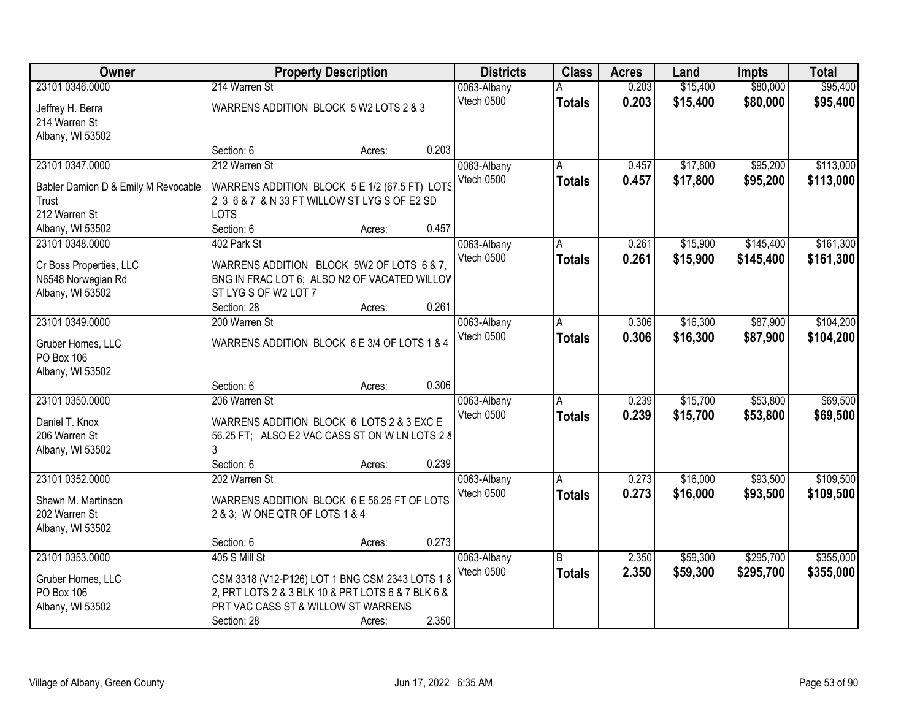| Owner | Property Description | | | Districts | Class | Acres | Land | Impts | Total |
|---|---|---|---|---|---|---|---|---|---|
| 23101 0346.0000 | 214 Warren St | | | 0063-Albany | A | 0.203 | $15,400 | $80,000 | $95,400 |
| Jeffrey H. Berra<br>214 Warren St<br>Albany, WI 53502 | WARRENS ADDITION BLOCK 5 W2 LOTS 2 & 3 | | | Vtech 0500 | **Totals** | **0.203** | **$15,400** | **$80,000** | **$95,400** |
| | Section: 6 | Acres: | 0.203 | | | | | | |
| 23101 0347.0000 | 212 Warren St | | | 0063-Albany | A | 0.457 | $17,800 | $95,200 | $113,000 |
| Babler Damion D & Emily M Revocable Trust<br>212 Warren St<br>Albany, WI 53502 | WARRENS ADDITION BLOCK 5 E 1/2 (67.5 FT) LOTS 2 3 6 & 7 & N 33 FT WILLOW ST LYG S OF E2 SD LOTS | | | Vtech 0500 | **Totals** | **0.457** | **$17,800** | **$95,200** | **$113,000** |
| | Section: 6 | Acres: | 0.457 | | | | | | |
| 23101 0348.0000 | 402 Park St | | | 0063-Albany | A | 0.261 | $15,900 | $145,400 | $161,300 |
| Cr Boss Properties, LLC<br>N6548 Norwegian Rd<br>Albany, WI 53502 | WARRENS ADDITION BLOCK 5W2 OF LOTS 6 & 7, BNG IN FRAC LOT 6; ALSO N2 OF VACATED WILLOW ST LYG S OF W2 LOT 7 | | | Vtech 0500 | **Totals** | **0.261** | **$15,900** | **$145,400** | **$161,300** |
| | Section: 28 | Acres: | 0.261 | | | | | | |
| 23101 0349.0000 | 200 Warren St | | | 0063-Albany | A | 0.306 | $16,300 | $87,900 | $104,200 |
| Gruber Homes, LLC<br>PO Box 106<br>Albany, WI 53502 | WARRENS ADDITION BLOCK 6 E 3/4 OF LOTS 1 & 4 | | | Vtech 0500 | **Totals** | **0.306** | **$16,300** | **$87,900** | **$104,200** |
| | Section: 6 | Acres: | 0.306 | | | | | | |
| 23101 0350.0000 | 206 Warren St | | | 0063-Albany | A | 0.239 | $15,700 | $53,800 | $69,500 |
| Daniel T. Knox<br>206 Warren St<br>Albany, WI 53502 | WARRENS ADDITION BLOCK 6 LOTS 2 & 3 EXC E 56.25 FT; ALSO E2 VAC CASS ST ON W LN LOTS 2 & 3 | | | Vtech 0500 | **Totals** | **0.239** | **$15,700** | **$53,800** | **$69,500** |
| | Section: 6 | Acres: | 0.239 | | | | | | |
| 23101 0352.0000 | 202 Warren St | | | 0063-Albany | A | 0.273 | $16,000 | $93,500 | $109,500 |
| Shawn M. Martinson<br>202 Warren St<br>Albany, WI 53502 | WARRENS ADDITION BLOCK 6 E 56.25 FT OF LOTS 2 & 3; W ONE QTR OF LOTS 1 & 4 | | | Vtech 0500 | **Totals** | **0.273** | **$16,000** | **$93,500** | **$109,500** |
| | Section: 6 | Acres: | 0.273 | | | | | | |
| 23101 0353.0000 | 405 S Mill St | | | 0063-Albany | B | 2.350 | $59,300 | $295,700 | $355,000 |
| Gruber Homes, LLC<br>PO Box 106<br>Albany, WI 53502 | CSM 3318 (V12-P126) LOT 1 BNG CSM 2343 LOTS 1 & 2, PRT LOTS 2 & 3 BLK 10 & PRT LOTS 6 & 7 BLK 6 & PRT VAC CASS ST & WILLOW ST WARRENS | | | Vtech 0500 | **Totals** | **2.350** | **$59,300** | **$295,700** | **$355,000** |
| | Section: 28 | Acres: | 2.350 | | | | | | |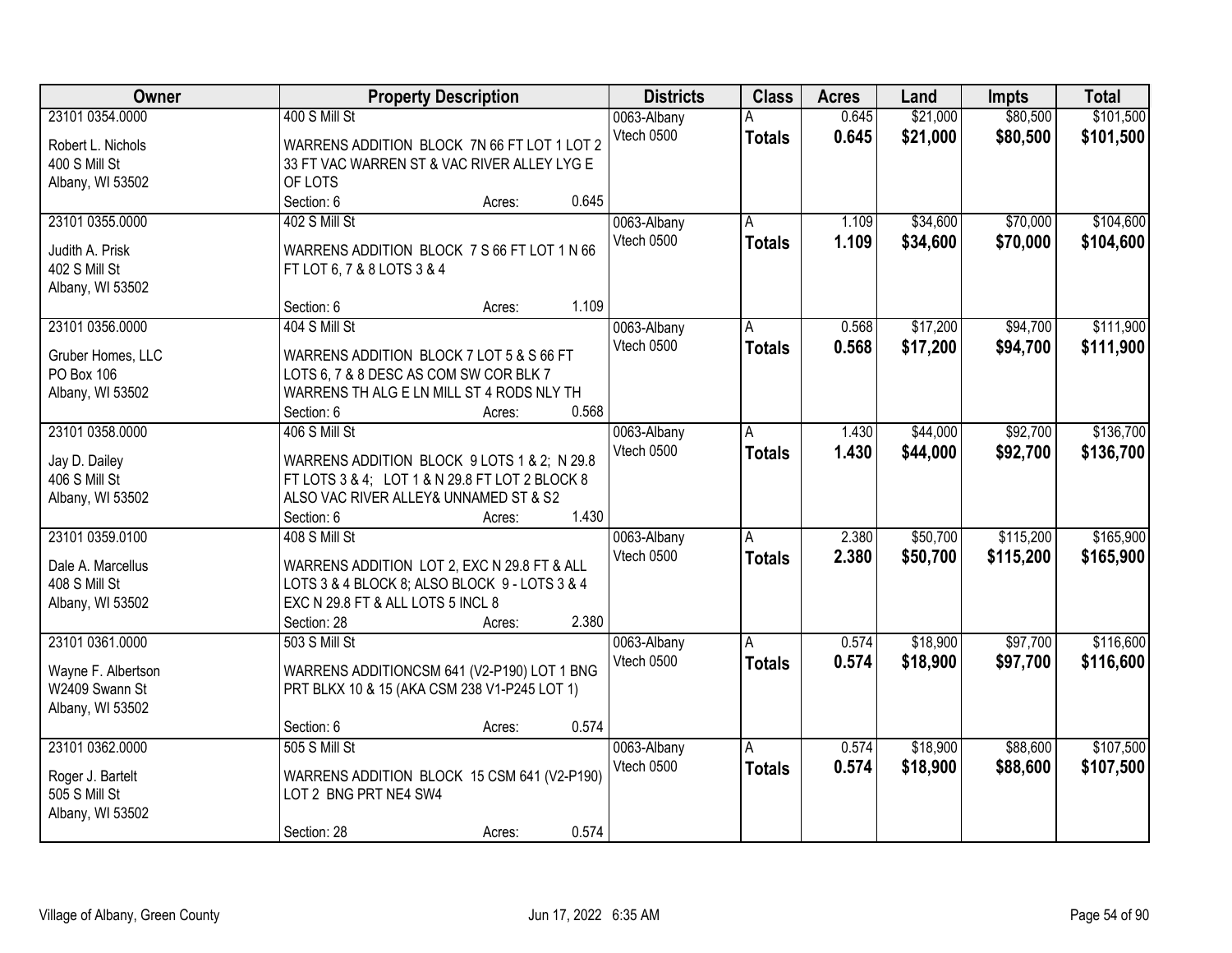| Owner | Property Description | Districts | Class | Acres | Land | Impts | Total |
|---|---|---|---|---|---|---|---|
| 23101 0354.0000<br>Robert L. Nichols<br>400 S Mill St<br>Albany, WI 53502 | 400 S Mill St<br>WARRENS ADDITION BLOCK 7N 66 FT LOT 1 LOT 2 33 FT VAC WARREN ST & VAC RIVER ALLEY LYG E OF LOTS<br>Section: 6 Acres: 0.645 | 0063-Albany<br>Vtech 0500 | A<br>**Totals** | 0.645<br>**0.645** | $21,000<br>**$21,000** | $80,500<br>**$80,500** | $101,500<br>**$101,500** |
| 23101 0355.0000<br>Judith A. Prisk<br>402 S Mill St<br>Albany, WI 53502 | 402 S Mill St<br>WARRENS ADDITION BLOCK 7 S 66 FT LOT 1 N 66 FT LOT 6, 7 & 8 LOTS 3 & 4<br>Section: 6 Acres: 1.109 | 0063-Albany<br>Vtech 0500 | A<br>**Totals** | 1.109<br>**1.109** | $34,600<br>**$34,600** | $70,000<br>**$70,000** | $104,600<br>**$104,600** |
| 23101 0356.0000<br>Gruber Homes, LLC<br>PO Box 106<br>Albany, WI 53502 | 404 S Mill St<br>WARRENS ADDITION BLOCK 7 LOT 5 & S 66 FT LOTS 6, 7 & 8 DESC AS COM SW COR BLK 7 WARRENS TH ALG E LN MILL ST 4 RODS NLY TH<br>Section: 6 Acres: 0.568 | 0063-Albany<br>Vtech 0500 | A<br>**Totals** | 0.568<br>**0.568** | $17,200<br>**$17,200** | $94,700<br>**$94,700** | $111,900<br>**$111,900** |
| 23101 0358.0000<br>Jay D. Dailey<br>406 S Mill St<br>Albany, WI 53502 | 406 S Mill St<br>WARRENS ADDITION BLOCK 9 LOTS 1 & 2; N 29.8 FT LOTS 3 & 4; LOT 1 & N 29.8 FT LOT 2 BLOCK 8 ALSO VAC RIVER ALLEY& UNNAMED ST & S2<br>Section: 6 Acres: 1.430 | 0063-Albany<br>Vtech 0500 | A<br>**Totals** | 1.430<br>**1.430** | $44,000<br>**$44,000** | $92,700<br>**$92,700** | $136,700<br>**$136,700** |
| 23101 0359.0100<br>Dale A. Marcellus<br>408 S Mill St<br>Albany, WI 53502 | 408 S Mill St<br>WARRENS ADDITION LOT 2, EXC N 29.8 FT & ALL LOTS 3 & 4 BLOCK 8; ALSO BLOCK 9 - LOTS 3 & 4 EXC N 29.8 FT & ALL LOTS 5 INCL 8<br>Section: 28 Acres: 2.380 | 0063-Albany<br>Vtech 0500 | A<br>**Totals** | 2.380<br>**2.380** | $50,700<br>**$50,700** | $115,200<br>**$115,200** | $165,900<br>**$165,900** |
| 23101 0361.0000<br>Wayne F. Albertson<br>W2409 Swann St<br>Albany, WI 53502 | 503 S Mill St<br>WARRENS ADDITIONCSM 641 (V2-P190) LOT 1 BNG PRT BLKX 10 & 15 (AKA CSM 238 V1-P245 LOT 1)<br>Section: 6 Acres: 0.574 | 0063-Albany<br>Vtech 0500 | A<br>**Totals** | 0.574<br>**0.574** | $18,900<br>**$18,900** | $97,700<br>**$97,700** | $116,600<br>**$116,600** |
| 23101 0362.0000<br>Roger J. Bartelt<br>505 S Mill St<br>Albany, WI 53502 | 505 S Mill St<br>WARRENS ADDITION BLOCK 15 CSM 641 (V2-P190) LOT 2 BNG PRT NE4 SW4<br>Section: 28 Acres: 0.574 | 0063-Albany<br>Vtech 0500 | A<br>**Totals** | 0.574<br>**0.574** | $18,900<br>**$18,900** | $88,600<br>**$88,600** | $107,500<br>**$107,500** |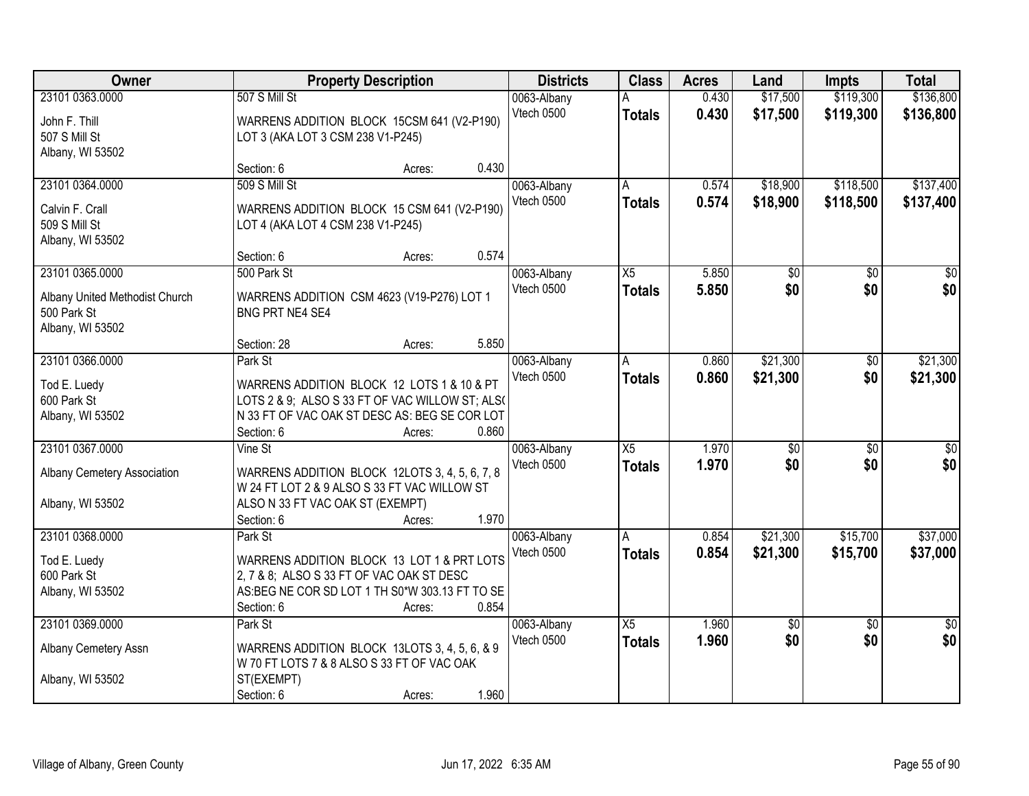| Owner | Property Description | Districts | Class | Acres | Land | Impts | Total |
|---|---|---|---|---|---|---|---|
| 23101 0363.0000<br>John F. Thill<br>507 S Mill St<br>Albany, WI 53502 | 507 S Mill St<br>WARRENS ADDITION BLOCK 15CSM 641 (V2-P190) LOT 3 (AKA LOT 3 CSM 238 V1-P245)<br>Section: 6 Acres: 0.430 | 0063-Albany<br>Vtech 0500 | A<br>**Totals** | 0.430<br>**0.430** | $17,500<br>**$17,500** | $119,300<br>**$119,300** | $136,800<br>**$136,800** |
| 23101 0364.0000<br>Calvin F. Crall<br>509 S Mill St<br>Albany, WI 53502 | 509 S Mill St<br>WARRENS ADDITION BLOCK 15 CSM 641 (V2-P190) LOT 4 (AKA LOT 4 CSM 238 V1-P245)<br>Section: 6 Acres: 0.574 | 0063-Albany<br>Vtech 0500 | A<br>**Totals** | 0.574<br>**0.574** | $18,900<br>**$18,900** | $118,500<br>**$118,500** | $137,400<br>**$137,400** |
| 23101 0365.0000<br>Albany United Methodist Church<br>500 Park St<br>Albany, WI 53502 | 500 Park St<br>WARRENS ADDITION CSM 4623 (V19-P276) LOT 1 BNG PRT NE4 SE4<br>Section: 28 Acres: 5.850 | 0063-Albany<br>Vtech 0500 | X5<br>**Totals** | 5.850<br>**5.850** | $0<br>**$0** | $0<br>**$0** | $0<br>**$0** |
| 23101 0366.0000<br>Tod E. Luedy<br>600 Park St<br>Albany, WI 53502 | Park St<br>WARRENS ADDITION BLOCK 12 LOTS 1 & 10 & PT LOTS 2 & 9; ALSO S 33 FT OF VAC WILLOW ST; ALSO N 33 FT OF VAC OAK ST DESC AS: BEG SE COR LOT<br>Section: 6 Acres: 0.860 | 0063-Albany<br>Vtech 0500 | A<br>**Totals** | 0.860<br>**0.860** | $21,300<br>**$21,300** | $0<br>**$0** | $21,300<br>**$21,300** |
| 23101 0367.0000<br>Albany Cemetery Association<br>Albany, WI 53502 | Vine St<br>WARRENS ADDITION BLOCK 12LOTS 3, 4, 5, 6, 7, 8 W 24 FT LOT 2 & 9 ALSO S 33 FT VAC WILLOW ST ALSO N 33 FT VAC OAK ST (EXEMPT)<br>Section: 6 Acres: 1.970 | 0063-Albany<br>Vtech 0500 | X5<br>**Totals** | 1.970<br>**1.970** | $0<br>**$0** | $0<br>**$0** | $0<br>**$0** |
| 23101 0368.0000<br>Tod E. Luedy<br>600 Park St<br>Albany, WI 53502 | Park St<br>WARRENS ADDITION BLOCK 13 LOT 1 & PRT LOTS 2, 7 & 8; ALSO S 33 FT OF VAC OAK ST DESC AS:BEG NE COR SD LOT 1 TH S0*W 303.13 FT TO SE<br>Section: 6 Acres: 0.854 | 0063-Albany<br>Vtech 0500 | A<br>**Totals** | 0.854<br>**0.854** | $21,300<br>**$21,300** | $15,700<br>**$15,700** | $37,000<br>**$37,000** |
| 23101 0369.0000<br>Albany Cemetery Assn<br>Albany, WI 53502 | Park St<br>WARRENS ADDITION BLOCK 13LOTS 3, 4, 5, 6, & 9 W 70 FT LOTS 7 & 8 ALSO S 33 FT OF VAC OAK ST(EXEMPT)<br>Section: 6 Acres: 1.960 | 0063-Albany<br>Vtech 0500 | X5<br>**Totals** | 1.960<br>**1.960** | $0<br>**$0** | $0<br>**$0** | $0<br>**$0** |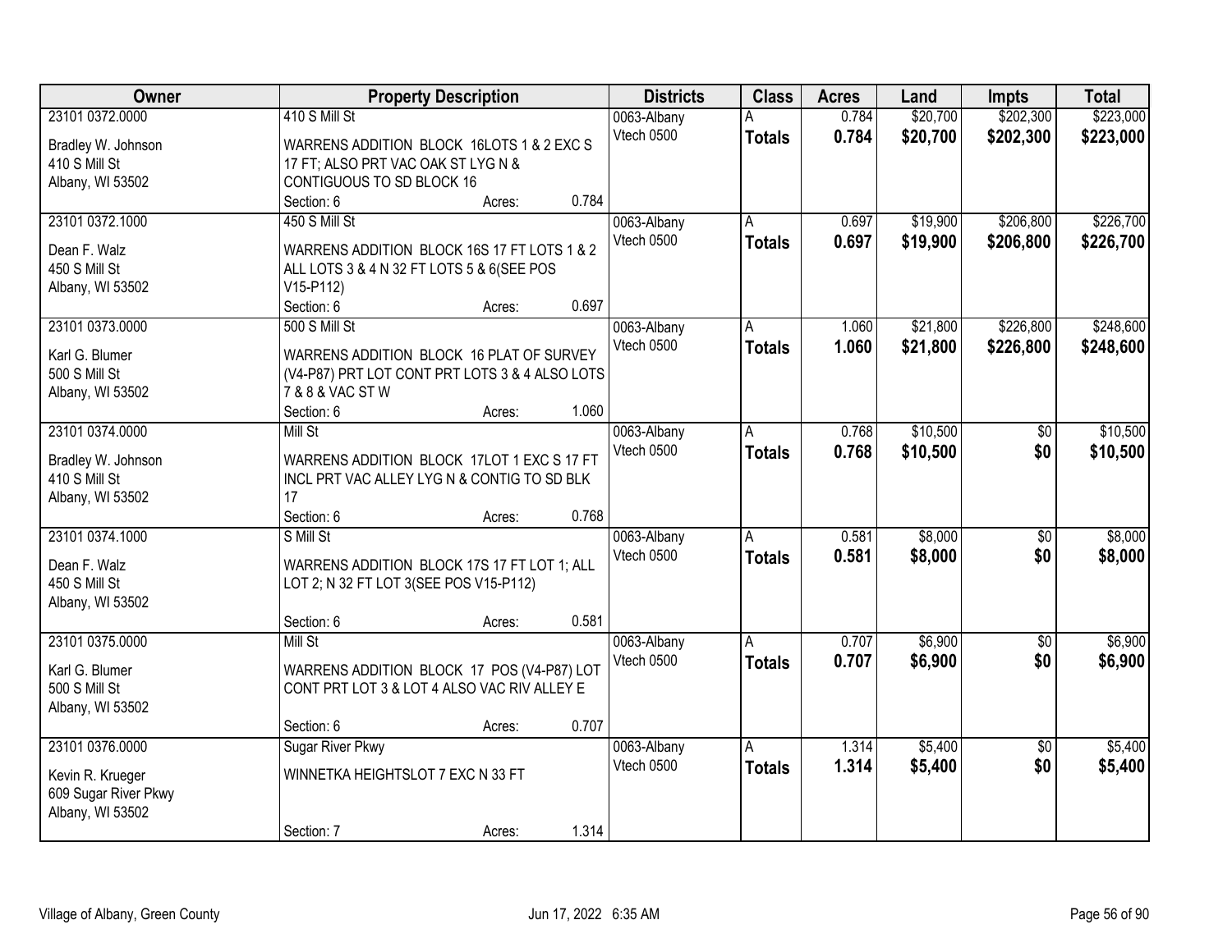| Owner | Property Description | Districts | Class | Acres | Land | Impts | Total |
|---|---|---|---|---|---|---|---|
| 23101 0372.0000<br>Bradley W. Johnson<br>410 S Mill St<br>Albany, WI 53502 | 410 S Mill St<br>WARRENS ADDITION BLOCK 16LOTS 1 & 2 EXC S 17 FT; ALSO PRT VAC OAK ST LYG N & CONTIGUOUS TO SD BLOCK 16<br>Section: 6 Acres: 0.784 | 0063-Albany<br>Vtech 0500 | A<br>**Totals** | 0.784<br>**0.784** | $20,700<br>**$20,700** | $202,300<br>**$202,300** | $223,000<br>**$223,000** |
| 23101 0372.1000<br>Dean F. Walz<br>450 S Mill St<br>Albany, WI 53502 | 450 S Mill St<br>WARRENS ADDITION BLOCK 16S 17 FT LOTS 1 & 2 ALL LOTS 3 & 4 N 32 FT LOTS 5 & 6(SEE POS V15-P112)<br>Section: 6 Acres: 0.697 | 0063-Albany<br>Vtech 0500 | A<br>**Totals** | 0.697<br>**0.697** | $19,900<br>**$19,900** | $206,800<br>**$206,800** | $226,700<br>**$226,700** |
| 23101 0373.0000<br>Karl G. Blumer<br>500 S Mill St<br>Albany, WI 53502 | 500 S Mill St<br>WARRENS ADDITION BLOCK 16 PLAT OF SURVEY (V4-P87) PRT LOT CONT PRT LOTS 3 & 4 ALSO LOTS 7 & 8 & VAC ST W<br>Section: 6 Acres: 1.060 | 0063-Albany<br>Vtech 0500 | A<br>**Totals** | 1.060<br>**1.060** | $21,800<br>**$21,800** | $226,800<br>**$226,800** | $248,600<br>**$248,600** |
| 23101 0374.0000<br>Bradley W. Johnson<br>410 S Mill St<br>Albany, WI 53502 | Mill St<br>WARRENS ADDITION BLOCK 17LOT 1 EXC S 17 FT INCL PRT VAC ALLEY LYG N & CONTIG TO SD BLK 17<br>Section: 6 Acres: 0.768 | 0063-Albany<br>Vtech 0500 | A<br>**Totals** | 0.768<br>**0.768** | $10,500<br>**$10,500** | $0<br>**$0** | $10,500<br>**$10,500** |
| 23101 0374.1000<br>Dean F. Walz<br>450 S Mill St<br>Albany, WI 53502 | S Mill St<br>WARRENS ADDITION BLOCK 17S 17 FT LOT 1; ALL LOT 2; N 32 FT LOT 3(SEE POS V15-P112)<br>Section: 6 Acres: 0.581 | 0063-Albany<br>Vtech 0500 | A<br>**Totals** | 0.581<br>**0.581** | $8,000<br>**$8,000** | $0<br>**$0** | $8,000<br>**$8,000** |
| 23101 0375.0000<br>Karl G. Blumer<br>500 S Mill St<br>Albany, WI 53502 | Mill St<br>WARRENS ADDITION BLOCK 17 POS (V4-P87) LOT CONT PRT LOT 3 & LOT 4 ALSO VAC RIV ALLEY E<br>Section: 6 Acres: 0.707 | 0063-Albany<br>Vtech 0500 | A<br>**Totals** | 0.707<br>**0.707** | $6,900<br>**$6,900** | $0<br>**$0** | $6,900<br>**$6,900** |
| 23101 0376.0000<br>Kevin R. Krueger<br>609 Sugar River Pkwy<br>Albany, WI 53502 | Sugar River Pkwy<br>WINNETKA HEIGHTSLOT 7 EXC N 33 FT<br>Section: 7 Acres: 1.314 | 0063-Albany<br>Vtech 0500 | A<br>**Totals** | 1.314<br>**1.314** | $5,400<br>**$5,400** | $0<br>**$0** | $5,400<br>**$5,400** |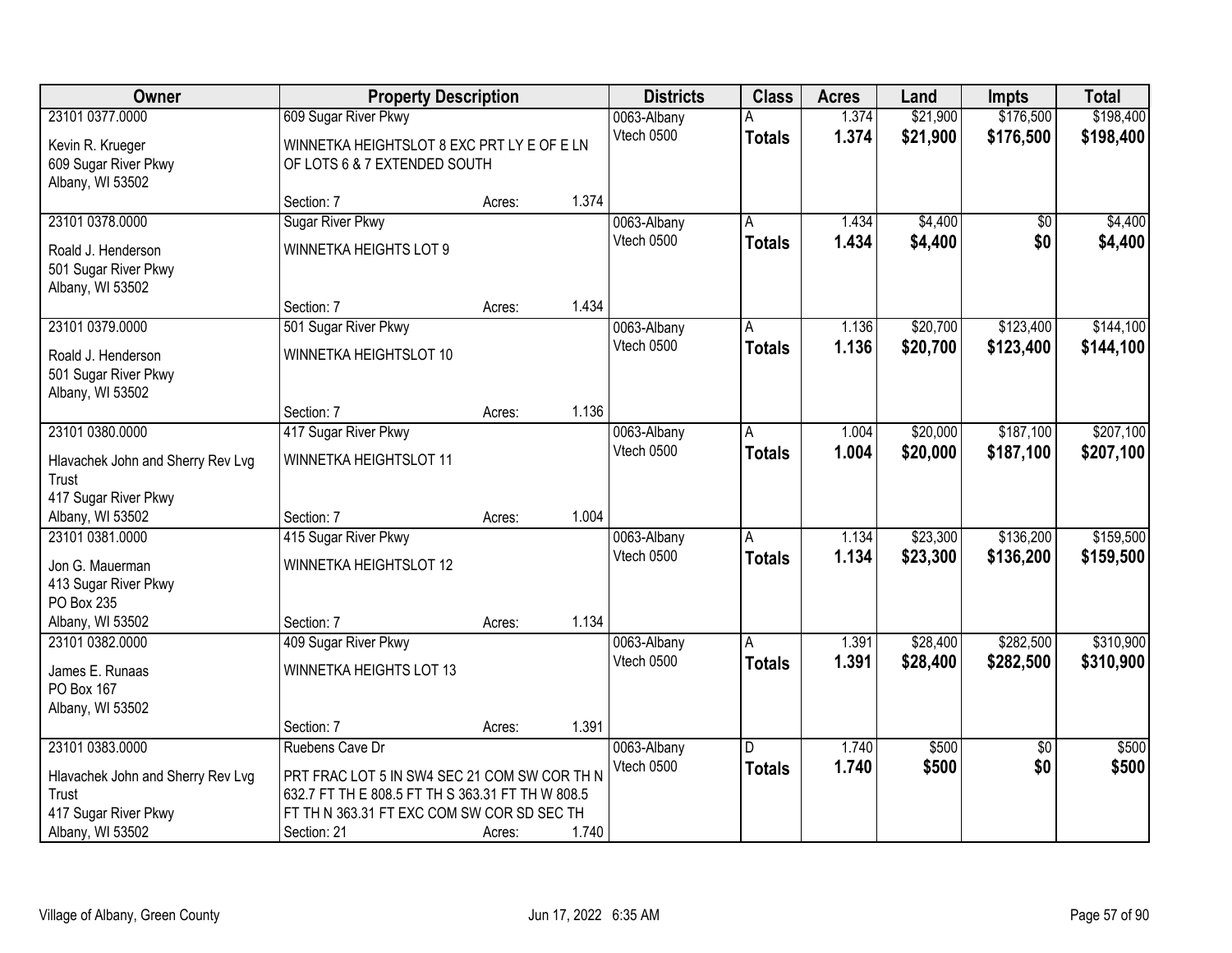| Owner | Property Description | | | Districts | Class | Acres | Land | Impts | Total |
|---|---|---|---|---|---|---|---|---|---|
| 23101 0377.0000<br>Kevin R. Krueger<br>609 Sugar River Pkwy<br>Albany, WI 53502 | 609 Sugar River Pkwy<br>WINNETKA HEIGHTSLOT 8 EXC PRT LY E OF E LN OF LOTS 6 & 7 EXTENDED SOUTH<br>Section: 7 | Acres: | 1.374 | 0063-Albany<br>Vtech 0500 | A<br>**Totals** | 1.374<br>**1.374** | $21,900<br>**$21,900** | $176,500<br>**$176,500** | $198,400<br>**$198,400** |
| 23101 0378.0000<br>Roald J. Henderson<br>501 Sugar River Pkwy<br>Albany, WI 53502 | Sugar River Pkwy<br>WINNETKA HEIGHTS LOT 9<br>Section: 7 | Acres: | 1.434 | 0063-Albany<br>Vtech 0500 | A<br>**Totals** | 1.434<br>**1.434** | $4,400<br>**$4,400** | $0<br>**$0** | $4,400<br>**$4,400** |
| 23101 0379.0000<br>Roald J. Henderson<br>501 Sugar River Pkwy<br>Albany, WI 53502 | 501 Sugar River Pkwy<br>WINNETKA HEIGHTSLOT 10<br>Section: 7 | Acres: | 1.136 | 0063-Albany<br>Vtech 0500 | A<br>**Totals** | 1.136<br>**1.136** | $20,700<br>**$20,700** | $123,400<br>**$123,400** | $144,100<br>**$144,100** |
| 23101 0380.0000<br>Hlavachek John and Sherry Rev Lvg Trust<br>417 Sugar River Pkwy<br>Albany, WI 53502 | 417 Sugar River Pkwy<br>WINNETKA HEIGHTSLOT 11<br>Section: 7 | Acres: | 1.004 | 0063-Albany<br>Vtech 0500 | A<br>**Totals** | 1.004<br>**1.004** | $20,000<br>**$20,000** | $187,100<br>**$187,100** | $207,100<br>**$207,100** |
| 23101 0381.0000<br>Jon G. Mauerman<br>413 Sugar River Pkwy<br>PO Box 235<br>Albany, WI 53502 | 415 Sugar River Pkwy<br>WINNETKA HEIGHTSLOT 12<br>Section: 7 | Acres: | 1.134 | 0063-Albany<br>Vtech 0500 | A<br>**Totals** | 1.134<br>**1.134** | $23,300<br>**$23,300** | $136,200<br>**$136,200** | $159,500<br>**$159,500** |
| 23101 0382.0000<br>James E. Runaas<br>PO Box 167<br>Albany, WI 53502 | 409 Sugar River Pkwy<br>WINNETKA HEIGHTS LOT 13<br>Section: 7 | Acres: | 1.391 | 0063-Albany<br>Vtech 0500 | A<br>**Totals** | 1.391<br>**1.391** | $28,400<br>**$28,400** | $282,500<br>**$282,500** | $310,900<br>**$310,900** |
| 23101 0383.0000<br>Hlavachek John and Sherry Rev Lvg Trust<br>417 Sugar River Pkwy<br>Albany, WI 53502 | Ruebens Cave Dr<br>PRT FRAC LOT 5 IN SW4 SEC 21 COM SW COR TH N 632.7 FT TH E 808.5 FT TH S 363.31 FT TH W 808.5 FT TH N 363.31 FT EXC COM SW COR SD SEC TH<br>Section: 21 | Acres: | 1.740 | 0063-Albany<br>Vtech 0500 | D<br>**Totals** | 1.740<br>**1.740** | $500<br>**$500** | $0<br>**$0** | $500<br>**$500** |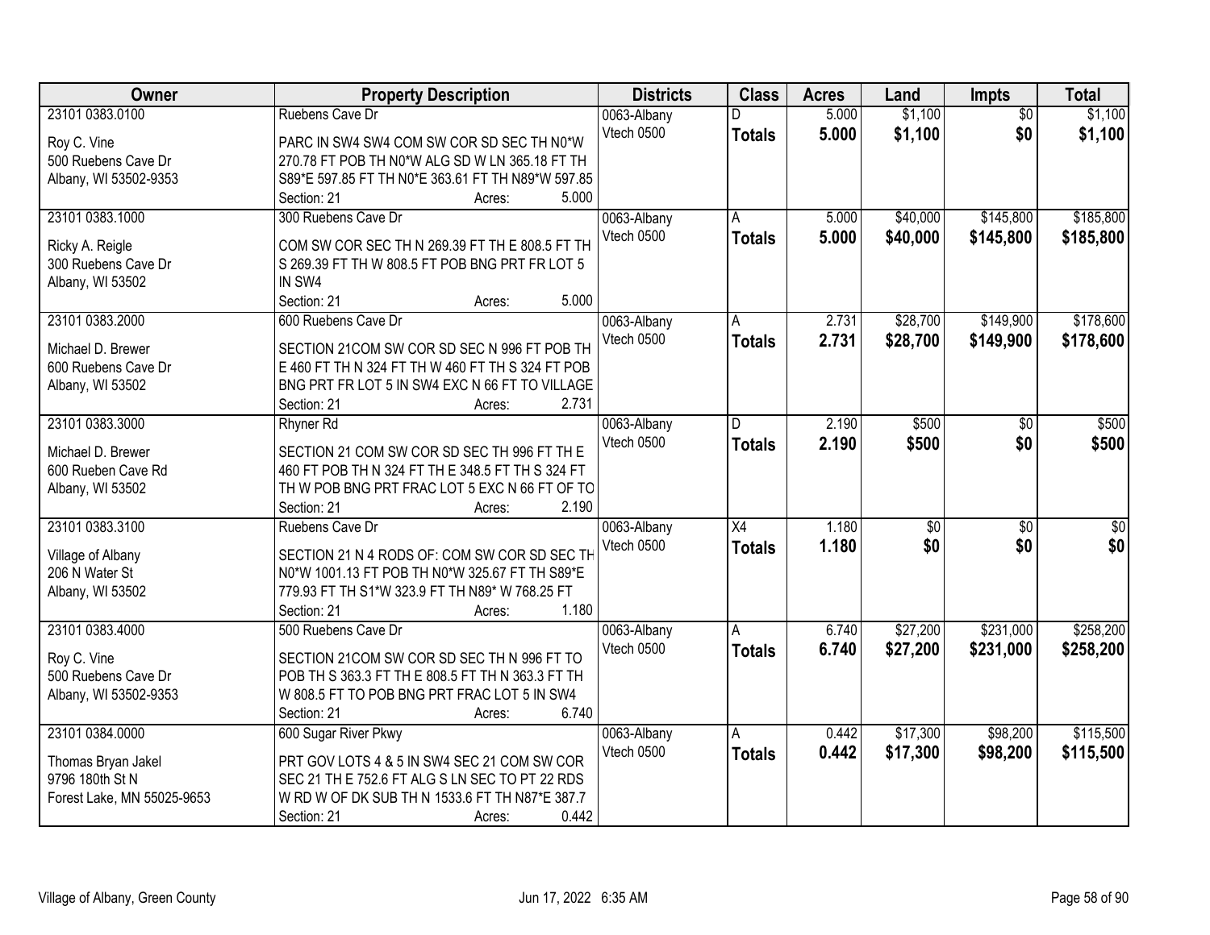| Owner | Property Description | Districts | Class | Acres | Land | Impts | Total |
|---|---|---|---|---|---|---|---|
| 23101 0383.0100<br><br>Roy C. Vine<br>500 Ruebens Cave Dr<br>Albany, WI 53502-9353 | Ruebens Cave Dr<br><br>PARC IN SW4 SW4 COM SW COR SD SEC TH N0*W 270.78 FT POB TH N0*W ALG SD W LN 365.18 FT TH S89*E 597.85 FT TH N0*E 363.61 FT TH N89*W 597.85<br>Section: 21 Acres: 5.000 | 0063-Albany<br>Vtech 0500 | D<br>**Totals** | 5.000<br>**5.000** | $1,100<br>**$1,100** | $0<br>**$0** | $1,100<br>**$1,100** |
| 23101 0383.1000<br><br>Ricky A. Reigle<br>300 Ruebens Cave Dr<br>Albany, WI 53502 | 300 Ruebens Cave Dr<br><br>COM SW COR SEC TH N 269.39 FT TH E 808.5 FT TH S 269.39 FT TH W 808.5 FT POB BNG PRT FR LOT 5 IN SW4<br>Section: 21 Acres: 5.000 | 0063-Albany<br>Vtech 0500 | A<br>**Totals** | 5.000<br>**5.000** | $40,000<br>**$40,000** | $145,800<br>**$145,800** | $185,800<br>**$185,800** |
| 23101 0383.2000<br><br>Michael D. Brewer<br>600 Ruebens Cave Dr<br>Albany, WI 53502 | 600 Ruebens Cave Dr<br><br>SECTION 21COM SW COR SD SEC N 996 FT POB TH E 460 FT TH N 324 FT TH W 460 FT TH S 324 FT POB BNG PRT FR LOT 5 IN SW4 EXC N 66 FT TO VILLAGE<br>Section: 21 Acres: 2.731 | 0063-Albany<br>Vtech 0500 | A<br>**Totals** | 2.731<br>**2.731** | $28,700<br>**$28,700** | $149,900<br>**$149,900** | $178,600<br>**$178,600** |
| 23101 0383.3000<br><br>Michael D. Brewer<br>600 Rueben Cave Rd<br>Albany, WI 53502 | Rhyner Rd<br><br>SECTION 21 COM SW COR SD SEC TH 996 FT TH E 460 FT POB TH N 324 FT TH E 348.5 FT TH S 324 FT TH W POB BNG PRT FRAC LOT 5 EXC N 66 FT OF TO<br>Section: 21 Acres: 2.190 | 0063-Albany<br>Vtech 0500 | D<br>**Totals** | 2.190<br>**2.190** | $500<br>**$500** | $0<br>**$0** | $500<br>**$500** |
| 23101 0383.3100<br><br>Village of Albany<br>206 N Water St<br>Albany, WI 53502 | Ruebens Cave Dr<br><br>SECTION 21 N 4 RODS OF: COM SW COR SD SEC TH N0*W 1001.13 FT POB TH N0*W 325.67 FT TH S89*E 779.93 FT TH S1*W 323.9 FT TH N89* W 768.25 FT<br>Section: 21 Acres: 1.180 | 0063-Albany<br>Vtech 0500 | X4<br>**Totals** | 1.180<br>**1.180** | $0<br>**$0** | $0<br>**$0** | $0<br>**$0** |
| 23101 0383.4000<br><br>Roy C. Vine<br>500 Ruebens Cave Dr<br>Albany, WI 53502-9353 | 500 Ruebens Cave Dr<br><br>SECTION 21COM SW COR SD SEC TH N 996 FT TO POB TH S 363.3 FT TH E 808.5 FT TH N 363.3 FT TH W 808.5 FT TO POB BNG PRT FRAC LOT 5 IN SW4<br>Section: 21 Acres: 6.740 | 0063-Albany<br>Vtech 0500 | A<br>**Totals** | 6.740<br>**6.740** | $27,200<br>**$27,200** | $231,000<br>**$231,000** | $258,200<br>**$258,200** |
| 23101 0384.0000<br><br>Thomas Bryan Jakel<br>9796 180th St N<br>Forest Lake, MN 55025-9653 | 600 Sugar River Pkwy<br><br>PRT GOV LOTS 4 & 5 IN SW4 SEC 21 COM SW COR SEC 21 TH E 752.6 FT ALG S LN SEC TO PT 22 RDS W RD W OF DK SUB TH N 1533.6 FT TH N87*E 387.7<br>Section: 21 Acres: 0.442 | 0063-Albany<br>Vtech 0500 | A<br>**Totals** | 0.442<br>**0.442** | $17,300<br>**$17,300** | $98,200<br>**$98,200** | $115,500<br>**$115,500** |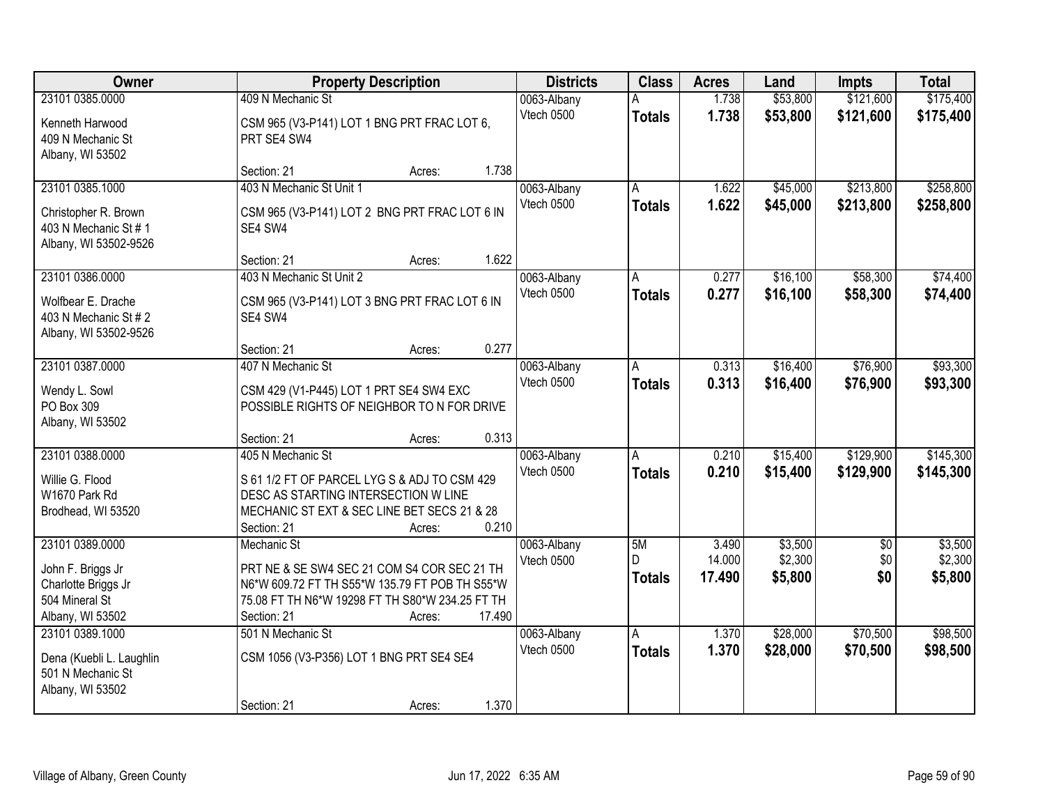| Owner | Property Description | Districts | Class | Acres | Land | Impts | Total |
|---|---|---|---|---|---|---|---|
| 23101 0385.0000<br><br>Kenneth Harwood<br>409 N Mechanic St<br>Albany, WI 53502 | 409 N Mechanic St<br><br>CSM 965 (V3-P141) LOT 1 BNG PRT FRAC LOT 6, PRT SE4 SW4<br><br>Section: 21 Acres: 1.738 | 0063-Albany<br>Vtech 0500 | A<br>**Totals** | 1.738<br>**1.738** | $53,800<br>**$53,800** | $121,600<br>**$121,600** | $175,400<br>**$175,400** |
| 23101 0385.1000<br><br>Christopher R. Brown<br>403 N Mechanic St # 1<br>Albany, WI 53502-9526 | 403 N Mechanic St Unit 1<br><br>CSM 965 (V3-P141) LOT 2 BNG PRT FRAC LOT 6 IN SE4 SW4<br><br>Section: 21 Acres: 1.622 | 0063-Albany<br>Vtech 0500 | A<br>**Totals** | 1.622<br>**1.622** | $45,000<br>**$45,000** | $213,800<br>**$213,800** | $258,800<br>**$258,800** |
| 23101 0386.0000<br><br>Wolfbear E. Drache<br>403 N Mechanic St # 2<br>Albany, WI 53502-9526 | 403 N Mechanic St Unit 2<br><br>CSM 965 (V3-P141) LOT 3 BNG PRT FRAC LOT 6 IN SE4 SW4<br><br>Section: 21 Acres: 0.277 | 0063-Albany<br>Vtech 0500 | A<br>**Totals** | 0.277<br>**0.277** | $16,100<br>**$16,100** | $58,300<br>**$58,300** | $74,400<br>**$74,400** |
| 23101 0387.0000<br><br>Wendy L. Sowl<br>PO Box 309<br>Albany, WI 53502 | 407 N Mechanic St<br><br>CSM 429 (V1-P445) LOT 1 PRT SE4 SW4 EXC POSSIBLE RIGHTS OF NEIGHBOR TO N FOR DRIVE<br><br>Section: 21 Acres: 0.313 | 0063-Albany<br>Vtech 0500 | A<br>**Totals** | 0.313<br>**0.313** | $16,400<br>**$16,400** | $76,900<br>**$76,900** | $93,300<br>**$93,300** |
| 23101 0388.0000<br><br>Willie G. Flood<br>W1670 Park Rd<br>Brodhead, WI 53520 | 405 N Mechanic St<br><br>S 61 1/2 FT OF PARCEL LYG S & ADJ TO CSM 429 DESC AS STARTING INTERSECTION W LINE MECHANIC ST EXT & SEC LINE BET SECS 21 & 28<br>Section: 21 Acres: 0.210 | 0063-Albany<br>Vtech 0500 | A<br>**Totals** | 0.210<br>**0.210** | $15,400<br>**$15,400** | $129,900<br>**$129,900** | $145,300<br>**$145,300** |
| 23101 0389.0000<br><br>John F. Briggs Jr<br>Charlotte Briggs Jr<br>504 Mineral St<br>Albany, WI 53502 | Mechanic St<br><br>PRT NE & SE SW4 SEC 21 COM S4 COR SEC 21 TH N6*W 609.72 FT TH S55*W 135.79 FT POB TH S55*W 75.08 FT TH N6*W 19298 FT TH S80*W 234.25 FT TH<br>Section: 21 Acres: 17.490 | 0063-Albany<br>Vtech 0500 | 5M<br>D<br>**Totals** | 3.490<br>14.000<br>**17.490** | $3,500<br>$2,300<br>**$5,800** | $0<br>$0<br>**$0** | $3,500<br>$2,300<br>**$5,800** |
| 23101 0389.1000<br><br>Dena (Kuebli L. Laughlin<br>501 N Mechanic St<br>Albany, WI 53502 | 501 N Mechanic St<br><br>CSM 1056 (V3-P356) LOT 1 BNG PRT SE4 SE4<br><br>Section: 21 Acres: 1.370 | 0063-Albany<br>Vtech 0500 | A<br>**Totals** | 1.370<br>**1.370** | $28,000<br>**$28,000** | $70,500<br>**$70,500** | $98,500<br>**$98,500** |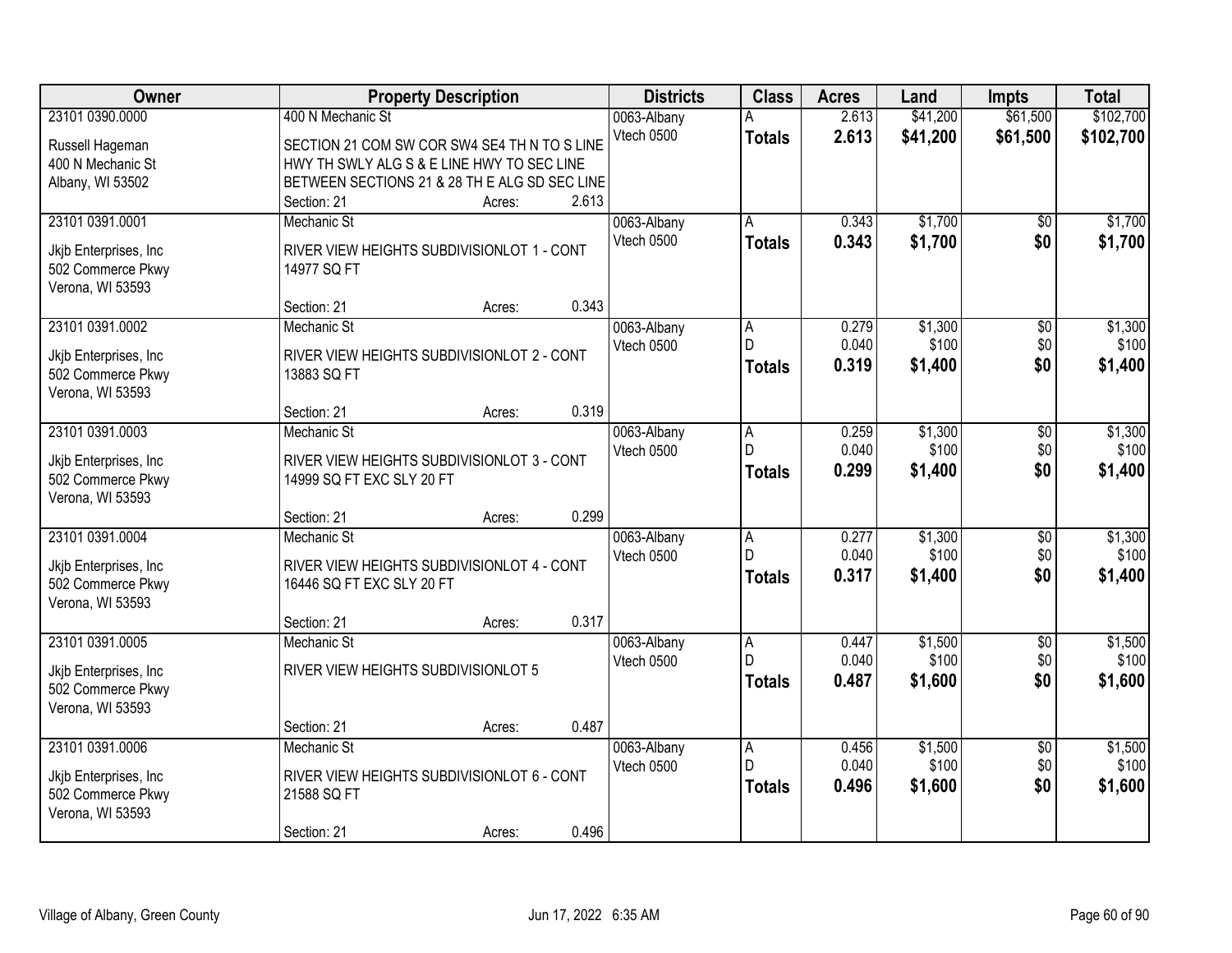| Owner | Property Description | Districts | Class | Acres | Land | Impts | Total |
|---|---|---|---|---|---|---|---|
| 23101 0390.0000<br>Russell Hageman<br>400 N Mechanic St<br>Albany, WI 53502 | 400 N Mechanic St<br>SECTION 21 COM SW COR SW4 SE4 TH N TO S LINE HWY TH SWLY ALG S & E LINE HWY TO SEC LINE BETWEEN SECTIONS 21 & 28 TH E ALG SD SEC LINE<br>Section: 21 Acres: 2.613 | 0063-Albany<br>Vtech 0500 | A<br>**Totals** | 2.613<br>**2.613** | $41,200<br>**$41,200** | $61,500<br>**$61,500** | $102,700<br>**$102,700** |
| 23101 0391.0001<br>Jkjb Enterprises, Inc<br>502 Commerce Pkwy<br>Verona, WI 53593 | Mechanic St<br>RIVER VIEW HEIGHTS SUBDIVISIONLOT 1 - CONT 14977 SQ FT<br>Section: 21 Acres: 0.343 | 0063-Albany<br>Vtech 0500 | A<br>**Totals** | 0.343<br>**0.343** | $1,700<br>**$1,700** | $0<br>**$0** | $1,700<br>**$1,700** |
| 23101 0391.0002<br>Jkjb Enterprises, Inc<br>502 Commerce Pkwy<br>Verona, WI 53593 | Mechanic St<br>RIVER VIEW HEIGHTS SUBDIVISIONLOT 2 - CONT 13883 SQ FT<br>Section: 21 Acres: 0.319 | 0063-Albany<br>Vtech 0500 | A<br>D<br>**Totals** | 0.279<br>0.040<br>**0.319** | $1,300<br>$100<br>**$1,400** | $0<br>$0<br>**$0** | $1,300<br>$100<br>**$1,400** |
| 23101 0391.0003<br>Jkjb Enterprises, Inc<br>502 Commerce Pkwy<br>Verona, WI 53593 | Mechanic St<br>RIVER VIEW HEIGHTS SUBDIVISIONLOT 3 - CONT 14999 SQ FT EXC SLY 20 FT<br>Section: 21 Acres: 0.299 | 0063-Albany<br>Vtech 0500 | A<br>D<br>**Totals** | 0.259<br>0.040<br>**0.299** | $1,300<br>$100<br>**$1,400** | $0<br>$0<br>**$0** | $1,300<br>$100<br>**$1,400** |
| 23101 0391.0004<br>Jkjb Enterprises, Inc<br>502 Commerce Pkwy<br>Verona, WI 53593 | Mechanic St<br>RIVER VIEW HEIGHTS SUBDIVISIONLOT 4 - CONT 16446 SQ FT EXC SLY 20 FT<br>Section: 21 Acres: 0.317 | 0063-Albany<br>Vtech 0500 | A<br>D<br>**Totals** | 0.277<br>0.040<br>**0.317** | $1,300<br>$100<br>**$1,400** | $0<br>$0<br>**$0** | $1,300<br>$100<br>**$1,400** |
| 23101 0391.0005<br>Jkjb Enterprises, Inc<br>502 Commerce Pkwy<br>Verona, WI 53593 | Mechanic St<br>RIVER VIEW HEIGHTS SUBDIVISIONLOT 5<br>Section: 21 Acres: 0.487 | 0063-Albany<br>Vtech 0500 | A<br>D<br>**Totals** | 0.447<br>0.040<br>**0.487** | $1,500<br>$100<br>**$1,600** | $0<br>$0<br>**$0** | $1,500<br>$100<br>**$1,600** |
| 23101 0391.0006<br>Jkjb Enterprises, Inc<br>502 Commerce Pkwy<br>Verona, WI 53593 | Mechanic St<br>RIVER VIEW HEIGHTS SUBDIVISIONLOT 6 - CONT 21588 SQ FT<br>Section: 21 Acres: 0.496 | 0063-Albany<br>Vtech 0500 | A<br>D<br>**Totals** | 0.456<br>0.040<br>**0.496** | $1,500<br>$100<br>**$1,600** | $0<br>$0<br>**$0** | $1,500<br>$100<br>**$1,600** |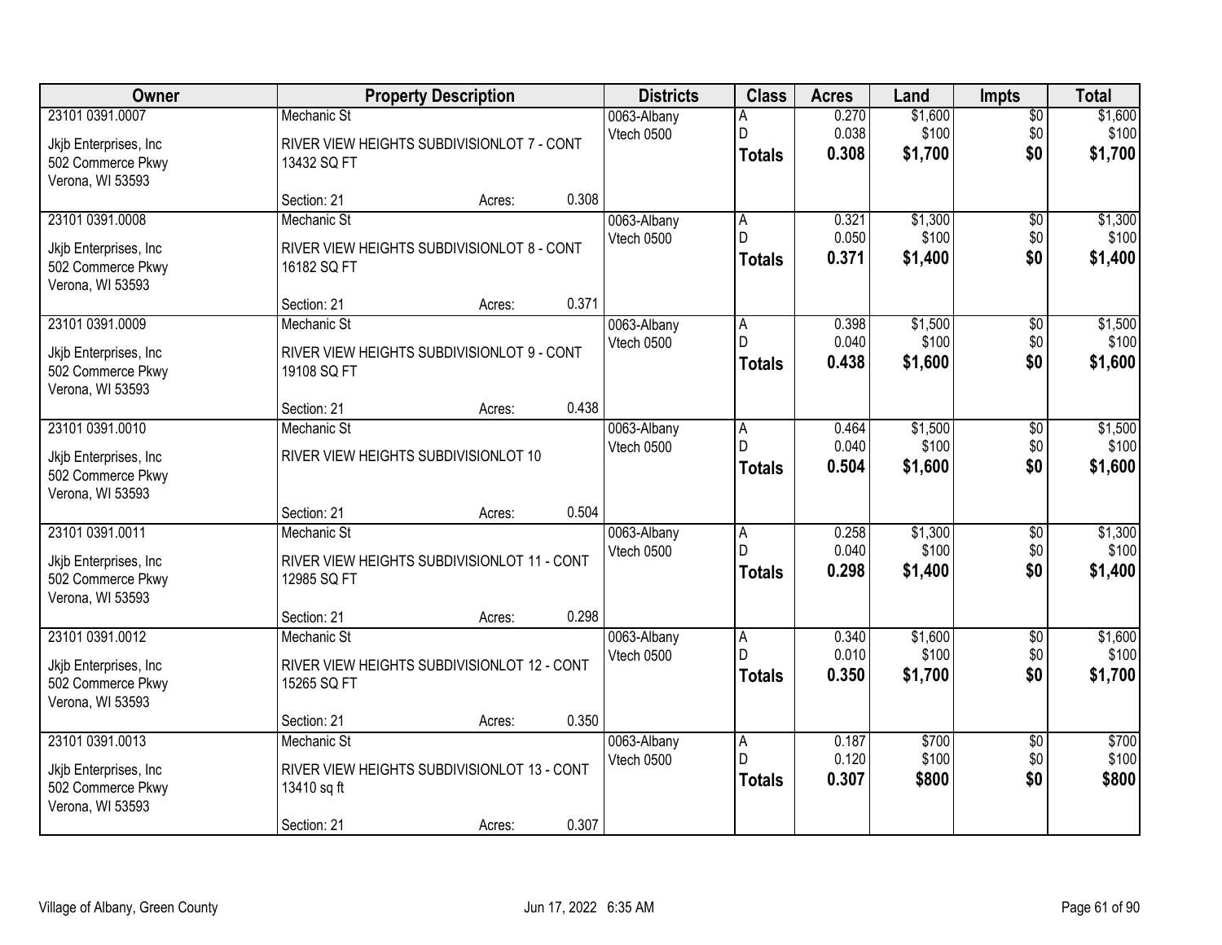| Owner | Property Description | Districts | Class | Acres | Land | Impts | Total |
|---|---|---|---|---|---|---|---|
| 23101 0391.0007<br>Jkjb Enterprises, Inc<br>502 Commerce Pkwy<br>Verona, WI 53593 | Mechanic St<br>RIVER VIEW HEIGHTS SUBDIVISIONLOT 7 - CONT 13432 SQ FT<br>Section: 21 Acres: 0.308 | 0063-Albany<br>Vtech 0500 | A<br>D<br>**Totals** | 0.270<br>0.038<br>**0.308** | $1,600<br>$100<br>**$1,700** | $0<br>$0<br>**$0** | $1,600<br>$100<br>**$1,700** |
| 23101 0391.0008<br>Jkjb Enterprises, Inc<br>502 Commerce Pkwy<br>Verona, WI 53593 | Mechanic St<br>RIVER VIEW HEIGHTS SUBDIVISIONLOT 8 - CONT 16182 SQ FT<br>Section: 21 Acres: 0.371 | 0063-Albany<br>Vtech 0500 | A<br>D<br>**Totals** | 0.321<br>0.050<br>**0.371** | $1,300<br>$100<br>**$1,400** | $0<br>$0<br>**$0** | $1,300<br>$100<br>**$1,400** |
| 23101 0391.0009<br>Jkjb Enterprises, Inc<br>502 Commerce Pkwy<br>Verona, WI 53593 | Mechanic St<br>RIVER VIEW HEIGHTS SUBDIVISIONLOT 9 - CONT 19108 SQ FT<br>Section: 21 Acres: 0.438 | 0063-Albany<br>Vtech 0500 | A<br>D<br>**Totals** | 0.398<br>0.040<br>**0.438** | $1,500<br>$100<br>**$1,600** | $0<br>$0<br>**$0** | $1,500<br>$100<br>**$1,600** |
| 23101 0391.0010<br>Jkjb Enterprises, Inc<br>502 Commerce Pkwy<br>Verona, WI 53593 | Mechanic St<br>RIVER VIEW HEIGHTS SUBDIVISIONLOT 10<br>Section: 21 Acres: 0.504 | 0063-Albany<br>Vtech 0500 | A<br>D<br>**Totals** | 0.464<br>0.040<br>**0.504** | $1,500<br>$100<br>**$1,600** | $0<br>$0<br>**$0** | $1,500<br>$100<br>**$1,600** |
| 23101 0391.0011<br>Jkjb Enterprises, Inc<br>502 Commerce Pkwy<br>Verona, WI 53593 | Mechanic St<br>RIVER VIEW HEIGHTS SUBDIVISIONLOT 11 - CONT 12985 SQ FT<br>Section: 21 Acres: 0.298 | 0063-Albany<br>Vtech 0500 | A<br>D<br>**Totals** | 0.258<br>0.040<br>**0.298** | $1,300<br>$100<br>**$1,400** | $0<br>$0<br>**$0** | $1,300<br>$100<br>**$1,400** |
| 23101 0391.0012<br>Jkjb Enterprises, Inc<br>502 Commerce Pkwy<br>Verona, WI 53593 | Mechanic St<br>RIVER VIEW HEIGHTS SUBDIVISIONLOT 12 - CONT 15265 SQ FT<br>Section: 21 Acres: 0.350 | 0063-Albany<br>Vtech 0500 | A<br>D<br>**Totals** | 0.340<br>0.010<br>**0.350** | $1,600<br>$100<br>**$1,700** | $0<br>$0<br>**$0** | $1,600<br>$100<br>**$1,700** |
| 23101 0391.0013<br>Jkjb Enterprises, Inc<br>502 Commerce Pkwy<br>Verona, WI 53593 | Mechanic St<br>RIVER VIEW HEIGHTS SUBDIVISIONLOT 13 - CONT 13410 sq ft<br>Section: 21 Acres: 0.307 | 0063-Albany<br>Vtech 0500 | A<br>D<br>**Totals** | 0.187<br>0.120<br>**0.307** | $700<br>$100<br>**$800** | $0<br>$0<br>**$0** | $700<br>$100<br>**$800** |

Village of Albany, Green County Jun 17, 2022 6:35 AM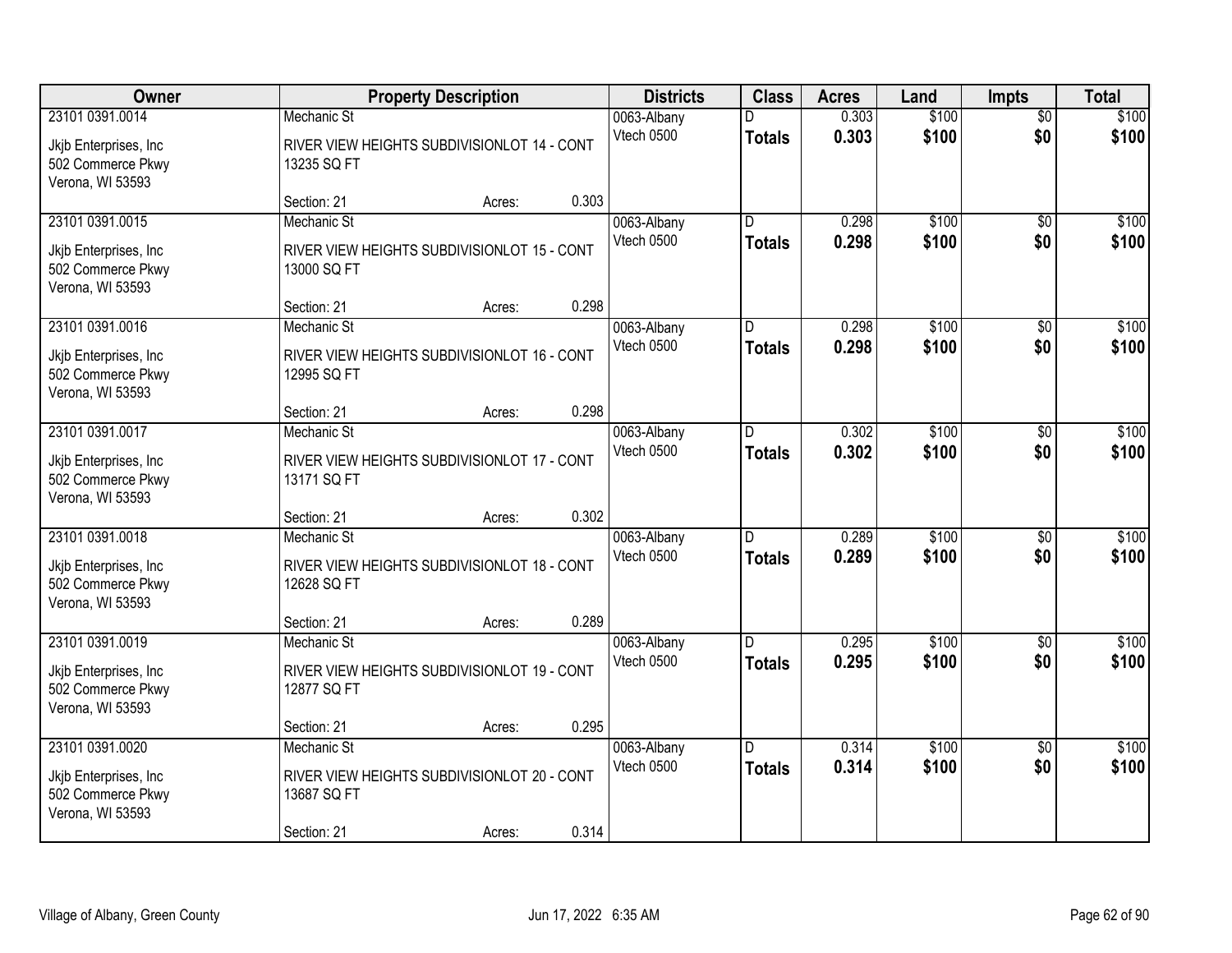| Owner | Property Description | | | Districts | Class | Acres | Land | Impts | Total |
|---|---|---|---|---|---|---|---|---|---|
| 23101 0391.0014 | Mechanic St | | | 0063-Albany | D | 0.303 | $100 | $0 | $100 |
| Jkjb Enterprises, Inc 502 Commerce Pkwy Verona, WI 53593 | RIVER VIEW HEIGHTS SUBDIVISIONLOT 14 - CONT 13235 SQ FT | | | Vtech 0500 | **Totals** | **0.303** | **$100** | **$0** | **$100** |
| | Section: 21 | Acres: | 0.303 | | | | | | |
| 23101 0391.0015 | Mechanic St | | | 0063-Albany | D | 0.298 | $100 | $0 | $100 |
| Jkjb Enterprises, Inc 502 Commerce Pkwy Verona, WI 53593 | RIVER VIEW HEIGHTS SUBDIVISIONLOT 15 - CONT 13000 SQ FT | | | Vtech 0500 | **Totals** | **0.298** | **$100** | **$0** | **$100** |
| | Section: 21 | Acres: | 0.298 | | | | | | |
| 23101 0391.0016 | Mechanic St | | | 0063-Albany | D | 0.298 | $100 | $0 | $100 |
| Jkjb Enterprises, Inc 502 Commerce Pkwy Verona, WI 53593 | RIVER VIEW HEIGHTS SUBDIVISIONLOT 16 - CONT 12995 SQ FT | | | Vtech 0500 | **Totals** | **0.298** | **$100** | **$0** | **$100** |
| | Section: 21 | Acres: | 0.298 | | | | | | |
| 23101 0391.0017 | Mechanic St | | | 0063-Albany | D | 0.302 | $100 | $0 | $100 |
| Jkjb Enterprises, Inc 502 Commerce Pkwy Verona, WI 53593 | RIVER VIEW HEIGHTS SUBDIVISIONLOT 17 - CONT 13171 SQ FT | | | Vtech 0500 | **Totals** | **0.302** | **$100** | **$0** | **$100** |
| | Section: 21 | Acres: | 0.302 | | | | | | |
| 23101 0391.0018 | Mechanic St | | | 0063-Albany | D | 0.289 | $100 | $0 | $100 |
| Jkjb Enterprises, Inc 502 Commerce Pkwy Verona, WI 53593 | RIVER VIEW HEIGHTS SUBDIVISIONLOT 18 - CONT 12628 SQ FT | | | Vtech 0500 | **Totals** | **0.289** | **$100** | **$0** | **$100** |
| | Section: 21 | Acres: | 0.289 | | | | | | |
| 23101 0391.0019 | Mechanic St | | | 0063-Albany | D | 0.295 | $100 | $0 | $100 |
| Jkjb Enterprises, Inc 502 Commerce Pkwy Verona, WI 53593 | RIVER VIEW HEIGHTS SUBDIVISIONLOT 19 - CONT 12877 SQ FT | | | Vtech 0500 | **Totals** | **0.295** | **$100** | **$0** | **$100** |
| | Section: 21 | Acres: | 0.295 | | | | | | |
| 23101 0391.0020 | Mechanic St | | | 0063-Albany | D | 0.314 | $100 | $0 | $100 |
| Jkjb Enterprises, Inc 502 Commerce Pkwy Verona, WI 53593 | RIVER VIEW HEIGHTS SUBDIVISIONLOT 20 - CONT 13687 SQ FT | | | Vtech 0500 | **Totals** | **0.314** | **$100** | **$0** | **$100** |
| | Section: 21 | Acres: | 0.314 | | | | | | |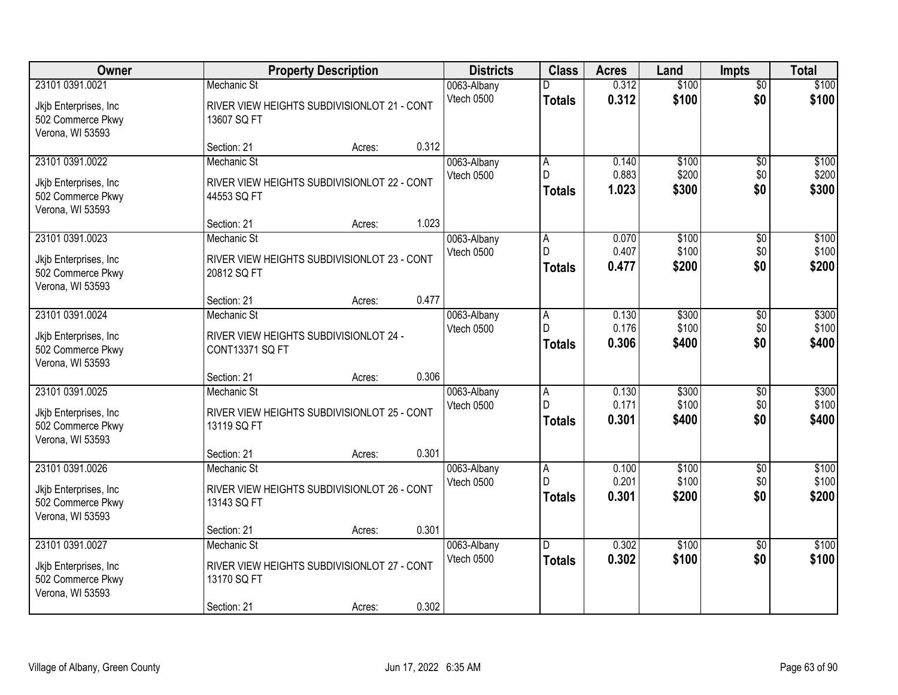| Owner | Property Description | Districts | Class | Acres | Land | Impts | Total |
|---|---|---|---|---|---|---|---|
| 23101 0391.0021<br><br>Jkjb Enterprises, Inc<br>502 Commerce Pkwy<br>Verona, WI 53593 | Mechanic St<br><br>RIVER VIEW HEIGHTS SUBDIVISIONLOT 21 - CONT 13607 SQ FT<br><br>Section: 21 Acres: 0.312 | 0063-Albany<br>Vtech 0500 | D<br>**Totals** | 0.312<br>**0.312** | \$100<br>**\$100** | \$0<br>**\$0** | \$100<br>**\$100** |
| 23101 0391.0022<br><br>Jkjb Enterprises, Inc<br>502 Commerce Pkwy<br>Verona, WI 53593 | Mechanic St<br><br>RIVER VIEW HEIGHTS SUBDIVISIONLOT 22 - CONT 44553 SQ FT<br><br>Section: 21 Acres: 1.023 | 0063-Albany<br>Vtech 0500 | A<br>D<br>**Totals** | 0.140<br>0.883<br>**1.023** | \$100<br>\$200<br>**\$300** | \$0<br>\$0<br>**\$0** | \$100<br>\$200<br>**\$300** |
| 23101 0391.0023<br><br>Jkjb Enterprises, Inc<br>502 Commerce Pkwy<br>Verona, WI 53593 | Mechanic St<br><br>RIVER VIEW HEIGHTS SUBDIVISIONLOT 23 - CONT 20812 SQ FT<br><br>Section: 21 Acres: 0.477 | 0063-Albany<br>Vtech 0500 | A<br>D<br>**Totals** | 0.070<br>0.407<br>**0.477** | \$100<br>\$100<br>**\$200** | \$0<br>\$0<br>**\$0** | \$100<br>\$100<br>**\$200** |
| 23101 0391.0024<br><br>Jkjb Enterprises, Inc<br>502 Commerce Pkwy<br>Verona, WI 53593 | Mechanic St<br><br>RIVER VIEW HEIGHTS SUBDIVISIONLOT 24 - CONT13371 SQ FT<br><br>Section: 21 Acres: 0.306 | 0063-Albany<br>Vtech 0500 | A<br>D<br>**Totals** | 0.130<br>0.176<br>**0.306** | \$300<br>\$100<br>**\$400** | \$0<br>\$0<br>**\$0** | \$300<br>\$100<br>**\$400** |
| 23101 0391.0025<br><br>Jkjb Enterprises, Inc<br>502 Commerce Pkwy<br>Verona, WI 53593 | Mechanic St<br><br>RIVER VIEW HEIGHTS SUBDIVISIONLOT 25 - CONT 13119 SQ FT<br><br>Section: 21 Acres: 0.301 | 0063-Albany<br>Vtech 0500 | A<br>D<br>**Totals** | 0.130<br>0.171<br>**0.301** | \$300<br>\$100<br>**\$400** | \$0<br>\$0<br>**\$0** | \$300<br>\$100<br>**\$400** |
| 23101 0391.0026<br><br>Jkjb Enterprises, Inc<br>502 Commerce Pkwy<br>Verona, WI 53593 | Mechanic St<br><br>RIVER VIEW HEIGHTS SUBDIVISIONLOT 26 - CONT 13143 SQ FT<br><br>Section: 21 Acres: 0.301 | 0063-Albany<br>Vtech 0500 | A<br>D<br>**Totals** | 0.100<br>0.201<br>**0.301** | \$100<br>\$100<br>**\$200** | \$0<br>\$0<br>**\$0** | \$100<br>\$100<br>**\$200** |
| 23101 0391.0027<br><br>Jkjb Enterprises, Inc<br>502 Commerce Pkwy<br>Verona, WI 53593 | Mechanic St<br><br>RIVER VIEW HEIGHTS SUBDIVISIONLOT 27 - CONT 13170 SQ FT<br><br>Section: 21 Acres: 0.302 | 0063-Albany<br>Vtech 0500 | D<br>**Totals** | 0.302<br>**0.302** | \$100<br>**\$100** | \$0<br>**\$0** | \$100<br>**\$100** |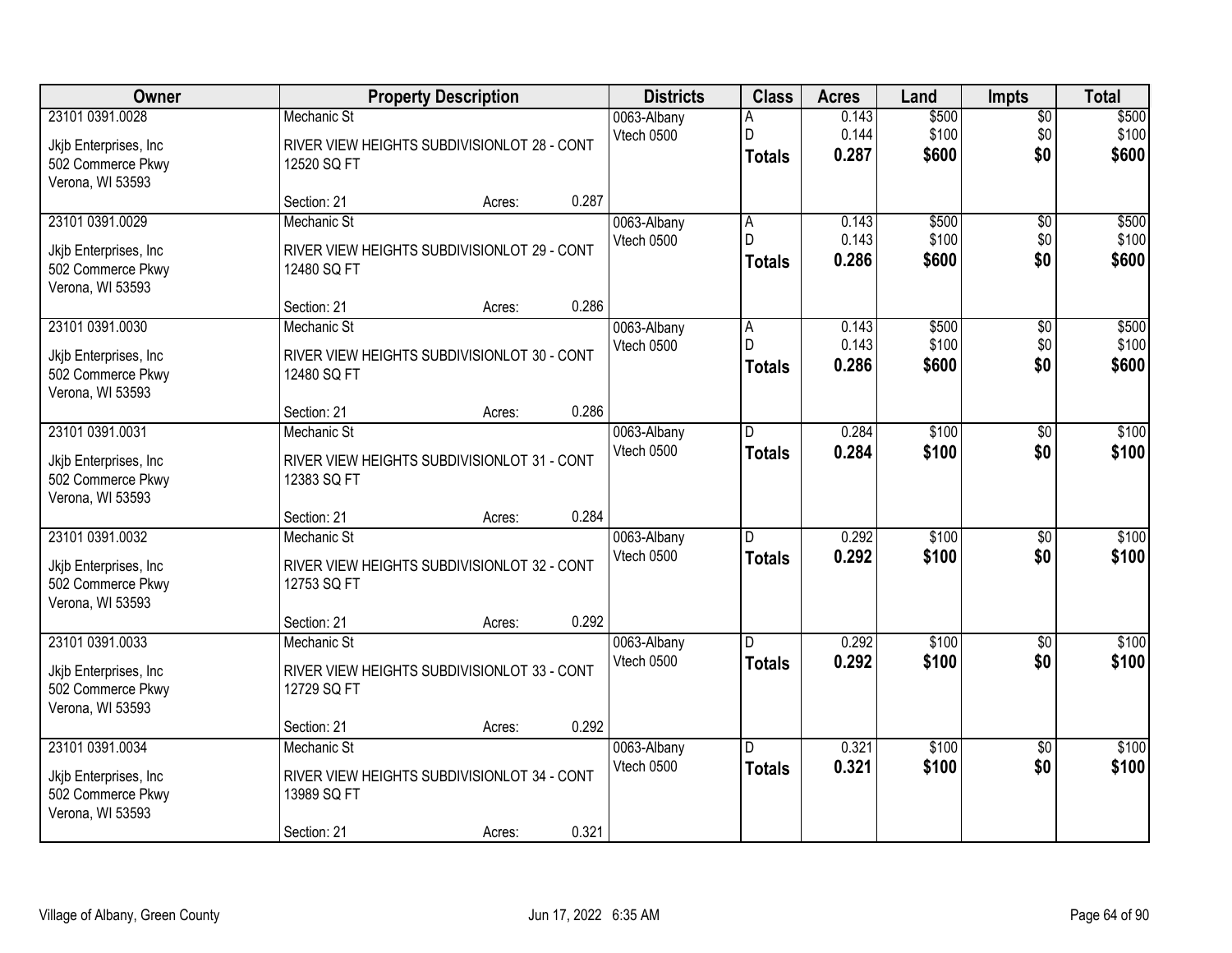| Owner | Property Description | | | Districts | Class | Acres | Land | Impts | Total |
|---|---|---|---|---|---|---|---|---|---|
| 23101 0391.0028 | Mechanic St | | | 0063-Albany | A | 0.143 | $500 | $0 | $500 |
| Jkjb Enterprises, Inc | RIVER VIEW HEIGHTS SUBDIVISIONLOT 28 - CONT | | | Vtech 0500 | D | 0.144 | $100 | $0 | $100 |
| 502 Commerce Pkwy | 12520 SQ FT | | | | **Totals** | **0.287** | **$600** | **$0** | **$600** |
| Verona, WI 53593 | | | | | | | | | |
| | Section: 21 | Acres: | 0.287 | | | | | | |
| 23101 0391.0029 | Mechanic St | | | 0063-Albany | A | 0.143 | $500 | $0 | $500 |
| Jkjb Enterprises, Inc | RIVER VIEW HEIGHTS SUBDIVISIONLOT 29 - CONT | | | Vtech 0500 | D | 0.143 | $100 | $0 | $100 |
| 502 Commerce Pkwy | 12480 SQ FT | | | | **Totals** | **0.286** | **$600** | **$0** | **$600** |
| Verona, WI 53593 | | | | | | | | | |
| | Section: 21 | Acres: | 0.286 | | | | | | |
| 23101 0391.0030 | Mechanic St | | | 0063-Albany | A | 0.143 | $500 | $0 | $500 |
| Jkjb Enterprises, Inc | RIVER VIEW HEIGHTS SUBDIVISIONLOT 30 - CONT | | | Vtech 0500 | D | 0.143 | $100 | $0 | $100 |
| 502 Commerce Pkwy | 12480 SQ FT | | | | **Totals** | **0.286** | **$600** | **$0** | **$600** |
| Verona, WI 53593 | | | | | | | | | |
| | Section: 21 | Acres: | 0.286 | | | | | | |
| 23101 0391.0031 | Mechanic St | | | 0063-Albany | D | 0.284 | $100 | $0 | $100 |
| Jkjb Enterprises, Inc | RIVER VIEW HEIGHTS SUBDIVISIONLOT 31 - CONT | | | Vtech 0500 | **Totals** | **0.284** | **$100** | **$0** | **$100** |
| 502 Commerce Pkwy | 12383 SQ FT | | | | | | | | |
| Verona, WI 53593 | | | | | | | | | |
| | Section: 21 | Acres: | 0.284 | | | | | | |
| 23101 0391.0032 | Mechanic St | | | 0063-Albany | D | 0.292 | $100 | $0 | $100 |
| Jkjb Enterprises, Inc | RIVER VIEW HEIGHTS SUBDIVISIONLOT 32 - CONT | | | Vtech 0500 | **Totals** | **0.292** | **$100** | **$0** | **$100** |
| 502 Commerce Pkwy | 12753 SQ FT | | | | | | | | |
| Verona, WI 53593 | | | | | | | | | |
| | Section: 21 | Acres: | 0.292 | | | | | | |
| 23101 0391.0033 | Mechanic St | | | 0063-Albany | D | 0.292 | $100 | $0 | $100 |
| Jkjb Enterprises, Inc | RIVER VIEW HEIGHTS SUBDIVISIONLOT 33 - CONT | | | Vtech 0500 | **Totals** | **0.292** | **$100** | **$0** | **$100** |
| 502 Commerce Pkwy | 12729 SQ FT | | | | | | | | |
| Verona, WI 53593 | | | | | | | | | |
| | Section: 21 | Acres: | 0.292 | | | | | | |
| 23101 0391.0034 | Mechanic St | | | 0063-Albany | D | 0.321 | $100 | $0 | $100 |
| Jkjb Enterprises, Inc | RIVER VIEW HEIGHTS SUBDIVISIONLOT 34 - CONT | | | Vtech 0500 | **Totals** | **0.321** | **$100** | **$0** | **$100** |
| 502 Commerce Pkwy | 13989 SQ FT | | | | | | | | |
| Verona, WI 53593 | | | | | | | | | |
| | Section: 21 | Acres: | 0.321 | | | | | | |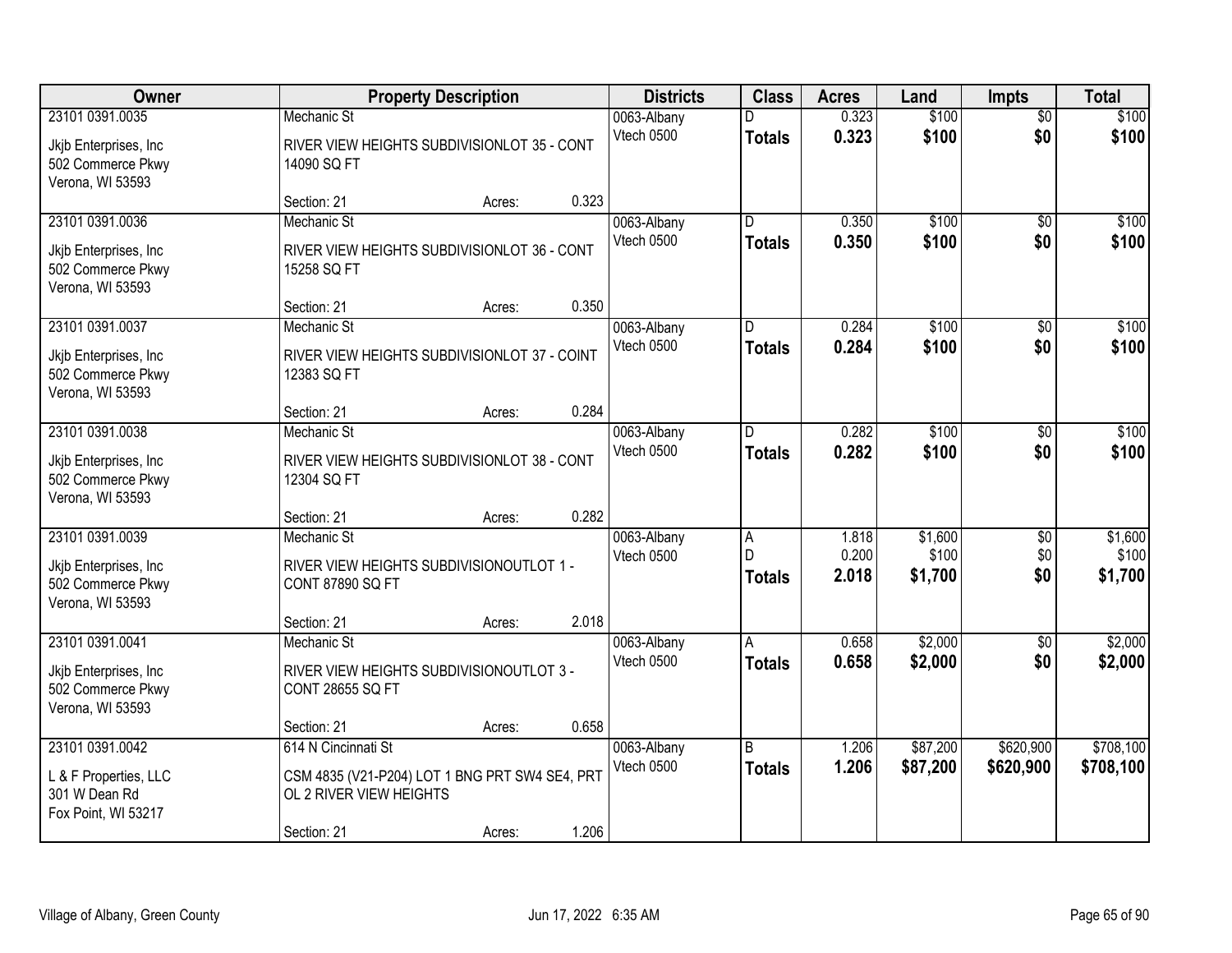| Owner | Property Description | | | Districts | Class | Acres | Land | Impts | Total |
|---|---|---|---|---|---|---|---|---|---|
| 23101 0391.0035 | Mechanic St | | | 0063-Albany | D | 0.323 | $100 | $0 | $100 |
| Jkjb Enterprises, Inc<br>502 Commerce Pkwy<br>Verona, WI 53593 | RIVER VIEW HEIGHTS SUBDIVISIONLOT 35 - CONT 14090 SQ FT | | | Vtech 0500 | **Totals** | **0.323** | **$100** | **$0** | **$100** |
| | Section: 21 | Acres: | 0.323 | | | | | | |
| 23101 0391.0036 | Mechanic St | | | 0063-Albany | D | 0.350 | $100 | $0 | $100 |
| Jkjb Enterprises, Inc<br>502 Commerce Pkwy<br>Verona, WI 53593 | RIVER VIEW HEIGHTS SUBDIVISIONLOT 36 - CONT 15258 SQ FT | | | Vtech 0500 | **Totals** | **0.350** | **$100** | **$0** | **$100** |
| | Section: 21 | Acres: | 0.350 | | | | | | |
| 23101 0391.0037 | Mechanic St | | | 0063-Albany | D | 0.284 | $100 | $0 | $100 |
| Jkjb Enterprises, Inc<br>502 Commerce Pkwy<br>Verona, WI 53593 | RIVER VIEW HEIGHTS SUBDIVISIONLOT 37 - COINT 12383 SQ FT | | | Vtech 0500 | **Totals** | **0.284** | **$100** | **$0** | **$100** |
| | Section: 21 | Acres: | 0.284 | | | | | | |
| 23101 0391.0038 | Mechanic St | | | 0063-Albany | D | 0.282 | $100 | $0 | $100 |
| Jkjb Enterprises, Inc<br>502 Commerce Pkwy<br>Verona, WI 53593 | RIVER VIEW HEIGHTS SUBDIVISIONLOT 38 - CONT 12304 SQ FT | | | Vtech 0500 | **Totals** | **0.282** | **$100** | **$0** | **$100** |
| | Section: 21 | Acres: | 0.282 | | | | | | |
| 23101 0391.0039 | Mechanic St | | | 0063-Albany | A<br>D | 1.818<br>0.200 | $1,600<br>$100 | $0<br>$0 | $1,600<br>$100 |
| Jkjb Enterprises, Inc<br>502 Commerce Pkwy<br>Verona, WI 53593 | RIVER VIEW HEIGHTS SUBDIVISIONOUTLOT 1 - CONT 87890 SQ FT | | | Vtech 0500 | **Totals** | **2.018** | **$1,700** | **$0** | **$1,700** |
| | Section: 21 | Acres: | 2.018 | | | | | | |
| 23101 0391.0041 | Mechanic St | | | 0063-Albany | A | 0.658 | $2,000 | $0 | $2,000 |
| Jkjb Enterprises, Inc<br>502 Commerce Pkwy<br>Verona, WI 53593 | RIVER VIEW HEIGHTS SUBDIVISIONOUTLOT 3 - CONT 28655 SQ FT | | | Vtech 0500 | **Totals** | **0.658** | **$2,000** | **$0** | **$2,000** |
| | Section: 21 | Acres: | 0.658 | | | | | | |
| 23101 0391.0042 | 614 N Cincinnati St | | | 0063-Albany | B | 1.206 | $87,200 | $620,900 | $708,100 |
| L & F Properties, LLC<br>301 W Dean Rd<br>Fox Point, WI 53217 | CSM 4835 (V21-P204) LOT 1 BNG PRT SW4 SE4, PRT OL 2 RIVER VIEW HEIGHTS | | | Vtech 0500 | **Totals** | **1.206** | **$87,200** | **$620,900** | **$708,100** |
| | Section: 21 | Acres: | 1.206 | | | | | | |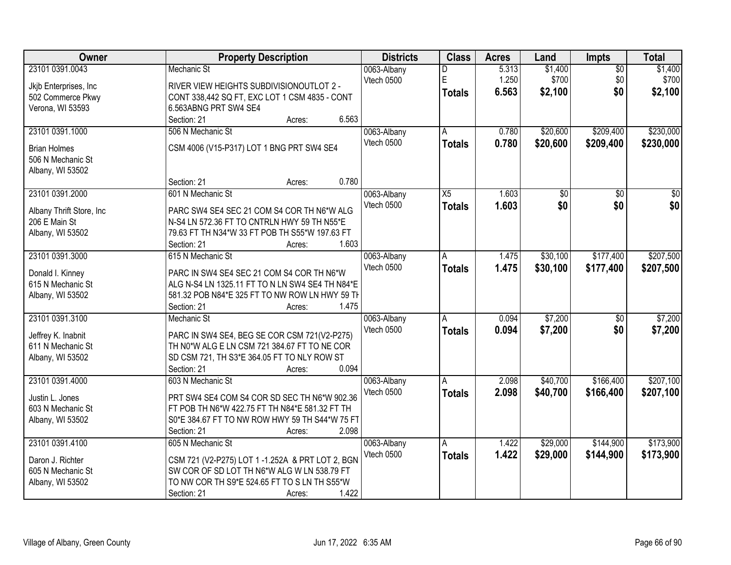| Owner | Property Description | Districts | Class | Acres | Land | Impts | Total |
|---|---|---|---|---|---|---|---|
| 23101 0391.0043<br>Jkjb Enterprises, Inc<br>502 Commerce Pkwy<br>Verona, WI 53593 | Mechanic St<br>RIVER VIEW HEIGHTS SUBDIVISIONOUTLOT 2 - CONT 338,442 SQ FT, EXC LOT 1 CSM 4835 - CONT 6.563ABNG PRT SW4 SE4<br>Section: 21 Acres: 6.563 | 0063-Albany<br>Vtech 0500 | D<br>E<br>**Totals** | 5.313<br>1.250<br>**6.563** | $1,400<br>$700<br>**$2,100** | $0<br>$0<br>**$0** | $1,400<br>$700<br>**$2,100** |
| 23101 0391.1000<br>Brian Holmes<br>506 N Mechanic St<br>Albany, WI 53502 | 506 N Mechanic St<br>CSM 4006 (V15-P317) LOT 1 BNG PRT SW4 SE4<br>Section: 21 Acres: 0.780 | 0063-Albany<br>Vtech 0500 | A<br>**Totals** | 0.780<br>**0.780** | $20,600<br>**$20,600** | $209,400<br>**$209,400** | $230,000<br>**$230,000** |
| 23101 0391.2000<br>Albany Thrift Store, Inc<br>206 E Main St<br>Albany, WI 53502 | 601 N Mechanic St<br>PARC SW4 SE4 SEC 21 COM S4 COR TH N6*W ALG N-S4 LN 572.36 FT TO CNTRLN HWY 59 TH N55*E 79.63 FT TH N34*W 33 FT POB TH S55*W 197.63 FT<br>Section: 21 Acres: 1.603 | 0063-Albany<br>Vtech 0500 | X5<br>**Totals** | 1.603<br>**1.603** | $0<br>**$0** | $0<br>**$0** | $0<br>**$0** |
| 23101 0391.3000<br>Donald I. Kinney<br>615 N Mechanic St<br>Albany, WI 53502 | 615 N Mechanic St<br>PARC IN SW4 SE4 SEC 21 COM S4 COR TH N6*W ALG N-S4 LN 1325.11 FT TO N LN SW4 SE4 TH N84*E 581.32 POB N84*E 325 FT TO NW ROW LN HWY 59 TH<br>Section: 21 Acres: 1.475 | 0063-Albany<br>Vtech 0500 | A<br>**Totals** | 1.475<br>**1.475** | $30,100<br>**$30,100** | $177,400<br>**$177,400** | $207,500<br>**$207,500** |
| 23101 0391.3100<br>Jeffrey K. Inabnit<br>611 N Mechanic St<br>Albany, WI 53502 | Mechanic St<br>PARC IN SW4 SE4, BEG SE COR CSM 721(V2-P275) TH N0*W ALG E LN CSM 721 384.67 FT TO NE COR SD CSM 721, TH S3*E 364.05 FT TO NLY ROW ST<br>Section: 21 Acres: 0.094 | 0063-Albany<br>Vtech 0500 | A<br>**Totals** | 0.094<br>**0.094** | $7,200<br>**$7,200** | $0<br>**$0** | $7,200<br>**$7,200** |
| 23101 0391.4000<br>Justin L. Jones<br>603 N Mechanic St<br>Albany, WI 53502 | 603 N Mechanic St<br>PRT SW4 SE4 COM S4 COR SD SEC TH N6*W 902.36 FT POB TH N6*W 422.75 FT TH N84*E 581.32 FT TH S0*E 384.67 FT TO NW ROW HWY 59 TH S44*W 75 FT<br>Section: 21 Acres: 2.098 | 0063-Albany<br>Vtech 0500 | A<br>**Totals** | 2.098<br>**2.098** | $40,700<br>**$40,700** | $166,400<br>**$166,400** | $207,100<br>**$207,100** |
| 23101 0391.4100<br>Daron J. Richter<br>605 N Mechanic St<br>Albany, WI 53502 | 605 N Mechanic St<br>CSM 721 (V2-P275) LOT 1 -1.252A & PRT LOT 2, BGN SW COR OF SD LOT TH N6*W ALG W LN 538.79 FT TO NW COR TH S9*E 524.65 FT TO S LN TH S55*W<br>Section: 21 Acres: 1.422 | 0063-Albany<br>Vtech 0500 | A<br>**Totals** | 1.422<br>**1.422** | $29,000<br>**$29,000** | $144,900<br>**$144,900** | $173,900<br>**$173,900** |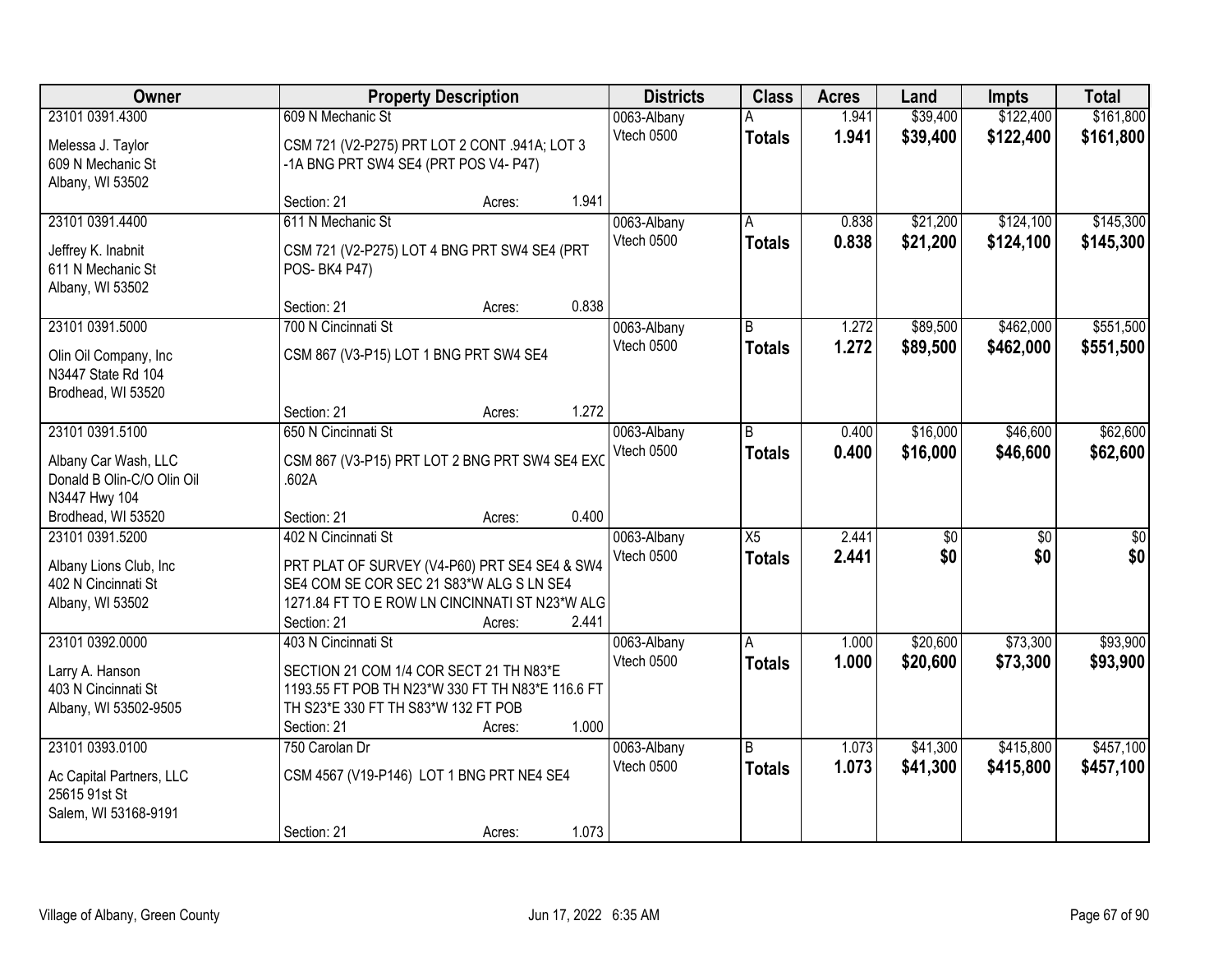| Owner | Property Description | Districts | Class | Acres | Land | Impts | Total |
|---|---|---|---|---|---|---|---|
| 23101 0391.4300<br>Melessa J. Taylor<br>609 N Mechanic St<br>Albany, WI 53502 | 609 N Mechanic St<br>CSM 721 (V2-P275) PRT LOT 2 CONT .941A; LOT 3 -1A BNG PRT SW4 SE4 (PRT POS V4- P47)<br>Section: 21 Acres: 1.941 | 0063-Albany<br>Vtech 0500 | A<br>**Totals** | 1.941<br>**1.941** | $39,400<br>**$39,400** | $122,400<br>**$122,400** | $161,800<br>**$161,800** |
| 23101 0391.4400<br>Jeffrey K. Inabnit<br>611 N Mechanic St<br>Albany, WI 53502 | 611 N Mechanic St<br>CSM 721 (V2-P275) LOT 4 BNG PRT SW4 SE4 (PRT POS- BK4 P47)<br>Section: 21 Acres: 0.838 | 0063-Albany<br>Vtech 0500 | A<br>**Totals** | 0.838<br>**0.838** | $21,200<br>**$21,200** | $124,100<br>**$124,100** | $145,300<br>**$145,300** |
| 23101 0391.5000<br>Olin Oil Company, Inc<br>N3447 State Rd 104<br>Brodhead, WI 53520 | 700 N Cincinnati St<br>CSM 867 (V3-P15) LOT 1 BNG PRT SW4 SE4<br>Section: 21 Acres: 1.272 | 0063-Albany<br>Vtech 0500 | B<br>**Totals** | 1.272<br>**1.272** | $89,500<br>**$89,500** | $462,000<br>**$462,000** | $551,500<br>**$551,500** |
| 23101 0391.5100<br>Albany Car Wash, LLC<br>Donald B Olin-C/O Olin Oil<br>N3447 Hwy 104<br>Brodhead, WI 53520 | 650 N Cincinnati St<br>CSM 867 (V3-P15) PRT LOT 2 BNG PRT SW4 SE4 EXC .602A<br>Section: 21 Acres: 0.400 | 0063-Albany<br>Vtech 0500 | B<br>**Totals** | 0.400<br>**0.400** | $16,000<br>**$16,000** | $46,600<br>**$46,600** | $62,600<br>**$62,600** |
| 23101 0391.5200<br>Albany Lions Club, Inc<br>402 N Cincinnati St<br>Albany, WI 53502 | 402 N Cincinnati St<br>PRT PLAT OF SURVEY (V4-P60) PRT SE4 SE4 & SW4 SE4 COM SE COR SEC 21 S83*W ALG S LN SE4 1271.84 FT TO E ROW LN CINCINNATI ST N23*W ALG<br>Section: 21 Acres: 2.441 | 0063-Albany<br>Vtech 0500 | X5<br>**Totals** | 2.441<br>**2.441** | $0<br>**$0** | $0<br>**$0** | $0<br>**$0** |
| 23101 0392.0000<br>Larry A. Hanson<br>403 N Cincinnati St<br>Albany, WI 53502-9505 | 403 N Cincinnati St<br>SECTION 21 COM 1/4 COR SECT 21 TH N83*E 1193.55 FT POB TH N23*W 330 FT TH N83*E 116.6 FT TH S23*E 330 FT TH S83*W 132 FT POB<br>Section: 21 Acres: 1.000 | 0063-Albany<br>Vtech 0500 | A<br>**Totals** | 1.000<br>**1.000** | $20,600<br>**$20,600** | $73,300<br>**$73,300** | $93,900<br>**$93,900** |
| 23101 0393.0100<br>Ac Capital Partners, LLC<br>25615 91st St<br>Salem, WI 53168-9191 | 750 Carolan Dr<br>CSM 4567 (V19-P146) LOT 1 BNG PRT NE4 SE4<br>Section: 21 Acres: 1.073 | 0063-Albany<br>Vtech 0500 | B<br>**Totals** | 1.073<br>**1.073** | $41,300<br>**$41,300** | $415,800<br>**$415,800** | $457,100<br>**$457,100** |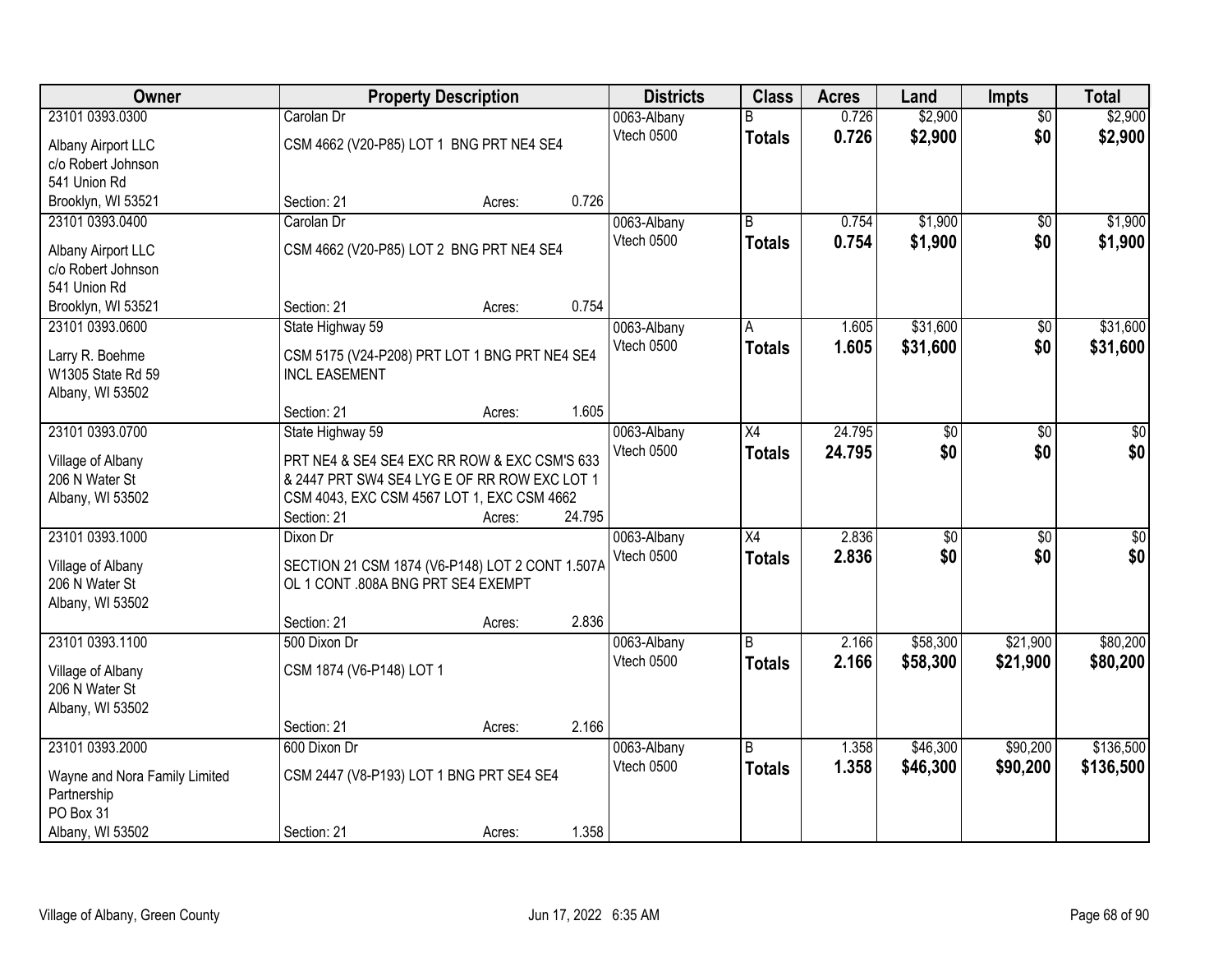| Owner | Property Description | | | Districts | Class | Acres | Land | Impts | Total |
|---|---|---|---|---|---|---|---|---|---|
| 23101 0393.0300 | Carolan Dr | | | 0063-Albany | B | 0.726 | $2,900 | $0 | $2,900 |
| Albany Airport LLC<br>c/o Robert Johnson<br>541 Union Rd<br>Brooklyn, WI 53521 | CSM 4662 (V20-P85) LOT 1 BNG PRT NE4 SE4 | | | Vtech 0500 | **Totals** | **0.726** | **$2,900** | **$0** | **$2,900** |
| | Section: 21 | Acres: | 0.726 | | | | | | |
| 23101 0393.0400 | Carolan Dr | | | 0063-Albany | B | 0.754 | $1,900 | $0 | $1,900 |
| Albany Airport LLC<br>c/o Robert Johnson<br>541 Union Rd<br>Brooklyn, WI 53521 | CSM 4662 (V20-P85) LOT 2 BNG PRT NE4 SE4 | | | Vtech 0500 | **Totals** | **0.754** | **$1,900** | **$0** | **$1,900** |
| | Section: 21 | Acres: | 0.754 | | | | | | |
| 23101 0393.0600 | State Highway 59 | | | 0063-Albany | A | 1.605 | $31,600 | $0 | $31,600 |
| Larry R. Boehme<br>W1305 State Rd 59<br>Albany, WI 53502 | CSM 5175 (V24-P208) PRT LOT 1 BNG PRT NE4 SE4 INCL EASEMENT | | | Vtech 0500 | **Totals** | **1.605** | **$31,600** | **$0** | **$31,600** |
| | Section: 21 | Acres: | 1.605 | | | | | | |
| 23101 0393.0700 | State Highway 59 | | | 0063-Albany | X4 | 24.795 | $0 | $0 | $0 |
| Village of Albany<br>206 N Water St<br>Albany, WI 53502 | PRT NE4 & SE4 SE4 EXC RR ROW & EXC CSM'S 633 & 2447 PRT SW4 SE4 LYG E OF RR ROW EXC LOT 1 CSM 4043, EXC CSM 4567 LOT 1, EXC CSM 4662 | | | Vtech 0500 | **Totals** | **24.795** | **$0** | **$0** | **$0** |
| | Section: 21 | Acres: | 24.795 | | | | | | |
| 23101 0393.1000 | Dixon Dr | | | 0063-Albany | X4 | 2.836 | $0 | $0 | $0 |
| Village of Albany<br>206 N Water St<br>Albany, WI 53502 | SECTION 21 CSM 1874 (V6-P148) LOT 2 CONT 1.507A OL 1 CONT .808A BNG PRT SE4 EXEMPT | | | Vtech 0500 | **Totals** | **2.836** | **$0** | **$0** | **$0** |
| | Section: 21 | Acres: | 2.836 | | | | | | |
| 23101 0393.1100 | 500 Dixon Dr | | | 0063-Albany | B | 2.166 | $58,300 | $21,900 | $80,200 |
| Village of Albany<br>206 N Water St<br>Albany, WI 53502 | CSM 1874 (V6-P148) LOT 1 | | | Vtech 0500 | **Totals** | **2.166** | **$58,300** | **$21,900** | **$80,200** |
| | Section: 21 | Acres: | 2.166 | | | | | | |
| 23101 0393.2000 | 600 Dixon Dr | | | 0063-Albany | B | 1.358 | $46,300 | $90,200 | $136,500 |
| Wayne and Nora Family Limited Partnership<br>PO Box 31<br>Albany, WI 53502 | CSM 2447 (V8-P193) LOT 1 BNG PRT SE4 SE4 | | | Vtech 0500 | **Totals** | **1.358** | **$46,300** | **$90,200** | **$136,500** |
| | Section: 21 | Acres: | 1.358 | | | | | | |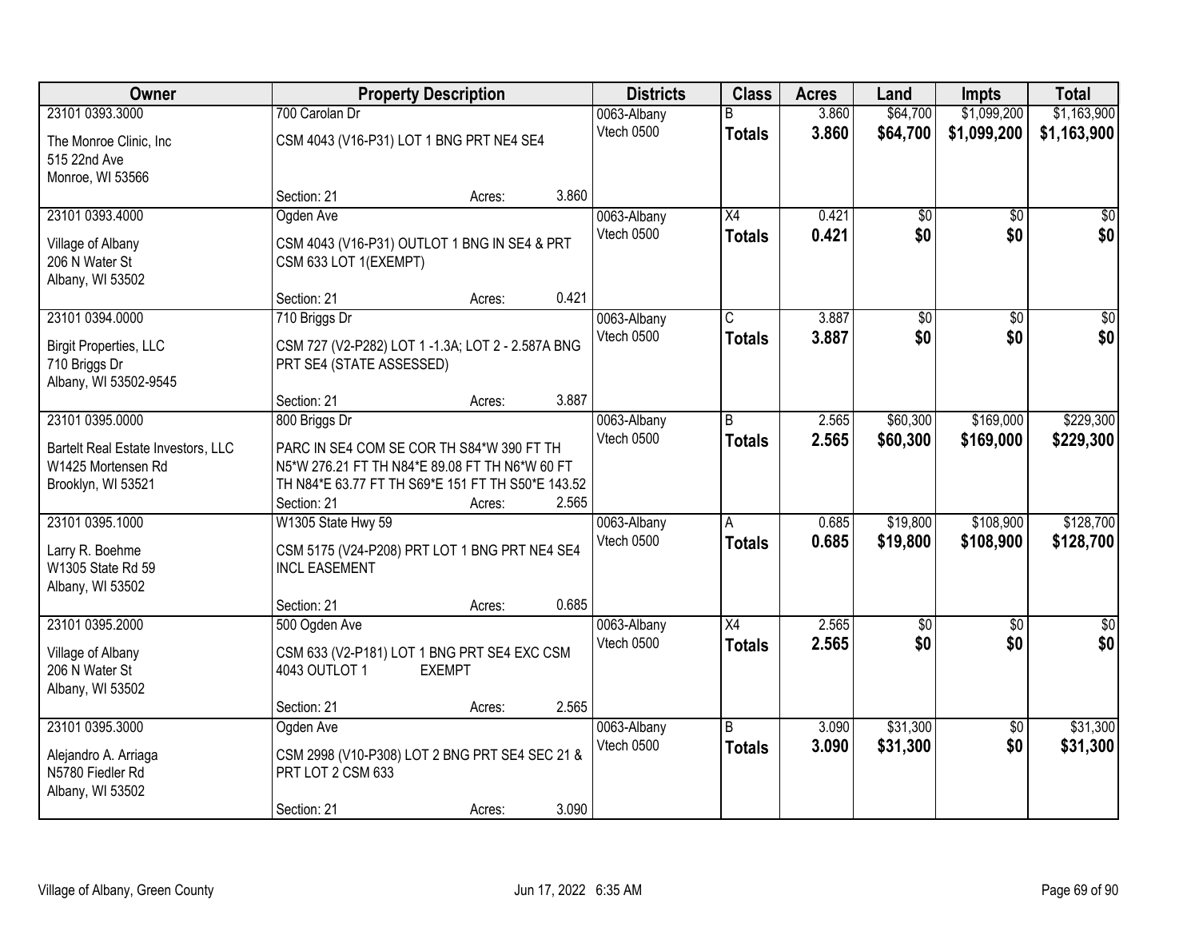| Owner | Property Description | Districts | Class | Acres | Land | Impts | Total |
|---|---|---|---|---|---|---|---|
| 23101 0393.3000 | 700 Carolan Dr | 0063-Albany | B | 3.860 | $64,700 | $1,099,200 | $1,163,900 |
| The Monroe Clinic, Inc<br>515 22nd Ave<br>Monroe, WI 53566 | CSM 4043 (V16-P31) LOT 1 BNG PRT NE4 SE4<br>Section: 21 Acres: 3.860 | Vtech 0500 | **Totals** | **3.860** | **$64,700** | **$1,099,200** | **$1,163,900** |
| 23101 0393.4000 | Ogden Ave | 0063-Albany | X4 | 0.421 | $0 | $0 | $0 |
| Village of Albany<br>206 N Water St<br>Albany, WI 53502 | CSM 4043 (V16-P31) OUTLOT 1 BNG IN SE4 & PRT CSM 633 LOT 1(EXEMPT)<br>Section: 21 Acres: 0.421 | Vtech 0500 | **Totals** | **0.421** | **$0** | **$0** | **$0** |
| 23101 0394.0000 | 710 Briggs Dr | 0063-Albany | C | 3.887 | $0 | $0 | $0 |
| Birgit Properties, LLC<br>710 Briggs Dr<br>Albany, WI 53502-9545 | CSM 727 (V2-P282) LOT 1 -1.3A; LOT 2 - 2.587A BNG PRT SE4 (STATE ASSESSED)<br>Section: 21 Acres: 3.887 | Vtech 0500 | **Totals** | **3.887** | **$0** | **$0** | **$0** |
| 23101 0395.0000 | 800 Briggs Dr | 0063-Albany | B | 2.565 | $60,300 | $169,000 | $229,300 |
| Bartelt Real Estate Investors, LLC<br>W1425 Mortensen Rd<br>Brooklyn, WI 53521 | PARC IN SE4 COM SE COR TH S84*W 390 FT TH N5*W 276.21 FT TH N84*E 89.08 FT TH N6*W 60 FT TH N84*E 63.77 FT TH S69*E 151 FT TH S50*E 143.52<br>Section: 21 Acres: 2.565 | Vtech 0500 | **Totals** | **2.565** | **$60,300** | **$169,000** | **$229,300** |
| 23101 0395.1000 | W1305 State Hwy 59 | 0063-Albany | A | 0.685 | $19,800 | $108,900 | $128,700 |
| Larry R. Boehme<br>W1305 State Rd 59<br>Albany, WI 53502 | CSM 5175 (V24-P208) PRT LOT 1 BNG PRT NE4 SE4 INCL EASEMENT<br>Section: 21 Acres: 0.685 | Vtech 0500 | **Totals** | **0.685** | **$19,800** | **$108,900** | **$128,700** |
| 23101 0395.2000 | 500 Ogden Ave | 0063-Albany | X4 | 2.565 | $0 | $0 | $0 |
| Village of Albany<br>206 N Water St<br>Albany, WI 53502 | CSM 633 (V2-P181) LOT 1 BNG PRT SE4 EXC CSM 4043 OUTLOT 1 EXEMPT<br>Section: 21 Acres: 2.565 | Vtech 0500 | **Totals** | **2.565** | **$0** | **$0** | **$0** |
| 23101 0395.3000 | Ogden Ave | 0063-Albany | B | 3.090 | $31,300 | $0 | $31,300 |
| Alejandro A. Arriaga<br>N5780 Fiedler Rd<br>Albany, WI 53502 | CSM 2998 (V10-P308) LOT 2 BNG PRT SE4 SEC 21 & PRT LOT 2 CSM 633<br>Section: 21 Acres: 3.090 | Vtech 0500 | **Totals** | **3.090** | **$31,300** | **$0** | **$31,300** |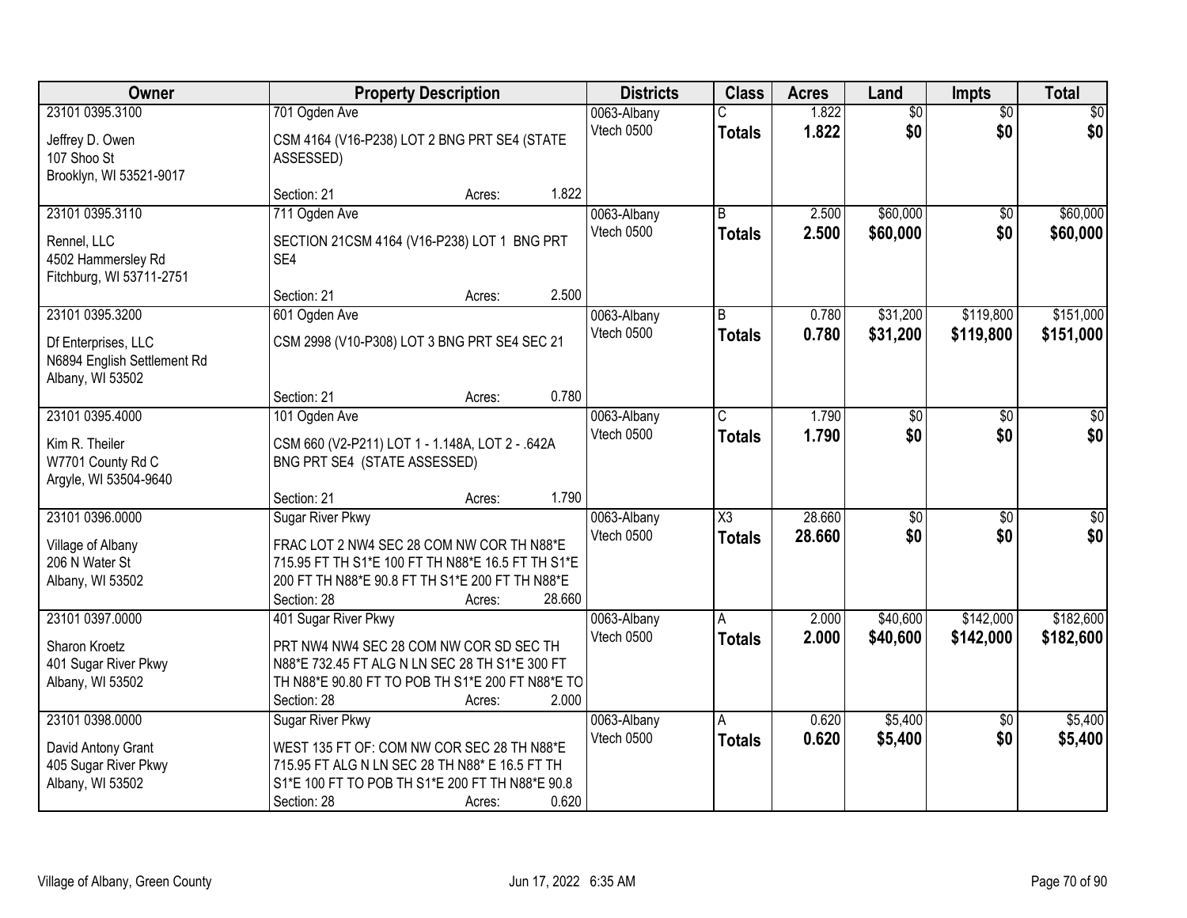| Owner | Property Description | | | Districts | Class | Acres | Land | Impts | Total |
|---|---|---|---|---|---|---|---|---|---|
| 23101 0395.3100<br>Jeffrey D. Owen<br>107 Shoo St<br>Brooklyn, WI 53521-9017 | 701 Ogden Ave<br>CSM 4164 (V16-P238) LOT 2 BNG PRT SE4 (STATE ASSESSED)<br>Section: 21 | Acres: | 1.822 | 0063-Albany<br>Vtech 0500 | C<br>**Totals** | 1.822<br>**1.822** | $0<br>**$0** | $0<br>**$0** | $0<br>**$0** |
| 23101 0395.3110<br>Rennel, LLC<br>4502 Hammersley Rd<br>Fitchburg, WI 53711-2751 | 711 Ogden Ave<br>SECTION 21CSM 4164 (V16-P238) LOT 1 BNG PRT SE4<br>Section: 21 | Acres: | 2.500 | 0063-Albany<br>Vtech 0500 | B<br>**Totals** | 2.500<br>**2.500** | $60,000<br>**$60,000** | $0<br>**$0** | $60,000<br>**$60,000** |
| 23101 0395.3200<br>Df Enterprises, LLC<br>N6894 English Settlement Rd<br>Albany, WI 53502 | 601 Ogden Ave<br>CSM 2998 (V10-P308) LOT 3 BNG PRT SE4 SEC 21<br>Section: 21 | Acres: | 0.780 | 0063-Albany<br>Vtech 0500 | B<br>**Totals** | 0.780<br>**0.780** | $31,200<br>**$31,200** | $119,800<br>**$119,800** | $151,000<br>**$151,000** |
| 23101 0395.4000<br>Kim R. Theiler<br>W7701 County Rd C<br>Argyle, WI 53504-9640 | 101 Ogden Ave<br>CSM 660 (V2-P211) LOT 1 - 1.148A, LOT 2 - .642A BNG PRT SE4 (STATE ASSESSED)<br>Section: 21 | Acres: | 1.790 | 0063-Albany<br>Vtech 0500 | C<br>**Totals** | 1.790<br>**1.790** | $0<br>**$0** | $0<br>**$0** | $0<br>**$0** |
| 23101 0396.0000<br>Village of Albany<br>206 N Water St<br>Albany, WI 53502 | Sugar River Pkwy<br>FRAC LOT 2 NW4 SEC 28 COM NW COR TH N88*E 715.95 FT TH S1*E 100 FT TH N88*E 16.5 FT TH S1*E 200 FT TH N88*E 90.8 FT TH S1*E 200 FT TH N88*E<br>Section: 28 | Acres: | 28.660 | 0063-Albany<br>Vtech 0500 | X3<br>**Totals** | 28.660<br>**28.660** | $0<br>**$0** | $0<br>**$0** | $0<br>**$0** |
| 23101 0397.0000<br>Sharon Kroetz<br>401 Sugar River Pkwy<br>Albany, WI 53502 | 401 Sugar River Pkwy<br>PRT NW4 NW4 SEC 28 COM NW COR SD SEC TH N88*E 732.45 FT ALG N LN SEC 28 TH S1*E 300 FT TH N88*E 90.80 FT TO POB TH S1*E 200 FT N88*E TO<br>Section: 28 | Acres: | 2.000 | 0063-Albany<br>Vtech 0500 | A<br>**Totals** | 2.000<br>**2.000** | $40,600<br>**$40,600** | $142,000<br>**$142,000** | $182,600<br>**$182,600** |
| 23101 0398.0000<br>David Antony Grant<br>405 Sugar River Pkwy<br>Albany, WI 53502 | Sugar River Pkwy<br>WEST 135 FT OF: COM NW COR SEC 28 TH N88*E 715.95 FT ALG N LN SEC 28 TH N88* E 16.5 FT TH S1*E 100 FT TO POB TH S1*E 200 FT TH N88*E 90.8<br>Section: 28 | Acres: | 0.620 | 0063-Albany<br>Vtech 0500 | A<br>**Totals** | 0.620<br>**0.620** | $5,400<br>**$5,400** | $0<br>**$0** | $5,400<br>**$5,400** |

Village of Albany, Green County

Jun 17, 2022 6:35 AM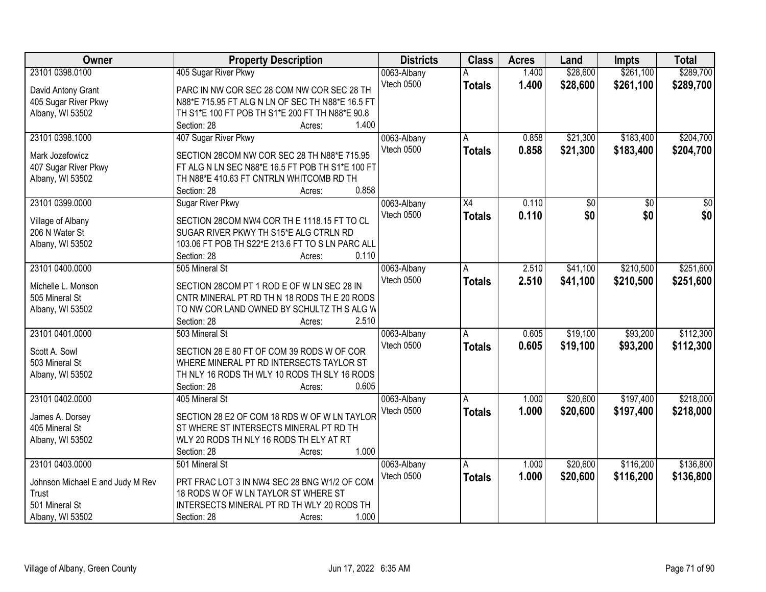| Owner | Property Description | Districts | Class | Acres | Land | Impts | Total |
|---|---|---|---|---|---|---|---|
| 23101 0398.0100<br>David Antony Grant<br>405 Sugar River Pkwy<br>Albany, WI 53502 | 405 Sugar River Pkwy<br>PARC IN NW COR SEC 28 COM NW COR SEC 28 TH N88*E 715.95 FT ALG N LN OF SEC TH N88*E 16.5 FT TH S1*E 100 FT POB TH S1*E 200 FT TH N88*E 90.8<br>Section: 28 Acres: 1.400 | 0063-Albany<br>Vtech 0500 | A<br>**Totals** | 1.400<br>**1.400** | $28,600<br>**$28,600** | $261,100<br>**$261,100** | $289,700<br>**$289,700** |
| 23101 0398.1000<br>Mark Jozefowicz<br>407 Sugar River Pkwy<br>Albany, WI 53502 | 407 Sugar River Pkwy<br>SECTION 28COM NW COR SEC 28 TH N88*E 715.95 FT ALG N LN SEC N88*E 16.5 FT POB TH S1*E 100 FT TH N88*E 410.63 FT CNTRLN WHITCOMB RD TH<br>Section: 28 Acres: 0.858 | 0063-Albany<br>Vtech 0500 | A<br>**Totals** | 0.858<br>**0.858** | $21,300<br>**$21,300** | $183,400<br>**$183,400** | $204,700<br>**$204,700** |
| 23101 0399.0000<br>Village of Albany<br>206 N Water St<br>Albany, WI 53502 | Sugar River Pkwy<br>SECTION 28COM NW4 COR TH E 1118.15 FT TO CL SUGAR RIVER PKWY TH S15*E ALG CTRLN RD 103.06 FT POB TH S22*E 213.6 FT TO S LN PARC ALL<br>Section: 28 Acres: 0.110 | 0063-Albany<br>Vtech 0500 | X4<br>**Totals** | 0.110<br>**0.110** | $0<br>**$0** | $0<br>**$0** | $0<br>**$0** |
| 23101 0400.0000<br>Michelle L. Monson<br>505 Mineral St<br>Albany, WI 53502 | 505 Mineral St<br>SECTION 28COM PT 1 ROD E OF W LN SEC 28 IN CNTR MINERAL PT RD TH N 18 RODS TH E 20 RODS TO NW COR LAND OWNED BY SCHULTZ TH S ALG W<br>Section: 28 Acres: 2.510 | 0063-Albany<br>Vtech 0500 | A<br>**Totals** | 2.510<br>**2.510** | $41,100<br>**$41,100** | $210,500<br>**$210,500** | $251,600<br>**$251,600** |
| 23101 0401.0000<br>Scott A. Sowl<br>503 Mineral St<br>Albany, WI 53502 | 503 Mineral St<br>SECTION 28 E 80 FT OF COM 39 RODS W OF COR WHERE MINERAL PT RD INTERSECTS TAYLOR ST TH NLY 16 RODS TH WLY 10 RODS TH SLY 16 RODS<br>Section: 28 Acres: 0.605 | 0063-Albany<br>Vtech 0500 | A<br>**Totals** | 0.605<br>**0.605** | $19,100<br>**$19,100** | $93,200<br>**$93,200** | $112,300<br>**$112,300** |
| 23101 0402.0000<br>James A. Dorsey<br>405 Mineral St<br>Albany, WI 53502 | 405 Mineral St<br>SECTION 28 E2 OF COM 18 RDS W OF W LN TAYLOR ST WHERE ST INTERSECTS MINERAL PT RD TH WLY 20 RODS TH NLY 16 RODS TH ELY AT RT<br>Section: 28 Acres: 1.000 | 0063-Albany<br>Vtech 0500 | A<br>**Totals** | 1.000<br>**1.000** | $20,600<br>**$20,600** | $197,400<br>**$197,400** | $218,000<br>**$218,000** |
| 23101 0403.0000<br>Johnson Michael E and Judy M Rev Trust<br>501 Mineral St<br>Albany, WI 53502 | 501 Mineral St<br>PRT FRAC LOT 3 IN NW4 SEC 28 BNG W1/2 OF COM 18 RODS W OF W LN TAYLOR ST WHERE ST INTERSECTS MINERAL PT RD TH WLY 20 RODS TH<br>Section: 28 Acres: 1.000 | 0063-Albany<br>Vtech 0500 | A<br>**Totals** | 1.000<br>**1.000** | $20,600<br>**$20,600** | $116,200<br>**$116,200** | $136,800<br>**$136,800** |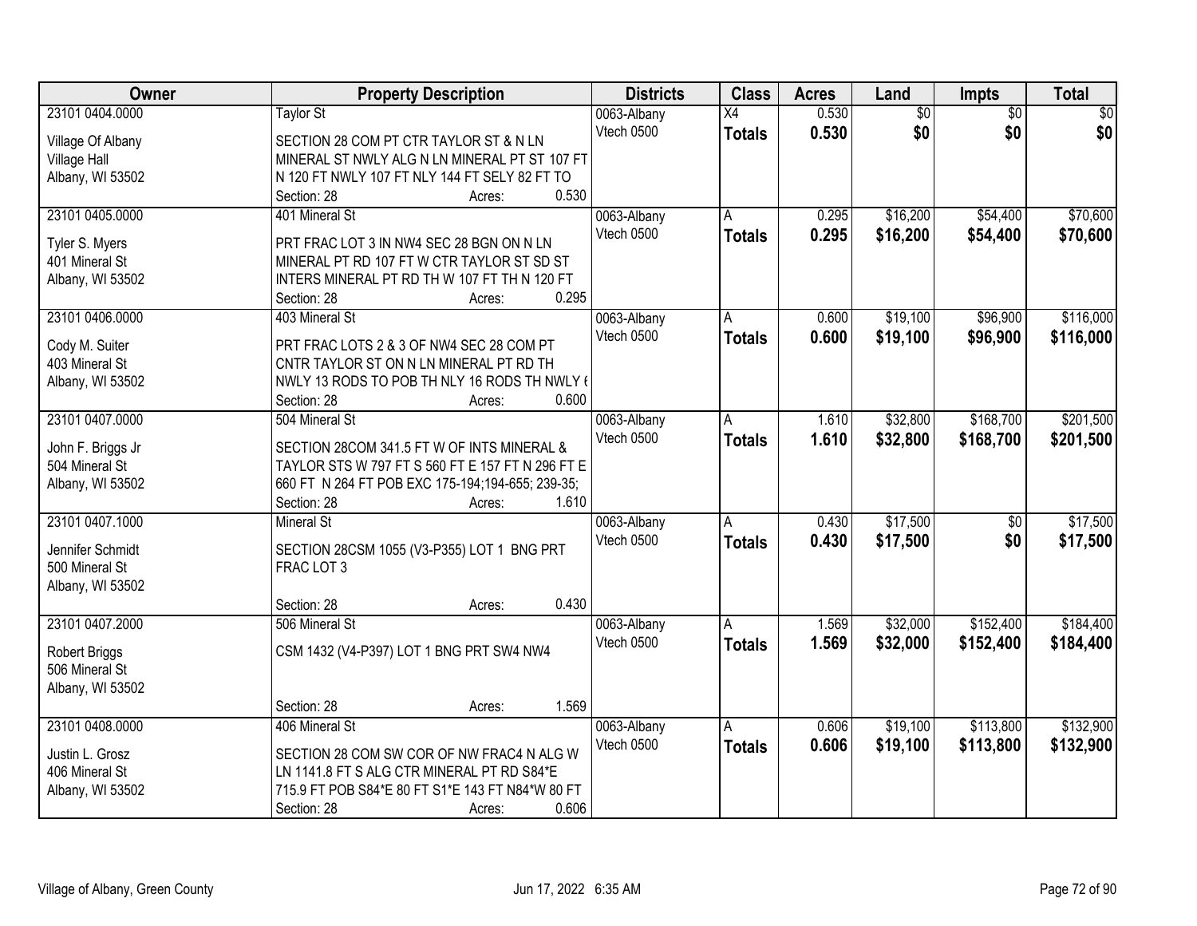| Owner | Property Description | Districts | Class | Acres | Land | Impts | Total |
|---|---|---|---|---|---|---|---|
| 23101 0404.0000 | Taylor St | 0063-Albany | X4 | 0.530 | $0 | $0 | $0 |
| Village Of Albany<br>Village Hall<br>Albany, WI 53502 | SECTION 28 COM PT CTR TAYLOR ST & N LN MINERAL ST NWLY ALG N LN MINERAL PT ST 107 FT N 120 FT NWLY 107 FT NLY 144 FT SELY 82 FT TO<br>Section: 28 Acres: 0.530 | Vtech 0500 | **Totals** | **0.530** | **$0** | **$0** | **$0** |
| 23101 0405.0000 | 401 Mineral St | 0063-Albany | A | 0.295 | $16,200 | $54,400 | $70,600 |
| Tyler S. Myers<br>401 Mineral St<br>Albany, WI 53502 | PRT FRAC LOT 3 IN NW4 SEC 28 BGN ON N LN MINERAL PT RD 107 FT W CTR TAYLOR ST SD ST INTERS MINERAL PT RD TH W 107 FT TH N 120 FT<br>Section: 28 Acres: 0.295 | Vtech 0500 | **Totals** | **0.295** | **$16,200** | **$54,400** | **$70,600** |
| 23101 0406.0000 | 403 Mineral St | 0063-Albany | A | 0.600 | $19,100 | $96,900 | $116,000 |
| Cody M. Suiter<br>403 Mineral St<br>Albany, WI 53502 | PRT FRAC LOTS 2 & 3 OF NW4 SEC 28 COM PT CNTR TAYLOR ST ON N LN MINERAL PT RD TH NWLY 13 RODS TO POB TH NLY 16 RODS TH NWLY (<br>Section: 28 Acres: 0.600 | Vtech 0500 | **Totals** | **0.600** | **$19,100** | **$96,900** | **$116,000** |
| 23101 0407.0000 | 504 Mineral St | 0063-Albany | A | 1.610 | $32,800 | $168,700 | $201,500 |
| John F. Briggs Jr<br>504 Mineral St<br>Albany, WI 53502 | SECTION 28COM 341.5 FT W OF INTS MINERAL & TAYLOR STS W 797 FT S 560 FT E 157 FT N 296 FT E 660 FT N 264 FT POB EXC 175-194;194-655; 239-35;<br>Section: 28 Acres: 1.610 | Vtech 0500 | **Totals** | **1.610** | **$32,800** | **$168,700** | **$201,500** |
| 23101 0407.1000 | Mineral St | 0063-Albany | A | 0.430 | $17,500 | $0 | $17,500 |
| Jennifer Schmidt<br>500 Mineral St<br>Albany, WI 53502 | SECTION 28CSM 1055 (V3-P355) LOT 1 BNG PRT FRAC LOT 3<br>Section: 28 Acres: 0.430 | Vtech 0500 | **Totals** | **0.430** | **$17,500** | **$0** | **$17,500** |
| 23101 0407.2000 | 506 Mineral St | 0063-Albany | A | 1.569 | $32,000 | $152,400 | $184,400 |
| Robert Briggs<br>506 Mineral St<br>Albany, WI 53502 | CSM 1432 (V4-P397) LOT 1 BNG PRT SW4 NW4<br>Section: 28 Acres: 1.569 | Vtech 0500 | **Totals** | **1.569** | **$32,000** | **$152,400** | **$184,400** |
| 23101 0408.0000 | 406 Mineral St | 0063-Albany | A | 0.606 | $19,100 | $113,800 | $132,900 |
| Justin L. Grosz<br>406 Mineral St<br>Albany, WI 53502 | SECTION 28 COM SW COR OF NW FRAC4 N ALG W LN 1141.8 FT S ALG CTR MINERAL PT RD S84*E 715.9 FT POB S84*E 80 FT S1*E 143 FT N84*W 80 FT<br>Section: 28 Acres: 0.606 | Vtech 0500 | **Totals** | **0.606** | **$19,100** | **$113,800** | **$132,900** |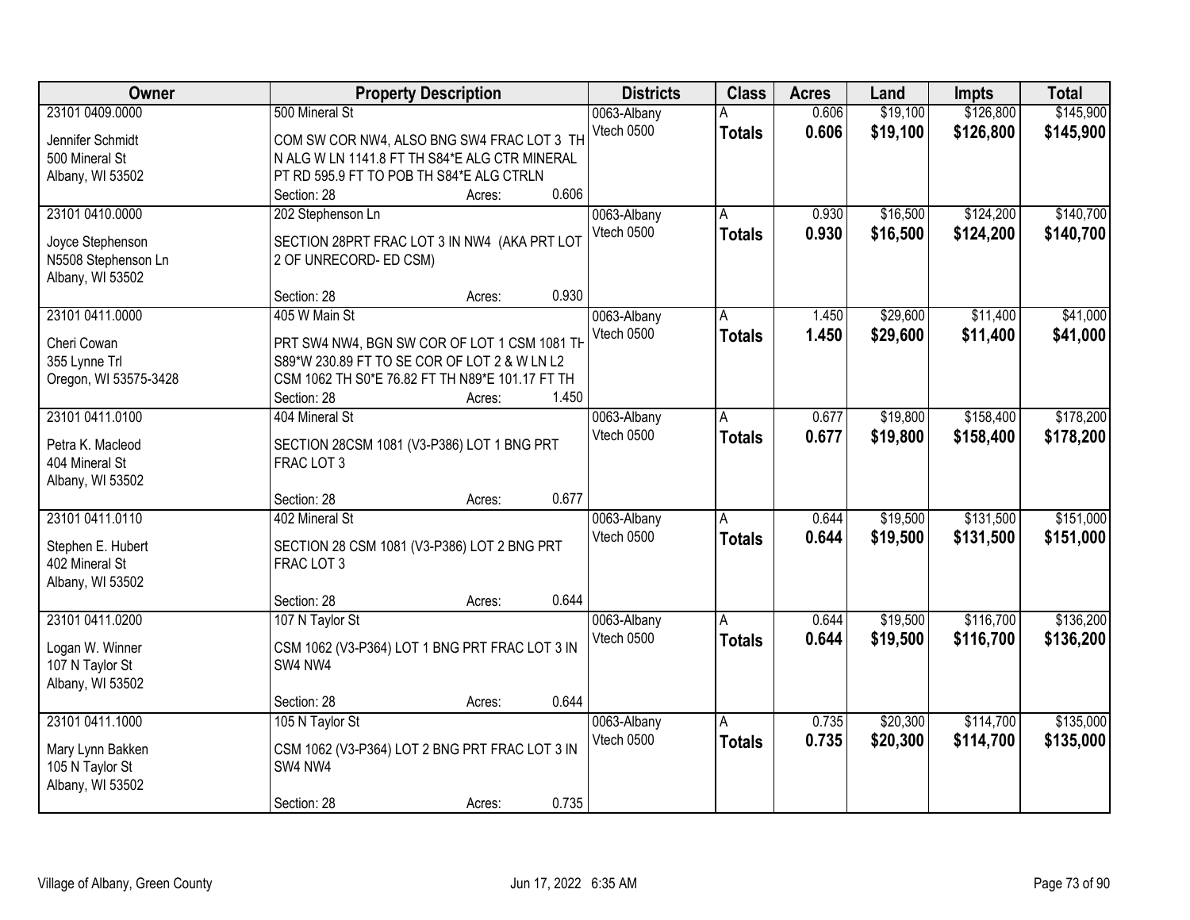| Owner | Property Description | Districts | Class | Acres | Land | Impts | Total |
|---|---|---|---|---|---|---|---|
| 23101 0409.0000<br>Jennifer Schmidt<br>500 Mineral St<br>Albany, WI 53502 | 500 Mineral St<br>COM SW COR NW4, ALSO BNG SW4 FRAC LOT 3 TH N ALG W LN 1141.8 FT TH S84*E ALG CTR MINERAL PT RD 595.9 FT TO POB TH S84*E ALG CTRLN<br>Section: 28 Acres: 0.606 | 0063-Albany<br>Vtech 0500 | A<br>**Totals** | 0.606<br>**0.606** | $19,100<br>**$19,100** | $126,800<br>**$126,800** | $145,900<br>**$145,900** |
| 23101 0410.0000<br>Joyce Stephenson<br>N5508 Stephenson Ln<br>Albany, WI 53502 | 202 Stephenson Ln<br>SECTION 28PRT FRAC LOT 3 IN NW4 (AKA PRT LOT 2 OF UNRECORD- ED CSM)<br>Section: 28 Acres: 0.930 | 0063-Albany<br>Vtech 0500 | A<br>**Totals** | 0.930<br>**0.930** | $16,500<br>**$16,500** | $124,200<br>**$124,200** | $140,700<br>**$140,700** |
| 23101 0411.0000<br>Cheri Cowan<br>355 Lynne Trl<br>Oregon, WI 53575-3428 | 405 W Main St<br>PRT SW4 NW4, BGN SW COR OF LOT 1 CSM 1081 TH S89*W 230.89 FT TO SE COR OF LOT 2 & W LN L2 CSM 1062 TH S0*E 76.82 FT TH N89*E 101.17 FT TH<br>Section: 28 Acres: 1.450 | 0063-Albany<br>Vtech 0500 | A<br>**Totals** | 1.450<br>**1.450** | $29,600<br>**$29,600** | $11,400<br>**$11,400** | $41,000<br>**$41,000** |
| 23101 0411.0100<br>Petra K. Macleod<br>404 Mineral St<br>Albany, WI 53502 | 404 Mineral St<br>SECTION 28CSM 1081 (V3-P386) LOT 1 BNG PRT FRAC LOT 3<br>Section: 28 Acres: 0.677 | 0063-Albany<br>Vtech 0500 | A<br>**Totals** | 0.677<br>**0.677** | $19,800<br>**$19,800** | $158,400<br>**$158,400** | $178,200<br>**$178,200** |
| 23101 0411.0110<br>Stephen E. Hubert<br>402 Mineral St<br>Albany, WI 53502 | 402 Mineral St<br>SECTION 28 CSM 1081 (V3-P386) LOT 2 BNG PRT FRAC LOT 3<br>Section: 28 Acres: 0.644 | 0063-Albany<br>Vtech 0500 | A<br>**Totals** | 0.644<br>**0.644** | $19,500<br>**$19,500** | $131,500<br>**$131,500** | $151,000<br>**$151,000** |
| 23101 0411.0200<br>Logan W. Winner<br>107 N Taylor St<br>Albany, WI 53502 | 107 N Taylor St<br>CSM 1062 (V3-P364) LOT 1 BNG PRT FRAC LOT 3 IN SW4 NW4<br>Section: 28 Acres: 0.644 | 0063-Albany<br>Vtech 0500 | A<br>**Totals** | 0.644<br>**0.644** | $19,500<br>**$19,500** | $116,700<br>**$116,700** | $136,200<br>**$136,200** |
| 23101 0411.1000<br>Mary Lynn Bakken<br>105 N Taylor St<br>Albany, WI 53502 | 105 N Taylor St<br>CSM 1062 (V3-P364) LOT 2 BNG PRT FRAC LOT 3 IN SW4 NW4<br>Section: 28 Acres: 0.735 | 0063-Albany<br>Vtech 0500 | A<br>**Totals** | 0.735<br>**0.735** | $20,300<br>**$20,300** | $114,700<br>**$114,700** | $135,000<br>**$135,000** |

Village of Albany, Green County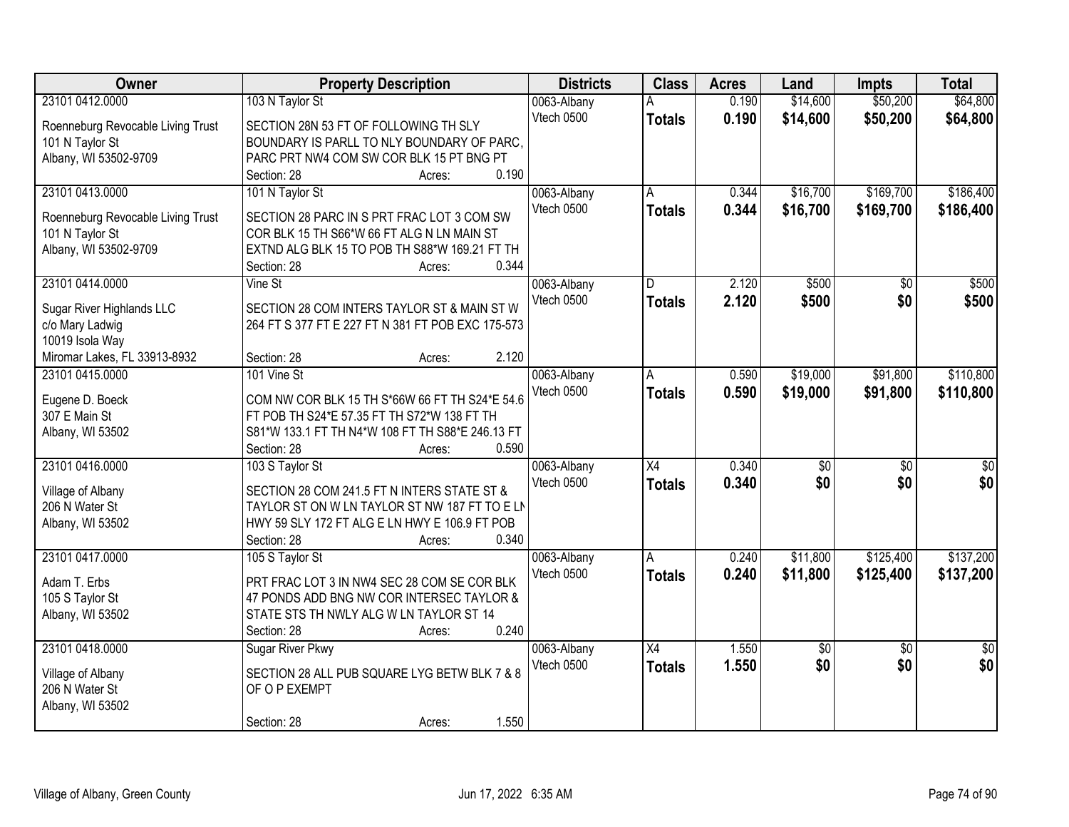| Owner | Property Description | Districts | Class | Acres | Land | Impts | Total |
|---|---|---|---|---|---|---|---|
| 23101 0412.0000<br>Roenneburg Revocable Living Trust<br>101 N Taylor St<br>Albany, WI 53502-9709 | 103 N Taylor St<br>SECTION 28N 53 FT OF FOLLOWING TH SLY BOUNDARY IS PARLL TO NLY BOUNDARY OF PARC, PARC PRT NW4 COM SW COR BLK 15 PT BNG PT<br>Section: 28 Acres: 0.190 | 0063-Albany<br>Vtech 0500 | A<br>**Totals** | 0.190<br>**0.190** | $14,600<br>**$14,600** | $50,200<br>**$50,200** | $64,800<br>**$64,800** |
| 23101 0413.0000<br>Roenneburg Revocable Living Trust<br>101 N Taylor St<br>Albany, WI 53502-9709 | 101 N Taylor St<br>SECTION 28 PARC IN S PRT FRAC LOT 3 COM SW COR BLK 15 TH S66*W 66 FT ALG N LN MAIN ST EXTND ALG BLK 15 TO POB TH S88*W 169.21 FT TH<br>Section: 28 Acres: 0.344 | 0063-Albany<br>Vtech 0500 | A<br>**Totals** | 0.344<br>**0.344** | $16,700<br>**$16,700** | $169,700<br>**$169,700** | $186,400<br>**$186,400** |
| 23101 0414.0000<br>Sugar River Highlands LLC<br>c/o Mary Ladwig<br>10019 Isola Way<br>Miromar Lakes, FL 33913-8932 | Vine St<br>SECTION 28 COM INTERS TAYLOR ST & MAIN ST W 264 FT S 377 FT E 227 FT N 381 FT POB EXC 175-573<br>Section: 28 Acres: 2.120 | 0063-Albany<br>Vtech 0500 | D<br>**Totals** | 2.120<br>**2.120** | $500<br>**$500** | $0<br>**$0** | $500<br>**$500** |
| 23101 0415.0000<br>Eugene D. Boeck<br>307 E Main St<br>Albany, WI 53502 | 101 Vine St<br>COM NW COR BLK 15 TH S*66W 66 FT TH S24*E 54.6 FT POB TH S24*E 57.35 FT TH S72*W 138 FT TH S81*W 133.1 FT TH N4*W 108 FT TH S88*E 246.13 FT<br>Section: 28 Acres: 0.590 | 0063-Albany<br>Vtech 0500 | A<br>**Totals** | 0.590<br>**0.590** | $19,000<br>**$19,000** | $91,800<br>**$91,800** | $110,800<br>**$110,800** |
| 23101 0416.0000<br>Village of Albany<br>206 N Water St<br>Albany, WI 53502 | 103 S Taylor St<br>SECTION 28 COM 241.5 FT N INTERS STATE ST & TAYLOR ST ON W LN TAYLOR ST NW 187 FT TO E LN HWY 59 SLY 172 FT ALG E LN HWY E 106.9 FT POB<br>Section: 28 Acres: 0.340 | 0063-Albany<br>Vtech 0500 | X4<br>**Totals** | 0.340<br>**0.340** | $0<br>**$0** | $0<br>**$0** | $0<br>**$0** |
| 23101 0417.0000<br>Adam T. Erbs<br>105 S Taylor St<br>Albany, WI 53502 | 105 S Taylor St<br>PRT FRAC LOT 3 IN NW4 SEC 28 COM SE COR BLK 47 PONDS ADD BNG NW COR INTERSEC TAYLOR & STATE STS TH NWLY ALG W LN TAYLOR ST 14<br>Section: 28 Acres: 0.240 | 0063-Albany<br>Vtech 0500 | A<br>**Totals** | 0.240<br>**0.240** | $11,800<br>**$11,800** | $125,400<br>**$125,400** | $137,200<br>**$137,200** |
| 23101 0418.0000<br>Village of Albany<br>206 N Water St<br>Albany, WI 53502 | Sugar River Pkwy<br>SECTION 28 ALL PUB SQUARE LYG BETW BLK 7 & 8 OF O P EXEMPT<br>Section: 28 Acres: 1.550 | 0063-Albany<br>Vtech 0500 | X4<br>**Totals** | 1.550<br>**1.550** | $0<br>**$0** | $0<br>**$0** | $0<br>**$0** |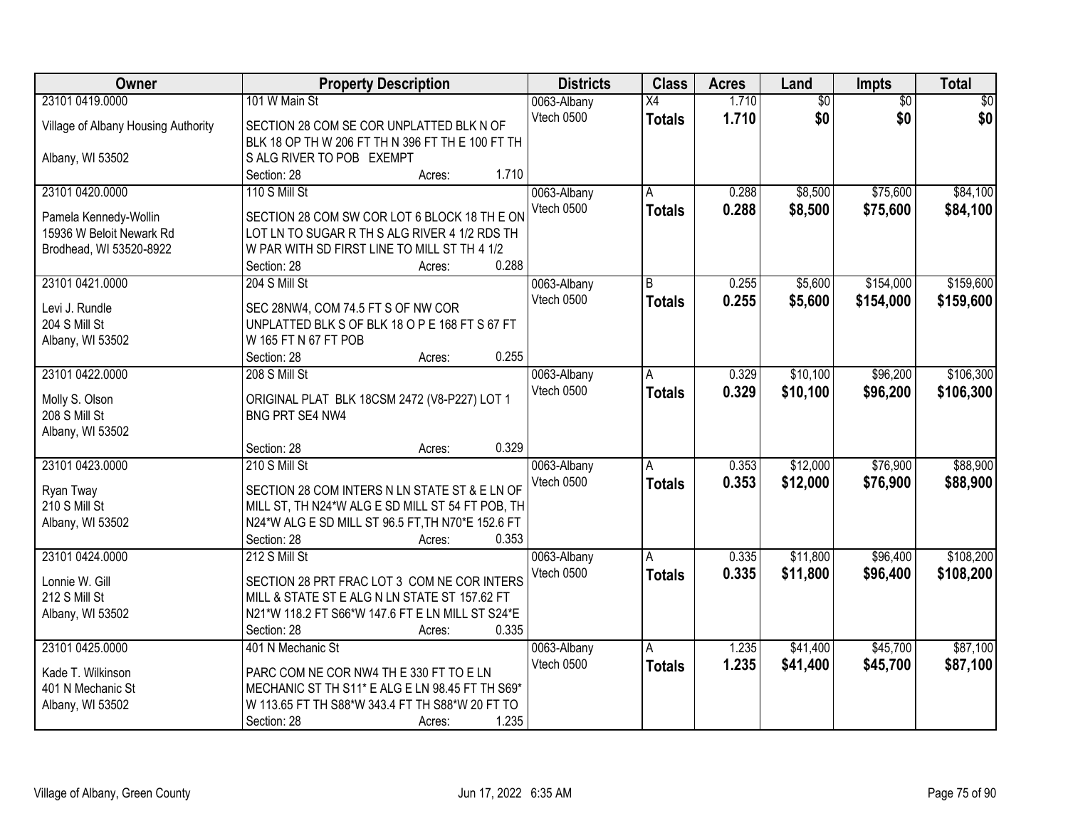| Owner | Property Description | Districts | Class | Acres | Land | Impts | Total |
|---|---|---|---|---|---|---|---|
| 23101 0419.0000<br>Village of Albany Housing Authority<br>Albany, WI 53502 | 101 W Main St<br>SECTION 28 COM SE COR UNPLATTED BLK N OF BLK 18 OP TH W 206 FT TH N 396 FT TH E 100 FT TH S ALG RIVER TO POB EXEMPT<br>Section: 28 Acres: 1.710 | 0063-Albany<br>Vtech 0500 | X4<br>**Totals** | 1.710<br>**1.710** | $0<br>**$0** | $0<br>**$0** | $0<br>**$0** |
| 23101 0420.0000<br>Pamela Kennedy-Wollin<br>15936 W Beloit Newark Rd<br>Brodhead, WI 53520-8922 | 110 S Mill St<br>SECTION 28 COM SW COR LOT 6 BLOCK 18 TH E ON LOT LN TO SUGAR R TH S ALG RIVER 4 1/2 RDS TH W PAR WITH SD FIRST LINE TO MILL ST TH 4 1/2<br>Section: 28 Acres: 0.288 | 0063-Albany<br>Vtech 0500 | A<br>**Totals** | 0.288<br>**0.288** | $8,500<br>**$8,500** | $75,600<br>**$75,600** | $84,100<br>**$84,100** |
| 23101 0421.0000<br>Levi J. Rundle<br>204 S Mill St<br>Albany, WI 53502 | 204 S Mill St<br>SEC 28NW4, COM 74.5 FT S OF NW COR UNPLATTED BLK S OF BLK 18 O P E 168 FT S 67 FT W 165 FT N 67 FT POB<br>Section: 28 Acres: 0.255 | 0063-Albany<br>Vtech 0500 | B<br>**Totals** | 0.255<br>**0.255** | $5,600<br>**$5,600** | $154,000<br>**$154,000** | $159,600<br>**$159,600** |
| 23101 0422.0000<br>Molly S. Olson<br>208 S Mill St<br>Albany, WI 53502 | 208 S Mill St<br>ORIGINAL PLAT BLK 18CSM 2472 (V8-P227) LOT 1 BNG PRT SE4 NW4<br>Section: 28 Acres: 0.329 | 0063-Albany<br>Vtech 0500 | A<br>**Totals** | 0.329<br>**0.329** | $10,100<br>**$10,100** | $96,200<br>**$96,200** | $106,300<br>**$106,300** |
| 23101 0423.0000<br>Ryan Tway<br>210 S Mill St<br>Albany, WI 53502 | 210 S Mill St<br>SECTION 28 COM INTERS N LN STATE ST & E LN OF MILL ST, TH N24*W ALG E SD MILL ST 54 FT POB, TH N24*W ALG E SD MILL ST 96.5 FT,TH N70*E 152.6 FT<br>Section: 28 Acres: 0.353 | 0063-Albany<br>Vtech 0500 | A<br>**Totals** | 0.353<br>**0.353** | $12,000<br>**$12,000** | $76,900<br>**$76,900** | $88,900<br>**$88,900** |
| 23101 0424.0000<br>Lonnie W. Gill<br>212 S Mill St<br>Albany, WI 53502 | 212 S Mill St<br>SECTION 28 PRT FRAC LOT 3 COM NE COR INTERS MILL & STATE ST E ALG N LN STATE ST 157.62 FT N21*W 118.2 FT S66*W 147.6 FT E LN MILL ST S24*E<br>Section: 28 Acres: 0.335 | 0063-Albany<br>Vtech 0500 | A<br>**Totals** | 0.335<br>**0.335** | $11,800<br>**$11,800** | $96,400<br>**$96,400** | $108,200<br>**$108,200** |
| 23101 0425.0000<br>Kade T. Wilkinson<br>401 N Mechanic St<br>Albany, WI 53502 | 401 N Mechanic St<br>PARC COM NE COR NW4 TH E 330 FT TO E LN MECHANIC ST TH S11* E ALG E LN 98.45 FT TH S69* W 113.65 FT TH S88*W 343.4 FT TH S88*W 20 FT TO<br>Section: 28 Acres: 1.235 | 0063-Albany<br>Vtech 0500 | A<br>**Totals** | 1.235<br>**1.235** | $41,400<br>**$41,400** | $45,700<br>**$45,700** | $87,100<br>**$87,100** |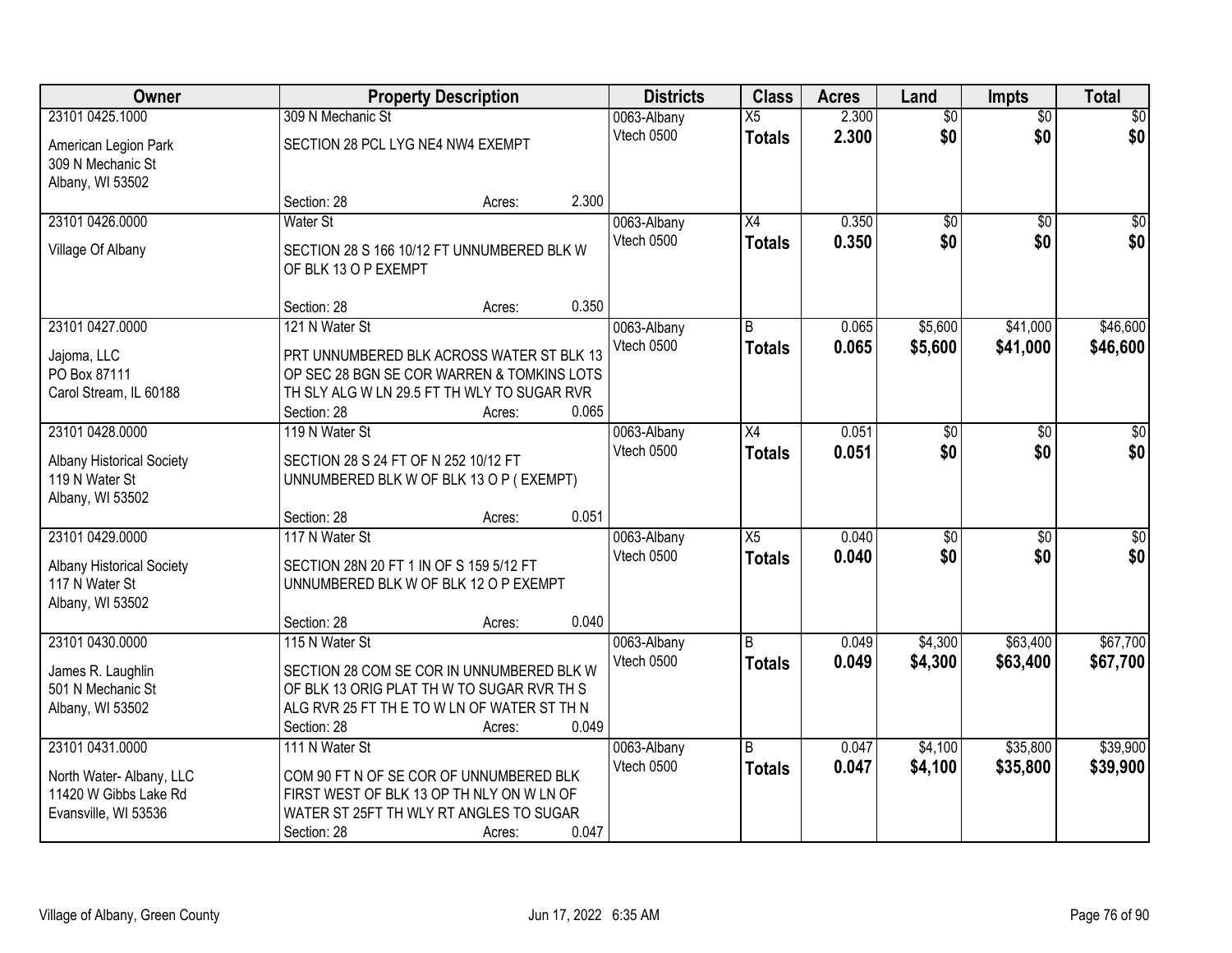| Owner | Property Description | Districts | Class | Acres | Land | Impts | Total |
|---|---|---|---|---|---|---|---|
| 23101 0425.1000<br><br>American Legion Park<br>309 N Mechanic St<br>Albany, WI 53502 | 309 N Mechanic St<br><br>SECTION 28 PCL LYG NE4 NW4 EXEMPT<br><br>Section: 28 Acres: 2.300 | 0063-Albany<br>Vtech 0500 | X5<br>**Totals** | 2.300<br>**2.300** | $0<br>**$0** | $0<br>**$0** | $0<br>**$0** |
| 23101 0426.0000<br><br>Village Of Albany | Water St<br><br>SECTION 28 S 166 10/12 FT UNNUMBERED BLK W OF BLK 13 O P EXEMPT<br><br>Section: 28 Acres: 0.350 | 0063-Albany<br>Vtech 0500 | X4<br>**Totals** | 0.350<br>**0.350** | $0<br>**$0** | $0<br>**$0** | $0<br>**$0** |
| 23101 0427.0000<br><br>Jajoma, LLC<br>PO Box 87111<br>Carol Stream, IL 60188 | 121 N Water St<br><br>PRT UNNUMBERED BLK ACROSS WATER ST BLK 13 OP SEC 28 BGN SE COR WARREN & TOMKINS LOTS TH SLY ALG W LN 29.5 FT TH WLY TO SUGAR RVR<br>Section: 28 Acres: 0.065 | 0063-Albany<br>Vtech 0500 | B<br>**Totals** | 0.065<br>**0.065** | $5,600<br>**$5,600** | $41,000<br>**$41,000** | $46,600<br>**$46,600** |
| 23101 0428.0000<br><br>Albany Historical Society<br>119 N Water St<br>Albany, WI 53502 | 119 N Water St<br><br>SECTION 28 S 24 FT OF N 252 10/12 FT UNNUMBERED BLK W OF BLK 13 O P ( EXEMPT)<br><br>Section: 28 Acres: 0.051 | 0063-Albany<br>Vtech 0500 | X4<br>**Totals** | 0.051<br>**0.051** | $0<br>**$0** | $0<br>**$0** | $0<br>**$0** |
| 23101 0429.0000<br><br>Albany Historical Society<br>117 N Water St<br>Albany, WI 53502 | 117 N Water St<br><br>SECTION 28N 20 FT 1 IN OF S 159 5/12 FT UNNUMBERED BLK W OF BLK 12 O P EXEMPT<br><br>Section: 28 Acres: 0.040 | 0063-Albany<br>Vtech 0500 | X5<br>**Totals** | 0.040<br>**0.040** | $0<br>**$0** | $0<br>**$0** | $0<br>**$0** |
| 23101 0430.0000<br><br>James R. Laughlin<br>501 N Mechanic St<br>Albany, WI 53502 | 115 N Water St<br><br>SECTION 28 COM SE COR IN UNNUMBERED BLK W OF BLK 13 ORIG PLAT TH W TO SUGAR RVR TH S ALG RVR 25 FT TH E TO W LN OF WATER ST TH N<br>Section: 28 Acres: 0.049 | 0063-Albany<br>Vtech 0500 | B<br>**Totals** | 0.049<br>**0.049** | $4,300<br>**$4,300** | $63,400<br>**$63,400** | $67,700<br>**$67,700** |
| 23101 0431.0000<br><br>North Water- Albany, LLC<br>11420 W Gibbs Lake Rd<br>Evansville, WI 53536 | 111 N Water St<br><br>COM 90 FT N OF SE COR OF UNNUMBERED BLK FIRST WEST OF BLK 13 OP TH NLY ON W LN OF WATER ST 25FT TH WLY RT ANGLES TO SUGAR<br>Section: 28 Acres: 0.047 | 0063-Albany<br>Vtech 0500 | B<br>**Totals** | 0.047<br>**0.047** | $4,100<br>**$4,100** | $35,800<br>**$35,800** | $39,900<br>**$39,900** |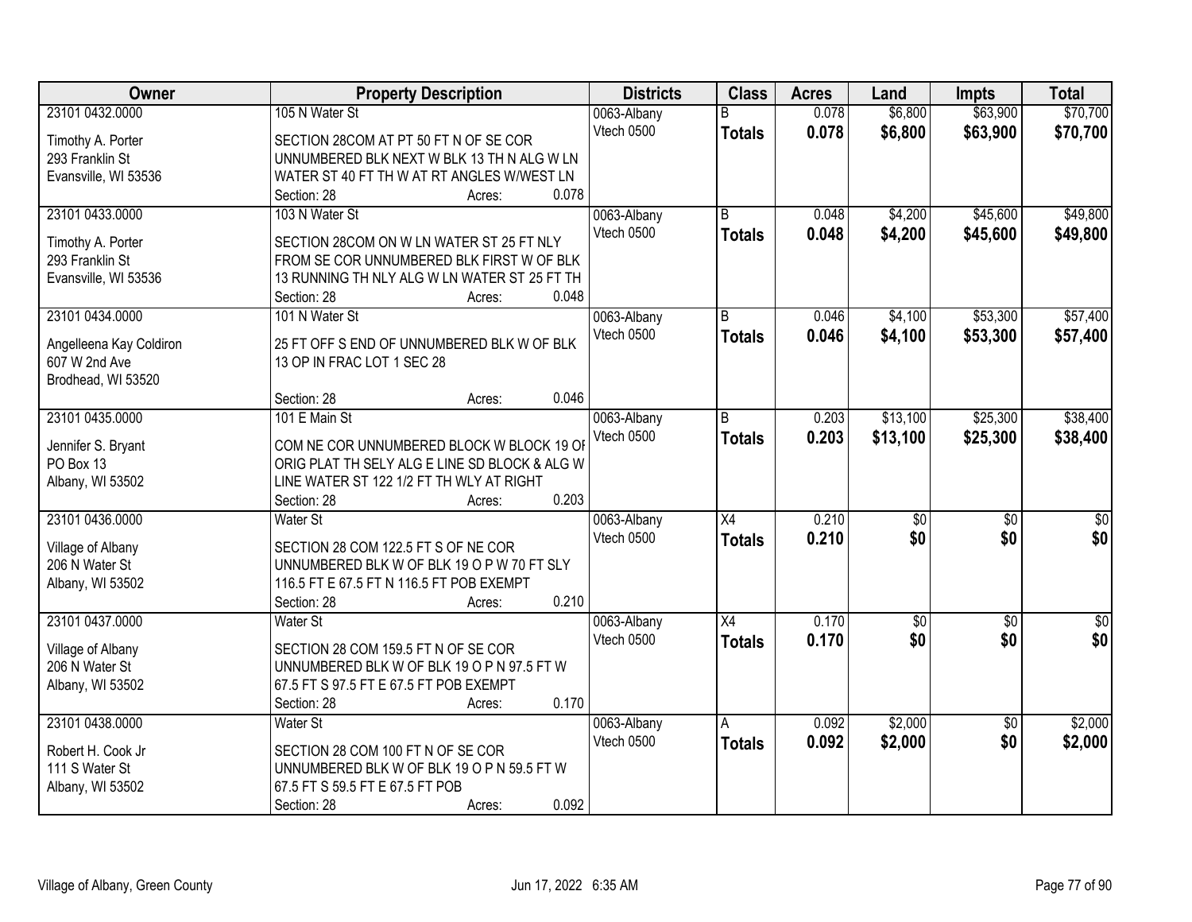| Owner | Property Description | Districts | Class | Acres | Land | Impts | Total |
|---|---|---|---|---|---|---|---|
| 23101 0432.0000<br>Timothy A. Porter<br>293 Franklin St<br>Evansville, WI 53536 | 105 N Water St<br>SECTION 28COM AT PT 50 FT N OF SE COR UNNUMBERED BLK NEXT W BLK 13 TH N ALG W LN WATER ST 40 FT TH W AT RT ANGLES W/WEST LN<br>Section: 28 Acres: 0.078 | 0063-Albany<br>Vtech 0500 | B<br>**Totals** | 0.078<br>**0.078** | $6,800<br>**$6,800** | $63,900<br>**$63,900** | $70,700<br>**$70,700** |
| 23101 0433.0000<br>Timothy A. Porter<br>293 Franklin St<br>Evansville, WI 53536 | 103 N Water St<br>SECTION 28COM ON W LN WATER ST 25 FT NLY FROM SE COR UNNUMBERED BLK FIRST W OF BLK 13 RUNNING TH NLY ALG W LN WATER ST 25 FT TH<br>Section: 28 Acres: 0.048 | 0063-Albany<br>Vtech 0500 | B<br>**Totals** | 0.048<br>**0.048** | $4,200<br>**$4,200** | $45,600<br>**$45,600** | $49,800<br>**$49,800** |
| 23101 0434.0000<br>Angelleena Kay Coldiron<br>607 W 2nd Ave<br>Brodhead, WI 53520 | 101 N Water St<br>25 FT OFF S END OF UNNUMBERED BLK W OF BLK 13 OP IN FRAC LOT 1 SEC 28<br>Section: 28 Acres: 0.046 | 0063-Albany<br>Vtech 0500 | B<br>**Totals** | 0.046<br>**0.046** | $4,100<br>**$4,100** | $53,300<br>**$53,300** | $57,400<br>**$57,400** |
| 23101 0435.0000<br>Jennifer S. Bryant<br>PO Box 13<br>Albany, WI 53502 | 101 E Main St<br>COM NE COR UNNUMBERED BLOCK W BLOCK 19 OF ORIG PLAT TH SELY ALG E LINE SD BLOCK & ALG W LINE WATER ST 122 1/2 FT TH WLY AT RIGHT<br>Section: 28 Acres: 0.203 | 0063-Albany<br>Vtech 0500 | B<br>**Totals** | 0.203<br>**0.203** | $13,100<br>**$13,100** | $25,300<br>**$25,300** | $38,400<br>**$38,400** |
| 23101 0436.0000<br>Village of Albany<br>206 N Water St<br>Albany, WI 53502 | Water St<br>SECTION 28 COM 122.5 FT S OF NE COR UNNUMBERED BLK W OF BLK 19 O P W 70 FT SLY 116.5 FT E 67.5 FT N 116.5 FT POB EXEMPT<br>Section: 28 Acres: 0.210 | 0063-Albany<br>Vtech 0500 | X4<br>**Totals** | 0.210<br>**0.210** | $0<br>**$0** | $0<br>**$0** | $0<br>**$0** |
| 23101 0437.0000<br>Village of Albany<br>206 N Water St<br>Albany, WI 53502 | Water St<br>SECTION 28 COM 159.5 FT N OF SE COR UNNUMBERED BLK W OF BLK 19 O P N 97.5 FT W 67.5 FT S 97.5 FT E 67.5 FT POB EXEMPT<br>Section: 28 Acres: 0.170 | 0063-Albany<br>Vtech 0500 | X4<br>**Totals** | 0.170<br>**0.170** | $0<br>**$0** | $0<br>**$0** | $0<br>**$0** |
| 23101 0438.0000<br>Robert H. Cook Jr<br>111 S Water St<br>Albany, WI 53502 | Water St<br>SECTION 28 COM 100 FT N OF SE COR UNNUMBERED BLK W OF BLK 19 O P N 59.5 FT W 67.5 FT S 59.5 FT E 67.5 FT POB<br>Section: 28 Acres: 0.092 | 0063-Albany<br>Vtech 0500 | A<br>**Totals** | 0.092<br>**0.092** | $2,000<br>**$2,000** | $0<br>**$0** | $2,000<br>**$2,000** |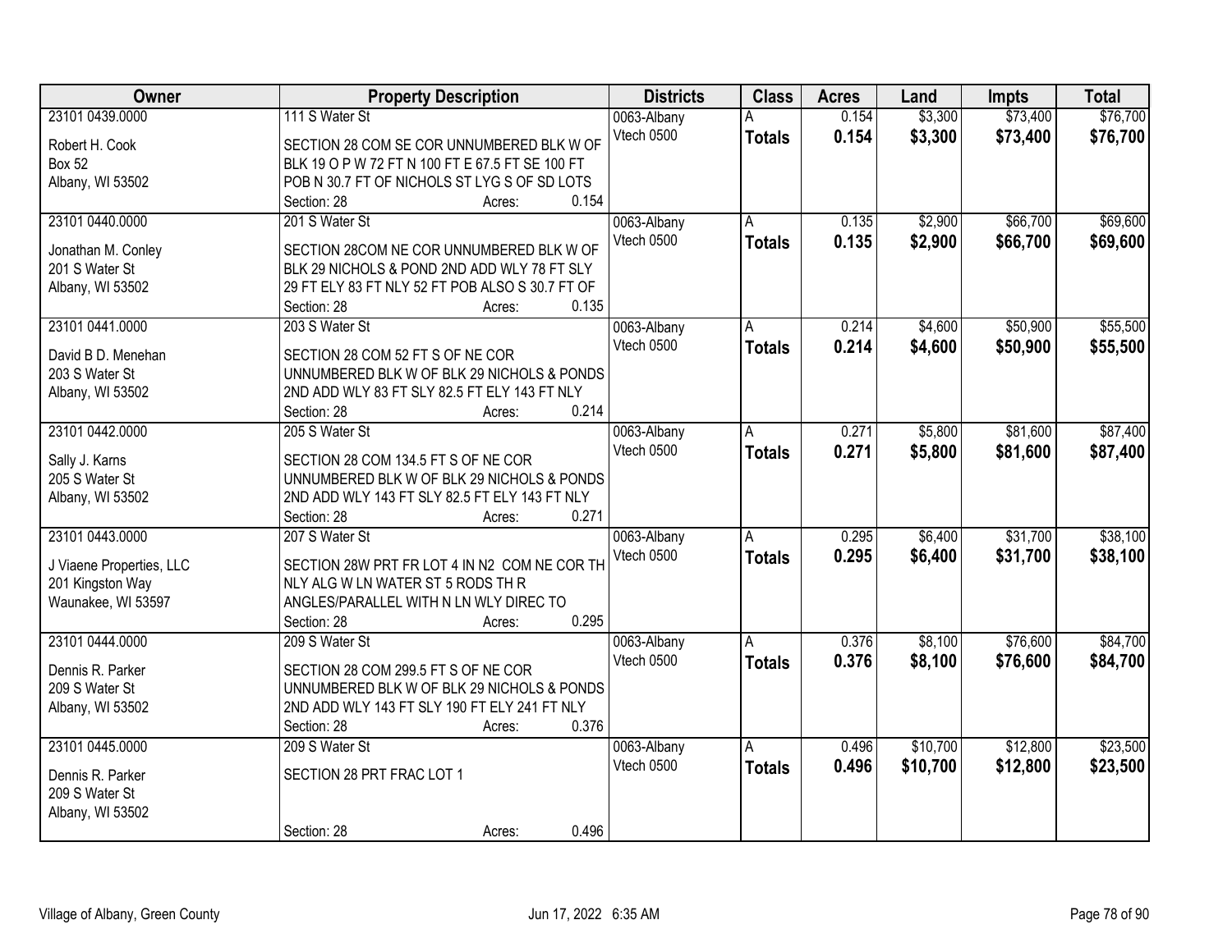| Owner | Property Description | Districts | Class | Acres | Land | Impts | Total |
|---|---|---|---|---|---|---|---|
| 23101 0439.0000<br>Robert H. Cook<br>Box 52<br>Albany, WI 53502 | 111 S Water St<br>SECTION 28 COM SE COR UNNUMBERED BLK W OF BLK 19 O P W 72 FT N 100 FT E 67.5 FT SE 100 FT POB N 30.7 FT OF NICHOLS ST LYG S OF SD LOTS<br>Section: 28 Acres: 0.154 | 0063-Albany<br>Vtech 0500 | A<br>**Totals** | 0.154<br>**0.154** | $3,300<br>**$3,300** | $73,400<br>**$73,400** | $76,700<br>**$76,700** |
| 23101 0440.0000<br>Jonathan M. Conley<br>201 S Water St<br>Albany, WI 53502 | 201 S Water St<br>SECTION 28COM NE COR UNNUMBERED BLK W OF BLK 29 NICHOLS & POND 2ND ADD WLY 78 FT SLY 29 FT ELY 83 FT NLY 52 FT POB ALSO S 30.7 FT OF<br>Section: 28 Acres: 0.135 | 0063-Albany<br>Vtech 0500 | A<br>**Totals** | 0.135<br>**0.135** | $2,900<br>**$2,900** | $66,700<br>**$66,700** | $69,600<br>**$69,600** |
| 23101 0441.0000<br>David B D. Menehan<br>203 S Water St<br>Albany, WI 53502 | 203 S Water St<br>SECTION 28 COM 52 FT S OF NE COR UNNUMBERED BLK W OF BLK 29 NICHOLS & PONDS 2ND ADD WLY 83 FT SLY 82.5 FT ELY 143 FT NLY<br>Section: 28 Acres: 0.214 | 0063-Albany<br>Vtech 0500 | A<br>**Totals** | 0.214<br>**0.214** | $4,600<br>**$4,600** | $50,900<br>**$50,900** | $55,500<br>**$55,500** |
| 23101 0442.0000<br>Sally J. Karns<br>205 S Water St<br>Albany, WI 53502 | 205 S Water St<br>SECTION 28 COM 134.5 FT S OF NE COR UNNUMBERED BLK W OF BLK 29 NICHOLS & PONDS 2ND ADD WLY 143 FT SLY 82.5 FT ELY 143 FT NLY<br>Section: 28 Acres: 0.271 | 0063-Albany<br>Vtech 0500 | A<br>**Totals** | 0.271<br>**0.271** | $5,800<br>**$5,800** | $81,600<br>**$81,600** | $87,400<br>**$87,400** |
| 23101 0443.0000<br>J Viaene Properties, LLC<br>201 Kingston Way<br>Waunakee, WI 53597 | 207 S Water St<br>SECTION 28W PRT FR LOT 4 IN N2 COM NE COR TH NLY ALG W LN WATER ST 5 RODS TH R ANGLES/PARALLEL WITH N LN WLY DIREC TO<br>Section: 28 Acres: 0.295 | 0063-Albany<br>Vtech 0500 | A<br>**Totals** | 0.295<br>**0.295** | $6,400<br>**$6,400** | $31,700<br>**$31,700** | $38,100<br>**$38,100** |
| 23101 0444.0000<br>Dennis R. Parker<br>209 S Water St<br>Albany, WI 53502 | 209 S Water St<br>SECTION 28 COM 299.5 FT S OF NE COR UNNUMBERED BLK W OF BLK 29 NICHOLS & PONDS 2ND ADD WLY 143 FT SLY 190 FT ELY 241 FT NLY<br>Section: 28 Acres: 0.376 | 0063-Albany<br>Vtech 0500 | A<br>**Totals** | 0.376<br>**0.376** | $8,100<br>**$8,100** | $76,600<br>**$76,600** | $84,700<br>**$84,700** |
| 23101 0445.0000<br>Dennis R. Parker<br>209 S Water St<br>Albany, WI 53502 | 209 S Water St<br>SECTION 28 PRT FRAC LOT 1<br>Section: 28 Acres: 0.496 | 0063-Albany<br>Vtech 0500 | A<br>**Totals** | 0.496<br>**0.496** | $10,700<br>**$10,700** | $12,800<br>**$12,800** | $23,500<br>**$23,500** |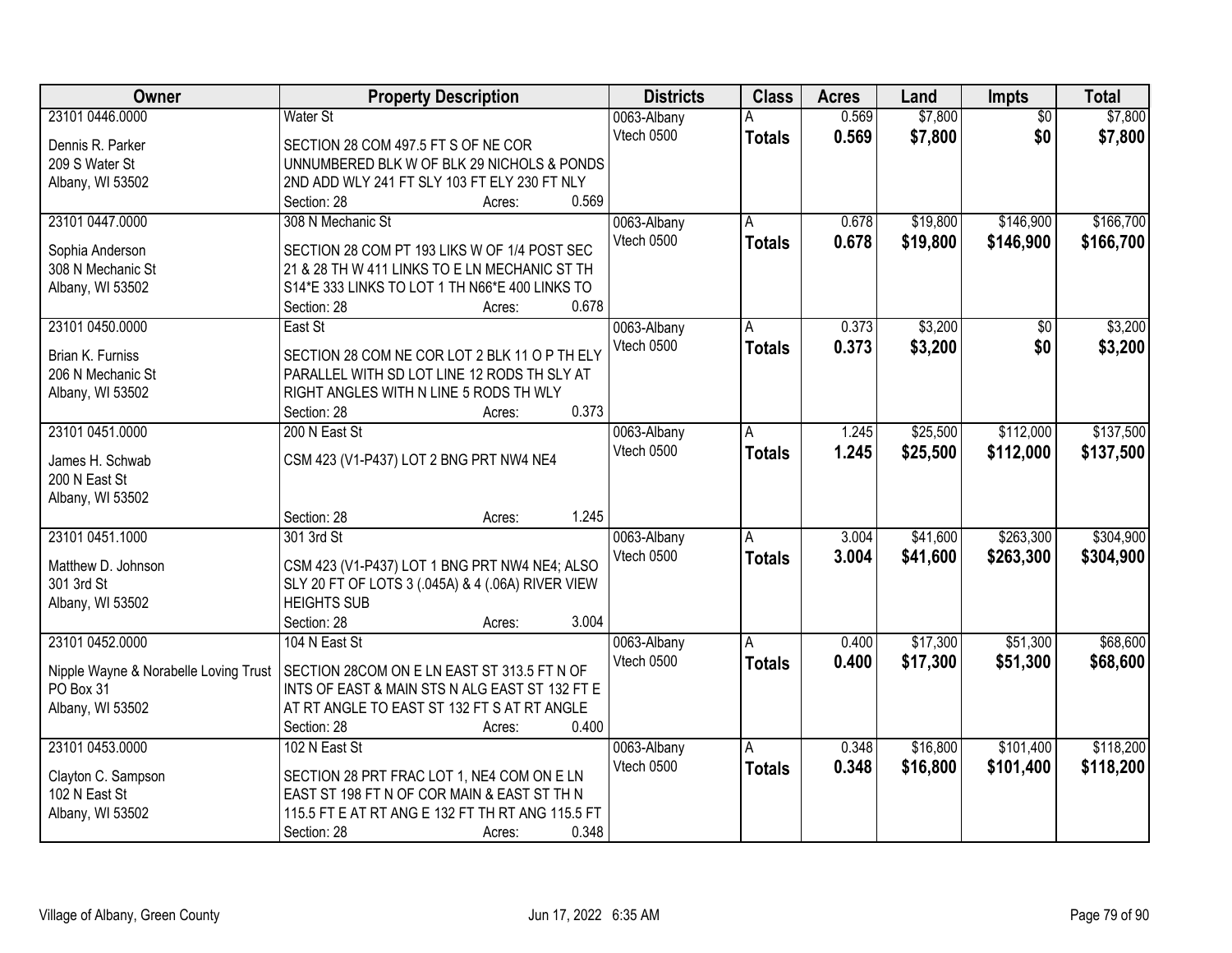| Owner | Property Description | Districts | Class | Acres | Land | Impts | Total |
|---|---|---|---|---|---|---|---|
| 23101 0446.0000<br>Dennis R. Parker<br>209 S Water St<br>Albany, WI 53502 | Water St<br>SECTION 28 COM 497.5 FT S OF NE COR UNNUMBERED BLK W OF BLK 29 NICHOLS & PONDS 2ND ADD WLY 241 FT SLY 103 FT ELY 230 FT NLY<br>Section: 28 Acres: 0.569 | 0063-Albany<br>Vtech 0500 | A<br>**Totals** | 0.569<br>**0.569** | $7,800<br>**$7,800** | $0<br>**$0** | $7,800<br>**$7,800** |
| 23101 0447.0000<br>Sophia Anderson<br>308 N Mechanic St<br>Albany, WI 53502 | 308 N Mechanic St<br>SECTION 28 COM PT 193 LIKS W OF 1/4 POST SEC 21 & 28 TH W 411 LINKS TO E LN MECHANIC ST TH S14*E 333 LINKS TO LOT 1 TH N66*E 400 LINKS TO<br>Section: 28 Acres: 0.678 | 0063-Albany<br>Vtech 0500 | A<br>**Totals** | 0.678<br>**0.678** | $19,800<br>**$19,800** | $146,900<br>**$146,900** | $166,700<br>**$166,700** |
| 23101 0450.0000<br>Brian K. Furniss<br>206 N Mechanic St<br>Albany, WI 53502 | East St<br>SECTION 28 COM NE COR LOT 2 BLK 11 O P TH ELY PARALLEL WITH SD LOT LINE 12 RODS TH SLY AT RIGHT ANGLES WITH N LINE 5 RODS TH WLY<br>Section: 28 Acres: 0.373 | 0063-Albany<br>Vtech 0500 | A<br>**Totals** | 0.373<br>**0.373** | $3,200<br>**$3,200** | $0<br>**$0** | $3,200<br>**$3,200** |
| 23101 0451.0000<br>James H. Schwab<br>200 N East St<br>Albany, WI 53502 | 200 N East St<br>CSM 423 (V1-P437) LOT 2 BNG PRT NW4 NE4<br>Section: 28 Acres: 1.245 | 0063-Albany<br>Vtech 0500 | A<br>**Totals** | 1.245<br>**1.245** | $25,500<br>**$25,500** | $112,000<br>**$112,000** | $137,500<br>**$137,500** |
| 23101 0451.1000<br>Matthew D. Johnson<br>301 3rd St<br>Albany, WI 53502 | 301 3rd St<br>CSM 423 (V1-P437) LOT 1 BNG PRT NW4 NE4; ALSO SLY 20 FT OF LOTS 3 (.045A) & 4 (.06A) RIVER VIEW HEIGHTS SUB<br>Section: 28 Acres: 3.004 | 0063-Albany<br>Vtech 0500 | A<br>**Totals** | 3.004<br>**3.004** | $41,600<br>**$41,600** | $263,300<br>**$263,300** | $304,900<br>**$304,900** |
| 23101 0452.0000<br>Nipple Wayne & Norabelle Loving Trust<br>PO Box 31<br>Albany, WI 53502 | 104 N East St<br>SECTION 28COM ON E LN EAST ST 313.5 FT N OF INTS OF EAST & MAIN STS N ALG EAST ST 132 FT E AT RT ANGLE TO EAST ST 132 FT S AT RT ANGLE<br>Section: 28 Acres: 0.400 | 0063-Albany<br>Vtech 0500 | A<br>**Totals** | 0.400<br>**0.400** | $17,300<br>**$17,300** | $51,300<br>**$51,300** | $68,600<br>**$68,600** |
| 23101 0453.0000<br>Clayton C. Sampson<br>102 N East St<br>Albany, WI 53502 | 102 N East St<br>SECTION 28 PRT FRAC LOT 1, NE4 COM ON E LN EAST ST 198 FT N OF COR MAIN & EAST ST TH N 115.5 FT E AT RT ANG E 132 FT TH RT ANG 115.5 FT<br>Section: 28 Acres: 0.348 | 0063-Albany<br>Vtech 0500 | A<br>**Totals** | 0.348<br>**0.348** | $16,800<br>**$16,800** | $101,400<br>**$101,400** | $118,200<br>**$118,200** |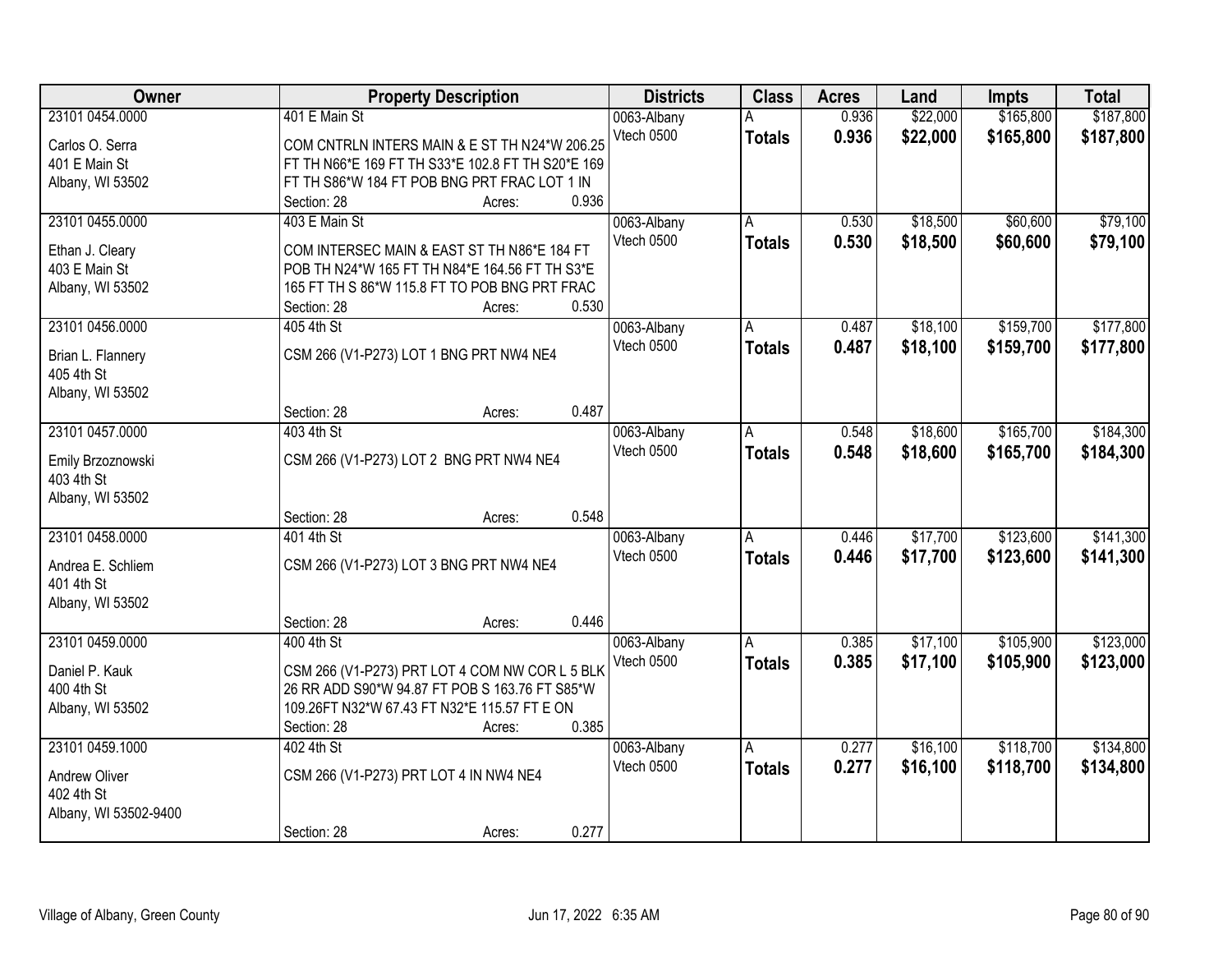| Owner | Property Description | Districts | Class | Acres | Land | Impts | Total |
|---|---|---|---|---|---|---|---|
| 23101 0454.0000<br>Carlos O. Serra<br>401 E Main St<br>Albany, WI 53502 | 401 E Main St<br>COM CNTRLN INTERS MAIN & E ST TH N24*W 206.25 FT TH N66*E 169 FT TH S33*E 102.8 FT TH S20*E 169 FT TH S86*W 184 FT POB BNG PRT FRAC LOT 1 IN<br>Section: 28 Acres: 0.936 | 0063-Albany<br>Vtech 0500 | A<br>**Totals** | 0.936<br>**0.936** | $22,000<br>**$22,000** | $165,800<br>**$165,800** | $187,800<br>**$187,800** |
| 23101 0455.0000<br>Ethan J. Cleary<br>403 E Main St<br>Albany, WI 53502 | 403 E Main St<br>COM INTERSEC MAIN & EAST ST TH N86*E 184 FT POB TH N24*W 165 FT TH N84*E 164.56 FT TH S3*E 165 FT TH S 86*W 115.8 FT TO POB BNG PRT FRAC<br>Section: 28 Acres: 0.530 | 0063-Albany<br>Vtech 0500 | A<br>**Totals** | 0.530<br>**0.530** | $18,500<br>**$18,500** | $60,600<br>**$60,600** | $79,100<br>**$79,100** |
| 23101 0456.0000<br>Brian L. Flannery<br>405 4th St<br>Albany, WI 53502 | 405 4th St<br>CSM 266 (V1-P273) LOT 1 BNG PRT NW4 NE4<br>Section: 28 Acres: 0.487 | 0063-Albany<br>Vtech 0500 | A<br>**Totals** | 0.487<br>**0.487** | $18,100<br>**$18,100** | $159,700<br>**$159,700** | $177,800<br>**$177,800** |
| 23101 0457.0000<br>Emily Brzoznowski<br>403 4th St<br>Albany, WI 53502 | 403 4th St<br>CSM 266 (V1-P273) LOT 2 BNG PRT NW4 NE4<br>Section: 28 Acres: 0.548 | 0063-Albany<br>Vtech 0500 | A<br>**Totals** | 0.548<br>**0.548** | $18,600<br>**$18,600** | $165,700<br>**$165,700** | $184,300<br>**$184,300** |
| 23101 0458.0000<br>Andrea E. Schliem<br>401 4th St<br>Albany, WI 53502 | 401 4th St<br>CSM 266 (V1-P273) LOT 3 BNG PRT NW4 NE4<br>Section: 28 Acres: 0.446 | 0063-Albany<br>Vtech 0500 | A<br>**Totals** | 0.446<br>**0.446** | $17,700<br>**$17,700** | $123,600<br>**$123,600** | $141,300<br>**$141,300** |
| 23101 0459.0000<br>Daniel P. Kauk<br>400 4th St<br>Albany, WI 53502 | 400 4th St<br>CSM 266 (V1-P273) PRT LOT 4 COM NW COR L 5 BLK 26 RR ADD S90*W 94.87 FT POB S 163.76 FT S85*W 109.26FT N32*W 67.43 FT N32*E 115.57 FT E ON<br>Section: 28 Acres: 0.385 | 0063-Albany<br>Vtech 0500 | A<br>**Totals** | 0.385<br>**0.385** | $17,100<br>**$17,100** | $105,900<br>**$105,900** | $123,000<br>**$123,000** |
| 23101 0459.1000<br>Andrew Oliver<br>402 4th St<br>Albany, WI 53502-9400 | 402 4th St<br>CSM 266 (V1-P273) PRT LOT 4 IN NW4 NE4<br>Section: 28 Acres: 0.277 | 0063-Albany<br>Vtech 0500 | A<br>**Totals** | 0.277<br>**0.277** | $16,100<br>**$16,100** | $118,700<br>**$118,700** | $134,800<br>**$134,800** |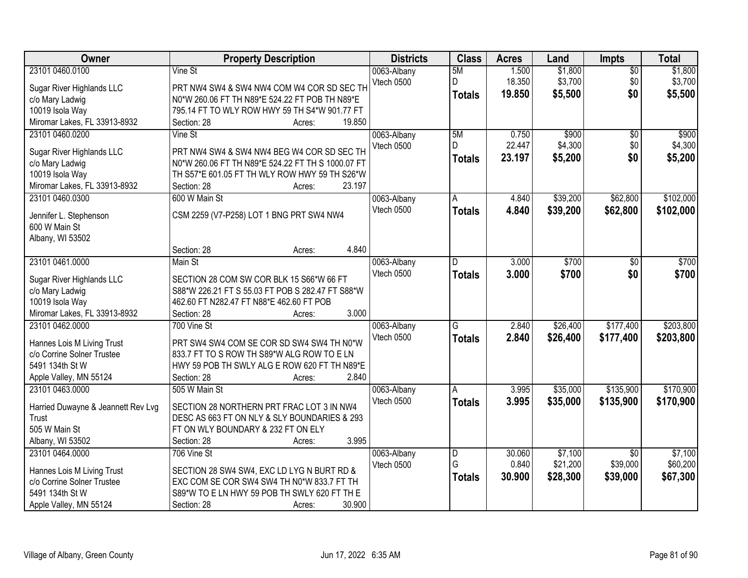| Owner | Property Description | Districts | Class | Acres | Land | Impts | Total |
|---|---|---|---|---|---|---|---|
| 23101 0460.0100<br>Sugar River Highlands LLC<br>c/o Mary Ladwig<br>10019 Isola Way<br>Miromar Lakes, FL 33913-8932 | Vine St<br>PRT NW4 SW4 & SW4 NW4 COM W4 COR SD SEC TH N0*W 260.06 FT TH N89*E 524.22 FT POB TH N89*E 795.14 FT TO WLY ROW HWY 59 TH S4*W 901.77 FT<br>Section: 28 Acres: 19.850 | 0063-Albany<br>Vtech 0500 | 5M<br>D<br>**Totals** | 1.500<br>18.350<br>**19.850** | $1,800<br>$3,700<br>**$5,500** | $0<br>$0<br>**$0** | $1,800<br>$3,700<br>**$5,500** |
| 23101 0460.0200<br>Sugar River Highlands LLC<br>c/o Mary Ladwig<br>10019 Isola Way<br>Miromar Lakes, FL 33913-8932 | Vine St<br>PRT NW4 SW4 & SW4 NW4 BEG W4 COR SD SEC TH N0*W 260.06 FT TH N89*E 524.22 FT TH S 1000.07 FT TH S57*E 601.05 FT TH WLY ROW HWY 59 TH S26*W<br>Section: 28 Acres: 23.197 | 0063-Albany<br>Vtech 0500 | 5M<br>D<br>**Totals** | 0.750<br>22.447<br>**23.197** | $900<br>$4,300<br>**$5,200** | $0<br>$0<br>**$0** | $900<br>$4,300<br>**$5,200** |
| 23101 0460.0300<br>Jennifer L. Stephenson<br>600 W Main St<br>Albany, WI 53502 | 600 W Main St<br>CSM 2259 (V7-P258) LOT 1 BNG PRT SW4 NW4<br>Section: 28 Acres: 4.840 | 0063-Albany<br>Vtech 0500 | A<br>**Totals** | 4.840<br>**4.840** | $39,200<br>**$39,200** | $62,800<br>**$62,800** | $102,000<br>**$102,000** |
| 23101 0461.0000<br>Sugar River Highlands LLC<br>c/o Mary Ladwig<br>10019 Isola Way<br>Miromar Lakes, FL 33913-8932 | Main St<br>SECTION 28 COM SW COR BLK 15 S66*W 66 FT S88*W 226.21 FT S 55.03 FT POB S 282.47 FT S88*W 462.60 FT N282.47 FT N88*E 462.60 FT POB<br>Section: 28 Acres: 3.000 | 0063-Albany<br>Vtech 0500 | D<br>**Totals** | 3.000<br>**3.000** | $700<br>**$700** | $0<br>**$0** | $700<br>**$700** |
| 23101 0462.0000<br>Hannes Lois M Living Trust<br>c/o Corrine Solner Trustee<br>5491 134th St W<br>Apple Valley, MN 55124 | 700 Vine St<br>PRT SW4 SW4 COM SE COR SD SW4 SW4 TH N0*W 833.7 FT TO S ROW TH S89*W ALG ROW TO E LN HWY 59 POB TH SWLY ALG E ROW 620 FT TH N89*E<br>Section: 28 Acres: 2.840 | 0063-Albany<br>Vtech 0500 | G<br>**Totals** | 2.840<br>**2.840** | $26,400<br>**$26,400** | $177,400<br>**$177,400** | $203,800<br>**$203,800** |
| 23101 0463.0000<br>Harried Duwayne & Jeannett Rev Lvg Trust<br>505 W Main St<br>Albany, WI 53502 | 505 W Main St<br>SECTION 28 NORTHERN PRT FRAC LOT 3 IN NW4 DESC AS 663 FT ON NLY & SLY BOUNDARIES & 293 FT ON WLY BOUNDARY & 232 FT ON ELY<br>Section: 28 Acres: 3.995 | 0063-Albany<br>Vtech 0500 | A<br>**Totals** | 3.995<br>**3.995** | $35,000<br>**$35,000** | $135,900<br>**$135,900** | $170,900<br>**$170,900** |
| 23101 0464.0000<br>Hannes Lois M Living Trust<br>c/o Corrine Solner Trustee<br>5491 134th St W<br>Apple Valley, MN 55124 | 706 Vine St<br>SECTION 28 SW4 SW4, EXC LD LYG N BURT RD & EXC COM SE COR SW4 SW4 TH N0*W 833.7 FT TH S89*W TO E LN HWY 59 POB TH SWLY 620 FT TH E<br>Section: 28 Acres: 30.900 | 0063-Albany<br>Vtech 0500 | D<br>G<br>**Totals** | 30.060<br>0.840<br>**30.900** | $7,100<br>$21,200<br>**$28,300** | $0<br>$39,000<br>**$39,000** | $7,100<br>$60,200<br>**$67,300** |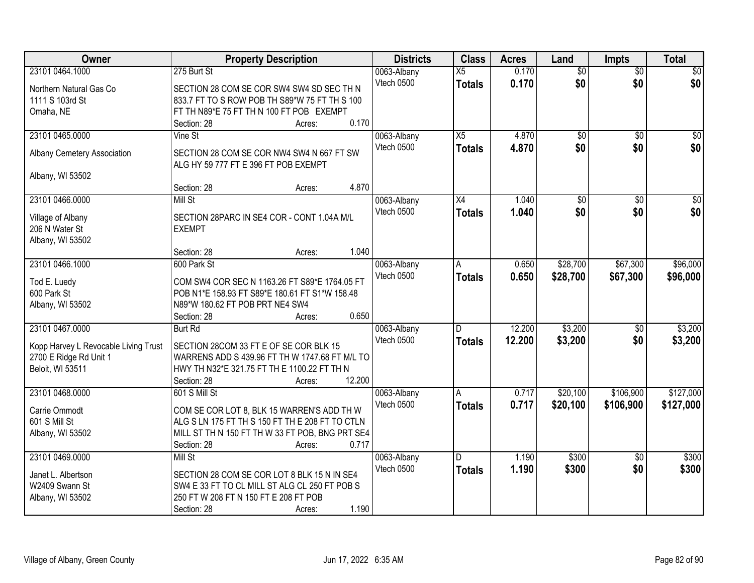| Owner | Property Description | Districts | Class | Acres | Land | Impts | Total |
|---|---|---|---|---|---|---|---|
| 23101 0464.1000<br>Northern Natural Gas Co<br>1111 S 103rd St<br>Omaha, NE | 275 Burt St<br>SECTION 28 COM SE COR SW4 SW4 SD SEC TH N 833.7 FT TO S ROW POB TH S89*W 75 FT TH S 100 FT TH N89*E 75 FT TH N 100 FT POB EXEMPT<br>Section: 28 Acres: 0.170 | 0063-Albany<br>Vtech 0500 | X5<br>**Totals** | 0.170<br>**0.170** | $0<br>**$0** | $0<br>**$0** | $0<br>**$0** |
| 23101 0465.0000<br>Albany Cemetery Association<br>Albany, WI 53502 | Vine St<br>SECTION 28 COM SE COR NW4 SW4 N 667 FT SW ALG HY 59 777 FT E 396 FT POB EXEMPT<br>Section: 28 Acres: 4.870 | 0063-Albany<br>Vtech 0500 | X5<br>**Totals** | 4.870<br>**4.870** | $0<br>**$0** | $0<br>**$0** | $0<br>**$0** |
| 23101 0466.0000<br>Village of Albany<br>206 N Water St<br>Albany, WI 53502 | Mill St<br>SECTION 28PARC IN SE4 COR - CONT 1.04A M/L EXEMPT<br>Section: 28 Acres: 1.040 | 0063-Albany<br>Vtech 0500 | X4<br>**Totals** | 1.040<br>**1.040** | $0<br>**$0** | $0<br>**$0** | $0<br>**$0** |
| 23101 0466.1000<br>Tod E. Luedy<br>600 Park St<br>Albany, WI 53502 | 600 Park St<br>COM SW4 COR SEC N 1163.26 FT S89*E 1764.05 FT POB N1*E 158.93 FT S89*E 180.61 FT S1*W 158.48 N89*W 180.62 FT POB PRT NE4 SW4<br>Section: 28 Acres: 0.650 | 0063-Albany<br>Vtech 0500 | A<br>**Totals** | 0.650<br>**0.650** | $28,700<br>**$28,700** | $67,300<br>**$67,300** | $96,000<br>**$96,000** |
| 23101 0467.0000<br>Kopp Harvey L Revocable Living Trust<br>2700 E Ridge Rd Unit 1<br>Beloit, WI 53511 | Burt Rd<br>SECTION 28COM 33 FT E OF SE COR BLK 15 WARRENS ADD S 439.96 FT TH W 1747.68 FT M/L TO HWY TH N32*E 321.75 FT TH E 1100.22 FT TH N<br>Section: 28 Acres: 12.200 | 0063-Albany<br>Vtech 0500 | D<br>**Totals** | 12.200<br>**12.200** | $3,200<br>**$3,200** | $0<br>**$0** | $3,200<br>**$3,200** |
| 23101 0468.0000<br>Carrie Ommodt<br>601 S Mill St<br>Albany, WI 53502 | 601 S Mill St<br>COM SE COR LOT 8, BLK 15 WARREN'S ADD TH W ALG S LN 175 FT TH S 150 FT TH E 208 FT TO CTLN MILL ST TH N 150 FT TH W 33 FT POB, BNG PRT SE4<br>Section: 28 Acres: 0.717 | 0063-Albany<br>Vtech 0500 | A<br>**Totals** | 0.717<br>**0.717** | $20,100<br>**$20,100** | $106,900<br>**$106,900** | $127,000<br>**$127,000** |
| 23101 0469.0000<br>Janet L. Albertson<br>W2409 Swann St<br>Albany, WI 53502 | Mill St<br>SECTION 28 COM SE COR LOT 8 BLK 15 N IN SE4 SW4 E 33 FT TO CL MILL ST ALG CL 250 FT POB S 250 FT W 208 FT N 150 FT E 208 FT POB<br>Section: 28 Acres: 1.190 | 0063-Albany<br>Vtech 0500 | D<br>**Totals** | 1.190<br>**1.190** | $300<br>**$300** | $0<br>**$0** | $300<br>**$300** |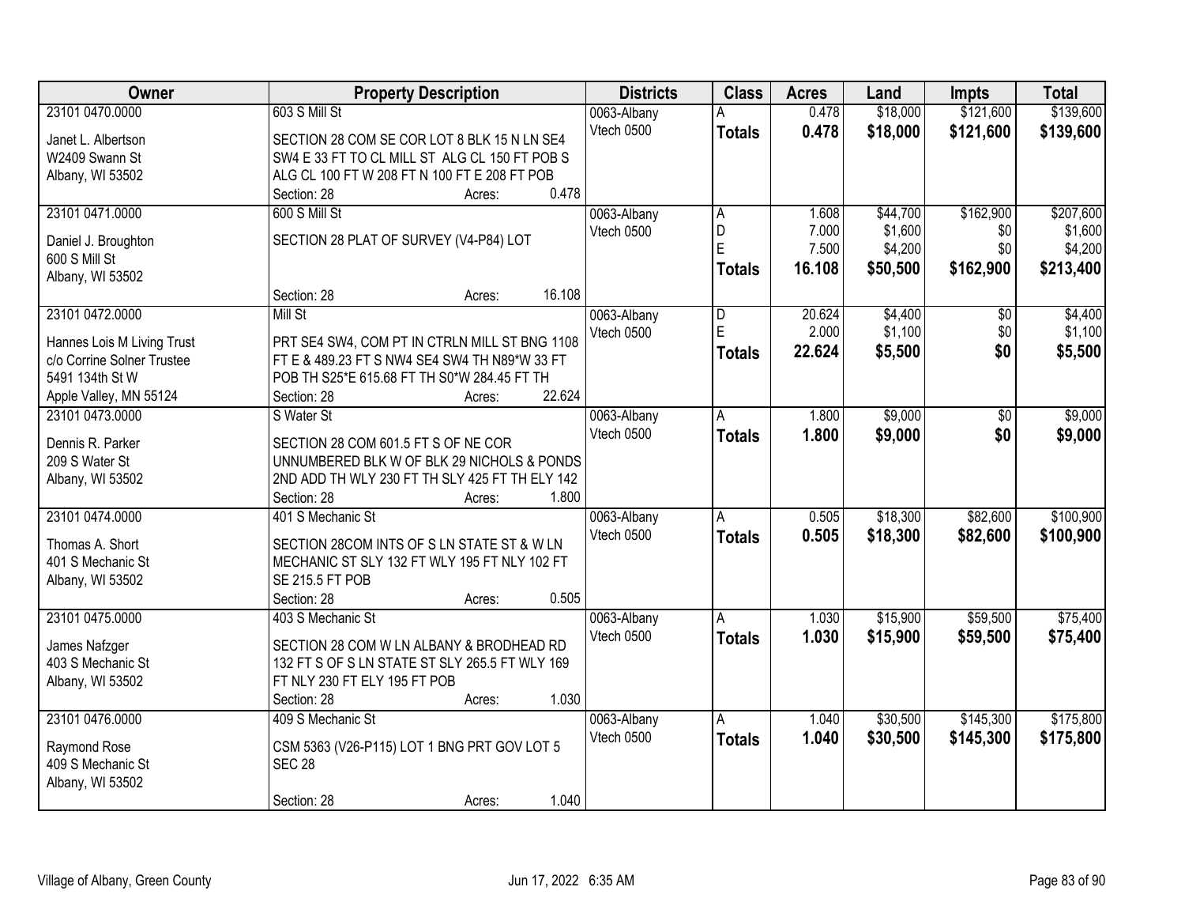| Owner | Property Description | Districts | Class | Acres | Land | Impts | Total |
|---|---|---|---|---|---|---|---|
| 23101 0470.0000<br><br>Janet L. Albertson<br>W2409 Swann St<br>Albany, WI 53502 | 603 S Mill St<br><br>SECTION 28 COM SE COR LOT 8 BLK 15 N LN SE4 SW4 E 33 FT TO CL MILL ST ALG CL 150 FT POB S ALG CL 100 FT W 208 FT N 100 FT E 208 FT POB<br>Section: 28 Acres: 0.478 | 0063-Albany<br>Vtech 0500 | A<br>**Totals** | 0.478<br>**0.478** | $18,000<br>**$18,000** | $121,600<br>**$121,600** | $139,600<br>**$139,600** |
| 23101 0471.0000<br><br>Daniel J. Broughton<br>600 S Mill St<br>Albany, WI 53502 | 600 S Mill St<br><br>SECTION 28 PLAT OF SURVEY (V4-P84) LOT<br><br>Section: 28 Acres: 16.108 | 0063-Albany<br>Vtech 0500 | A<br>D<br>E<br>**Totals** | 1.608<br>7.000<br>7.500<br>**16.108** | $44,700<br>$1,600<br>$4,200<br>**$50,500** | $162,900<br>$0<br>$0<br>**$162,900** | $207,600<br>$1,600<br>$4,200<br>**$213,400** |
| 23101 0472.0000<br><br>Hannes Lois M Living Trust<br>c/o Corrine Solner Trustee<br>5491 134th St W<br>Apple Valley, MN 55124 | Mill St<br><br>PRT SE4 SW4, COM PT IN CTRLN MILL ST BNG 1108 FT E & 489.23 FT S NW4 SE4 SW4 TH N89*W 33 FT POB TH S25*E 615.68 FT TH S0*W 284.45 FT TH<br>Section: 28 Acres: 22.624 | 0063-Albany<br>Vtech 0500 | D<br>E<br>**Totals** | 20.624<br>2.000<br>**22.624** | $4,400<br>$1,100<br>**$5,500** | $0<br>$0<br>**$0** | $4,400<br>$1,100<br>**$5,500** |
| 23101 0473.0000<br><br>Dennis R. Parker<br>209 S Water St<br>Albany, WI 53502 | S Water St<br><br>SECTION 28 COM 601.5 FT S OF NE COR UNNUMBERED BLK W OF BLK 29 NICHOLS & PONDS 2ND ADD TH WLY 230 FT TH SLY 425 FT TH ELY 142<br>Section: 28 Acres: 1.800 | 0063-Albany<br>Vtech 0500 | A<br>**Totals** | 1.800<br>**1.800** | $9,000<br>**$9,000** | $0<br>**$0** | $9,000<br>**$9,000** |
| 23101 0474.0000<br><br>Thomas A. Short<br>401 S Mechanic St<br>Albany, WI 53502 | 401 S Mechanic St<br><br>SECTION 28COM INTS OF S LN STATE ST & W LN MECHANIC ST SLY 132 FT WLY 195 FT NLY 102 FT SE 215.5 FT POB<br>Section: 28 Acres: 0.505 | 0063-Albany<br>Vtech 0500 | A<br>**Totals** | 0.505<br>**0.505** | $18,300<br>**$18,300** | $82,600<br>**$82,600** | $100,900<br>**$100,900** |
| 23101 0475.0000<br><br>James Nafzger<br>403 S Mechanic St<br>Albany, WI 53502 | 403 S Mechanic St<br><br>SECTION 28 COM W LN ALBANY & BRODHEAD RD 132 FT S OF S LN STATE ST SLY 265.5 FT WLY 169 FT NLY 230 FT ELY 195 FT POB<br>Section: 28 Acres: 1.030 | 0063-Albany<br>Vtech 0500 | A<br>**Totals** | 1.030<br>**1.030** | $15,900<br>**$15,900** | $59,500<br>**$59,500** | $75,400<br>**$75,400** |
| 23101 0476.0000<br><br>Raymond Rose<br>409 S Mechanic St<br>Albany, WI 53502 | 409 S Mechanic St<br><br>CSM 5363 (V26-P115) LOT 1 BNG PRT GOV LOT 5 SEC 28<br><br>Section: 28 Acres: 1.040 | 0063-Albany<br>Vtech 0500 | A<br>**Totals** | 1.040<br>**1.040** | $30,500<br>**$30,500** | $145,300<br>**$145,300** | $175,800<br>**$175,800** |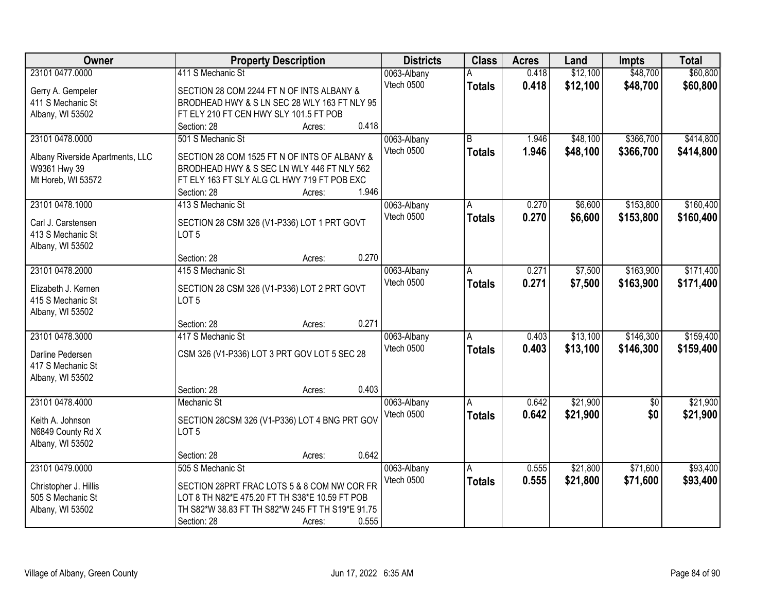| Owner | Property Description | Districts | Class | Acres | Land | Impts | Total |
|---|---|---|---|---|---|---|---|
| 23101 0477.0000<br><br>Gerry A. Gempeler<br>411 S Mechanic St<br>Albany, WI 53502 | 411 S Mechanic St<br><br>SECTION 28 COM 2244 FT N OF INTS ALBANY & BRODHEAD HWY & S LN SEC 28 WLY 163 FT NLY 95 FT ELY 210 FT CEN HWY SLY 101.5 FT POB<br>Section: 28 Acres: 0.418 | 0063-Albany<br>Vtech 0500 | A<br>**Totals** | 0.418<br>**0.418** | $12,100<br>**$12,100** | $48,700<br>**$48,700** | $60,800<br>**$60,800** |
| 23101 0478.0000<br><br>Albany Riverside Apartments, LLC<br>W9361 Hwy 39<br>Mt Horeb, WI 53572 | 501 S Mechanic St<br><br>SECTION 28 COM 1525 FT N OF INTS OF ALBANY & BRODHEAD HWY & S SEC LN WLY 446 FT NLY 562 FT ELY 163 FT SLY ALG CL HWY 719 FT POB EXC<br>Section: 28 Acres: 1.946 | 0063-Albany<br>Vtech 0500 | B<br>**Totals** | 1.946<br>**1.946** | $48,100<br>**$48,100** | $366,700<br>**$366,700** | $414,800<br>**$414,800** |
| 23101 0478.1000<br><br>Carl J. Carstensen<br>413 S Mechanic St<br>Albany, WI 53502 | 413 S Mechanic St<br><br>SECTION 28 CSM 326 (V1-P336) LOT 1 PRT GOVT LOT 5<br><br>Section: 28 Acres: 0.270 | 0063-Albany<br>Vtech 0500 | A<br>**Totals** | 0.270<br>**0.270** | $6,600<br>**$6,600** | $153,800<br>**$153,800** | $160,400<br>**$160,400** |
| 23101 0478.2000<br><br>Elizabeth J. Kernen<br>415 S Mechanic St<br>Albany, WI 53502 | 415 S Mechanic St<br><br>SECTION 28 CSM 326 (V1-P336) LOT 2 PRT GOVT LOT 5<br><br>Section: 28 Acres: 0.271 | 0063-Albany<br>Vtech 0500 | A<br>**Totals** | 0.271<br>**0.271** | $7,500<br>**$7,500** | $163,900<br>**$163,900** | $171,400<br>**$171,400** |
| 23101 0478.3000<br><br>Darline Pedersen<br>417 S Mechanic St<br>Albany, WI 53502 | 417 S Mechanic St<br><br>CSM 326 (V1-P336) LOT 3 PRT GOV LOT 5 SEC 28<br><br>Section: 28 Acres: 0.403 | 0063-Albany<br>Vtech 0500 | A<br>**Totals** | 0.403<br>**0.403** | $13,100<br>**$13,100** | $146,300<br>**$146,300** | $159,400<br>**$159,400** |
| 23101 0478.4000<br><br>Keith A. Johnson<br>N6849 County Rd X<br>Albany, WI 53502 | Mechanic St<br><br>SECTION 28CSM 326 (V1-P336) LOT 4 BNG PRT GOV LOT 5<br><br>Section: 28 Acres: 0.642 | 0063-Albany<br>Vtech 0500 | A<br>**Totals** | 0.642<br>**0.642** | $21,900<br>**$21,900** | $0<br>**$0** | $21,900<br>**$21,900** |
| 23101 0479.0000<br><br>Christopher J. Hillis<br>505 S Mechanic St<br>Albany, WI 53502 | 505 S Mechanic St<br><br>SECTION 28PRT FRAC LOTS 5 & 8 COM NW COR FR LOT 8 TH N82*E 475.20 FT TH S38*E 10.59 FT POB TH S82*W 38.83 FT TH S82*W 245 FT TH S19*E 91.75<br>Section: 28 Acres: 0.555 | 0063-Albany<br>Vtech 0500 | A<br>**Totals** | 0.555<br>**0.555** | $21,800<br>**$21,800** | $71,600<br>**$71,600** | $93,400<br>**$93,400** |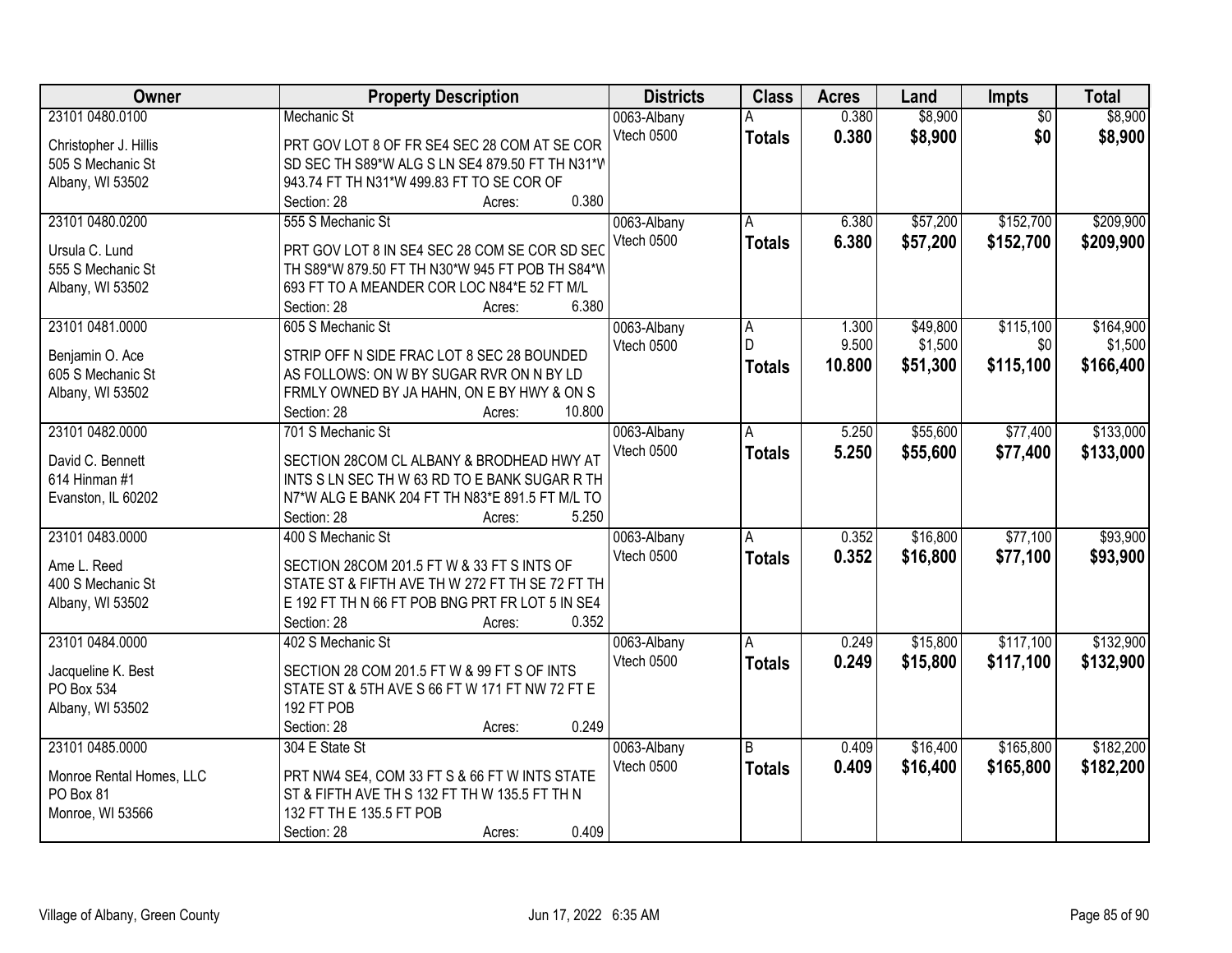| Owner | Property Description | Districts | Class | Acres | Land | Impts | Total |
|---|---|---|---|---|---|---|---|
| 23101 0480.0100<br>Christopher J. Hillis<br>505 S Mechanic St<br>Albany, WI 53502 | Mechanic St<br>PRT GOV LOT 8 OF FR SE4 SEC 28 COM AT SE COR SD SEC TH S89*W ALG S LN SE4 879.50 FT TH N31*W 943.74 FT TH N31*W 499.83 FT TO SE COR OF<br>Section: 28 Acres: 0.380 | 0063-Albany<br>Vtech 0500 | A<br>**Totals** | 0.380<br>**0.380** | $8,900<br>**$8,900** | $0<br>**$0** | $8,900<br>**$8,900** |
| 23101 0480.0200<br>Ursula C. Lund<br>555 S Mechanic St<br>Albany, WI 53502 | 555 S Mechanic St<br>PRT GOV LOT 8 IN SE4 SEC 28 COM SE COR SD SEC TH S89*W 879.50 FT TH N30*W 945 FT POB TH S84*W 693 FT TO A MEANDER COR LOC N84*E 52 FT M/L<br>Section: 28 Acres: 6.380 | 0063-Albany<br>Vtech 0500 | A<br>**Totals** | 6.380<br>**6.380** | $57,200<br>**$57,200** | $152,700<br>**$152,700** | $209,900<br>**$209,900** |
| 23101 0481.0000<br>Benjamin O. Ace<br>605 S Mechanic St<br>Albany, WI 53502 | 605 S Mechanic St<br>STRIP OFF N SIDE FRAC LOT 8 SEC 28 BOUNDED AS FOLLOWS: ON W BY SUGAR RVR ON N BY LD FRMLY OWNED BY JA HAHN, ON E BY HWY & ON S<br>Section: 28 Acres: 10.800 | 0063-Albany<br>Vtech 0500 | A<br>D<br>**Totals** | 1.300<br>9.500<br>**10.800** | $49,800<br>$1,500<br>**$51,300** | $115,100<br>$0<br>**$115,100** | $164,900<br>$1,500<br>**$166,400** |
| 23101 0482.0000<br>David C. Bennett<br>614 Hinman #1<br>Evanston, IL 60202 | 701 S Mechanic St<br>SECTION 28COM CL ALBANY & BRODHEAD HWY AT INTS S LN SEC TH W 63 RD TO E BANK SUGAR R TH N7*W ALG E BANK 204 FT TH N83*E 891.5 FT M/L TO<br>Section: 28 Acres: 5.250 | 0063-Albany<br>Vtech 0500 | A<br>**Totals** | 5.250<br>**5.250** | $55,600<br>**$55,600** | $77,400<br>**$77,400** | $133,000<br>**$133,000** |
| 23101 0483.0000<br>Ame L. Reed<br>400 S Mechanic St<br>Albany, WI 53502 | 400 S Mechanic St<br>SECTION 28COM 201.5 FT W & 33 FT S INTS OF STATE ST & FIFTH AVE TH W 272 FT TH SE 72 FT TH E 192 FT TH N 66 FT POB BNG PRT FR LOT 5 IN SE4<br>Section: 28 Acres: 0.352 | 0063-Albany<br>Vtech 0500 | A<br>**Totals** | 0.352<br>**0.352** | $16,800<br>**$16,800** | $77,100<br>**$77,100** | $93,900<br>**$93,900** |
| 23101 0484.0000<br>Jacqueline K. Best<br>PO Box 534<br>Albany, WI 53502 | 402 S Mechanic St<br>SECTION 28 COM 201.5 FT W & 99 FT S OF INTS STATE ST & 5TH AVE S 66 FT W 171 FT NW 72 FT E 192 FT POB<br>Section: 28 Acres: 0.249 | 0063-Albany<br>Vtech 0500 | A<br>**Totals** | 0.249<br>**0.249** | $15,800<br>**$15,800** | $117,100<br>**$117,100** | $132,900<br>**$132,900** |
| 23101 0485.0000<br>Monroe Rental Homes, LLC<br>PO Box 81<br>Monroe, WI 53566 | 304 E State St<br>PRT NW4 SE4, COM 33 FT S & 66 FT W INTS STATE ST & FIFTH AVE TH S 132 FT TH W 135.5 FT TH N 132 FT TH E 135.5 FT POB<br>Section: 28 Acres: 0.409 | 0063-Albany<br>Vtech 0500 | B<br>**Totals** | 0.409<br>**0.409** | $16,400<br>**$16,400** | $165,800<br>**$165,800** | $182,200<br>**$182,200** |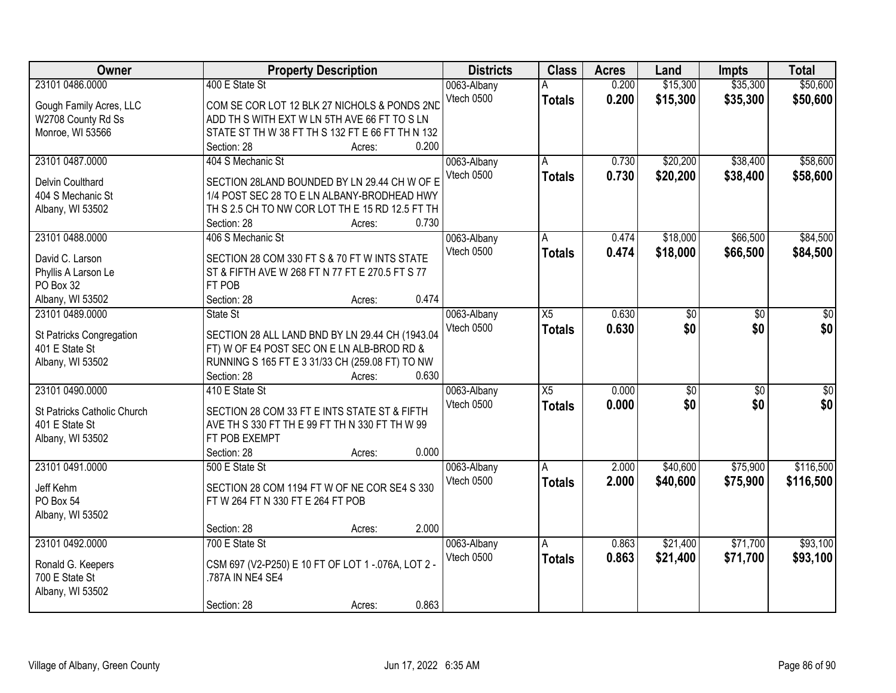| Owner | Property Description | Districts | Class | Acres | Land | Impts | Total |
|---|---|---|---|---|---|---|---|
| 23101 0486.0000<br>Gough Family Acres, LLC<br>W2708 County Rd Ss<br>Monroe, WI 53566 | 400 E State St<br>COM SE COR LOT 12 BLK 27 NICHOLS & PONDS 2ND ADD TH S WITH EXT W LN 5TH AVE 66 FT TO S LN STATE ST TH W 38 FT TH S 132 FT E 66 FT TH N 132<br>Section: 28 Acres: 0.200 | 0063-Albany<br>Vtech 0500 | A<br>**Totals** | 0.200<br>**0.200** | $15,300<br>**$15,300** | $35,300<br>**$35,300** | $50,600<br>**$50,600** |
| 23101 0487.0000<br>Delvin Coulthard<br>404 S Mechanic St<br>Albany, WI 53502 | 404 S Mechanic St<br>SECTION 28LAND BOUNDED BY LN 29.44 CH W OF E 1/4 POST SEC 28 TO E LN ALBANY-BRODHEAD HWY TH S 2.5 CH TO NW COR LOT TH E 15 RD 12.5 FT TH<br>Section: 28 Acres: 0.730 | 0063-Albany<br>Vtech 0500 | A<br>**Totals** | 0.730<br>**0.730** | $20,200<br>**$20,200** | $38,400<br>**$38,400** | $58,600<br>**$58,600** |
| 23101 0488.0000<br>David C. Larson<br>Phyllis A Larson Le<br>PO Box 32<br>Albany, WI 53502 | 406 S Mechanic St<br>SECTION 28 COM 330 FT S & 70 FT W INTS STATE ST & FIFTH AVE W 268 FT N 77 FT E 270.5 FT S 77 FT POB<br>Section: 28 Acres: 0.474 | 0063-Albany<br>Vtech 0500 | A<br>**Totals** | 0.474<br>**0.474** | $18,000<br>**$18,000** | $66,500<br>**$66,500** | $84,500<br>**$84,500** |
| 23101 0489.0000<br>St Patricks Congregation<br>401 E State St<br>Albany, WI 53502 | State St<br>SECTION 28 ALL LAND BND BY LN 29.44 CH (1943.04 FT) W OF E4 POST SEC ON E LN ALB-BROD RD & RUNNING S 165 FT E 3 31/33 CH (259.08 FT) TO NW<br>Section: 28 Acres: 0.630 | 0063-Albany<br>Vtech 0500 | X5<br>**Totals** | 0.630<br>**0.630** | $0<br>**$0** | $0<br>**$0** | $0<br>**$0** |
| 23101 0490.0000<br>St Patricks Catholic Church<br>401 E State St<br>Albany, WI 53502 | 410 E State St<br>SECTION 28 COM 33 FT E INTS STATE ST & FIFTH AVE TH S 330 FT TH E 99 FT TH N 330 FT TH W 99 FT POB EXEMPT<br>Section: 28 Acres: 0.000 | 0063-Albany<br>Vtech 0500 | X5<br>**Totals** | 0.000<br>**0.000** | $0<br>**$0** | $0<br>**$0** | $0<br>**$0** |
| 23101 0491.0000<br>Jeff Kehm<br>PO Box 54<br>Albany, WI 53502 | 500 E State St<br>SECTION 28 COM 1194 FT W OF NE COR SE4 S 330 FT W 264 FT N 330 FT E 264 FT POB<br>Section: 28 Acres: 2.000 | 0063-Albany<br>Vtech 0500 | A<br>**Totals** | 2.000<br>**2.000** | $40,600<br>**$40,600** | $75,900<br>**$75,900** | $116,500<br>**$116,500** |
| 23101 0492.0000<br>Ronald G. Keepers<br>700 E State St<br>Albany, WI 53502 | 700 E State St<br>CSM 697 (V2-P250) E 10 FT OF LOT 1 -.076A, LOT 2 - .787A IN NE4 SE4<br>Section: 28 Acres: 0.863 | 0063-Albany<br>Vtech 0500 | A<br>**Totals** | 0.863<br>**0.863** | $21,400<br>**$21,400** | $71,700<br>**$71,700** | $93,100<br>**$93,100** |

Village of Albany, Green County — Jun 17, 2022 6:35 AM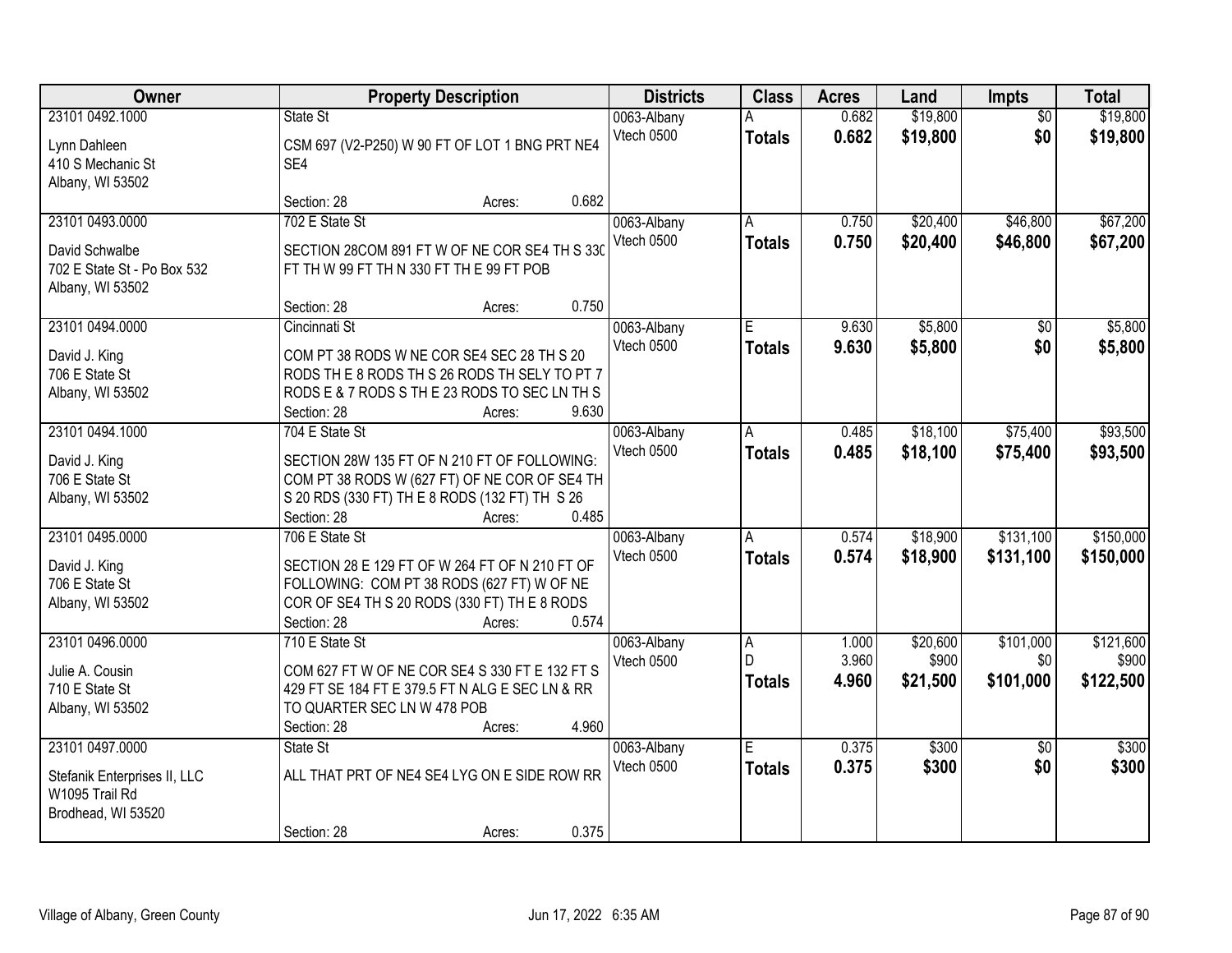| Owner | Property Description | Districts | Class | Acres | Land | Impts | Total |
|---|---|---|---|---|---|---|---|
| 23101 0492.1000<br><br>Lynn Dahleen<br>410 S Mechanic St<br>Albany, WI 53502 | State St<br><br>CSM 697 (V2-P250) W 90 FT OF LOT 1 BNG PRT NE4 SE4<br><br>Section: 28 Acres: 0.682 | 0063-Albany<br>Vtech 0500 | A<br>**Totals** | 0.682<br>**0.682** | $19,800<br>**$19,800** | $0<br>**$0** | $19,800<br>**$19,800** |
| 23101 0493.0000<br><br>David Schwalbe<br>702 E State St - Po Box 532<br>Albany, WI 53502 | 702 E State St<br><br>SECTION 28COM 891 FT W OF NE COR SE4 TH S 330 FT TH W 99 FT TH N 330 FT TH E 99 FT POB<br><br>Section: 28 Acres: 0.750 | 0063-Albany<br>Vtech 0500 | A<br>**Totals** | 0.750<br>**0.750** | $20,400<br>**$20,400** | $46,800<br>**$46,800** | $67,200<br>**$67,200** |
| 23101 0494.0000<br><br>David J. King<br>706 E State St<br>Albany, WI 53502 | Cincinnati St<br><br>COM PT 38 RODS W NE COR SE4 SEC 28 TH S 20 RODS TH E 8 RODS TH S 26 RODS TH SELY TO PT 7 RODS E & 7 RODS S TH E 23 RODS TO SEC LN TH S<br>Section: 28 Acres: 9.630 | 0063-Albany<br>Vtech 0500 | E<br>**Totals** | 9.630<br>**9.630** | $5,800<br>**$5,800** | $0<br>**$0** | $5,800<br>**$5,800** |
| 23101 0494.1000<br><br>David J. King<br>706 E State St<br>Albany, WI 53502 | 704 E State St<br><br>SECTION 28W 135 FT OF N 210 FT OF FOLLOWING: COM PT 38 RODS W (627 FT) OF NE COR OF SE4 TH S 20 RDS (330 FT) TH E 8 RODS (132 FT) TH S 26<br>Section: 28 Acres: 0.485 | 0063-Albany<br>Vtech 0500 | A<br>**Totals** | 0.485<br>**0.485** | $18,100<br>**$18,100** | $75,400<br>**$75,400** | $93,500<br>**$93,500** |
| 23101 0495.0000<br><br>David J. King<br>706 E State St<br>Albany, WI 53502 | 706 E State St<br><br>SECTION 28 E 129 FT OF W 264 FT OF N 210 FT OF FOLLOWING: COM PT 38 RODS (627 FT) W OF NE COR OF SE4 TH S 20 RODS (330 FT) TH E 8 RODS<br>Section: 28 Acres: 0.574 | 0063-Albany<br>Vtech 0500 | A<br>**Totals** | 0.574<br>**0.574** | $18,900<br>**$18,900** | $131,100<br>**$131,100** | $150,000<br>**$150,000** |
| 23101 0496.0000<br><br>Julie A. Cousin<br>710 E State St<br>Albany, WI 53502 | 710 E State St<br><br>COM 627 FT W OF NE COR SE4 S 330 FT E 132 FT S 429 FT SE 184 FT E 379.5 FT N ALG E SEC LN & RR TO QUARTER SEC LN W 478 POB<br>Section: 28 Acres: 4.960 | 0063-Albany<br>Vtech 0500 | A<br>D<br>**Totals** | 1.000<br>3.960<br>**4.960** | $20,600<br>$900<br>**$21,500** | $101,000<br>$0<br>**$101,000** | $121,600<br>$900<br>**$122,500** |
| 23101 0497.0000<br><br>Stefanik Enterprises II, LLC<br>W1095 Trail Rd<br>Brodhead, WI 53520 | State St<br><br>ALL THAT PRT OF NE4 SE4 LYG ON E SIDE ROW RR<br><br>Section: 28 Acres: 0.375 | 0063-Albany<br>Vtech 0500 | E<br>**Totals** | 0.375<br>**0.375** | $300<br>**$300** | $0<br>**$0** | $300<br>**$300** |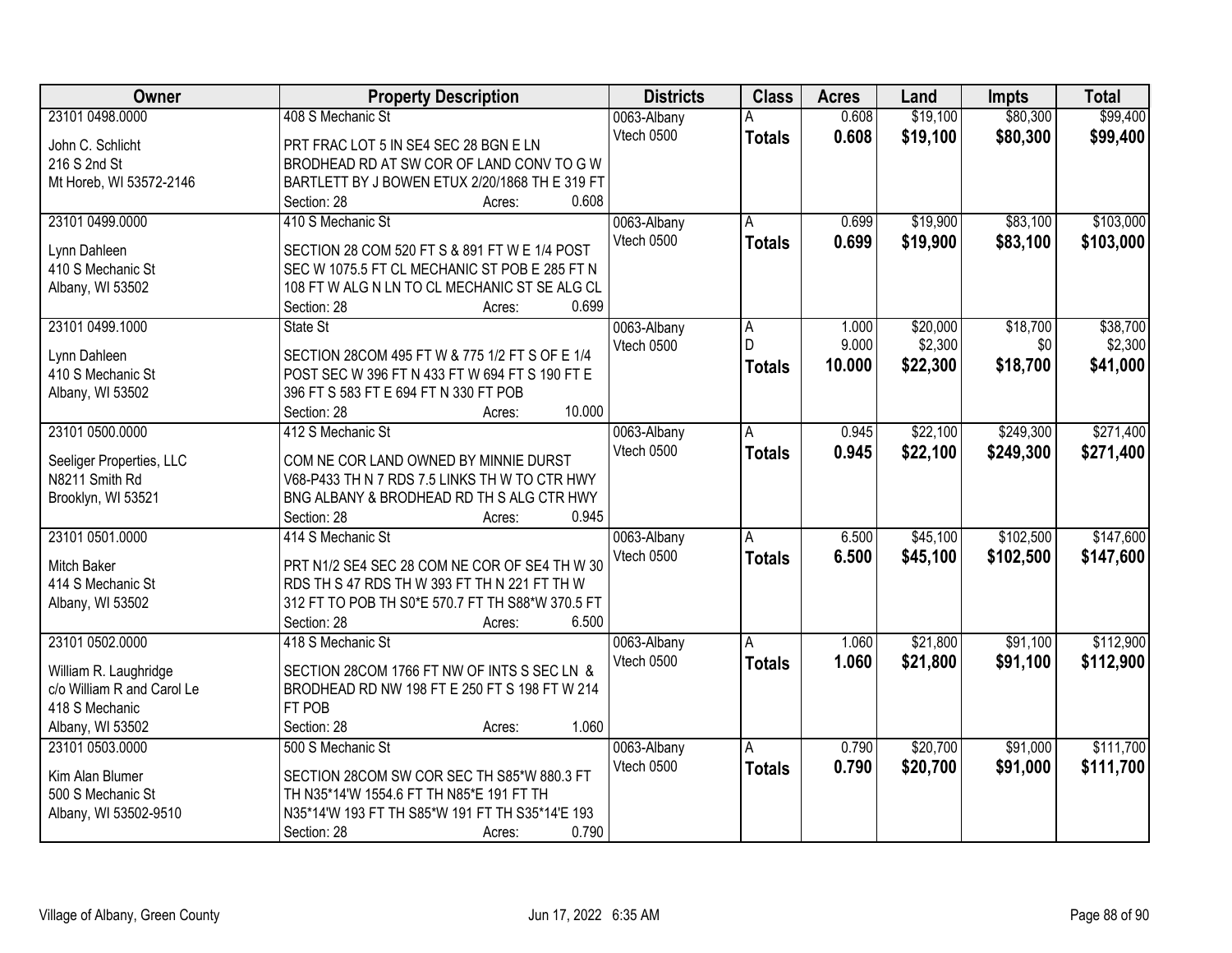| Owner | Property Description | Districts | Class | Acres | Land | Impts | Total |
|---|---|---|---|---|---|---|---|
| 23101 0498.0000<br>John C. Schlicht<br>216 S 2nd St<br>Mt Horeb, WI 53572-2146 | 408 S Mechanic St<br>PRT FRAC LOT 5 IN SE4 SEC 28 BGN E LN BRODHEAD RD AT SW COR OF LAND CONV TO G W BARTLETT BY J BOWEN ETUX 2/20/1868 TH E 319 FT<br>Section: 28 Acres: 0.608 | 0063-Albany<br>Vtech 0500 | A<br>**Totals** | 0.608<br>**0.608** | $19,100<br>**$19,100** | $80,300<br>**$80,300** | $99,400<br>**$99,400** |
| 23101 0499.0000<br>Lynn Dahleen<br>410 S Mechanic St<br>Albany, WI 53502 | 410 S Mechanic St<br>SECTION 28 COM 520 FT S & 891 FT W E 1/4 POST SEC W 1075.5 FT CL MECHANIC ST POB E 285 FT N 108 FT W ALG N LN TO CL MECHANIC ST SE ALG CL<br>Section: 28 Acres: 0.699 | 0063-Albany<br>Vtech 0500 | A<br>**Totals** | 0.699<br>**0.699** | $19,900<br>**$19,900** | $83,100<br>**$83,100** | $103,000<br>**$103,000** |
| 23101 0499.1000<br>Lynn Dahleen<br>410 S Mechanic St<br>Albany, WI 53502 | State St<br>SECTION 28COM 495 FT W & 775 1/2 FT S OF E 1/4 POST SEC W 396 FT N 433 FT W 694 FT S 190 FT E 396 FT S 583 FT E 694 FT N 330 FT POB<br>Section: 28 Acres: 10.000 | 0063-Albany<br>Vtech 0500 | A<br>D<br>**Totals** | 1.000<br>9.000<br>**10.000** | $20,000<br>$2,300<br>**$22,300** | $18,700<br>$0<br>**$18,700** | $38,700<br>$2,300<br>**$41,000** |
| 23101 0500.0000<br>Seeliger Properties, LLC<br>N8211 Smith Rd<br>Brooklyn, WI 53521 | 412 S Mechanic St<br>COM NE COR LAND OWNED BY MINNIE DURST V68-P433 TH N 7 RDS 7.5 LINKS TH W TO CTR HWY BNG ALBANY & BRODHEAD RD TH S ALG CTR HWY<br>Section: 28 Acres: 0.945 | 0063-Albany<br>Vtech 0500 | A<br>**Totals** | 0.945<br>**0.945** | $22,100<br>**$22,100** | $249,300<br>**$249,300** | $271,400<br>**$271,400** |
| 23101 0501.0000<br>Mitch Baker<br>414 S Mechanic St<br>Albany, WI 53502 | 414 S Mechanic St<br>PRT N1/2 SE4 SEC 28 COM NE COR OF SE4 TH W 30 RDS TH S 47 RDS TH W 393 FT TH N 221 FT TH W 312 FT TO POB TH S0*E 570.7 FT TH S88*W 370.5 FT<br>Section: 28 Acres: 6.500 | 0063-Albany<br>Vtech 0500 | A<br>**Totals** | 6.500<br>**6.500** | $45,100<br>**$45,100** | $102,500<br>**$102,500** | $147,600<br>**$147,600** |
| 23101 0502.0000<br>William R. Laughridge<br>c/o William R and Carol Le<br>418 S Mechanic<br>Albany, WI 53502 | 418 S Mechanic St<br>SECTION 28COM 1766 FT NW OF INTS S SEC LN & BRODHEAD RD NW 198 FT E 250 FT S 198 FT W 214 FT POB<br>Section: 28 Acres: 1.060 | 0063-Albany<br>Vtech 0500 | A<br>**Totals** | 1.060<br>**1.060** | $21,800<br>**$21,800** | $91,100<br>**$91,100** | $112,900<br>**$112,900** |
| 23101 0503.0000<br>Kim Alan Blumer<br>500 S Mechanic St<br>Albany, WI 53502-9510 | 500 S Mechanic St<br>SECTION 28COM SW COR SEC TH S85*W 880.3 FT TH N35*14'W 1554.6 FT TH N85*E 191 FT TH N35*14'W 193 FT TH S85*W 191 FT TH S35*14'E 193<br>Section: 28 Acres: 0.790 | 0063-Albany<br>Vtech 0500 | A<br>**Totals** | 0.790<br>**0.790** | $20,700<br>**$20,700** | $91,000<br>**$91,000** | $111,700<br>**$111,700** |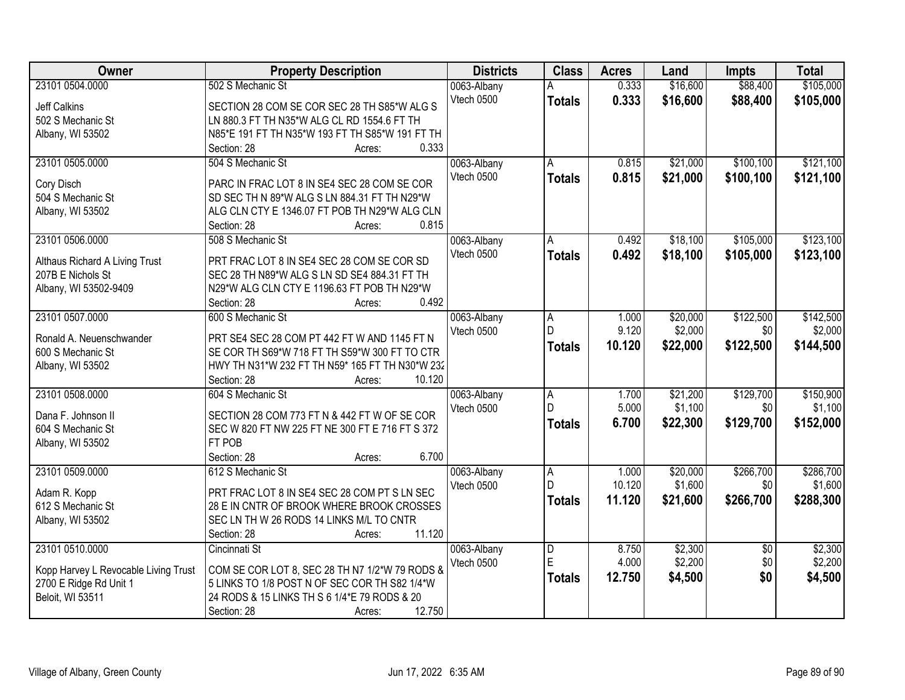| Owner | Property Description | Districts | Class | Acres | Land | Impts | Total |
|---|---|---|---|---|---|---|---|
| 23101 0504.0000<br>Jeff Calkins<br>502 S Mechanic St<br>Albany, WI 53502 | 502 S Mechanic St<br>SECTION 28 COM SE COR SEC 28 TH S85*W ALG S LN 880.3 FT TH N35*W ALG CL RD 1554.6 FT TH N85*E 191 FT TH N35*W 193 FT TH S85*W 191 FT TH<br>Section: 28 Acres: 0.333 | 0063-Albany<br>Vtech 0500 | A<br>**Totals** | 0.333<br>**0.333** | $16,600<br>**$16,600** | $88,400<br>**$88,400** | $105,000<br>**$105,000** |
| 23101 0505.0000<br>Cory Disch<br>504 S Mechanic St<br>Albany, WI 53502 | 504 S Mechanic St<br>PARC IN FRAC LOT 8 IN SE4 SEC 28 COM SE COR SD SEC TH N 89*W ALG S LN 884.31 FT TH N29*W ALG CLN CTY E 1346.07 FT POB TH N29*W ALG CLN<br>Section: 28 Acres: 0.815 | 0063-Albany<br>Vtech 0500 | A<br>**Totals** | 0.815<br>**0.815** | $21,000<br>**$21,000** | $100,100<br>**$100,100** | $121,100<br>**$121,100** |
| 23101 0506.0000<br>Althaus Richard A Living Trust<br>207B E Nichols St<br>Albany, WI 53502-9409 | 508 S Mechanic St<br>PRT FRAC LOT 8 IN SE4 SEC 28 COM SE COR SD SEC 28 TH N89*W ALG S LN SD SE4 884.31 FT TH N29*W ALG CLN CTY E 1196.63 FT POB TH N29*W<br>Section: 28 Acres: 0.492 | 0063-Albany<br>Vtech 0500 | A<br>**Totals** | 0.492<br>**0.492** | $18,100<br>**$18,100** | $105,000<br>**$105,000** | $123,100<br>**$123,100** |
| 23101 0507.0000<br>Ronald A. Neuenschwander<br>600 S Mechanic St<br>Albany, WI 53502 | 600 S Mechanic St<br>PRT SE4 SEC 28 COM PT 442 FT W AND 1145 FT N SE COR TH S69*W 718 FT TH S59*W 300 FT TO CTR HWY TH N31*W 232 FT TH N59* 165 FT TH N30*W 232<br>Section: 28 Acres: 10.120 | 0063-Albany<br>Vtech 0500 | A<br>D<br>**Totals** | 1.000<br>9.120<br>**10.120** | $20,000<br>$2,000<br>**$22,000** | $122,500<br>$0<br>**$122,500** | $142,500<br>$2,000<br>**$144,500** |
| 23101 0508.0000<br>Dana F. Johnson II<br>604 S Mechanic St<br>Albany, WI 53502 | 604 S Mechanic St<br>SECTION 28 COM 773 FT N & 442 FT W OF SE COR SEC W 820 FT NW 225 FT NE 300 FT E 716 FT S 372 FT POB<br>Section: 28 Acres: 6.700 | 0063-Albany<br>Vtech 0500 | A<br>D<br>**Totals** | 1.700<br>5.000<br>**6.700** | $21,200<br>$1,100<br>**$22,300** | $129,700<br>$0<br>**$129,700** | $150,900<br>$1,100<br>**$152,000** |
| 23101 0509.0000<br>Adam R. Kopp<br>612 S Mechanic St<br>Albany, WI 53502 | 612 S Mechanic St<br>PRT FRAC LOT 8 IN SE4 SEC 28 COM PT S LN SEC 28 E IN CNTR OF BROOK WHERE BROOK CROSSES SEC LN TH W 26 RODS 14 LINKS M/L TO CNTR<br>Section: 28 Acres: 11.120 | 0063-Albany<br>Vtech 0500 | A<br>D<br>**Totals** | 1.000<br>10.120<br>**11.120** | $20,000<br>$1,600<br>**$21,600** | $266,700<br>$0<br>**$266,700** | $286,700<br>$1,600<br>**$288,300** |
| 23101 0510.0000<br>Kopp Harvey L Revocable Living Trust<br>2700 E Ridge Rd Unit 1<br>Beloit, WI 53511 | Cincinnati St<br>COM SE COR LOT 8, SEC 28 TH N7 1/2*W 79 RODS & 5 LINKS TO 1/8 POST N OF SEC COR TH S82 1/4*W 24 RODS & 15 LINKS TH S 6 1/4*E 79 RODS & 20<br>Section: 28 Acres: 12.750 | 0063-Albany<br>Vtech 0500 | D<br>E<br>**Totals** | 8.750<br>4.000<br>**12.750** | $2,300<br>$2,200<br>**$4,500** | $0<br>$0<br>**$0** | $2,300<br>$2,200<br>**$4,500** |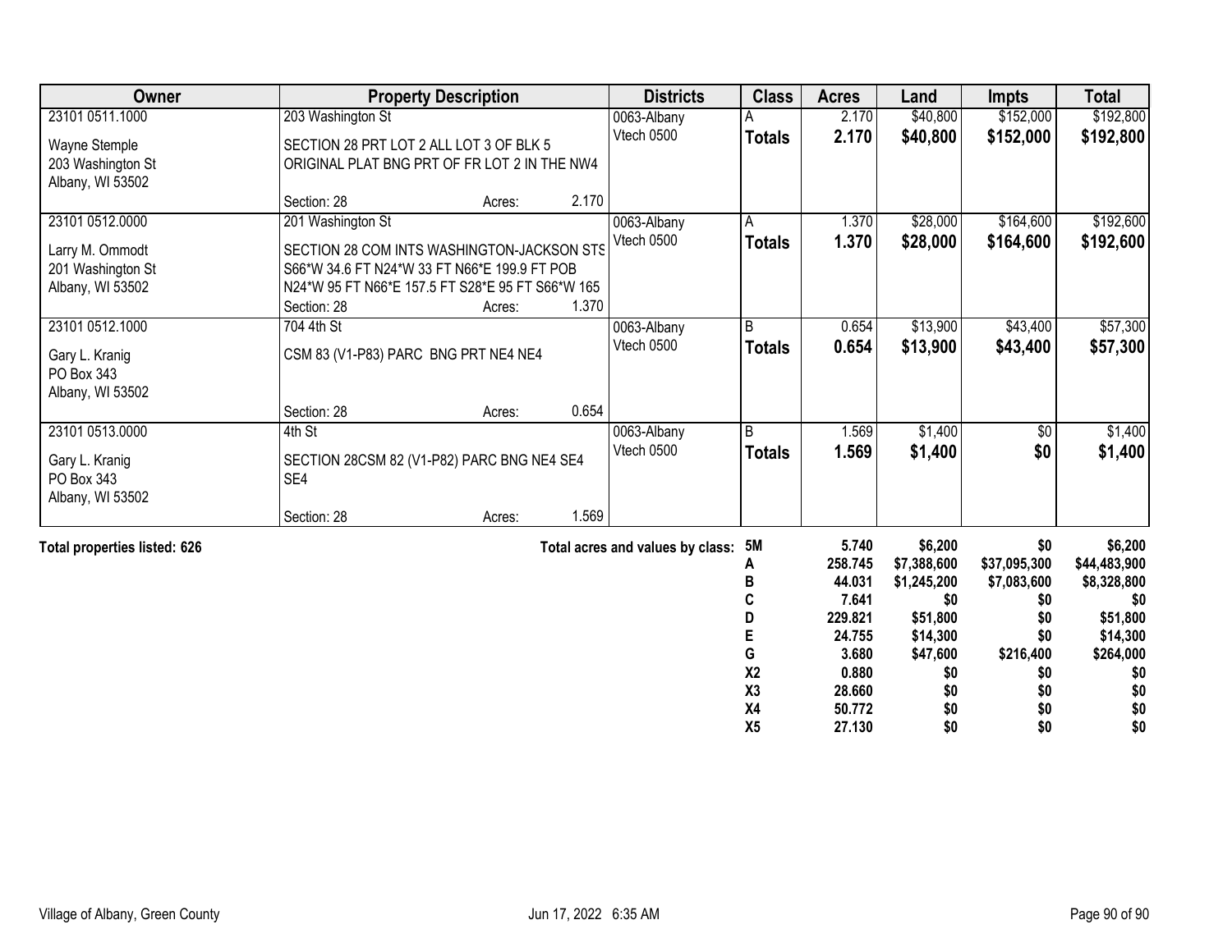| Owner | Property Description | Districts | Class | Acres | Land | Impts | Total |
|---|---|---|---|---|---|---|---|
| 23101 0511.1000<br>Wayne Stemple<br>203 Washington St<br>Albany, WI 53502 | 203 Washington St<br>SECTION 28 PRT LOT 2 ALL LOT 3 OF BLK 5 ORIGINAL PLAT BNG PRT OF FR LOT 2 IN THE NW4<br>Section: 28 Acres: 2.170 | 0063-Albany<br>Vtech 0500 | A<br>**Totals** | 2.170<br>**2.170** | $40,800<br>**$40,800** | $152,000<br>**$152,000** | $192,800<br>**$192,800** |
| 23101 0512.0000<br>Larry M. Ommodt<br>201 Washington St<br>Albany, WI 53502 | 201 Washington St<br>SECTION 28 COM INTS WASHINGTON-JACKSON STS S66*W 34.6 FT N24*W 33 FT N66*E 199.9 FT POB N24*W 95 FT N66*E 157.5 FT S28*E 95 FT S66*W 165<br>Section: 28 Acres: 1.370 | 0063-Albany<br>Vtech 0500 | A<br>**Totals** | 1.370<br>**1.370** | $28,000<br>**$28,000** | $164,600<br>**$164,600** | $192,600<br>**$192,600** |
| 23101 0512.1000<br>Gary L. Kranig<br>PO Box 343<br>Albany, WI 53502 | 704 4th St<br>CSM 83 (V1-P83) PARC BNG PRT NE4 NE4<br>Section: 28 Acres: 0.654 | 0063-Albany<br>Vtech 0500 | B<br>**Totals** | 0.654<br>**0.654** | $13,900<br>**$13,900** | $43,400<br>**$43,400** | $57,300<br>**$57,300** |
| 23101 0513.0000<br>Gary L. Kranig<br>PO Box 343<br>Albany, WI 53502 | 4th St<br>SECTION 28CSM 82 (V1-P82) PARC BNG NE4 SE4 SE4<br>Section: 28 Acres: 1.569 | 0063-Albany<br>Vtech 0500 | B<br>**Totals** | 1.569<br>**1.569** | $1,400<br>**$1,400** | $0<br>**$0** | $1,400<br>**$1,400** |

**Total properties listed: 626**

| Total acres and values by class: | Acres | Land | Impts | Total |
|---|---|---|---|---|
| 5M | 5.740 | $6,200 | $0 | $6,200 |
| A | 258.745 | $7,388,600 | $37,095,300 | $44,483,900 |
| B | 44.031 | $1,245,200 | $7,083,600 | $8,328,800 |
| C | 7.641 | $0 | $0 | $0 |
| D | 229.821 | $51,800 | $0 | $51,800 |
| E | 24.755 | $14,300 | $0 | $14,300 |
| G | 3.680 | $47,600 | $216,400 | $264,000 |
| X2 | 0.880 | $0 | $0 | $0 |
| X3 | 28.660 | $0 | $0 | $0 |
| X4 | 50.772 | $0 | $0 | $0 |
| X5 | 27.130 | $0 | $0 | $0 |